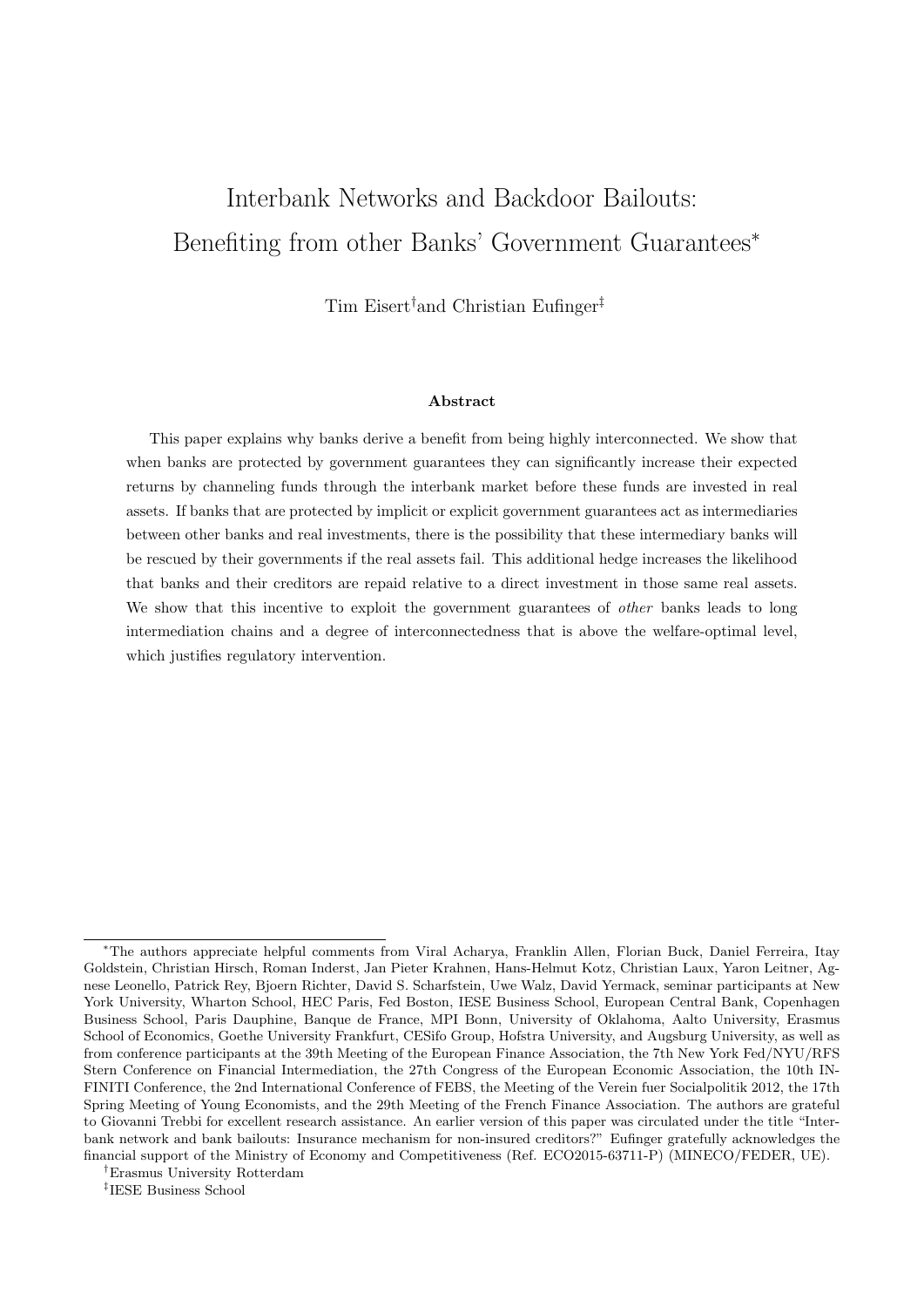# Interbank Networks and Backdoor Bailouts: Benefiting from other Banks' Government Guarantees[*]

Tim Eisert[†] and Christian Eufinger[‡]

### Abstract

This paper explains why banks derive a benefit from being highly interconnected. We show that when banks are protected by government guarantees they can significantly increase their expected returns by channeling funds through the interbank market before these funds are invested in real assets. If banks that are protected by implicit or explicit government guarantees act as intermediaries between other banks and real investments, there is the possibility that these intermediary banks will be rescued by their governments if the real assets fail. This additional hedge increases the likelihood that banks and their creditors are repaid relative to a direct investment in those same real assets. We show that this incentive to exploit the government guarantees of *other* banks leads to long intermediation chains and a degree of interconnectedness that is above the welfare-optimal level, which justifies regulatory intervention.

---

[*] The authors appreciate helpful comments from Viral Acharya, Franklin Allen, Florian Buck, Daniel Ferreira, Itay Goldstein, Christian Hirsch, Roman Inderst, Jan Pieter Krahnen, Hans-Helmut Kotz, Christian Laux, Yaron Leitner, Agnese Leonello, Patrick Rey, Bjoern Richter, David S. Scharfstein, Uwe Walz, David Yermack, seminar participants at New York University, Wharton School, HEC Paris, Fed Boston, IESE Business School, European Central Bank, Copenhagen Business School, Paris Dauphine, Banque de France, MPI Bonn, University of Oklahoma, Aalto University, Erasmus School of Economics, Goethe University Frankfurt, CESifo Group, Hofstra University, and Augsburg University, as well as from conference participants at the 39th Meeting of the European Finance Association, the 7th New York Fed/NYU/RFS Stern Conference on Financial Intermediation, the 27th Congress of the European Economic Association, the 10th INFINITI Conference, the 2nd International Conference of FEBS, the Meeting of the Verein fuer Socialpolitik 2012, the 17th Spring Meeting of Young Economists, and the 29th Meeting of the French Finance Association. The authors are grateful to Giovanni Trebbi for excellent research assistance. An earlier version of this paper was circulated under the title "Interbank network and bank bailouts: Insurance mechanism for non-insured creditors?" Eufinger gratefully acknowledges the financial support of the Ministry of Economy and Competitiveness (Ref. ECO2015-63711-P) (MINECO/FEDER, UE).

[†] Erasmus University Rotterdam

[‡] IESE Business School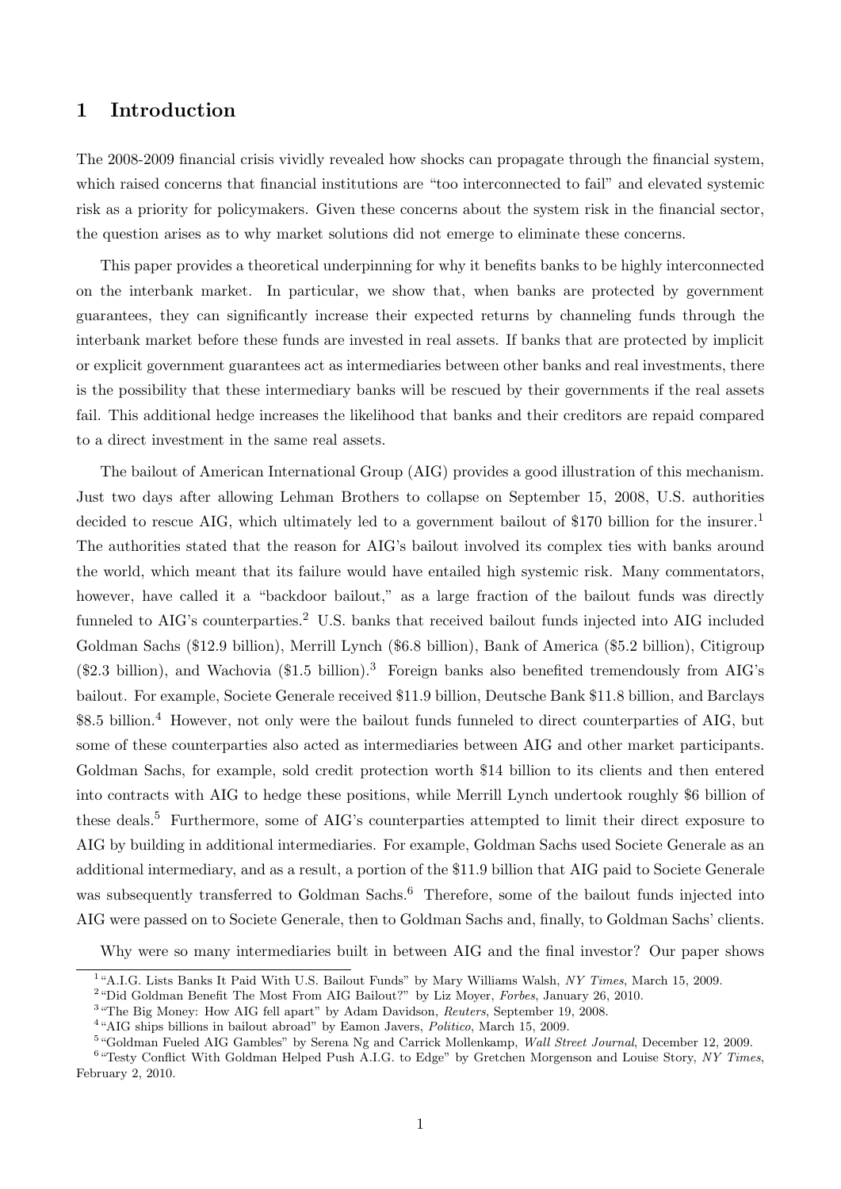# 1 Introduction

The 2008-2009 financial crisis vividly revealed how shocks can propagate through the financial system, which raised concerns that financial institutions are "too interconnected to fail" and elevated systemic risk as a priority for policymakers. Given these concerns about the system risk in the financial sector, the question arises as to why market solutions did not emerge to eliminate these concerns.

This paper provides a theoretical underpinning for why it benefits banks to be highly interconnected on the interbank market. In particular, we show that, when banks are protected by government guarantees, they can significantly increase their expected returns by channeling funds through the interbank market before these funds are invested in real assets. If banks that are protected by implicit or explicit government guarantees act as intermediaries between other banks and real investments, there is the possibility that these intermediary banks will be rescued by their governments if the real assets fail. This additional hedge increases the likelihood that banks and their creditors are repaid compared to a direct investment in the same real assets.

The bailout of American International Group (AIG) provides a good illustration of this mechanism. Just two days after allowing Lehman Brothers to collapse on September 15, 2008, U.S. authorities decided to rescue AIG, which ultimately led to a government bailout of $170 billion for the insurer.[1] The authorities stated that the reason for AIG's bailout involved its complex ties with banks around the world, which meant that its failure would have entailed high systemic risk. Many commentators, however, have called it a "backdoor bailout," as a large fraction of the bailout funds was directly funneled to AIG's counterparties.[2] U.S. banks that received bailout funds injected into AIG included Goldman Sachs ($12.9 billion), Merrill Lynch ($6.8 billion), Bank of America ($5.2 billion), Citigroup ($2.3 billion), and Wachovia ($1.5 billion).[3] Foreign banks also benefited tremendously from AIG's bailout. For example, Societe Generale received $11.9 billion, Deutsche Bank $11.8 billion, and Barclays $8.5 billion.[4] However, not only were the bailout funds funneled to direct counterparties of AIG, but some of these counterparties also acted as intermediaries between AIG and other market participants. Goldman Sachs, for example, sold credit protection worth $14 billion to its clients and then entered into contracts with AIG to hedge these positions, while Merrill Lynch undertook roughly $6 billion of these deals.[5] Furthermore, some of AIG's counterparties attempted to limit their direct exposure to AIG by building in additional intermediaries. For example, Goldman Sachs used Societe Generale as an additional intermediary, and as a result, a portion of the $11.9 billion that AIG paid to Societe Generale was subsequently transferred to Goldman Sachs.[6] Therefore, some of the bailout funds injected into AIG were passed on to Societe Generale, then to Goldman Sachs and, finally, to Goldman Sachs' clients.

Why were so many intermediaries built in between AIG and the final investor? Our paper shows

[1] "A.I.G. Lists Banks It Paid With U.S. Bailout Funds" by Mary Williams Walsh, *NY Times*, March 15, 2009.

[2] "Did Goldman Benefit The Most From AIG Bailout?" by Liz Moyer, *Forbes*, January 26, 2010.

[3] "The Big Money: How AIG fell apart" by Adam Davidson, *Reuters*, September 19, 2008.

[4] "AIG ships billions in bailout abroad" by Eamon Javers, *Politico*, March 15, 2009.

[5] "Goldman Fueled AIG Gambles" by Serena Ng and Carrick Mollenkamp, *Wall Street Journal*, December 12, 2009.

[6] "Testy Conflict With Goldman Helped Push A.I.G. to Edge" by Gretchen Morgenson and Louise Story, *NY Times*, February 2, 2010.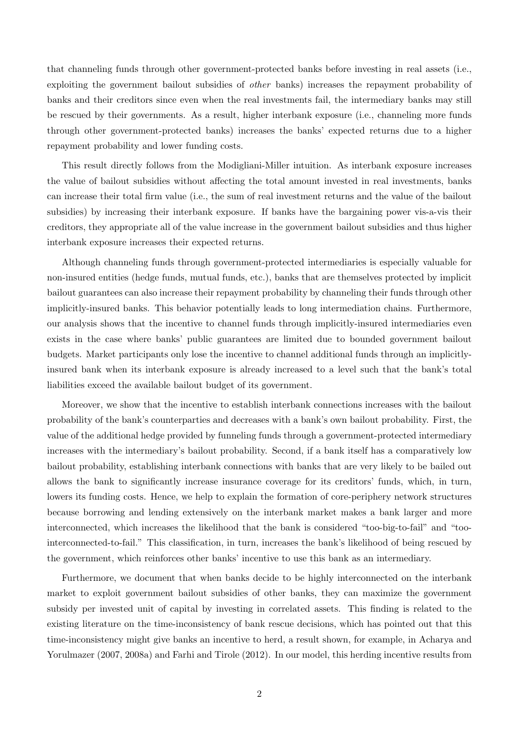that channeling funds through other government-protected banks before investing in real assets (i.e., exploiting the government bailout subsidies of *other* banks) increases the repayment probability of banks and their creditors since even when the real investments fail, the intermediary banks may still be rescued by their governments. As a result, higher interbank exposure (i.e., channeling more funds through other government-protected banks) increases the banks' expected returns due to a higher repayment probability and lower funding costs.

This result directly follows from the Modigliani-Miller intuition. As interbank exposure increases the value of bailout subsidies without affecting the total amount invested in real investments, banks can increase their total firm value (i.e., the sum of real investment returns and the value of the bailout subsidies) by increasing their interbank exposure. If banks have the bargaining power vis-a-vis their creditors, they appropriate all of the value increase in the government bailout subsidies and thus higher interbank exposure increases their expected returns.

Although channeling funds through government-protected intermediaries is especially valuable for non-insured entities (hedge funds, mutual funds, etc.), banks that are themselves protected by implicit bailout guarantees can also increase their repayment probability by channeling their funds through other implicitly-insured banks. This behavior potentially leads to long intermediation chains. Furthermore, our analysis shows that the incentive to channel funds through implicitly-insured intermediaries even exists in the case where banks' public guarantees are limited due to bounded government bailout budgets. Market participants only lose the incentive to channel additional funds through an implicitly-insured bank when its interbank exposure is already increased to a level such that the bank's total liabilities exceed the available bailout budget of its government.

Moreover, we show that the incentive to establish interbank connections increases with the bailout probability of the bank's counterparties and decreases with a bank's own bailout probability. First, the value of the additional hedge provided by funneling funds through a government-protected intermediary increases with the intermediary's bailout probability. Second, if a bank itself has a comparatively low bailout probability, establishing interbank connections with banks that are very likely to be bailed out allows the bank to significantly increase insurance coverage for its creditors' funds, which, in turn, lowers its funding costs. Hence, we help to explain the formation of core-periphery network structures because borrowing and lending extensively on the interbank market makes a bank larger and more interconnected, which increases the likelihood that the bank is considered "too-big-to-fail" and "too-interconnected-to-fail." This classification, in turn, increases the bank's likelihood of being rescued by the government, which reinforces other banks' incentive to use this bank as an intermediary.

Furthermore, we document that when banks decide to be highly interconnected on the interbank market to exploit government bailout subsidies of other banks, they can maximize the government subsidy per invested unit of capital by investing in correlated assets. This finding is related to the existing literature on the time-inconsistency of bank rescue decisions, which has pointed out that this time-inconsistency might give banks an incentive to herd, a result shown, for example, in Acharya and Yorulmazer (2007, 2008a) and Farhi and Tirole (2012). In our model, this herding incentive results from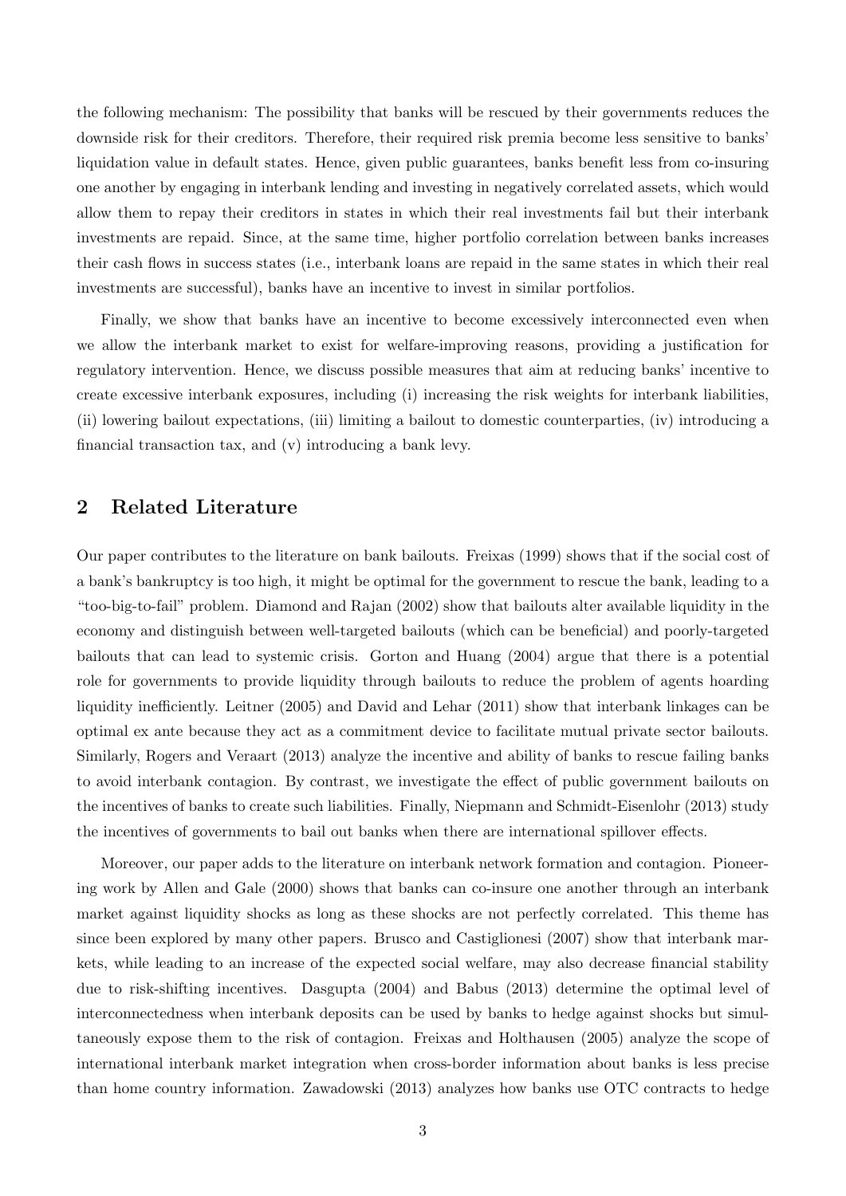the following mechanism: The possibility that banks will be rescued by their governments reduces the downside risk for their creditors. Therefore, their required risk premia become less sensitive to banks' liquidation value in default states. Hence, given public guarantees, banks benefit less from co-insuring one another by engaging in interbank lending and investing in negatively correlated assets, which would allow them to repay their creditors in states in which their real investments fail but their interbank investments are repaid. Since, at the same time, higher portfolio correlation between banks increases their cash flows in success states (i.e., interbank loans are repaid in the same states in which their real investments are successful), banks have an incentive to invest in similar portfolios.

Finally, we show that banks have an incentive to become excessively interconnected even when we allow the interbank market to exist for welfare-improving reasons, providing a justification for regulatory intervention. Hence, we discuss possible measures that aim at reducing banks' incentive to create excessive interbank exposures, including (i) increasing the risk weights for interbank liabilities, (ii) lowering bailout expectations, (iii) limiting a bailout to domestic counterparties, (iv) introducing a financial transaction tax, and (v) introducing a bank levy.

## 2 Related Literature

Our paper contributes to the literature on bank bailouts. Freixas (1999) shows that if the social cost of a bank's bankruptcy is too high, it might be optimal for the government to rescue the bank, leading to a "too-big-to-fail" problem. Diamond and Rajan (2002) show that bailouts alter available liquidity in the economy and distinguish between well-targeted bailouts (which can be beneficial) and poorly-targeted bailouts that can lead to systemic crisis. Gorton and Huang (2004) argue that there is a potential role for governments to provide liquidity through bailouts to reduce the problem of agents hoarding liquidity inefficiently. Leitner (2005) and David and Lehar (2011) show that interbank linkages can be optimal ex ante because they act as a commitment device to facilitate mutual private sector bailouts. Similarly, Rogers and Veraart (2013) analyze the incentive and ability of banks to rescue failing banks to avoid interbank contagion. By contrast, we investigate the effect of public government bailouts on the incentives of banks to create such liabilities. Finally, Niepmann and Schmidt-Eisenlohr (2013) study the incentives of governments to bail out banks when there are international spillover effects.

Moreover, our paper adds to the literature on interbank network formation and contagion. Pioneering work by Allen and Gale (2000) shows that banks can co-insure one another through an interbank market against liquidity shocks as long as these shocks are not perfectly correlated. This theme has since been explored by many other papers. Brusco and Castiglionesi (2007) show that interbank markets, while leading to an increase of the expected social welfare, may also decrease financial stability due to risk-shifting incentives. Dasgupta (2004) and Babus (2013) determine the optimal level of interconnectedness when interbank deposits can be used by banks to hedge against shocks but simultaneously expose them to the risk of contagion. Freixas and Holthausen (2005) analyze the scope of international interbank market integration when cross-border information about banks is less precise than home country information. Zawadowski (2013) analyzes how banks use OTC contracts to hedge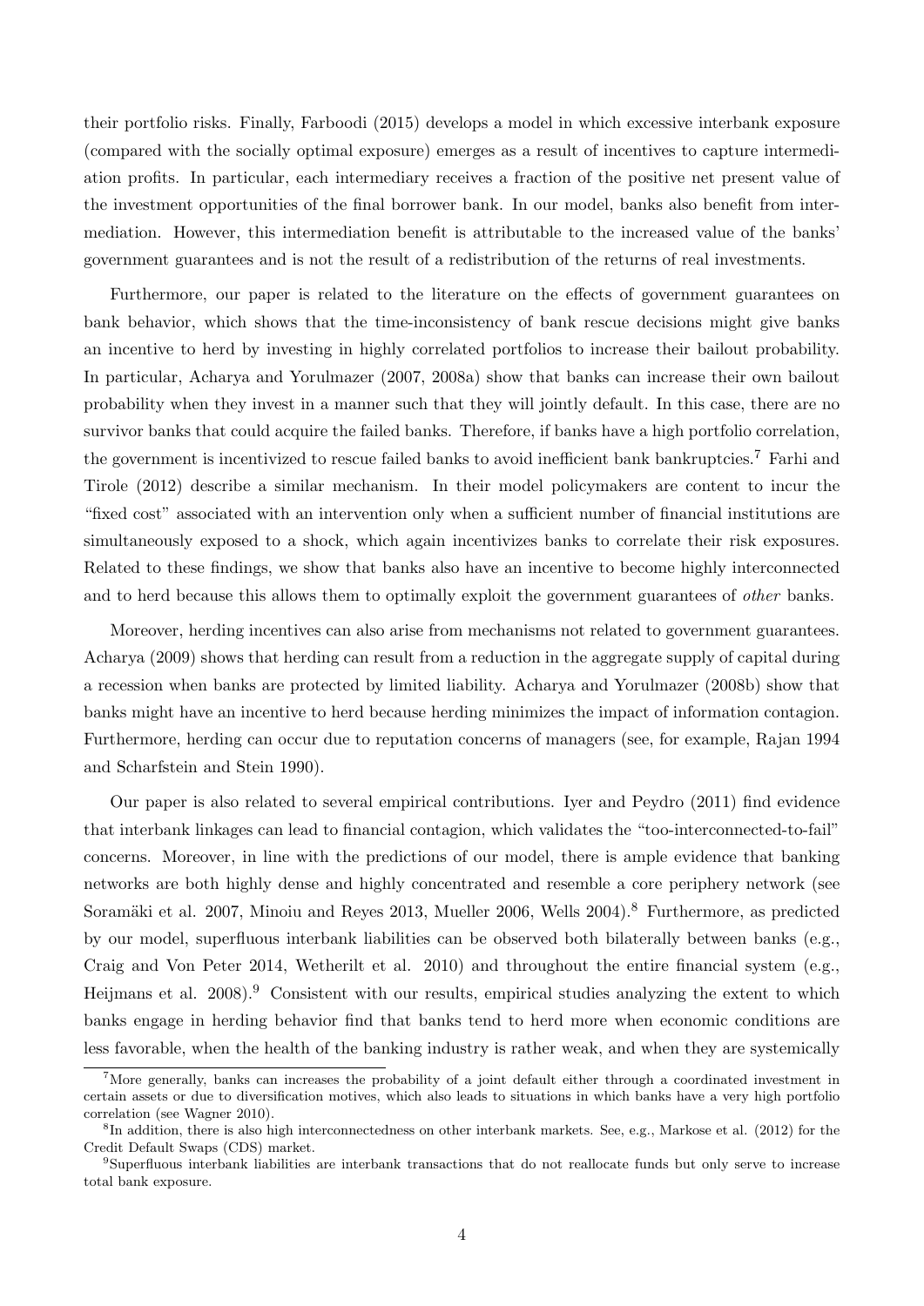their portfolio risks. Finally, Farboodi (2015) develops a model in which excessive interbank exposure (compared with the socially optimal exposure) emerges as a result of incentives to capture intermediation profits. In particular, each intermediary receives a fraction of the positive net present value of the investment opportunities of the final borrower bank. In our model, banks also benefit from intermediation. However, this intermediation benefit is attributable to the increased value of the banks' government guarantees and is not the result of a redistribution of the returns of real investments.

Furthermore, our paper is related to the literature on the effects of government guarantees on bank behavior, which shows that the time-inconsistency of bank rescue decisions might give banks an incentive to herd by investing in highly correlated portfolios to increase their bailout probability. In particular, Acharya and Yorulmazer (2007, 2008a) show that banks can increase their own bailout probability when they invest in a manner such that they will jointly default. In this case, there are no survivor banks that could acquire the failed banks. Therefore, if banks have a high portfolio correlation, the government is incentivized to rescue failed banks to avoid inefficient bank bankruptcies.[7] Farhi and Tirole (2012) describe a similar mechanism. In their model policymakers are content to incur the "fixed cost" associated with an intervention only when a sufficient number of financial institutions are simultaneously exposed to a shock, which again incentivizes banks to correlate their risk exposures. Related to these findings, we show that banks also have an incentive to become highly interconnected and to herd because this allows them to optimally exploit the government guarantees of *other* banks.

Moreover, herding incentives can also arise from mechanisms not related to government guarantees. Acharya (2009) shows that herding can result from a reduction in the aggregate supply of capital during a recession when banks are protected by limited liability. Acharya and Yorulmazer (2008b) show that banks might have an incentive to herd because herding minimizes the impact of information contagion. Furthermore, herding can occur due to reputation concerns of managers (see, for example, Rajan 1994 and Scharfstein and Stein 1990).

Our paper is also related to several empirical contributions. Iyer and Peydro (2011) find evidence that interbank linkages can lead to financial contagion, which validates the "too-interconnected-to-fail" concerns. Moreover, in line with the predictions of our model, there is ample evidence that banking networks are both highly dense and highly concentrated and resemble a core periphery network (see Soramäki et al. 2007, Minoiu and Reyes 2013, Mueller 2006, Wells 2004).[8] Furthermore, as predicted by our model, superfluous interbank liabilities can be observed both bilaterally between banks (e.g., Craig and Von Peter 2014, Wetherilt et al. 2010) and throughout the entire financial system (e.g., Heijmans et al. 2008).[9] Consistent with our results, empirical studies analyzing the extent to which banks engage in herding behavior find that banks tend to herd more when economic conditions are less favorable, when the health of the banking industry is rather weak, and when they are systemically

[7] More generally, banks can increases the probability of a joint default either through a coordinated investment in certain assets or due to diversification motives, which also leads to situations in which banks have a very high portfolio correlation (see Wagner 2010).

[8] In addition, there is also high interconnectedness on other interbank markets. See, e.g., Markose et al. (2012) for the Credit Default Swaps (CDS) market.

[9] Superfluous interbank liabilities are interbank transactions that do not reallocate funds but only serve to increase total bank exposure.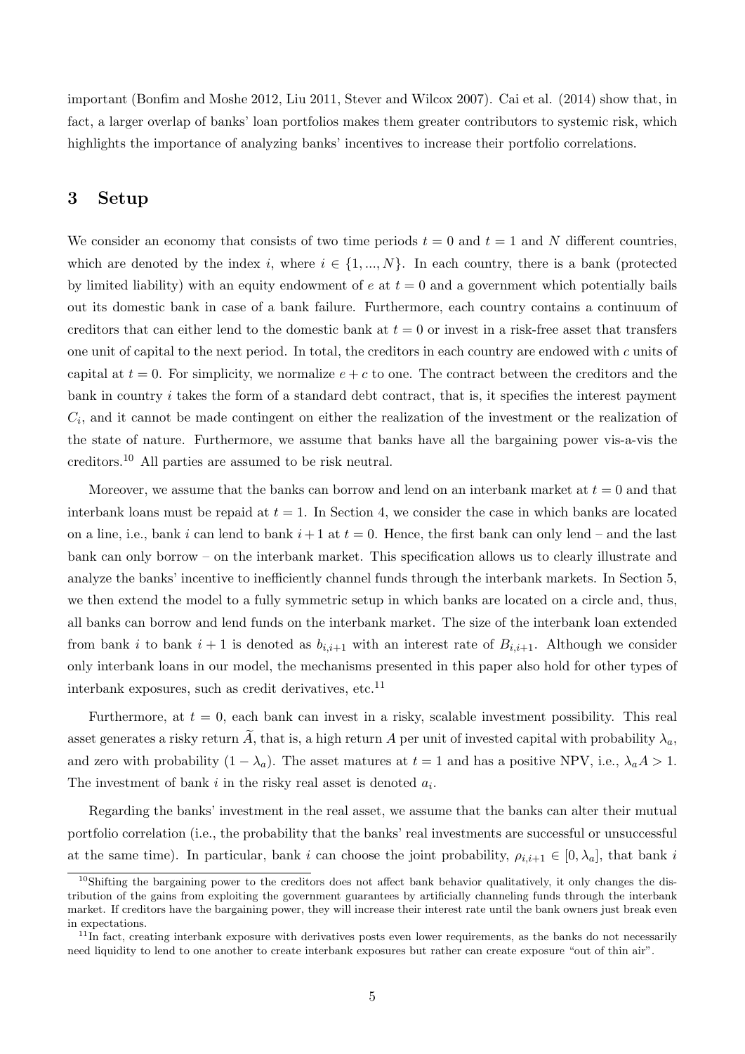important (Bonfim and Moshe 2012, Liu 2011, Stever and Wilcox 2007). Cai et al. (2014) show that, in fact, a larger overlap of banks' loan portfolios makes them greater contributors to systemic risk, which highlights the importance of analyzing banks' incentives to increase their portfolio correlations.

## 3 Setup

We consider an economy that consists of two time periods $t = 0$ and $t = 1$ and $N$ different countries, which are denoted by the index $i$, where $i \in \{1, ..., N\}$. In each country, there is a bank (protected by limited liability) with an equity endowment of $e$ at $t = 0$ and a government which potentially bails out its domestic bank in case of a bank failure. Furthermore, each country contains a continuum of creditors that can either lend to the domestic bank at $t = 0$ or invest in a risk-free asset that transfers one unit of capital to the next period. In total, the creditors in each country are endowed with $c$ units of capital at $t = 0$. For simplicity, we normalize $e + c$ to one. The contract between the creditors and the bank in country $i$ takes the form of a standard debt contract, that is, it specifies the interest payment $C_i$, and it cannot be made contingent on either the realization of the investment or the realization of the state of nature. Furthermore, we assume that banks have all the bargaining power vis-a-vis the creditors.[10] All parties are assumed to be risk neutral.

Moreover, we assume that the banks can borrow and lend on an interbank market at $t = 0$ and that interbank loans must be repaid at $t = 1$. In Section 4, we consider the case in which banks are located on a line, i.e., bank $i$ can lend to bank $i + 1$ at $t = 0$. Hence, the first bank can only lend – and the last bank can only borrow – on the interbank market. This specification allows us to clearly illustrate and analyze the banks' incentive to inefficiently channel funds through the interbank markets. In Section 5, we then extend the model to a fully symmetric setup in which banks are located on a circle and, thus, all banks can borrow and lend funds on the interbank market. The size of the interbank loan extended from bank $i$ to bank $i + 1$ is denoted as $b_{i,i+1}$ with an interest rate of $B_{i,i+1}$. Although we consider only interbank loans in our model, the mechanisms presented in this paper also hold for other types of interbank exposures, such as credit derivatives, etc.[11]

Furthermore, at $t = 0$, each bank can invest in a risky, scalable investment possibility. This real asset generates a risky return $\widetilde{A}$, that is, a high return $A$ per unit of invested capital with probability $\lambda_a$, and zero with probability $(1 - \lambda_a)$. The asset matures at $t = 1$ and has a positive NPV, i.e., $\lambda_a A > 1$. The investment of bank $i$ in the risky real asset is denoted $a_i$.

Regarding the banks' investment in the real asset, we assume that the banks can alter their mutual portfolio correlation (i.e., the probability that the banks' real investments are successful or unsuccessful at the same time). In particular, bank $i$ can choose the joint probability, $\rho_{i,i+1} \in [0, \lambda_a]$, that bank $i$

---

[10] Shifting the bargaining power to the creditors does not affect bank behavior qualitatively, it only changes the distribution of the gains from exploiting the government guarantees by artificially channeling funds through the interbank market. If creditors have the bargaining power, they will increase their interest rate until the bank owners just break even in expectations.

[11] In fact, creating interbank exposure with derivatives posts even lower requirements, as the banks do not necessarily need liquidity to lend to one another to create interbank exposures but rather can create exposure "out of thin air".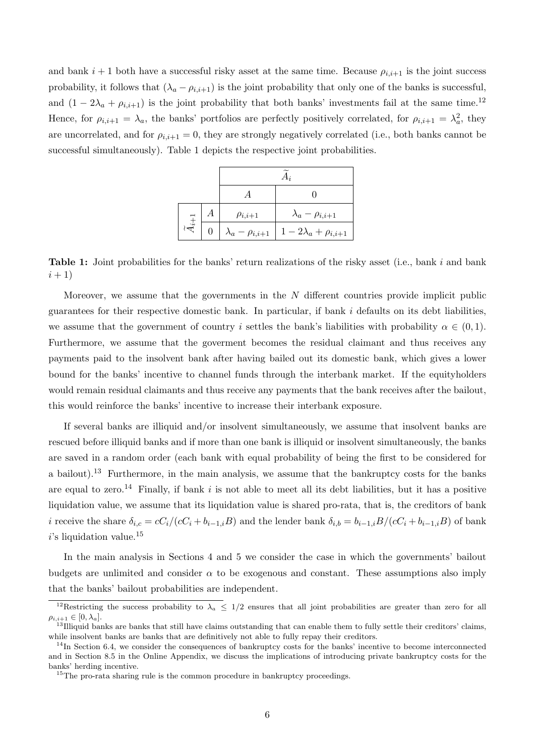and bank $i+1$ both have a successful risky asset at the same time. Because $\rho_{i,i+1}$ is the joint success probability, it follows that $(\lambda_a - \rho_{i,i+1})$ is the joint probability that only one of the banks is successful, and $(1 - 2\lambda_a + \rho_{i,i+1})$ is the joint probability that both banks' investments fail at the same time.[12] Hence, for $\rho_{i,i+1} = \lambda_a$, the banks' portfolios are perfectly positively correlated, for $\rho_{i,i+1} = \lambda_a^2$, they are uncorrelated, and for $\rho_{i,i+1} = 0$, they are strongly negatively correlated (i.e., both banks cannot be successful simultaneously). Table 1 depicts the respective joint probabilities.

| | | $\widetilde{A}_i$ | |
|---|---|---|---|
| | | $A$ | $0$ |
| $\widetilde{A}_{i+1}$ | $A$ | $\rho_{i,i+1}$ | $\lambda_a - \rho_{i,i+1}$ |
| | $0$ | $\lambda_a - \rho_{i,i+1}$ | $1 - 2\lambda_a + \rho_{i,i+1}$ |

**Table 1:** Joint probabilities for the banks' return realizations of the risky asset (i.e., bank $i$ and bank $i+1$)

Moreover, we assume that the governments in the $N$ different countries provide implicit public guarantees for their respective domestic bank. In particular, if bank $i$ defaults on its debt liabilities, we assume that the government of country $i$ settles the bank's liabilities with probability $\alpha \in (0,1)$. Furthermore, we assume that the goverment becomes the residual claimant and thus receives any payments paid to the insolvent bank after having bailed out its domestic bank, which gives a lower bound for the banks' incentive to channel funds through the interbank market. If the equityholders would remain residual claimants and thus receive any payments that the bank receives after the bailout, this would reinforce the banks' incentive to increase their interbank exposure.

If several banks are illiquid and/or insolvent simultaneously, we assume that insolvent banks are rescued before illiquid banks and if more than one bank is illiquid or insolvent simultaneously, the banks are saved in a random order (each bank with equal probability of being the first to be considered for a bailout).[13] Furthermore, in the main analysis, we assume that the bankruptcy costs for the banks are equal to zero.[14] Finally, if bank $i$ is not able to meet all its debt liabilities, but it has a positive liquidation value, we assume that its liquidation value is shared pro-rata, that is, the creditors of bank $i$ receive the share $\delta_{i,c} = cC_i/(cC_i + b_{i-1,i}B)$ and the lender bank $\delta_{i,b} = b_{i-1,i}B/(cC_i + b_{i-1,i}B)$ of bank $i$'s liquidation value.[15]

In the main analysis in Sections 4 and 5 we consider the case in which the governments' bailout budgets are unlimited and consider $\alpha$ to be exogenous and constant. These assumptions also imply that the banks' bailout probabilities are independent.

[12] Restricting the success probability to $\lambda_a \leq 1/2$ ensures that all joint probabilities are greater than zero for all $\rho_{i,i+1} \in [0, \lambda_a]$.

[13] Illiquid banks are banks that still have claims outstanding that can enable them to fully settle their creditors' claims, while insolvent banks are banks that are definitively not able to fully repay their creditors.

[14] In Section 6.4, we consider the consequences of bankruptcy costs for the banks' incentive to become interconnected and in Section 8.5 in the Online Appendix, we discuss the implications of introducing private bankruptcy costs for the banks' herding incentive.

[15] The pro-rata sharing rule is the common procedure in bankruptcy proceedings.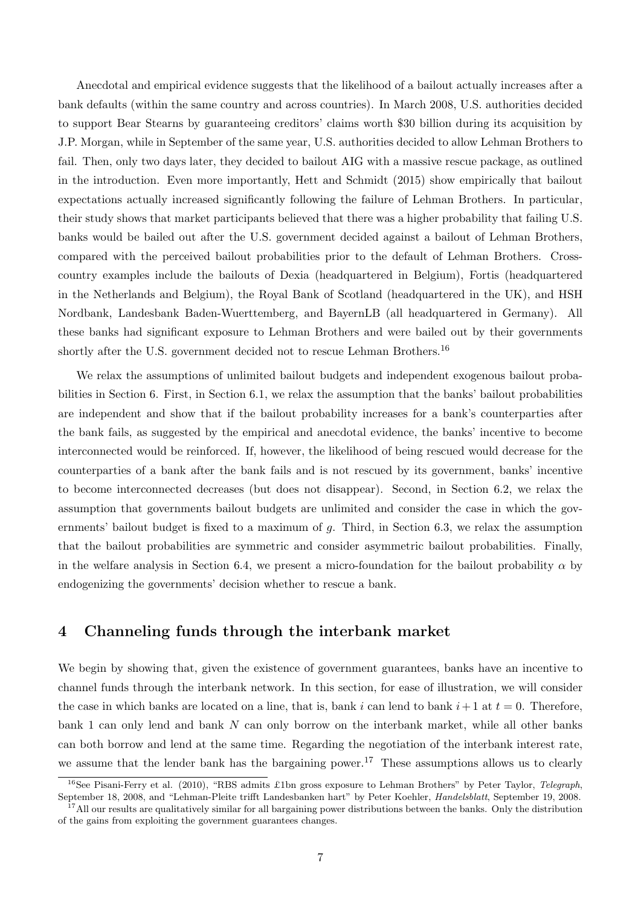Anecdotal and empirical evidence suggests that the likelihood of a bailout actually increases after a bank defaults (within the same country and across countries). In March 2008, U.S. authorities decided to support Bear Stearns by guaranteeing creditors' claims worth $30 billion during its acquisition by J.P. Morgan, while in September of the same year, U.S. authorities decided to allow Lehman Brothers to fail. Then, only two days later, they decided to bailout AIG with a massive rescue package, as outlined in the introduction. Even more importantly, Hett and Schmidt (2015) show empirically that bailout expectations actually increased significantly following the failure of Lehman Brothers. In particular, their study shows that market participants believed that there was a higher probability that failing U.S. banks would be bailed out after the U.S. government decided against a bailout of Lehman Brothers, compared with the perceived bailout probabilities prior to the default of Lehman Brothers. Cross-country examples include the bailouts of Dexia (headquartered in Belgium), Fortis (headquartered in the Netherlands and Belgium), the Royal Bank of Scotland (headquartered in the UK), and HSH Nordbank, Landesbank Baden-Wuerttemberg, and BayernLB (all headquartered in Germany). All these banks had significant exposure to Lehman Brothers and were bailed out by their governments shortly after the U.S. government decided not to rescue Lehman Brothers.[16]

We relax the assumptions of unlimited bailout budgets and independent exogenous bailout probabilities in Section 6. First, in Section 6.1, we relax the assumption that the banks' bailout probabilities are independent and show that if the bailout probability increases for a bank's counterparties after the bank fails, as suggested by the empirical and anecdotal evidence, the banks' incentive to become interconnected would be reinforced. If, however, the likelihood of being rescued would decrease for the counterparties of a bank after the bank fails and is not rescued by its government, banks' incentive to become interconnected decreases (but does not disappear). Second, in Section 6.2, we relax the assumption that governments bailout budgets are unlimited and consider the case in which the governments' bailout budget is fixed to a maximum of $g$. Third, in Section 6.3, we relax the assumption that the bailout probabilities are symmetric and consider asymmetric bailout probabilities. Finally, in the welfare analysis in Section 6.4, we present a micro-foundation for the bailout probability $\alpha$ by endogenizing the governments' decision whether to rescue a bank.

# 4 Channeling funds through the interbank market

We begin by showing that, given the existence of government guarantees, banks have an incentive to channel funds through the interbank network. In this section, for ease of illustration, we will consider the case in which banks are located on a line, that is, bank $i$ can lend to bank $i+1$ at $t=0$. Therefore, bank 1 can only lend and bank $N$ can only borrow on the interbank market, while all other banks can both borrow and lend at the same time. Regarding the negotiation of the interbank interest rate, we assume that the lender bank has the bargaining power.[17] These assumptions allows us to clearly

[16] See Pisani-Ferry et al. (2010), "RBS admits £1bn gross exposure to Lehman Brothers" by Peter Taylor, *Telegraph*, September 18, 2008, and "Lehman-Pleite trifft Landesbanken hart" by Peter Koehler, *Handelsblatt*, September 19, 2008.

[17] All our results are qualitatively similar for all bargaining power distributions between the banks. Only the distribution of the gains from exploiting the government guarantees changes.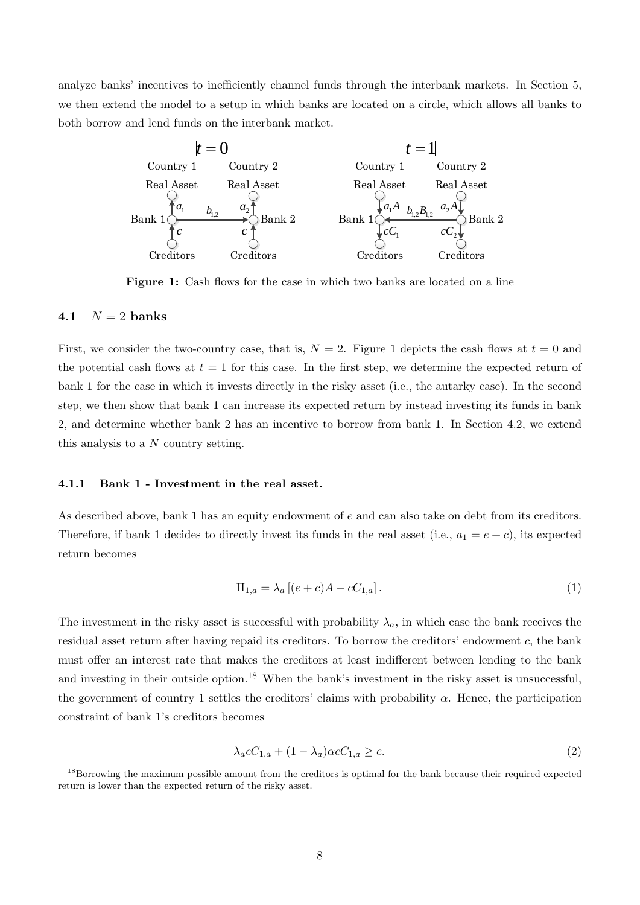analyze banks' incentives to inefficiently channel funds through the interbank markets. In Section 5, we then extend the model to a setup in which banks are located on a circle, which allows all banks to both borrow and lend funds on the interbank market.

**Figure 1:** Cash flows for the case in which two banks are located on a line

### 4.1 $N = 2$ banks

First, we consider the two-country case, that is, $N = 2$. Figure 1 depicts the cash flows at $t = 0$ and the potential cash flows at $t = 1$ for this case. In the first step, we determine the expected return of bank 1 for the case in which it invests directly in the risky asset (i.e., the autarky case). In the second step, we then show that bank 1 can increase its expected return by instead investing its funds in bank 2, and determine whether bank 2 has an incentive to borrow from bank 1. In Section 4.2, we extend this analysis to a $N$ country setting.

#### 4.1.1 Bank 1 - Investment in the real asset.

As described above, bank 1 has an equity endowment of $e$ and can also take on debt from its creditors. Therefore, if bank 1 decides to directly invest its funds in the real asset (i.e., $a_1 = e + c$), its expected return becomes

$$\Pi_{1,a} = \lambda_a \left[ (e + c)A - cC_{1,a} \right]. \tag{1}$$

The investment in the risky asset is successful with probability $\lambda_a$, in which case the bank receives the residual asset return after having repaid its creditors. To borrow the creditors' endowment $c$, the bank must offer an interest rate that makes the creditors at least indifferent between lending to the bank and investing in their outside option.[18] When the bank's investment in the risky asset is unsuccessful, the government of country 1 settles the creditors' claims with probability $\alpha$. Hence, the participation constraint of bank 1's creditors becomes

$$\lambda_a c C_{1,a} + (1 - \lambda_a)\alpha c C_{1,a} \geq c. \tag{2}$$

[18]Borrowing the maximum possible amount from the creditors is optimal for the bank because their required expected return is lower than the expected return of the risky asset.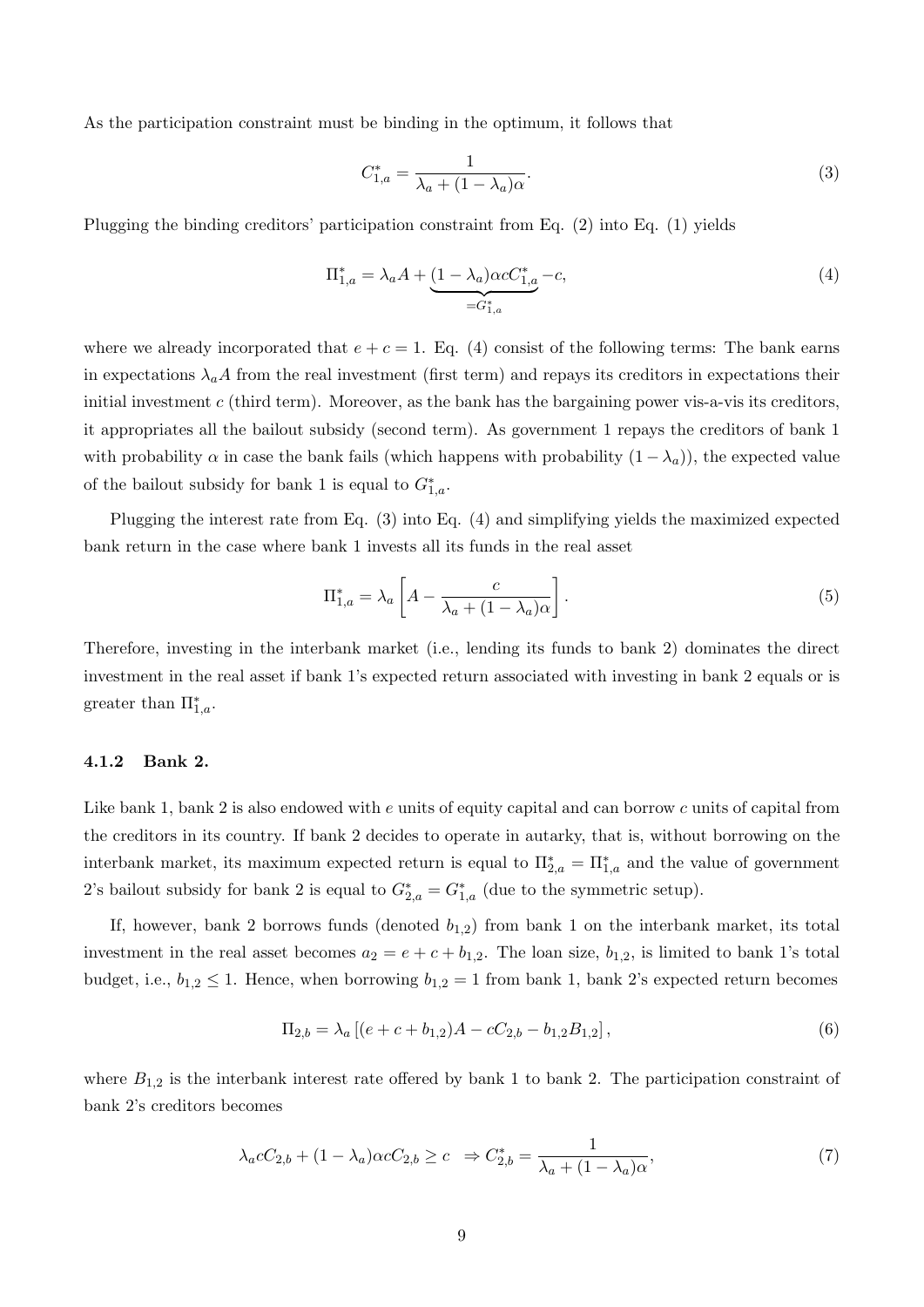As the participation constraint must be binding in the optimum, it follows that

$$C_{1,a}^{*} = \frac{1}{\lambda_a + (1-\lambda_a)\alpha}. \tag{3}$$

Plugging the binding creditors' participation constraint from Eq. (2) into Eq. (1) yields

$$\Pi_{1,a}^{*} = \lambda_a A + \underbrace{(1-\lambda_a)\alpha c C_{1,a}^{*}}_{=G_{1,a}^{*}} - c, \tag{4}$$

where we already incorporated that $e + c = 1$. Eq. (4) consist of the following terms: The bank earns in expectations $\lambda_a A$ from the real investment (first term) and repays its creditors in expectations their initial investment $c$ (third term). Moreover, as the bank has the bargaining power vis-a-vis its creditors, it appropriates all the bailout subsidy (second term). As government 1 repays the creditors of bank 1 with probability $\alpha$ in case the bank fails (which happens with probability $(1-\lambda_a)$), the expected value of the bailout subsidy for bank 1 is equal to $G_{1,a}^{*}$.

Plugging the interest rate from Eq. (3) into Eq. (4) and simplifying yields the maximized expected bank return in the case where bank 1 invests all its funds in the real asset

$$\Pi_{1,a}^{*} = \lambda_a \left[ A - \frac{c}{\lambda_a + (1-\lambda_a)\alpha} \right]. \tag{5}$$

Therefore, investing in the interbank market (i.e., lending its funds to bank 2) dominates the direct investment in the real asset if bank 1's expected return associated with investing in bank 2 equals or is greater than $\Pi_{1,a}^{*}$.

### 4.1.2 Bank 2.

Like bank 1, bank 2 is also endowed with $e$ units of equity capital and can borrow $c$ units of capital from the creditors in its country. If bank 2 decides to operate in autarky, that is, without borrowing on the interbank market, its maximum expected return is equal to $\Pi_{2,a}^{*} = \Pi_{1,a}^{*}$ and the value of government 2's bailout subsidy for bank 2 is equal to $G_{2,a}^{*} = G_{1,a}^{*}$ (due to the symmetric setup).

If, however, bank 2 borrows funds (denoted $b_{1,2}$) from bank 1 on the interbank market, its total investment in the real asset becomes $a_2 = e + c + b_{1,2}$. The loan size, $b_{1,2}$, is limited to bank 1's total budget, i.e., $b_{1,2} \leq 1$. Hence, when borrowing $b_{1,2} = 1$ from bank 1, bank 2's expected return becomes

$$\Pi_{2,b} = \lambda_a \left[ (e + c + b_{1,2})A - cC_{2,b} - b_{1,2}B_{1,2} \right], \tag{6}$$

where $B_{1,2}$ is the interbank interest rate offered by bank 1 to bank 2. The participation constraint of bank 2's creditors becomes

$$\lambda_a c C_{2,b} + (1-\lambda_a)\alpha c C_{2,b} \geq c \;\; \Rightarrow C_{2,b}^{*} = \frac{1}{\lambda_a + (1-\lambda_a)\alpha}, \tag{7}$$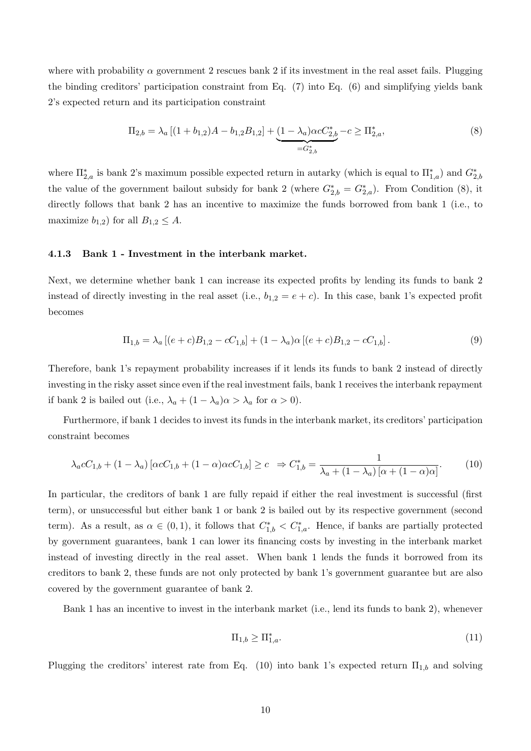where with probability $\alpha$ government 2 rescues bank 2 if its investment in the real asset fails. Plugging the binding creditors' participation constraint from Eq. (7) into Eq. (6) and simplifying yields bank 2's expected return and its participation constraint

$$\Pi_{2,b} = \lambda_a \left[(1 + b_{1,2})A - b_{1,2}B_{1,2}\right] + \underbrace{(1 - \lambda_a)\alpha c C^*_{2,b}}_{=G^*_{2,b}} - c \geq \Pi^*_{2,a}, \tag{8}$$

where $\Pi^*_{2,a}$ is bank 2's maximum possible expected return in autarky (which is equal to $\Pi^*_{1,a}$) and $G^*_{2,b}$ the value of the government bailout subsidy for bank 2 (where $G^*_{2,b} = G^*_{2,a}$). From Condition (8), it directly follows that bank 2 has an incentive to maximize the funds borrowed from bank 1 (i.e., to maximize $b_{1,2}$) for all $B_{1,2} \leq A$.

### 4.1.3 Bank 1 - Investment in the interbank market.

Next, we determine whether bank 1 can increase its expected profits by lending its funds to bank 2 instead of directly investing in the real asset (i.e., $b_{1,2} = e + c$). In this case, bank 1's expected profit becomes

$$\Pi_{1,b} = \lambda_a \left[(e + c)B_{1,2} - cC_{1,b}\right] + (1 - \lambda_a)\alpha \left[(e + c)B_{1,2} - cC_{1,b}\right]. \tag{9}$$

Therefore, bank 1's repayment probability increases if it lends its funds to bank 2 instead of directly investing in the risky asset since even if the real investment fails, bank 1 receives the interbank repayment if bank 2 is bailed out (i.e., $\lambda_a + (1 - \lambda_a)\alpha > \lambda_a$ for $\alpha > 0$).

Furthermore, if bank 1 decides to invest its funds in the interbank market, its creditors' participation constraint becomes

$$\lambda_a c C_{1,b} + (1 - \lambda_a)\left[\alpha c C_{1,b} + (1 - \alpha)\alpha c C_{1,b}\right] \geq c \;\; \Rightarrow C^*_{1,b} = \frac{1}{\lambda_a + (1 - \lambda_a)\left[\alpha + (1 - \alpha)\alpha\right]}. \tag{10}$$

In particular, the creditors of bank 1 are fully repaid if either the real investment is successful (first term), or unsuccessful but either bank 1 or bank 2 is bailed out by its respective government (second term). As a result, as $\alpha \in (0, 1)$, it follows that $C^*_{1,b} < C^*_{1,a}$. Hence, if banks are partially protected by government guarantees, bank 1 can lower its financing costs by investing in the interbank market instead of investing directly in the real asset. When bank 1 lends the funds it borrowed from its creditors to bank 2, these funds are not only protected by bank 1's government guarantee but are also covered by the government guarantee of bank 2.

Bank 1 has an incentive to invest in the interbank market (i.e., lend its funds to bank 2), whenever

$$\Pi_{1,b} \geq \Pi^*_{1,a}. \tag{11}$$

Plugging the creditors' interest rate from Eq. (10) into bank 1's expected return $\Pi_{1,b}$ and solving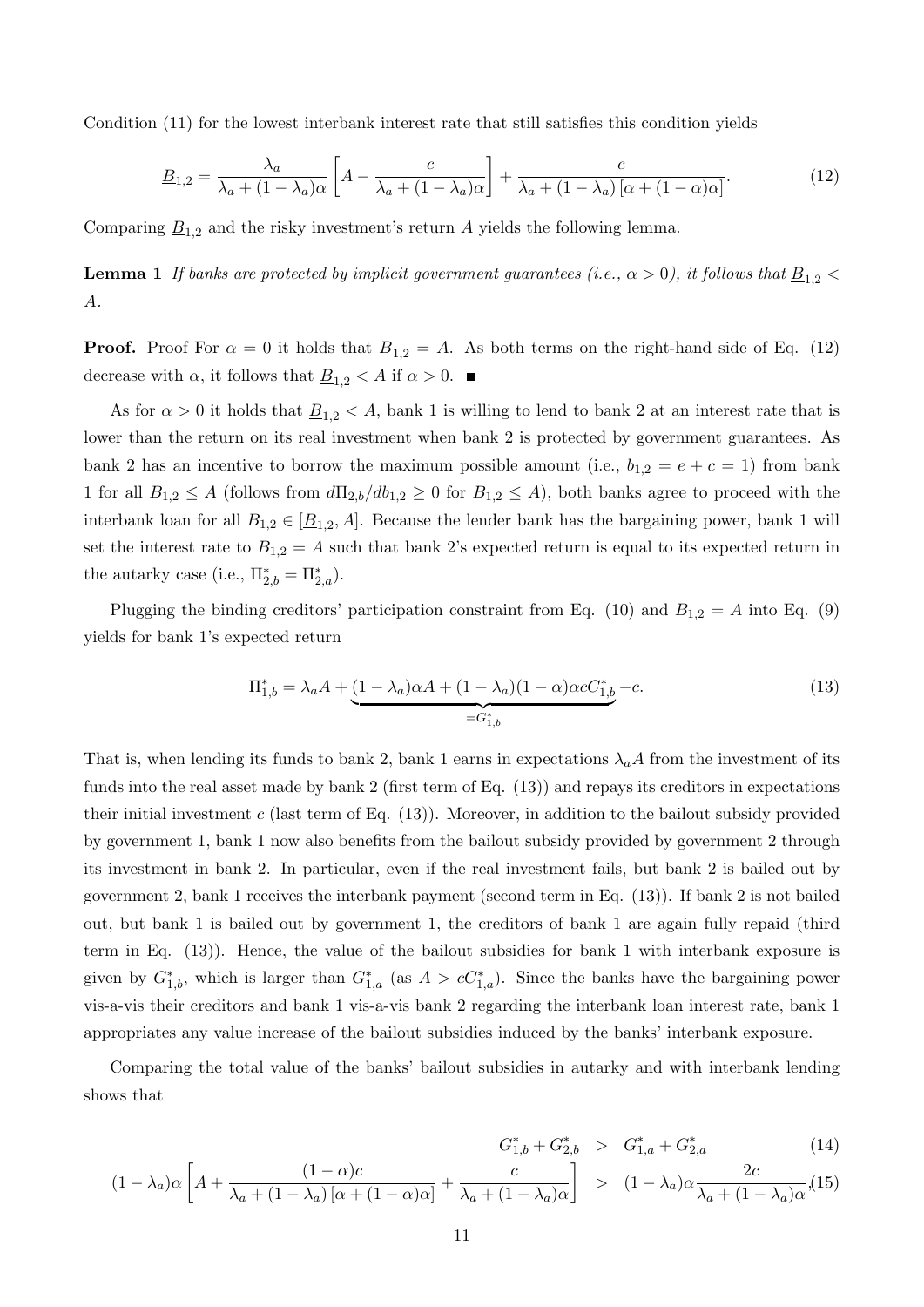Condition (11) for the lowest interbank interest rate that still satisfies this condition yields

$$\underline{B}_{1,2} = \frac{\lambda_a}{\lambda_a + (1-\lambda_a)\alpha}\left[A - \frac{c}{\lambda_a + (1-\lambda_a)\alpha}\right] + \frac{c}{\lambda_a + (1-\lambda_a)\left[\alpha + (1-\alpha)\alpha\right]}. \tag{12}$$

Comparing $\underline{B}_{1,2}$ and the risky investment's return $A$ yields the following lemma.

**Lemma 1** *If banks are protected by implicit government guarantees (i.e., $\alpha > 0$), it follows that $\underline{B}_{1,2} < A$.*

**Proof.** Proof For $\alpha = 0$ it holds that $\underline{B}_{1,2} = A$. As both terms on the right-hand side of Eq. (12) decrease with $\alpha$, it follows that $\underline{B}_{1,2} < A$ if $\alpha > 0$. ■

As for $\alpha > 0$ it holds that $\underline{B}_{1,2} < A$, bank 1 is willing to lend to bank 2 at an interest rate that is lower than the return on its real investment when bank 2 is protected by government guarantees. As bank 2 has an incentive to borrow the maximum possible amount (i.e., $b_{1,2} = e + c = 1$) from bank 1 for all $B_{1,2} \leq A$ (follows from $d\Pi_{2,b}/db_{1,2} \geq 0$ for $B_{1,2} \leq A$), both banks agree to proceed with the interbank loan for all $B_{1,2} \in [\underline{B}_{1,2}, A]$. Because the lender bank has the bargaining power, bank 1 will set the interest rate to $B_{1,2} = A$ such that bank 2's expected return is equal to its expected return in the autarky case (i.e., $\Pi^*_{2,b} = \Pi^*_{2,a}$).

Plugging the binding creditors' participation constraint from Eq. (10) and $B_{1,2} = A$ into Eq. (9) yields for bank 1's expected return

$$\Pi^*_{1,b} = \lambda_a A + \underbrace{(1-\lambda_a)\alpha A + (1-\lambda_a)(1-\alpha)\alpha c C^*_{1,b}}_{=G^*_{1,b}} - c. \tag{13}$$

That is, when lending its funds to bank 2, bank 1 earns in expectations $\lambda_a A$ from the investment of its funds into the real asset made by bank 2 (first term of Eq. (13)) and repays its creditors in expectations their initial investment $c$ (last term of Eq. (13)). Moreover, in addition to the bailout subsidy provided by government 1, bank 1 now also benefits from the bailout subsidy provided by government 2 through its investment in bank 2. In particular, even if the real investment fails, but bank 2 is bailed out by government 2, bank 1 receives the interbank payment (second term in Eq. (13)). If bank 2 is not bailed out, but bank 1 is bailed out by government 1, the creditors of bank 1 are again fully repaid (third term in Eq. (13)). Hence, the value of the bailout subsidies for bank 1 with interbank exposure is given by $G^*_{1,b}$, which is larger than $G^*_{1,a}$ (as $A > cC^*_{1,a}$). Since the banks have the bargaining power vis-a-vis their creditors and bank 1 vis-a-vis bank 2 regarding the interbank loan interest rate, bank 1 appropriates any value increase of the bailout subsidies induced by the banks' interbank exposure.

Comparing the total value of the banks' bailout subsidies in autarky and with interbank lending shows that

$$G^*_{1,b} + G^*_{2,b} \quad > \quad G^*_{1,a} + G^*_{2,a} \tag{14}$$

$$(1-\lambda_a)\alpha\left[A + \frac{(1-\alpha)c}{\lambda_a + (1-\lambda_a)\left[\alpha + (1-\alpha)\alpha\right]} + \frac{c}{\lambda_a + (1-\lambda_a)\alpha}\right] \quad > \quad (1-\lambda_a)\alpha\frac{2c}{\lambda_a + (1-\lambda_a)\alpha}, \tag{15}$$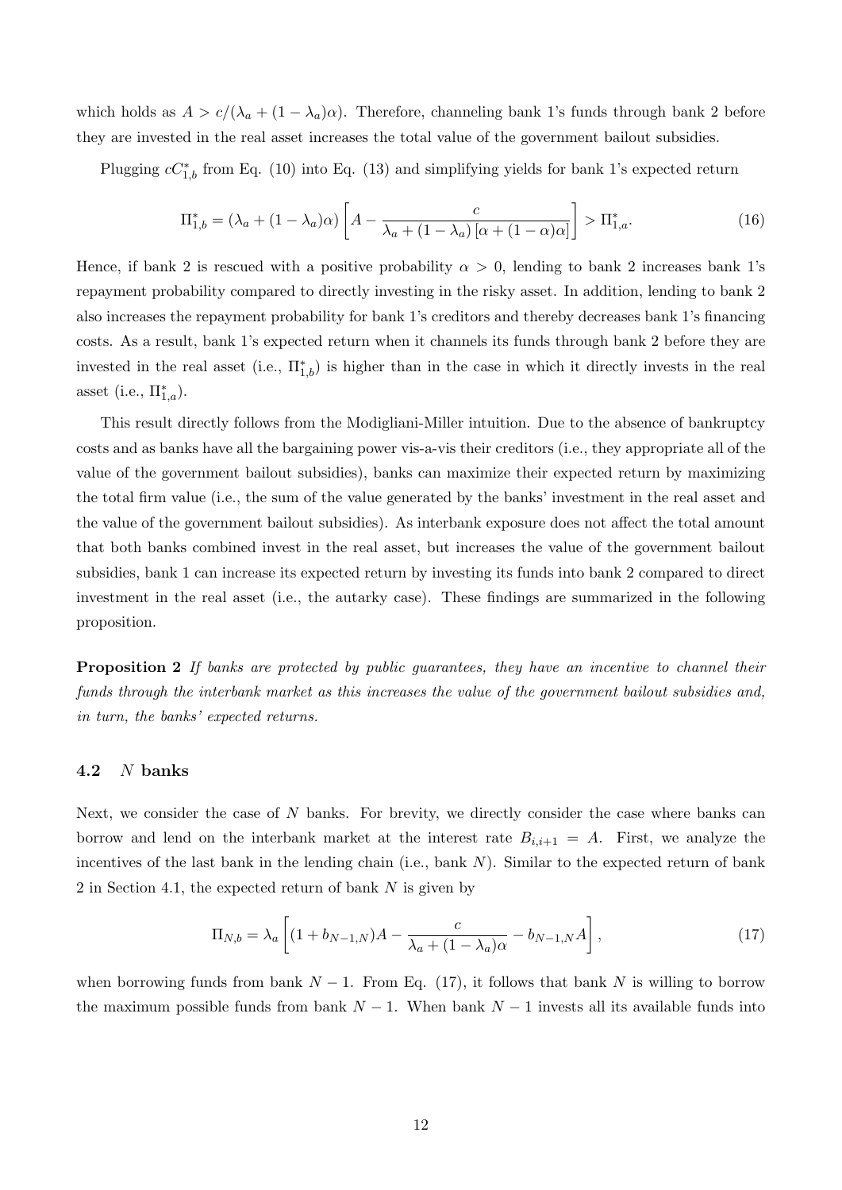which holds as $A > c/(\lambda_a + (1-\lambda_a)\alpha)$. Therefore, channeling bank 1's funds through bank 2 before they are invested in the real asset increases the total value of the government bailout subsidies.

Plugging $cC^*_{1,b}$ from Eq. (10) into Eq. (13) and simplifying yields for bank 1's expected return

$$\Pi^*_{1,b} = (\lambda_a + (1-\lambda_a)\alpha)\left[A - \frac{c}{\lambda_a + (1-\lambda_a)\left[\alpha + (1-\alpha)\alpha\right]}\right] > \Pi^*_{1,a}. \tag{16}$$

Hence, if bank 2 is rescued with a positive probability $\alpha > 0$, lending to bank 2 increases bank 1's repayment probability compared to directly investing in the risky asset. In addition, lending to bank 2 also increases the repayment probability for bank 1's creditors and thereby decreases bank 1's financing costs. As a result, bank 1's expected return when it channels its funds through bank 2 before they are invested in the real asset (i.e., $\Pi^*_{1,b}$) is higher than in the case in which it directly invests in the real asset (i.e., $\Pi^*_{1,a}$).

This result directly follows from the Modigliani-Miller intuition. Due to the absence of bankruptcy costs and as banks have all the bargaining power vis-a-vis their creditors (i.e., they appropriate all of the value of the government bailout subsidies), banks can maximize their expected return by maximizing the total firm value (i.e., the sum of the value generated by the banks' investment in the real asset and the value of the government bailout subsidies). As interbank exposure does not affect the total amount that both banks combined invest in the real asset, but increases the value of the government bailout subsidies, bank 1 can increase its expected return by investing its funds into bank 2 compared to direct investment in the real asset (i.e., the autarky case). These findings are summarized in the following proposition.

**Proposition 2** *If banks are protected by public guarantees, they have an incentive to channel their funds through the interbank market as this increases the value of the government bailout subsidies and, in turn, the banks' expected returns.*

### 4.2 $N$ banks

Next, we consider the case of $N$ banks. For brevity, we directly consider the case where banks can borrow and lend on the interbank market at the interest rate $B_{i,i+1} = A$. First, we analyze the incentives of the last bank in the lending chain (i.e., bank $N$). Similar to the expected return of bank 2 in Section 4.1, the expected return of bank $N$ is given by

$$\Pi_{N,b} = \lambda_a\left[(1+b_{N-1,N})A - \frac{c}{\lambda_a + (1-\lambda_a)\alpha} - b_{N-1,N}A\right], \tag{17}$$

when borrowing funds from bank $N-1$. From Eq. (17), it follows that bank $N$ is willing to borrow the maximum possible funds from bank $N-1$. When bank $N-1$ invests all its available funds into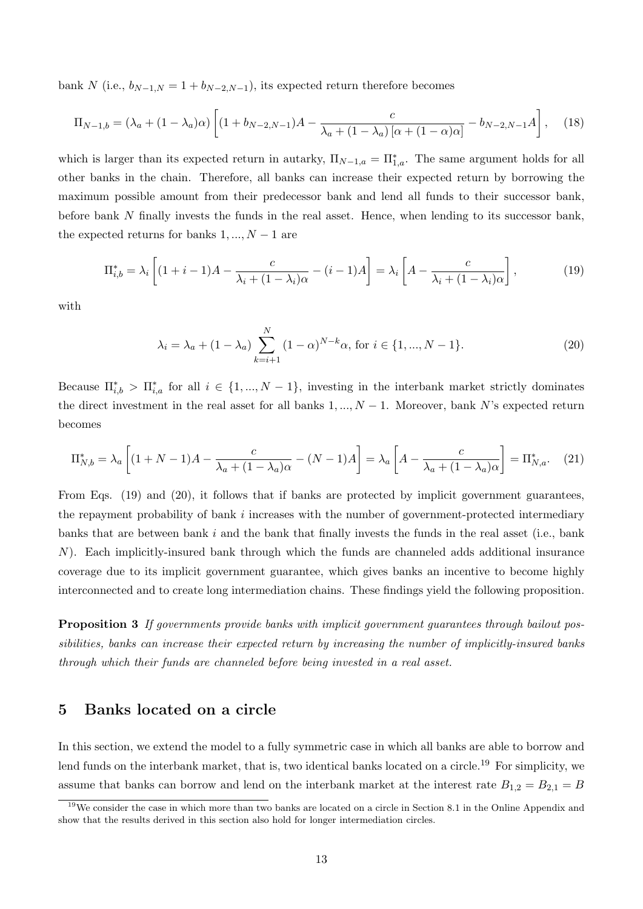bank $N$ (i.e., $b_{N-1,N} = 1 + b_{N-2,N-1}$), its expected return therefore becomes

$$\Pi_{N-1,b} = (\lambda_a + (1-\lambda_a)\alpha) \left[ (1 + b_{N-2,N-1})A - \frac{c}{\lambda_a + (1-\lambda_a)\left[\alpha + (1-\alpha)\alpha\right]} - b_{N-2,N-1}A \right], \quad (18)$$

which is larger than its expected return in autarky, $\Pi_{N-1,a} = \Pi^*_{1,a}$. The same argument holds for all other banks in the chain. Therefore, all banks can increase their expected return by borrowing the maximum possible amount from their predecessor bank and lend all funds to their successor bank, before bank $N$ finally invests the funds in the real asset. Hence, when lending to its successor bank, the expected returns for banks $1, ..., N-1$ are

$$\Pi^*_{i,b} = \lambda_i \left[ (1 + i - 1)A - \frac{c}{\lambda_i + (1-\lambda_i)\alpha} - (i-1)A \right] = \lambda_i \left[ A - \frac{c}{\lambda_i + (1-\lambda_i)\alpha} \right], \quad (19)$$

with

$$\lambda_i = \lambda_a + (1-\lambda_a) \sum_{k=i+1}^{N} (1-\alpha)^{N-k}\alpha, \text{ for } i \in \{1, ..., N-1\}. \quad (20)$$

Because $\Pi^*_{i,b} > \Pi^*_{i,a}$ for all $i \in \{1, ..., N-1\}$, investing in the interbank market strictly dominates the direct investment in the real asset for all banks $1, ..., N-1$. Moreover, bank $N$'s expected return becomes

$$\Pi^*_{N,b} = \lambda_a \left[ (1 + N - 1)A - \frac{c}{\lambda_a + (1-\lambda_a)\alpha} - (N-1)A \right] = \lambda_a \left[ A - \frac{c}{\lambda_a + (1-\lambda_a)\alpha} \right] = \Pi^*_{N,a}. \quad (21)$$

From Eqs. (19) and (20), it follows that if banks are protected by implicit government guarantees, the repayment probability of bank $i$ increases with the number of government-protected intermediary banks that are between bank $i$ and the bank that finally invests the funds in the real asset (i.e., bank $N$). Each implicitly-insured bank through which the funds are channeled adds additional insurance coverage due to its implicit government guarantee, which gives banks an incentive to become highly interconnected and to create long intermediation chains. These findings yield the following proposition.

**Proposition 3** *If governments provide banks with implicit government guarantees through bailout possibilities, banks can increase their expected return by increasing the number of implicitly-insured banks through which their funds are channeled before being invested in a real asset.*

## 5 Banks located on a circle

In this section, we extend the model to a fully symmetric case in which all banks are able to borrow and lend funds on the interbank market, that is, two identical banks located on a circle.[19] For simplicity, we assume that banks can borrow and lend on the interbank market at the interest rate $B_{1,2} = B_{2,1} = B$

[19] We consider the case in which more than two banks are located on a circle in Section 8.1 in the Online Appendix and show that the results derived in this section also hold for longer intermediation circles.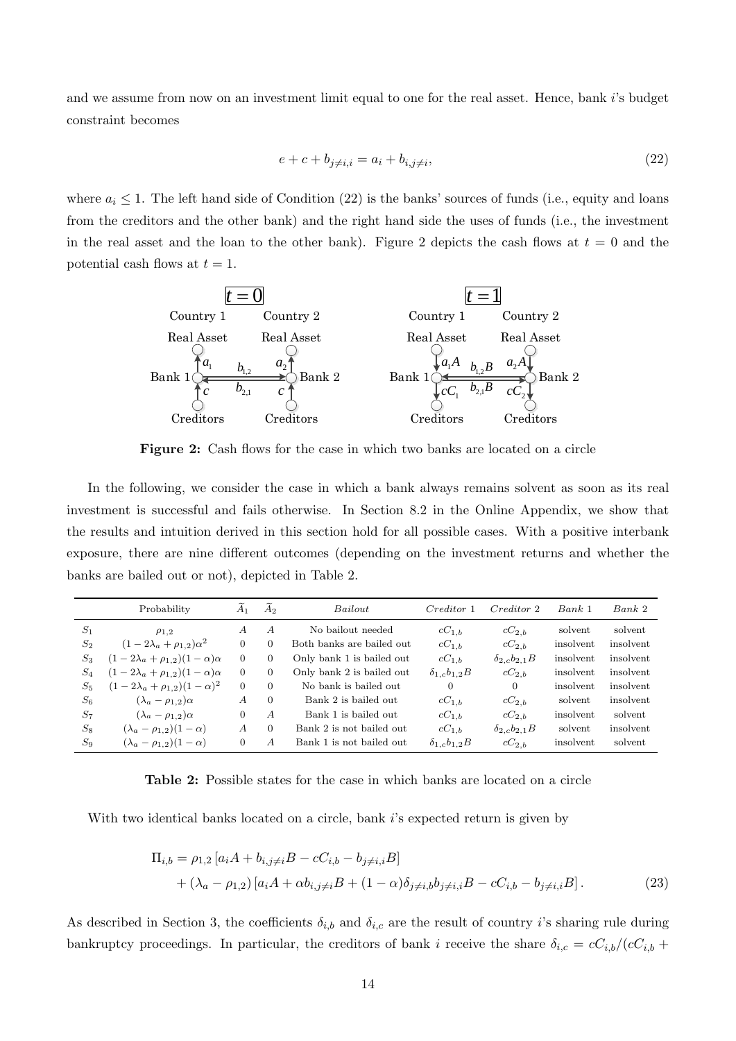and we assume from now on an investment limit equal to one for the real asset. Hence, bank $i$'s budget constraint becomes

$$e + c + b_{j\neq i,i} = a_i + b_{i,j\neq i}, \tag{22}$$

where $a_i \leq 1$. The left hand side of Condition (22) is the banks' sources of funds (i.e., equity and loans from the creditors and the other bank) and the right hand side the uses of funds (i.e., the investment in the real asset and the loan to the other bank). Figure 2 depicts the cash flows at $t = 0$ and the potential cash flows at $t = 1$.

**Figure 2:** Cash flows for the case in which two banks are located on a circle

In the following, we consider the case in which a bank always remains solvent as soon as its real investment is successful and fails otherwise. In Section 8.2 in the Online Appendix, we show that the results and intuition derived in this section hold for all possible cases. With a positive interbank exposure, there are nine different outcomes (depending on the investment returns and whether the banks are bailed out or not), depicted in Table 2.

| | Probability | $\widetilde{A}_1$ | $\widetilde{A}_2$ | *Bailout* | *Creditor 1* | *Creditor 2* | *Bank 1* | *Bank 2* |
|---|---|---|---|---|---|---|---|---|
| $S_1$ | $\rho_{1,2}$ | $A$ | $A$ | No bailout needed | $cC_{1,b}$ | $cC_{2,b}$ | solvent | solvent |
| $S_2$ | $(1-2\lambda_a+\rho_{1,2})\alpha^2$ | 0 | 0 | Both banks are bailed out | $cC_{1,b}$ | $cC_{2,b}$ | insolvent | insolvent |
| $S_3$ | $(1-2\lambda_a+\rho_{1,2})(1-\alpha)\alpha$ | 0 | 0 | Only bank 1 is bailed out | $cC_{1,b}$ | $\delta_{2,c}b_{2,1}B$ | insolvent | insolvent |
| $S_4$ | $(1-2\lambda_a+\rho_{1,2})(1-\alpha)\alpha$ | 0 | 0 | Only bank 2 is bailed out | $\delta_{1,c}b_{1,2}B$ | $cC_{2,b}$ | insolvent | insolvent |
| $S_5$ | $(1-2\lambda_a+\rho_{1,2})(1-\alpha)^2$ | 0 | 0 | No bank is bailed out | 0 | 0 | insolvent | insolvent |
| $S_6$ | $(\lambda_a-\rho_{1,2})\alpha$ | $A$ | 0 | Bank 2 is bailed out | $cC_{1,b}$ | $cC_{2,b}$ | solvent | insolvent |
| $S_7$ | $(\lambda_a-\rho_{1,2})\alpha$ | 0 | $A$ | Bank 1 is bailed out | $cC_{1,b}$ | $cC_{2,b}$ | insolvent | solvent |
| $S_8$ | $(\lambda_a-\rho_{1,2})(1-\alpha)$ | $A$ | 0 | Bank 2 is not bailed out | $cC_{1,b}$ | $\delta_{2,c}b_{2,1}B$ | solvent | insolvent |
| $S_9$ | $(\lambda_a-\rho_{1,2})(1-\alpha)$ | 0 | $A$ | Bank 1 is not bailed out | $\delta_{1,c}b_{1,2}B$ | $cC_{2,b}$ | insolvent | solvent |

**Table 2:** Possible states for the case in which banks are located on a circle

With two identical banks located on a circle, bank $i$'s expected return is given by

$$\begin{aligned}\Pi_{i,b} &= \rho_{1,2}\left[a_iA + b_{i,j\neq i}B - cC_{i,b} - b_{j\neq i,i}B\right] \\ &\quad + (\lambda_a - \rho_{1,2})\left[a_iA + \alpha b_{i,j\neq i}B + (1-\alpha)\delta_{j\neq i,b}b_{j\neq i,i}B - cC_{i,b} - b_{j\neq i,i}B\right].\end{aligned} \tag{23}$$

As described in Section 3, the coefficients $\delta_{i,b}$ and $\delta_{i,c}$ are the result of country $i$'s sharing rule during bankruptcy proceedings. In particular, the creditors of bank $i$ receive the share $\delta_{i,c} = cC_{i,b}/(cC_{i,b} +$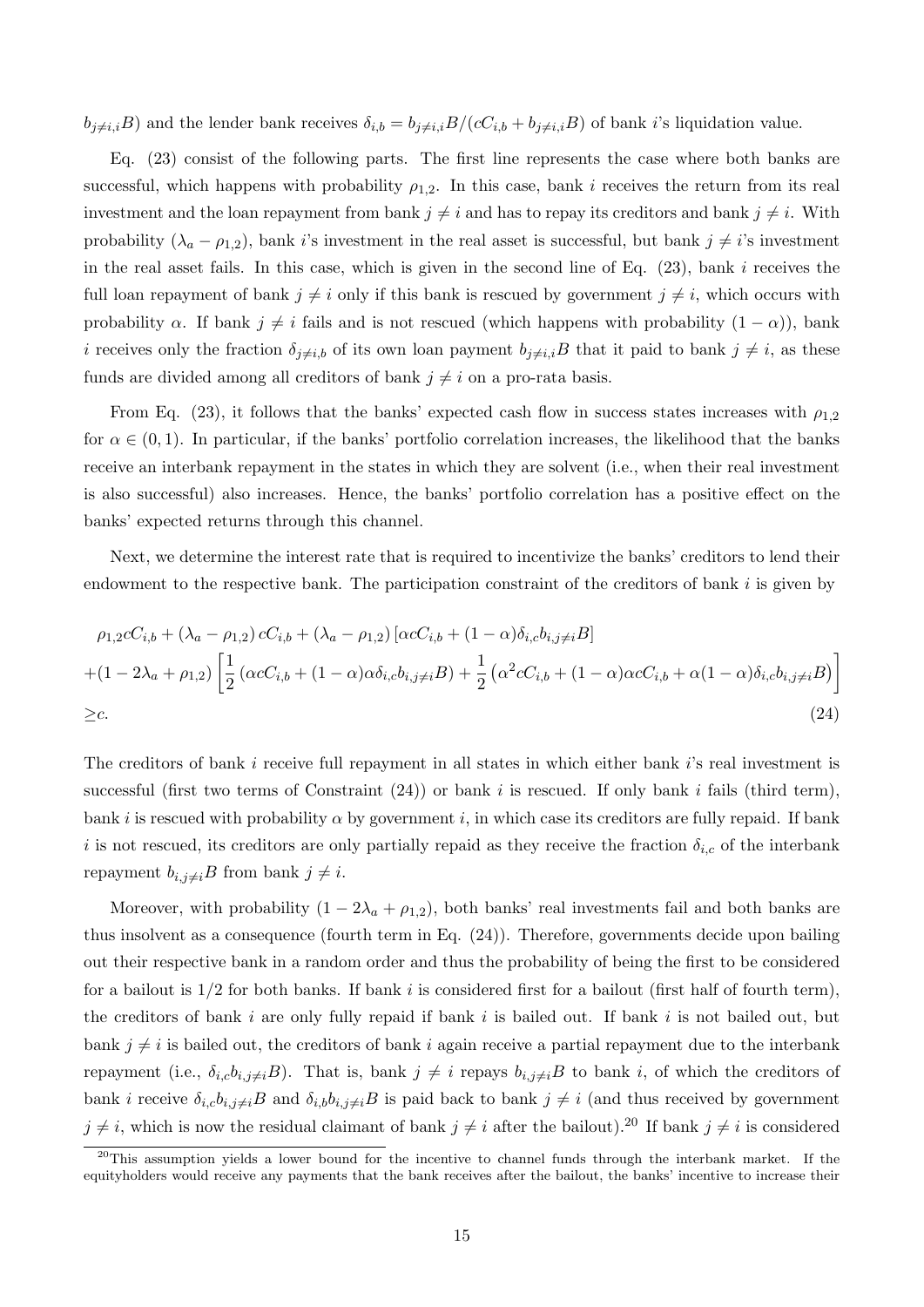$b_{j\neq i,i}B$) and the lender bank receives $\delta_{i,b} = b_{j\neq i,i}B/(cC_{i,b} + b_{j\neq i,i}B)$ of bank $i$'s liquidation value.

Eq. (23) consist of the following parts. The first line represents the case where both banks are successful, which happens with probability $\rho_{1,2}$. In this case, bank $i$ receives the return from its real investment and the loan repayment from bank $j \neq i$ and has to repay its creditors and bank $j \neq i$. With probability $(\lambda_a - \rho_{1,2})$, bank $i$'s investment in the real asset is successful, but bank $j \neq i$'s investment in the real asset fails. In this case, which is given in the second line of Eq. (23), bank $i$ receives the full loan repayment of bank $j \neq i$ only if this bank is rescued by government $j \neq i$, which occurs with probability $\alpha$. If bank $j \neq i$ fails and is not rescued (which happens with probability $(1-\alpha)$), bank $i$ receives only the fraction $\delta_{j\neq i,b}$ of its own loan payment $b_{j\neq i,b}B$ that it paid to bank $j \neq i$, as these funds are divided among all creditors of bank $j \neq i$ on a pro-rata basis.

From Eq. (23), it follows that the banks' expected cash flow in success states increases with $\rho_{1,2}$ for $\alpha \in (0,1)$. In particular, if the banks' portfolio correlation increases, the likelihood that the banks receive an interbank repayment in the states in which they are solvent (i.e., when their real investment is also successful) also increases. Hence, the banks' portfolio correlation has a positive effect on the banks' expected returns through this channel.

Next, we determine the interest rate that is required to incentivize the banks' creditors to lend their endowment to the respective bank. The participation constraint of the creditors of bank $i$ is given by

$$
\begin{aligned}
&\rho_{1,2}cC_{i,b} + (\lambda_a - \rho_{1,2})\, cC_{i,b} + (\lambda_a - \rho_{1,2}) \left[\alpha cC_{i,b} + (1-\alpha)\delta_{i,c} b_{i,j\neq i}B\right] \\
&+ (1 - 2\lambda_a + \rho_{1,2}) \left[\frac{1}{2}\left(\alpha cC_{i,b} + (1-\alpha)\alpha\delta_{i,c}b_{i,j\neq i}B\right) + \frac{1}{2}\left(\alpha^2 cC_{i,b} + (1-\alpha)\alpha cC_{i,b} + \alpha(1-\alpha)\delta_{i,c}b_{i,j\neq i}B\right)\right] \\
&\geq c. \qquad\qquad (24)
\end{aligned}
$$

The creditors of bank $i$ receive full repayment in all states in which either bank $i$'s real investment is successful (first two terms of Constraint (24)) or bank $i$ is rescued. If only bank $i$ fails (third term), bank $i$ is rescued with probability $\alpha$ by government $i$, in which case its creditors are fully repaid. If bank $i$ is not rescued, its creditors are only partially repaid as they receive the fraction $\delta_{i,c}$ of the interbank repayment $b_{i,j\neq i}B$ from bank $j \neq i$.

Moreover, with probability $(1 - 2\lambda_a + \rho_{1,2})$, both banks' real investments fail and both banks are thus insolvent as a consequence (fourth term in Eq. (24)). Therefore, governments decide upon bailing out their respective bank in a random order and thus the probability of being the first to be considered for a bailout is $1/2$ for both banks. If bank $i$ is considered first for a bailout (first half of fourth term), the creditors of bank $i$ are only fully repaid if bank $i$ is bailed out. If bank $i$ is not bailed out, but bank $j \neq i$ is bailed out, the creditors of bank $i$ again receive a partial repayment due to the interbank repayment (i.e., $\delta_{i,c}b_{i,j\neq i}B$). That is, bank $j \neq i$ repays $b_{i,j\neq i}B$ to bank $i$, of which the creditors of bank $i$ receive $\delta_{i,c}b_{i,j\neq i}B$ and $\delta_{i,b}b_{i,j\neq i}B$ is paid back to bank $j \neq i$ (and thus received by government $j \neq i$, which is now the residual claimant of bank $j \neq i$ after the bailout).[20] If bank $j \neq i$ is considered

[20] This assumption yields a lower bound for the incentive to channel funds through the interbank market. If the equityholders would receive any payments that the bank receives after the bailout, the banks' incentive to increase their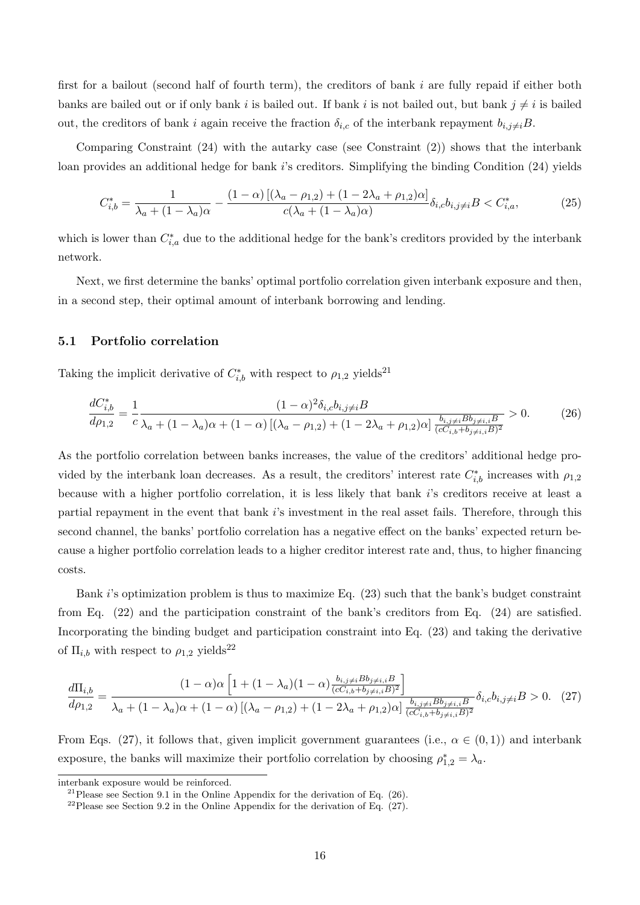first for a bailout (second half of fourth term), the creditors of bank $i$ are fully repaid if either both banks are bailed out or if only bank $i$ is bailed out. If bank $i$ is not bailed out, but bank $j \neq i$ is bailed out, the creditors of bank $i$ again receive the fraction $\delta_{i,c}$ of the interbank repayment $b_{i,j\neq i}B$.

Comparing Constraint (24) with the autarky case (see Constraint (2)) shows that the interbank loan provides an additional hedge for bank $i$'s creditors. Simplifying the binding Condition (24) yields

$$C^*_{i,b} = \frac{1}{\lambda_a + (1-\lambda_a)\alpha} - \frac{(1-\alpha)\left[(\lambda_a - \rho_{1,2}) + (1 - 2\lambda_a + \rho_{1,2})\alpha\right]}{c(\lambda_a + (1-\lambda_a)\alpha)}\delta_{i,c} b_{i,j\neq i} B < C^*_{i,a}, \tag{25}$$

which is lower than $C^*_{i,a}$ due to the additional hedge for the bank's creditors provided by the interbank network.

Next, we first determine the banks' optimal portfolio correlation given interbank exposure and then, in a second step, their optimal amount of interbank borrowing and lending.

### 5.1 Portfolio correlation

Taking the implicit derivative of $C^*_{i,b}$ with respect to $\rho_{1,2}$ yields[21]

$$\frac{dC^*_{i,b}}{d\rho_{1,2}} = \frac{1}{c}\frac{(1-\alpha)^2 \delta_{i,c} b_{i,j\neq i} B}{\lambda_a + (1-\lambda_a)\alpha + (1-\alpha)\left[(\lambda_a - \rho_{1,2}) + (1-2\lambda_a + \rho_{1,2})\alpha\right]\frac{b_{i,j\neq i} B b_{j\neq i,i} B}{(cC_{i,b} + b_{j\neq i,i}B)^2}} > 0. \tag{26}$$

As the portfolio correlation between banks increases, the value of the creditors' additional hedge provided by the interbank loan decreases. As a result, the creditors' interest rate $C^*_{i,b}$ increases with $\rho_{1,2}$ because with a higher portfolio correlation, it is less likely that bank $i$'s creditors receive at least a partial repayment in the event that bank $i$'s investment in the real asset fails. Therefore, through this second channel, the banks' portfolio correlation has a negative effect on the banks' expected return because a higher portfolio correlation leads to a higher creditor interest rate and, thus, to higher financing costs.

Bank $i$'s optimization problem is thus to maximize Eq. (23) such that the bank's budget constraint from Eq. (22) and the participation constraint of the bank's creditors from Eq. (24) are satisfied. Incorporating the binding budget and participation constraint into Eq. (23) and taking the derivative of $\Pi_{i,b}$ with respect to $\rho_{1,2}$ yields[22]

$$\frac{d\Pi_{i,b}}{d\rho_{1,2}} = \frac{(1-\alpha)\alpha\left[1 + (1-\lambda_a)(1-\alpha)\frac{b_{i,j\neq i} B b_{j\neq i,i} B}{(cC_{i,b} + b_{j\neq i,i}B)^2}\right]}{\lambda_a + (1-\lambda_a)\alpha + (1-\alpha)\left[(\lambda_a - \rho_{1,2}) + (1-2\lambda_a + \rho_{1,2})\alpha\right]\frac{b_{i,j\neq i} B b_{j\neq i,i} B}{(cC_{i,b} + b_{j\neq i,i}B)^2}}\delta_{i,c} b_{i,j\neq i} B > 0. \tag{27}$$

From Eqs. (27), it follows that, given implicit government guarantees (i.e., $\alpha \in (0,1)$) and interbank exposure, the banks will maximize their portfolio correlation by choosing $\rho^*_{1,2} = \lambda_a$.

---

interbank exposure would be reinforced.

[21] Please see Section 9.1 in the Online Appendix for the derivation of Eq. (26).

[22] Please see Section 9.2 in the Online Appendix for the derivation of Eq. (27).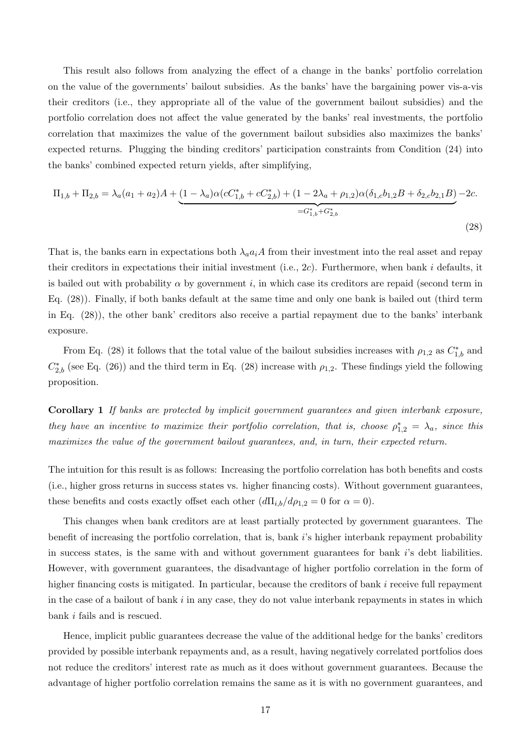This result also follows from analyzing the effect of a change in the banks' portfolio correlation on the value of the governments' bailout subsidies. As the banks' have the bargaining power vis-a-vis their creditors (i.e., they appropriate all of the value of the government bailout subsidies) and the portfolio correlation does not affect the value generated by the banks' real investments, the portfolio correlation that maximizes the value of the government bailout subsidies also maximizes the banks' expected returns. Plugging the binding creditors' participation constraints from Condition (24) into the banks' combined expected return yields, after simplifying,

$$\Pi_{1,b} + \Pi_{2,b} = \lambda_a(a_1 + a_2)A + \underbrace{(1-\lambda_a)\alpha(cC^*_{1,b} + cC^*_{2,b}) + (1 - 2\lambda_a + \rho_{1,2})\alpha(\delta_{1,c}b_{1,2}B + \delta_{2,c}b_{2,1}B)}_{=G^*_{1,b}+G^*_{2,b}} - 2c. \tag{28}$$

That is, the banks earn in expectations both $\lambda_a a_i A$ from their investment into the real asset and repay their creditors in expectations their initial investment (i.e., $2c$). Furthermore, when bank $i$ defaults, it is bailed out with probability $\alpha$ by government $i$, in which case its creditors are repaid (second term in Eq. (28)). Finally, if both banks default at the same time and only one bank is bailed out (third term in Eq. (28)), the other bank' creditors also receive a partial repayment due to the banks' interbank exposure.

From Eq. (28) it follows that the total value of the bailout subsidies increases with $\rho_{1,2}$ as $C^*_{1,b}$ and $C^*_{2,b}$ (see Eq. (26)) and the third term in Eq. (28) increase with $\rho_{1,2}$. These findings yield the following proposition.

**Corollary 1** *If banks are protected by implicit government guarantees and given interbank exposure, they have an incentive to maximize their portfolio correlation, that is, choose $\rho^*_{1,2} = \lambda_a$, since this maximizes the value of the government bailout guarantees, and, in turn, their expected return.*

The intuition for this result is as follows: Increasing the portfolio correlation has both benefits and costs (i.e., higher gross returns in success states vs. higher financing costs). Without government guarantees, these benefits and costs exactly offset each other ($d\Pi_{i,b}/d\rho_{1,2} = 0$ for $\alpha = 0$).

This changes when bank creditors are at least partially protected by government guarantees. The benefit of increasing the portfolio correlation, that is, bank $i$'s higher interbank repayment probability in success states, is the same with and without government guarantees for bank $i$'s debt liabilities. However, with government guarantees, the disadvantage of higher portfolio correlation in the form of higher financing costs is mitigated. In particular, because the creditors of bank $i$ receive full repayment in the case of a bailout of bank $i$ in any case, they do not value interbank repayments in states in which bank $i$ fails and is rescued.

Hence, implicit public guarantees decrease the value of the additional hedge for the banks' creditors provided by possible interbank repayments and, as a result, having negatively correlated portfolios does not reduce the creditors' interest rate as much as it does without government guarantees. Because the advantage of higher portfolio correlation remains the same as it is with no government guarantees, and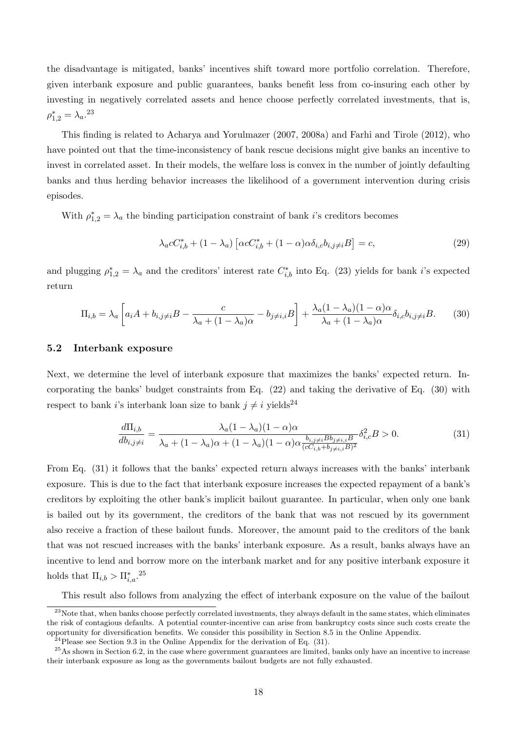the disadvantage is mitigated, banks' incentives shift toward more portfolio correlation. Therefore, given interbank exposure and public guarantees, banks benefit less from co-insuring each other by investing in negatively correlated assets and hence choose perfectly correlated investments, that is, $\rho^*_{1,2} = \lambda_a$.[23]

This finding is related to Acharya and Yorulmazer (2007, 2008a) and Farhi and Tirole (2012), who have pointed out that the time-inconsistency of bank rescue decisions might give banks an incentive to invest in correlated asset. In their models, the welfare loss is convex in the number of jointly defaulting banks and thus herding behavior increases the likelihood of a government intervention during crisis episodes.

With $\rho^*_{1,2} = \lambda_a$ the binding participation constraint of bank $i$'s creditors becomes

$$\lambda_a c C^*_{i,b} + (1-\lambda_a)\left[\alpha c C^*_{i,b} + (1-\alpha)\alpha\delta_{i,c} b_{i,j\neq i} B\right] = c, \tag{29}$$

and plugging $\rho^*_{1,2} = \lambda_a$ and the creditors' interest rate $C^*_{i,b}$ into Eq. (23) yields for bank $i$'s expected return

$$\Pi_{i,b} = \lambda_a \left[a_i A + b_{i,j\neq i} B - \frac{c}{\lambda_a + (1-\lambda_a)\alpha} - b_{j\neq i,i} B\right] + \frac{\lambda_a(1-\lambda_a)(1-\alpha)\alpha}{\lambda_a + (1-\lambda_a)\alpha}\delta_{i,c} b_{i,j\neq i} B. \tag{30}$$

## 5.2 Interbank exposure

Next, we determine the level of interbank exposure that maximizes the banks' expected return. Incorporating the banks' budget constraints from Eq. (22) and taking the derivative of Eq. (30) with respect to bank $i$'s interbank loan size to bank $j \neq i$ yields[24]

$$\frac{d\Pi_{i,b}}{db_{i,j\neq i}} = \frac{\lambda_a(1-\lambda_a)(1-\alpha)\alpha}{\lambda_a + (1-\lambda_a)\alpha + (1-\lambda_a)(1-\alpha)\alpha\frac{b_{i,j\neq i}Bb_{j\neq i,i}B}{(cC_{i,b}+b_{j\neq i,i}B)^2}}\delta^2_{i,c} B > 0. \tag{31}$$

From Eq. (31) it follows that the banks' expected return always increases with the banks' interbank exposure. This is due to the fact that interbank exposure increases the expected repayment of a bank's creditors by exploiting the other bank's implicit bailout guarantee. In particular, when only one bank is bailed out by its government, the creditors of the bank that was not rescued by its government also receive a fraction of these bailout funds. Moreover, the amount paid to the creditors of the bank that was not rescued increases with the banks' interbank exposure. As a result, banks always have an incentive to lend and borrow more on the interbank market and for any positive interbank exposure it holds that $\Pi_{i,b} > \Pi^*_{i,a}$.[25]

This result also follows from analyzing the effect of interbank exposure on the value of the bailout

[23] Note that, when banks choose perfectly correlated investments, they always default in the same states, which eliminates the risk of contagious defaults. A potential counter-incentive can arise from bankruptcy costs since such costs create the opportunity for diversification benefits. We consider this possibility in Section 8.5 in the Online Appendix.

[24] Please see Section 9.3 in the Online Appendix for the derivation of Eq. (31).

[25] As shown in Section 6.2, in the case where government guarantees are limited, banks only have an incentive to increase their interbank exposure as long as the governments bailout budgets are not fully exhausted.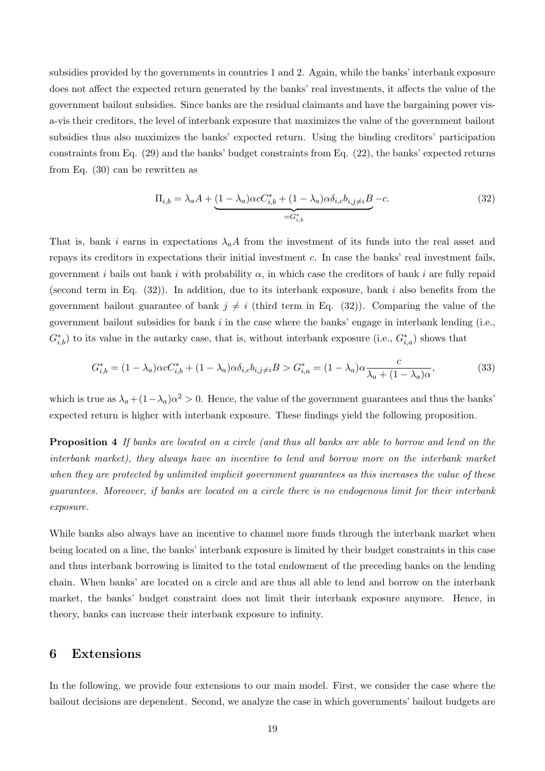subsidies provided by the governments in countries 1 and 2. Again, while the banks' interbank exposure does not affect the expected return generated by the banks' real investments, it affects the value of the government bailout subsidies. Since banks are the residual claimants and have the bargaining power vis-a-vis their creditors, the level of interbank exposure that maximizes the value of the government bailout subsidies thus also maximizes the banks' expected return. Using the binding creditors' participation constraints from Eq. (29) and the banks' budget constraints from Eq. (22), the banks' expected returns from Eq. (30) can be rewritten as

$$\Pi_{i,b} = \lambda_a A + \underbrace{(1-\lambda_a)\alpha c C^*_{i,b} + (1-\lambda_a)\alpha\delta_{i,c} b_{i,j\neq i} B}_{=G^*_{i,b}} - c. \tag{32}$$

That is, bank $i$ earns in expectations $\lambda_a A$ from the investment of its funds into the real asset and repays its creditors in expectations their initial investment $c$. In case the banks' real investment fails, government $i$ bails out bank $i$ with probability $\alpha$, in which case the creditors of bank $i$ are fully repaid (second term in Eq. (32)). In addition, due to its interbank exposure, bank $i$ also benefits from the government bailout guarantee of bank $j \neq i$ (third term in Eq. (32)). Comparing the value of the government bailout subsidies for bank $i$ in the case where the banks' engage in interbank lending (i.e., $G^*_{i,b}$) to its value in the autarky case, that is, without interbank exposure (i.e., $G^*_{i,a}$) shows that

$$G^*_{i,b} = (1-\lambda_a)\alpha c C^*_{i,b} + (1-\lambda_a)\alpha\delta_{i,c} b_{i,j\neq i} B > G^*_{i,a} = (1-\lambda_a)\alpha \frac{c}{\lambda_a + (1-\lambda_a)\alpha}, \tag{33}$$

which is true as $\lambda_a + (1-\lambda_a)\alpha^2 > 0$. Hence, the value of the government guarantees and thus the banks' expected return is higher with interbank exposure. These findings yield the following proposition.

**Proposition 4** *If banks are located on a circle (and thus all banks are able to borrow and lend on the interbank market), they always have an incentive to lend and borrow more on the interbank market when they are protected by unlimited implicit government guarantees as this increases the value of these guarantees. Moreover, if banks are located on a circle there is no endogenous limit for their interbank exposure.*

While banks also always have an incentive to channel more funds through the interbank market when being located on a line, the banks' interbank exposure is limited by their budget constraints in this case and thus interbank borrowing is limited to the total endowment of the preceding banks on the lending chain. When banks' are located on a circle and are thus all able to lend and borrow on the interbank market, the banks' budget constraint does not limit their interbank exposure anymore. Hence, in theory, banks can increase their interbank exposure to infinity.

## 6 Extensions

In the following, we provide four extensions to our main model. First, we consider the case where the bailout decisions are dependent. Second, we analyze the case in which governments' bailout budgets are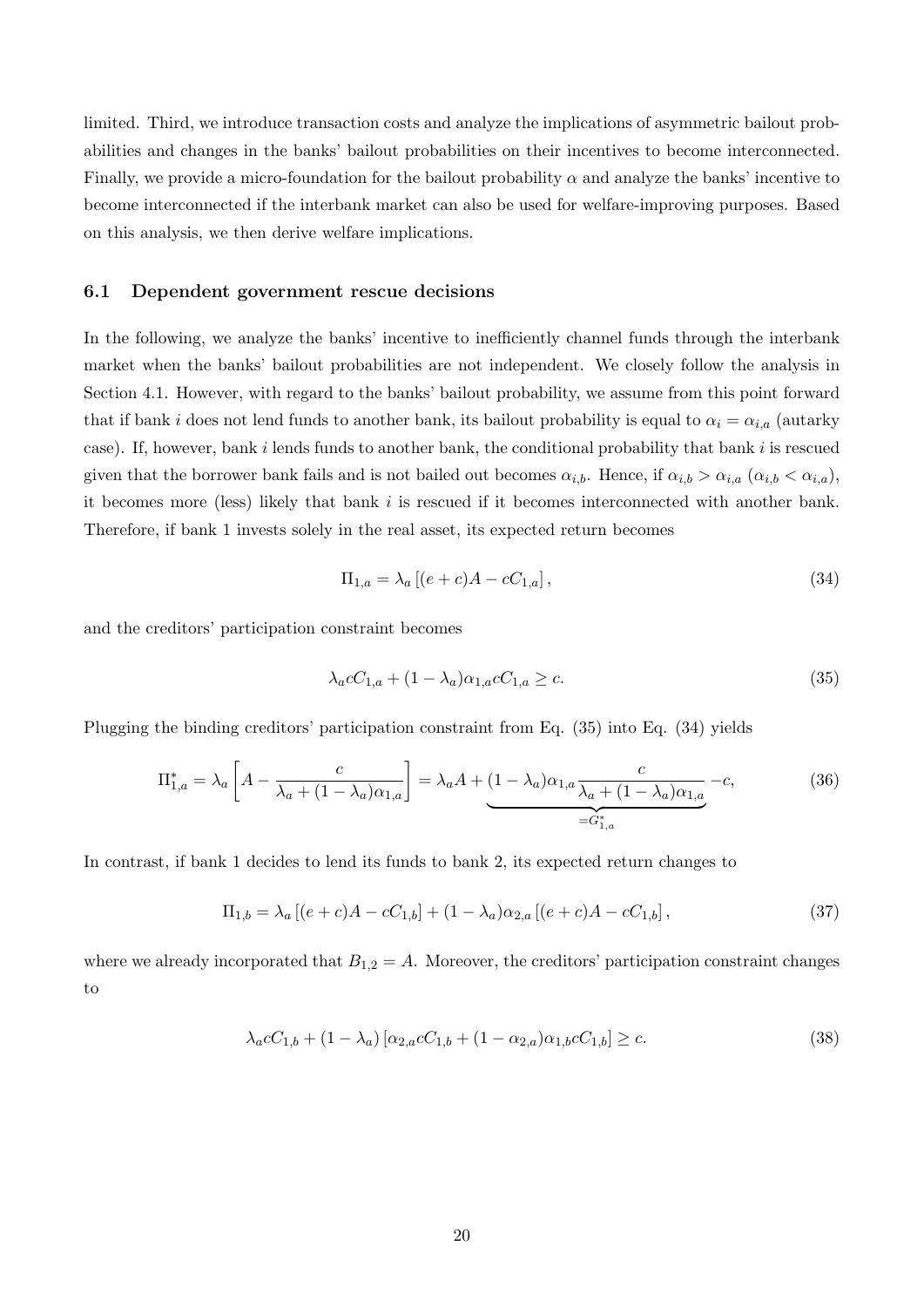limited. Third, we introduce transaction costs and analyze the implications of asymmetric bailout probabilities and changes in the banks' bailout probabilities on their incentives to become interconnected. Finally, we provide a micro-foundation for the bailout probability $\alpha$ and analyze the banks' incentive to become interconnected if the interbank market can also be used for welfare-improving purposes. Based on this analysis, we then derive welfare implications.

### 6.1 Dependent government rescue decisions

In the following, we analyze the banks' incentive to inefficiently channel funds through the interbank market when the banks' bailout probabilities are not independent. We closely follow the analysis in Section 4.1. However, with regard to the banks' bailout probability, we assume from this point forward that if bank $i$ does not lend funds to another bank, its bailout probability is equal to $\alpha_i = \alpha_{i,a}$ (autarky case). If, however, bank $i$ lends funds to another bank, the conditional probability that bank $i$ is rescued given that the borrower bank fails and is not bailed out becomes $\alpha_{i,b}$. Hence, if $\alpha_{i,b} > \alpha_{i,a}$ ($\alpha_{i,b} < \alpha_{i,a}$), it becomes more (less) likely that bank $i$ is rescued if it becomes interconnected with another bank. Therefore, if bank 1 invests solely in the real asset, its expected return becomes

$$\Pi_{1,a} = \lambda_a \left[(e+c)A - cC_{1,a}\right], \tag{34}$$

and the creditors' participation constraint becomes

$$\lambda_a c C_{1,a} + (1-\lambda_a)\alpha_{1,a} c C_{1,a} \geq c. \tag{35}$$

Plugging the binding creditors' participation constraint from Eq. (35) into Eq. (34) yields

$$\Pi^*_{1,a} = \lambda_a \left[A - \frac{c}{\lambda_a + (1-\lambda_a)\alpha_{1,a}}\right] = \lambda_a A + \underbrace{(1-\lambda_a)\alpha_{1,a}\frac{c}{\lambda_a + (1-\lambda_a)\alpha_{1,a}}}_{=G^*_{1,a}} - c, \tag{36}$$

In contrast, if bank 1 decides to lend its funds to bank 2, its expected return changes to

$$\Pi_{1,b} = \lambda_a \left[(e+c)A - cC_{1,b}\right] + (1-\lambda_a)\alpha_{2,a}\left[(e+c)A - cC_{1,b}\right], \tag{37}$$

where we already incorporated that $B_{1,2} = A$. Moreover, the creditors' participation constraint changes to

$$\lambda_a c C_{1,b} + (1-\lambda_a)\left[\alpha_{2,a} c C_{1,b} + (1-\alpha_{2,a})\alpha_{1,b} c C_{1,b}\right] \geq c. \tag{38}$$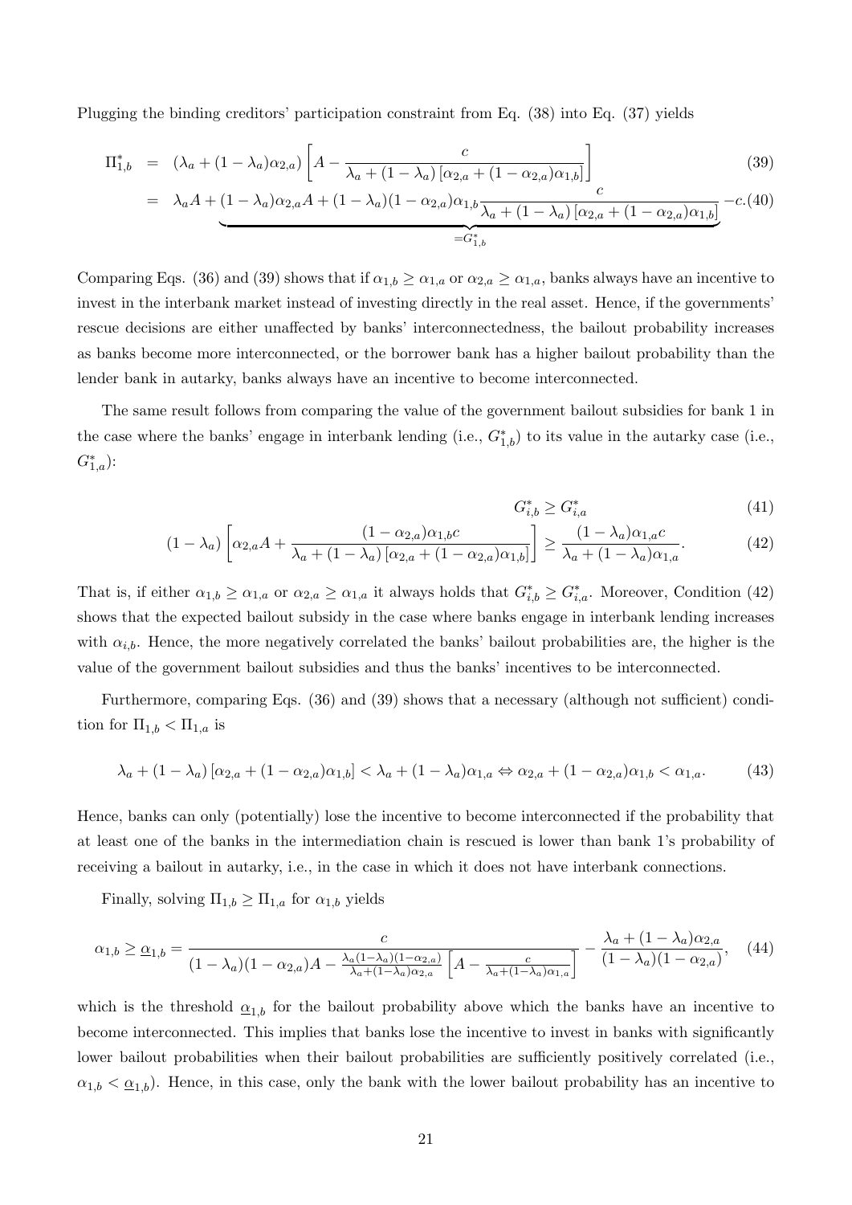Plugging the binding creditors' participation constraint from Eq. (38) into Eq. (37) yields

$$
\begin{aligned}
\Pi_{1,b}^{*} &= (\lambda_a + (1-\lambda_a)\alpha_{2,a}) \left[ A - \frac{c}{\lambda_a + (1-\lambda_a)\left[\alpha_{2,a} + (1-\alpha_{2,a})\alpha_{1,b}\right]} \right] && (39) \\
&= \lambda_a A + \underbrace{(1-\lambda_a)\alpha_{2,a} A + (1-\lambda_a)(1-\alpha_{2,a})\alpha_{1,b} \frac{c}{\lambda_a + (1-\lambda_a)\left[\alpha_{2,a} + (1-\alpha_{2,a})\alpha_{1,b}\right]}}_{=G_{1,b}^{*}} - c. && (40)
\end{aligned}
$$

Comparing Eqs. (36) and (39) shows that if $\alpha_{1,b} \geq \alpha_{1,a}$ or $\alpha_{2,a} \geq \alpha_{1,a}$, banks always have an incentive to invest in the interbank market instead of investing directly in the real asset. Hence, if the governments' rescue decisions are either unaffected by banks' interconnectedness, the bailout probability increases as banks become more interconnected, or the borrower bank has a higher bailout probability than the lender bank in autarky, banks always have an incentive to become interconnected.

The same result follows from comparing the value of the government bailout subsidies for bank 1 in the case where the banks' engage in interbank lending (i.e., $G_{1,b}^{*}$) to its value in the autarky case (i.e., $G_{1,a}^{*}$):

$$
G_{i,b}^{*} \geq G_{i,a}^{*} \tag{41}
$$

$$
(1-\lambda_a)\left[\alpha_{2,a} A + \frac{(1-\alpha_{2,a})\alpha_{1,b} c}{\lambda_a + (1-\lambda_a)\left[\alpha_{2,a} + (1-\alpha_{2,a})\alpha_{1,b}\right]}\right] \geq \frac{(1-\lambda_a)\alpha_{1,a} c}{\lambda_a + (1-\lambda_a)\alpha_{1,a}}. \tag{42}
$$

That is, if either $\alpha_{1,b} \geq \alpha_{1,a}$ or $\alpha_{2,a} \geq \alpha_{1,a}$ it always holds that $G_{i,b}^{*} \geq G_{i,a}^{*}$. Moreover, Condition (42) shows that the expected bailout subsidy in the case where banks engage in interbank lending increases with $\alpha_{i,b}$. Hence, the more negatively correlated the banks' bailout probabilities are, the higher is the value of the government bailout subsidies and thus the banks' incentives to be interconnected.

Furthermore, comparing Eqs. (36) and (39) shows that a necessary (although not sufficient) condition for $\Pi_{1,b} < \Pi_{1,a}$ is

$$
\lambda_a + (1-\lambda_a)\left[\alpha_{2,a} + (1-\alpha_{2,a})\alpha_{1,b}\right] < \lambda_a + (1-\lambda_a)\alpha_{1,a} \Leftrightarrow \alpha_{2,a} + (1-\alpha_{2,a})\alpha_{1,b} < \alpha_{1,a}. \tag{43}
$$

Hence, banks can only (potentially) lose the incentive to become interconnected if the probability that at least one of the banks in the intermediation chain is rescued is lower than bank 1's probability of receiving a bailout in autarky, i.e., in the case in which it does not have interbank connections.

Finally, solving $\Pi_{1,b} \geq \Pi_{1,a}$ for $\alpha_{1,b}$ yields

$$
\alpha_{1,b} \geq \underline{\alpha}_{1,b} = \frac{c}{(1-\lambda_a)(1-\alpha_{2,a})A - \frac{\lambda_a(1-\lambda_a)(1-\alpha_{2,a})}{\lambda_a + (1-\lambda_a)\alpha_{2,a}}\left[A - \frac{c}{\lambda_a + (1-\lambda_a)\alpha_{1,a}}\right]} - \frac{\lambda_a + (1-\lambda_a)\alpha_{2,a}}{(1-\lambda_a)(1-\alpha_{2,a})}, \tag{44}
$$

which is the threshold $\underline{\alpha}_{1,b}$ for the bailout probability above which the banks have an incentive to become interconnected. This implies that banks lose the incentive to invest in banks with significantly lower bailout probabilities when their bailout probabilities are sufficiently positively correlated (i.e., $\alpha_{1,b} < \underline{\alpha}_{1,b}$). Hence, in this case, only the bank with the lower bailout probability has an incentive to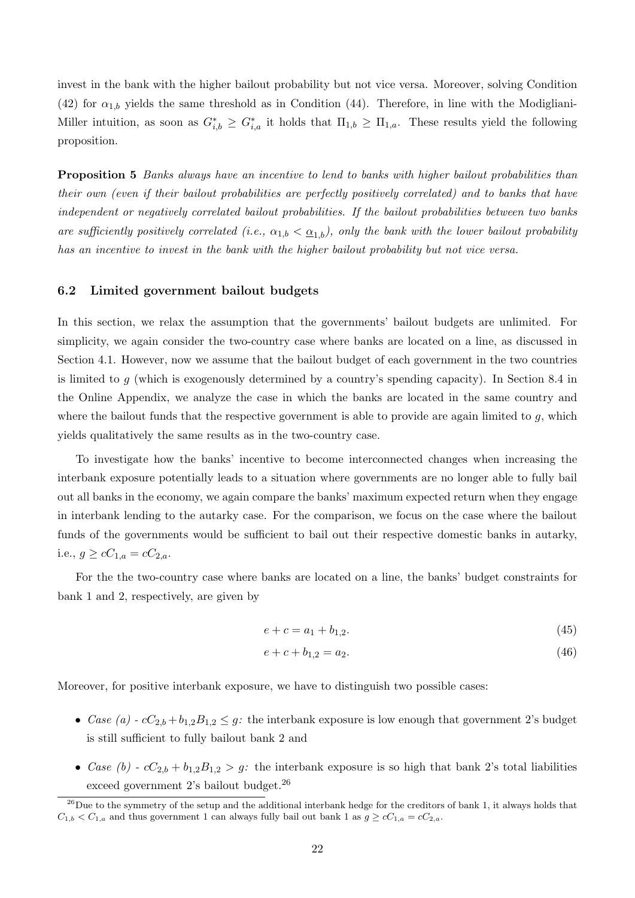invest in the bank with the higher bailout probability but not vice versa. Moreover, solving Condition (42) for $\alpha_{1,b}$ yields the same threshold as in Condition (44). Therefore, in line with the Modigliani-Miller intuition, as soon as $G^*_{i,b} \geq G^*_{i,a}$ it holds that $\Pi_{1,b} \geq \Pi_{1,a}$. These results yield the following proposition.

**Proposition 5** *Banks always have an incentive to lend to banks with higher bailout probabilities than their own (even if their bailout probabilities are perfectly positively correlated) and to banks that have independent or negatively correlated bailout probabilities. If the bailout probabilities between two banks are sufficiently positively correlated (i.e., $\alpha_{1,b} < \underline{\alpha}_{1,b}$), only the bank with the lower bailout probability has an incentive to invest in the bank with the higher bailout probability but not vice versa.*

### 6.2 Limited government bailout budgets

In this section, we relax the assumption that the governments' bailout budgets are unlimited. For simplicity, we again consider the two-country case where banks are located on a line, as discussed in Section 4.1. However, now we assume that the bailout budget of each government in the two countries is limited to $g$ (which is exogenously determined by a country's spending capacity). In Section 8.4 in the Online Appendix, we analyze the case in which the banks are located in the same country and where the bailout funds that the respective government is able to provide are again limited to $g$, which yields qualitatively the same results as in the two-country case.

To investigate how the banks' incentive to become interconnected changes when increasing the interbank exposure potentially leads to a situation where governments are no longer able to fully bail out all banks in the economy, we again compare the banks' maximum expected return when they engage in interbank lending to the autarky case. For the comparison, we focus on the case where the bailout funds of the governments would be sufficient to bail out their respective domestic banks in autarky, i.e., $g \geq cC_{1,a} = cC_{2,a}$.

For the the two-country case where banks are located on a line, the banks' budget constraints for bank 1 and 2, respectively, are given by

$$e + c = a_1 + b_{1,2}. \tag{45}$$

$$e + c + b_{1,2} = a_2. \tag{46}$$

Moreover, for positive interbank exposure, we have to distinguish two possible cases:

- *Case (a)* - $cC_{2,b} + b_{1,2}B_{1,2} \leq g$: the interbank exposure is low enough that government 2's budget is still sufficient to fully bailout bank 2 and
- *Case (b)* - $cC_{2,b} + b_{1,2}B_{1,2} > g$: the interbank exposure is so high that bank 2's total liabilities exceed government 2's bailout budget.[26]

[26] Due to the symmetry of the setup and the additional interbank hedge for the creditors of bank 1, it always holds that $C_{1,b} < C_{1,a}$ and thus government 1 can always fully bail out bank 1 as $g \geq cC_{1,a} = cC_{2,a}$.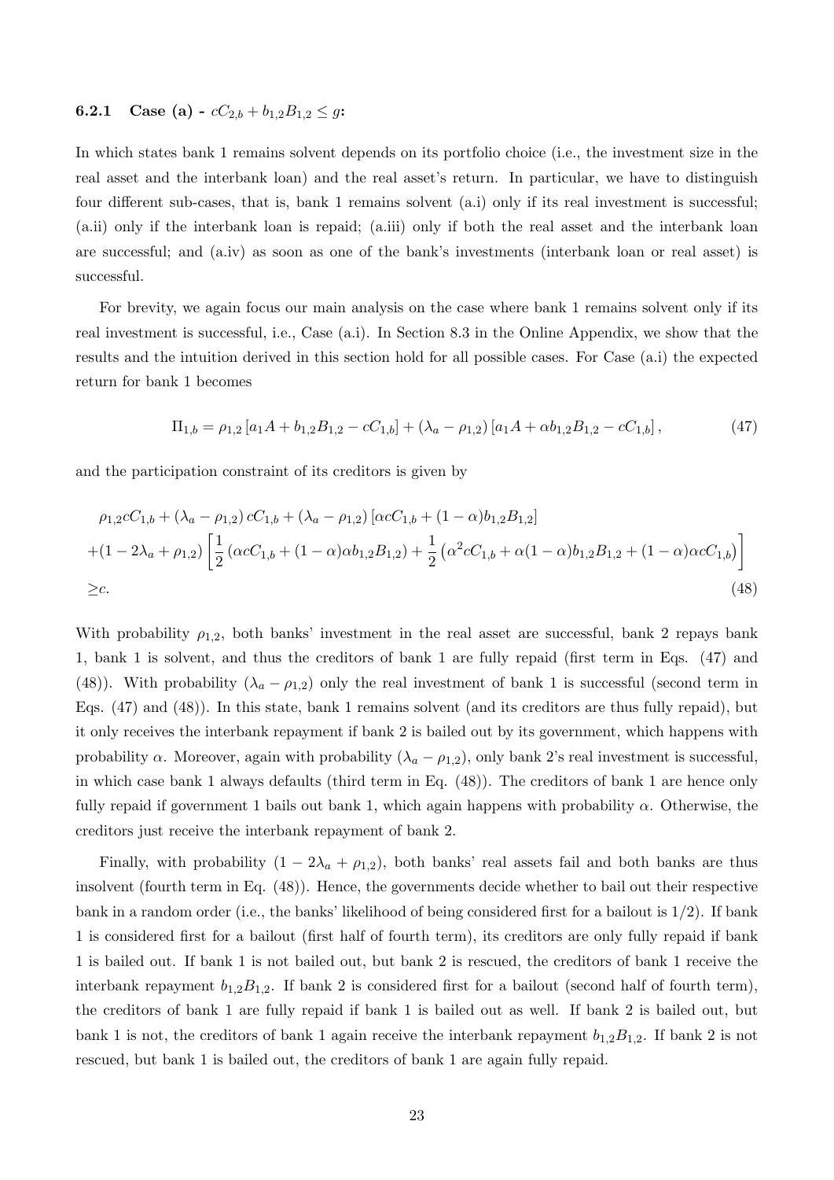#### 6.2.1 Case (a) - $cC_{2,b} + b_{1,2}B_{1,2} \leq g$:

In which states bank 1 remains solvent depends on its portfolio choice (i.e., the investment size in the real asset and the interbank loan) and the real asset's return. In particular, we have to distinguish four different sub-cases, that is, bank 1 remains solvent (a.i) only if its real investment is successful; (a.ii) only if the interbank loan is repaid; (a.iii) only if both the real asset and the interbank loan are successful; and (a.iv) as soon as one of the bank's investments (interbank loan or real asset) is successful.

For brevity, we again focus our main analysis on the case where bank 1 remains solvent only if its real investment is successful, i.e., Case (a.i). In Section 8.3 in the Online Appendix, we show that the results and the intuition derived in this section hold for all possible cases. For Case (a.i) the expected return for bank 1 becomes

$$\Pi_{1,b} = \rho_{1,2}\left[a_1 A + b_{1,2}B_{1,2} - cC_{1,b}\right] + (\lambda_a - \rho_{1,2})\left[a_1 A + \alpha b_{1,2}B_{1,2} - cC_{1,b}\right], \tag{47}$$

and the participation constraint of its creditors is given by

$$\begin{aligned}
&\rho_{1,2}cC_{1,b} + (\lambda_a - \rho_{1,2})\, cC_{1,b} + (\lambda_a - \rho_{1,2})\left[\alpha cC_{1,b} + (1-\alpha)b_{1,2}B_{1,2}\right] \\
&+(1 - 2\lambda_a + \rho_{1,2})\left[\frac{1}{2}\left(\alpha cC_{1,b} + (1-\alpha)\alpha b_{1,2}B_{1,2}\right) + \frac{1}{2}\left(\alpha^2 cC_{1,b} + \alpha(1-\alpha)b_{1,2}B_{1,2} + (1-\alpha)\alpha cC_{1,b}\right)\right] \\
&\geq c.
\end{aligned} \tag{48}$$

With probability $\rho_{1,2}$, both banks' investment in the real asset are successful, bank 2 repays bank 1, bank 1 is solvent, and thus the creditors of bank 1 are fully repaid (first term in Eqs. (47) and (48)). With probability $(\lambda_a - \rho_{1,2})$ only the real investment of bank 1 is successful (second term in Eqs. (47) and (48)). In this state, bank 1 remains solvent (and its creditors are thus fully repaid), but it only receives the interbank repayment if bank 2 is bailed out by its government, which happens with probability $\alpha$. Moreover, again with probability $(\lambda_a - \rho_{1,2})$, only bank 2's real investment is successful, in which case bank 1 always defaults (third term in Eq. (48)). The creditors of bank 1 are hence only fully repaid if government 1 bails out bank 1, which again happens with probability $\alpha$. Otherwise, the creditors just receive the interbank repayment of bank 2.

Finally, with probability $(1 - 2\lambda_a + \rho_{1,2})$, both banks' real assets fail and both banks are thus insolvent (fourth term in Eq. (48)). Hence, the governments decide whether to bail out their respective bank in a random order (i.e., the banks' likelihood of being considered first for a bailout is $1/2$). If bank 1 is considered first for a bailout (first half of fourth term), its creditors are only fully repaid if bank 1 is bailed out. If bank 1 is not bailed out, but bank 2 is rescued, the creditors of bank 1 receive the interbank repayment $b_{1,2}B_{1,2}$. If bank 2 is considered first for a bailout (second half of fourth term), the creditors of bank 1 are fully repaid if bank 1 is bailed out as well. If bank 2 is bailed out, but bank 1 is not, the creditors of bank 1 again receive the interbank repayment $b_{1,2}B_{1,2}$. If bank 2 is not rescued, but bank 1 is bailed out, the creditors of bank 1 are again fully repaid.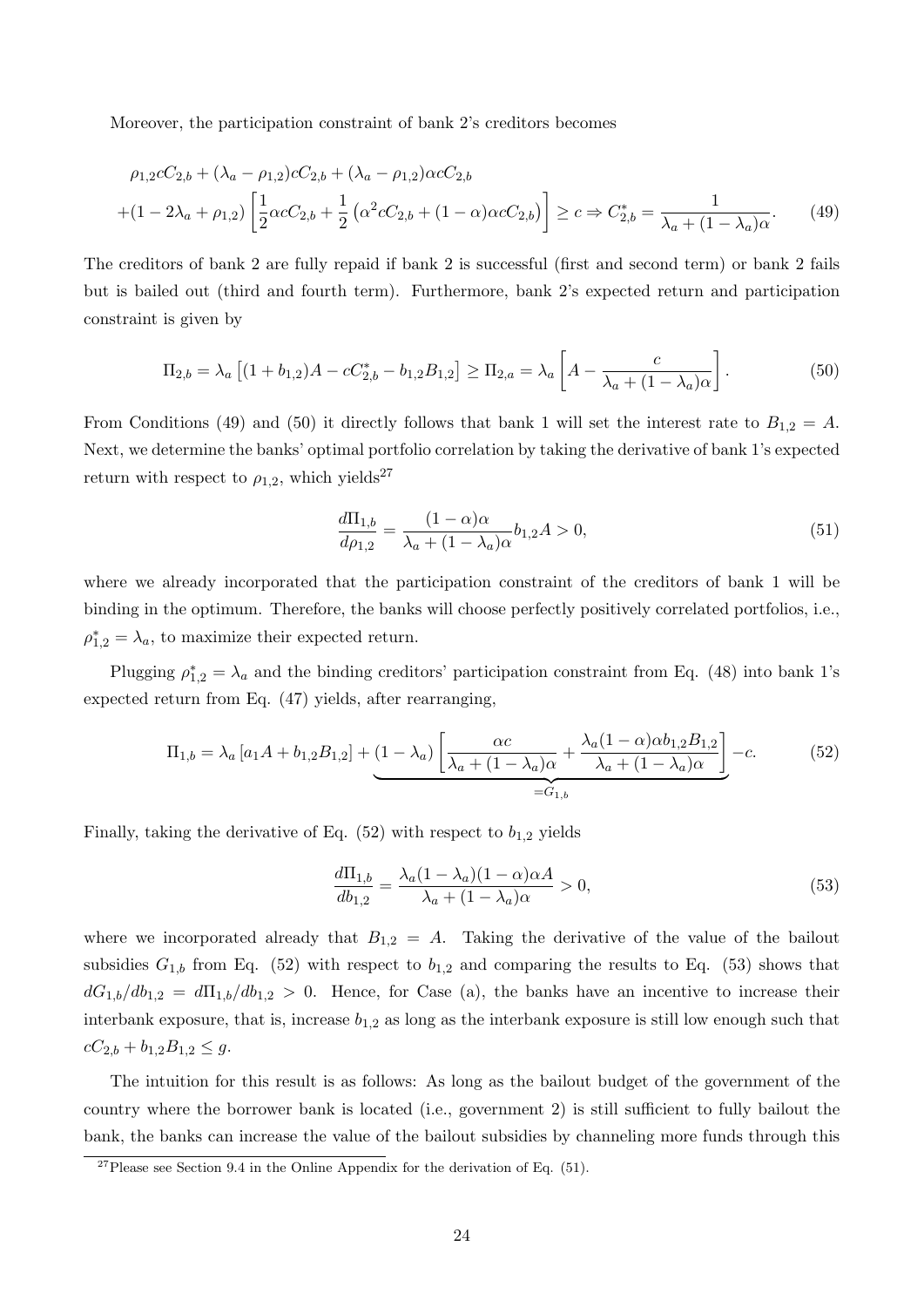Moreover, the participation constraint of bank 2's creditors becomes

$$\rho_{1,2}cC_{2,b} + (\lambda_a - \rho_{1,2})cC_{2,b} + (\lambda_a - \rho_{1,2})\alpha cC_{2,b}$$
$$+(1-2\lambda_a+\rho_{1,2})\left[\frac{1}{2}\alpha cC_{2,b} + \frac{1}{2}\left(\alpha^2 cC_{2,b} + (1-\alpha)\alpha cC_{2,b}\right)\right] \geq c \Rightarrow C^*_{2,b} = \frac{1}{\lambda_a + (1-\lambda_a)\alpha}. \tag{49}$$

The creditors of bank 2 are fully repaid if bank 2 is successful (first and second term) or bank 2 fails but is bailed out (third and fourth term). Furthermore, bank 2's expected return and participation constraint is given by

$$\Pi_{2,b} = \lambda_a\left[(1+b_{1,2})A - cC^*_{2,b} - b_{1,2}B_{1,2}\right] \geq \Pi_{2,a} = \lambda_a\left[A - \frac{c}{\lambda_a + (1-\lambda_a)\alpha}\right]. \tag{50}$$

From Conditions (49) and (50) it directly follows that bank 1 will set the interest rate to $B_{1,2} = A$. Next, we determine the banks' optimal portfolio correlation by taking the derivative of bank 1's expected return with respect to $\rho_{1,2}$, which yields[27]

$$\frac{d\Pi_{1,b}}{d\rho_{1,2}} = \frac{(1-\alpha)\alpha}{\lambda_a + (1-\lambda_a)\alpha}b_{1,2}A > 0, \tag{51}$$

where we already incorporated that the participation constraint of the creditors of bank 1 will be binding in the optimum. Therefore, the banks will choose perfectly positively correlated portfolios, i.e., $\rho^*_{1,2} = \lambda_a$, to maximize their expected return.

Plugging $\rho^*_{1,2} = \lambda_a$ and the binding creditors' participation constraint from Eq. (48) into bank 1's expected return from Eq. (47) yields, after rearranging,

$$\Pi_{1,b} = \lambda_a\left[a_1 A + b_{1,2}B_{1,2}\right] + \underbrace{(1-\lambda_a)\left[\frac{\alpha c}{\lambda_a + (1-\lambda_a)\alpha} + \frac{\lambda_a(1-\alpha)\alpha b_{1,2}B_{1,2}}{\lambda_a + (1-\lambda_a)\alpha}\right]}_{=G_{1,b}} - c. \tag{52}$$

Finally, taking the derivative of Eq. (52) with respect to $b_{1,2}$ yields

$$\frac{d\Pi_{1,b}}{db_{1,2}} = \frac{\lambda_a(1-\lambda_a)(1-\alpha)\alpha A}{\lambda_a + (1-\lambda_a)\alpha} > 0, \tag{53}$$

where we incorporated already that $B_{1,2} = A$. Taking the derivative of the value of the bailout subsidies $G_{1,b}$ from Eq. (52) with respect to $b_{1,2}$ and comparing the results to Eq. (53) shows that $dG_{1,b}/db_{1,2} = d\Pi_{1,b}/db_{1,2} > 0$. Hence, for Case (a), the banks have an incentive to increase their interbank exposure, that is, increase $b_{1,2}$ as long as the interbank exposure is still low enough such that $cC_{2,b} + b_{1,2}B_{1,2} \leq g$.

The intuition for this result is as follows: As long as the bailout budget of the government of the country where the borrower bank is located (i.e., government 2) is still sufficient to fully bailout the bank, the banks can increase the value of the bailout subsidies by channeling more funds through this

[27] Please see Section 9.4 in the Online Appendix for the derivation of Eq. (51).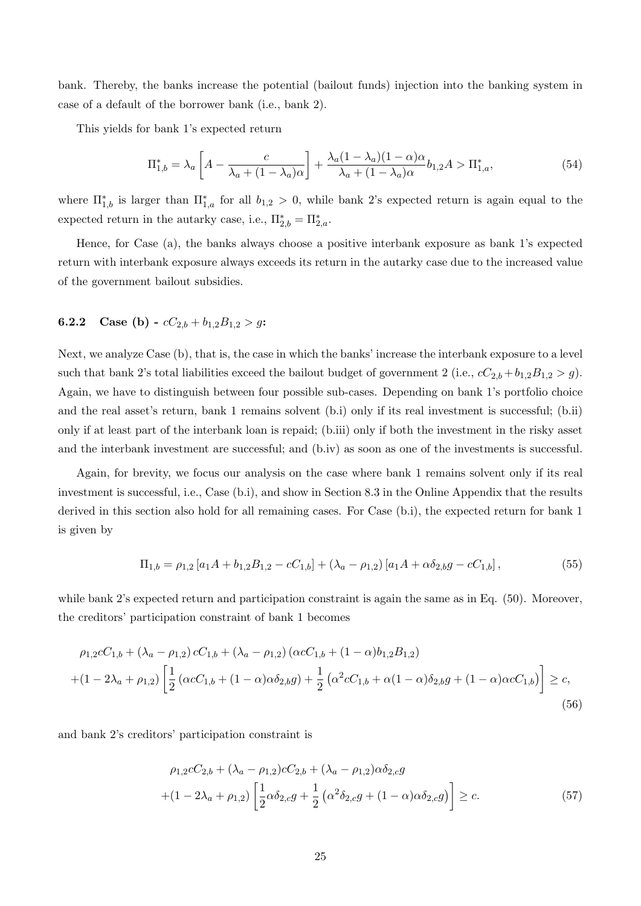bank. Thereby, the banks increase the potential (bailout funds) injection into the banking system in case of a default of the borrower bank (i.e., bank 2).

This yields for bank 1's expected return

$$\Pi^*_{1,b} = \lambda_a \left[ A - \frac{c}{\lambda_a + (1-\lambda_a)\alpha} \right] + \frac{\lambda_a(1-\lambda_a)(1-\alpha)\alpha}{\lambda_a + (1-\lambda_a)\alpha} b_{1,2} A > \Pi^*_{1,a}, \tag{54}$$

where $\Pi^*_{1,b}$ is larger than $\Pi^*_{1,a}$ for all $b_{1,2} > 0$, while bank 2's expected return is again equal to the expected return in the autarky case, i.e., $\Pi^*_{2,b} = \Pi^*_{2,a}$.

Hence, for Case (a), the banks always choose a positive interbank exposure as bank 1's expected return with interbank exposure always exceeds its return in the autarky case due to the increased value of the government bailout subsidies.

### 6.2.2 Case (b) - $cC_{2,b} + b_{1,2}B_{1,2} > g$:

Next, we analyze Case (b), that is, the case in which the banks' increase the interbank exposure to a level such that bank 2's total liabilities exceed the bailout budget of government 2 (i.e., $cC_{2,b} + b_{1,2}B_{1,2} > g$). Again, we have to distinguish between four possible sub-cases. Depending on bank 1's portfolio choice and the real asset's return, bank 1 remains solvent (b.i) only if its real investment is successful; (b.ii) only if at least part of the interbank loan is repaid; (b.iii) only if both the investment in the risky asset and the interbank investment are successful; and (b.iv) as soon as one of the investments is successful.

Again, for brevity, we focus our analysis on the case where bank 1 remains solvent only if its real investment is successful, i.e., Case (b.i), and show in Section 8.3 in the Online Appendix that the results derived in this section also hold for all remaining cases. For Case (b.i), the expected return for bank 1 is given by

$$\Pi_{1,b} = \rho_{1,2} \left[ a_1 A + b_{1,2} B_{1,2} - cC_{1,b} \right] + (\lambda_a - \rho_{1,2}) \left[ a_1 A + \alpha \delta_{2,b} g - cC_{1,b} \right], \tag{55}$$

while bank 2's expected return and participation constraint is again the same as in Eq. (50). Moreover, the creditors' participation constraint of bank 1 becomes

$$\begin{aligned} &\rho_{1,2} cC_{1,b} + (\lambda_a - \rho_{1,2})\, cC_{1,b} + (\lambda_a - \rho_{1,2}) \left( \alpha cC_{1,b} + (1-\alpha) b_{1,2} B_{1,2} \right) \\ &+ (1 - 2\lambda_a + \rho_{1,2}) \left[ \frac{1}{2} \left( \alpha cC_{1,b} + (1-\alpha)\alpha \delta_{2,b} g \right) + \frac{1}{2} \left( \alpha^2 cC_{1,b} + \alpha(1-\alpha)\delta_{2,b} g + (1-\alpha)\alpha cC_{1,b} \right) \right] \geq c, \end{aligned} \tag{56}$$

and bank 2's creditors' participation constraint is

$$\begin{aligned} &\rho_{1,2} cC_{2,b} + (\lambda_a - \rho_{1,2}) cC_{2,b} + (\lambda_a - \rho_{1,2}) \alpha \delta_{2,c} g \\ &+ (1 - 2\lambda_a + \rho_{1,2}) \left[ \frac{1}{2} \alpha \delta_{2,c} g + \frac{1}{2} \left( \alpha^2 \delta_{2,c} g + (1-\alpha)\alpha \delta_{2,c} g \right) \right] \geq c. \end{aligned} \tag{57}$$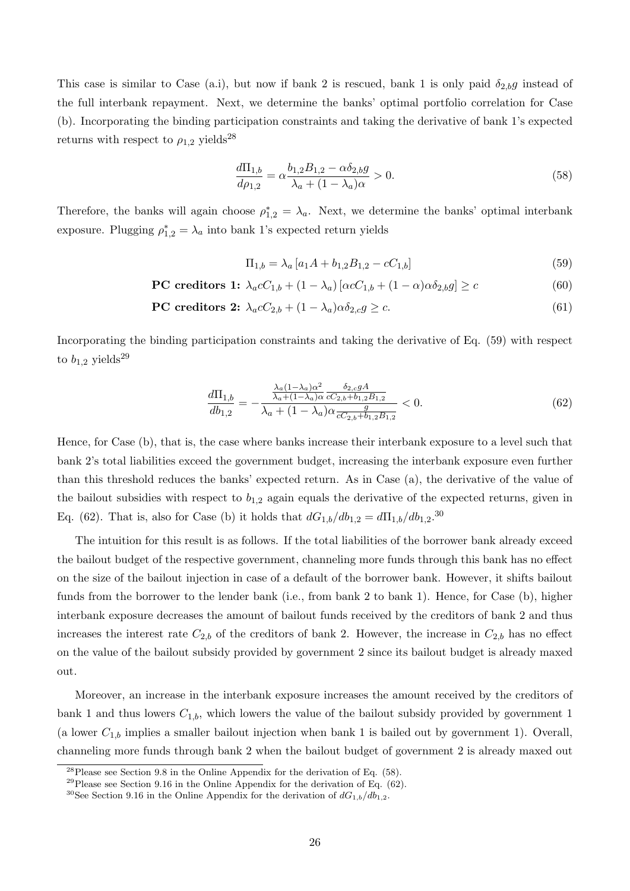This case is similar to Case (a.i), but now if bank 2 is rescued, bank 1 is only paid $\delta_{2,b}g$ instead of the full interbank repayment. Next, we determine the banks' optimal portfolio correlation for Case (b). Incorporating the binding participation constraints and taking the derivative of bank 1's expected returns with respect to $\rho_{1,2}$ yields[28]

$$\frac{d\Pi_{1,b}}{d\rho_{1,2}} = \alpha \frac{b_{1,2}B_{1,2} - \alpha\delta_{2,b}g}{\lambda_a + (1-\lambda_a)\alpha} > 0. \tag{58}$$

Therefore, the banks will again choose $\rho_{1,2}^* = \lambda_a$. Next, we determine the banks' optimal interbank exposure. Plugging $\rho_{1,2}^* = \lambda_a$ into bank 1's expected return yields

$$\Pi_{1,b} = \lambda_a \left[a_1 A + b_{1,2}B_{1,2} - cC_{1,b}\right] \tag{59}$$

$$\textbf{PC creditors 1: } \lambda_a cC_{1,b} + (1-\lambda_a)\left[\alpha cC_{1,b} + (1-\alpha)\alpha\delta_{2,b}g\right] \geq c \tag{60}$$

$$\textbf{PC creditors 2: } \lambda_a cC_{2,b} + (1-\lambda_a)\alpha\delta_{2,c}g \geq c. \tag{61}$$

Incorporating the binding participation constraints and taking the derivative of Eq. (59) with respect to $b_{1,2}$ yields[29]

$$\frac{d\Pi_{1,b}}{db_{1,2}} = -\frac{\frac{\lambda_a(1-\lambda_a)\alpha^2}{\lambda_a+(1-\lambda_a)\alpha}\frac{\delta_{2,c}gA}{cC_{2,b}+b_{1,2}B_{1,2}}}{\lambda_a + (1-\lambda_a)\alpha\frac{g}{cC_{2,b}+b_{1,2}B_{1,2}}} < 0. \tag{62}$$

Hence, for Case (b), that is, the case where banks increase their interbank exposure to a level such that bank 2's total liabilities exceed the government budget, increasing the interbank exposure even further than this threshold reduces the banks' expected return. As in Case (a), the derivative of the value of the bailout subsidies with respect to $b_{1,2}$ again equals the derivative of the expected returns, given in Eq. (62). That is, also for Case (b) it holds that $dG_{1,b}/db_{1,2} = d\Pi_{1,b}/db_{1,2}$.[30]

The intuition for this result is as follows. If the total liabilities of the borrower bank already exceed the bailout budget of the respective government, channeling more funds through this bank has no effect on the size of the bailout injection in case of a default of the borrower bank. However, it shifts bailout funds from the borrower to the lender bank (i.e., from bank 2 to bank 1). Hence, for Case (b), higher interbank exposure decreases the amount of bailout funds received by the creditors of bank 2 and thus increases the interest rate $C_{2,b}$ of the creditors of bank 2. However, the increase in $C_{2,b}$ has no effect on the value of the bailout subsidy provided by government 2 since its bailout budget is already maxed out.

Moreover, an increase in the interbank exposure increases the amount received by the creditors of bank 1 and thus lowers $C_{1,b}$, which lowers the value of the bailout subsidy provided by government 1 (a lower $C_{1,b}$ implies a smaller bailout injection when bank 1 is bailed out by government 1). Overall, channeling more funds through bank 2 when the bailout budget of government 2 is already maxed out

[28] Please see Section 9.8 in the Online Appendix for the derivation of Eq. (58).

[29] Please see Section 9.16 in the Online Appendix for the derivation of Eq. (62).

[30] See Section 9.16 in the Online Appendix for the derivation of $dG_{1,b}/db_{1,2}$.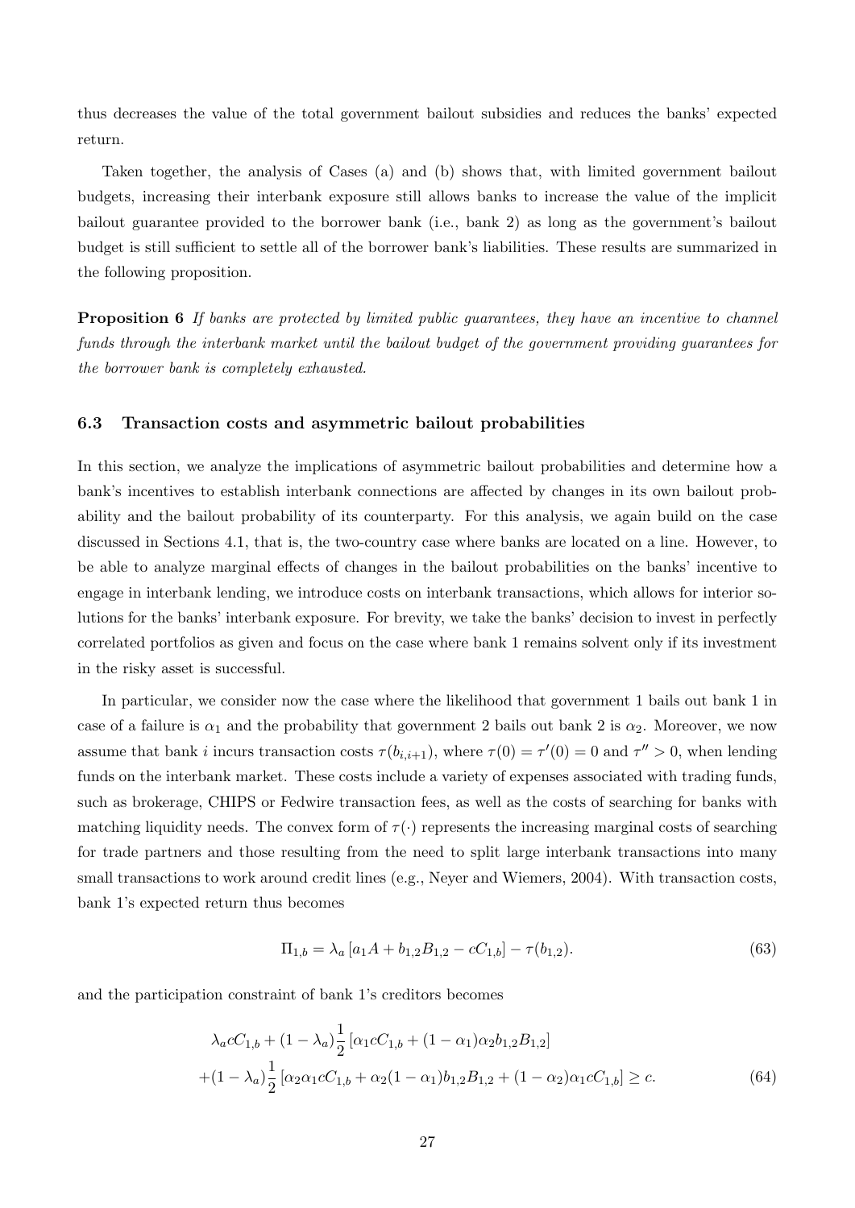thus decreases the value of the total government bailout subsidies and reduces the banks' expected return.

Taken together, the analysis of Cases (a) and (b) shows that, with limited government bailout budgets, increasing their interbank exposure still allows banks to increase the value of the implicit bailout guarantee provided to the borrower bank (i.e., bank 2) as long as the government's bailout budget is still sufficient to settle all of the borrower bank's liabilities. These results are summarized in the following proposition.

**Proposition 6** *If banks are protected by limited public guarantees, they have an incentive to channel funds through the interbank market until the bailout budget of the government providing guarantees for the borrower bank is completely exhausted.*

### 6.3 Transaction costs and asymmetric bailout probabilities

In this section, we analyze the implications of asymmetric bailout probabilities and determine how a bank's incentives to establish interbank connections are affected by changes in its own bailout probability and the bailout probability of its counterparty. For this analysis, we again build on the case discussed in Sections 4.1, that is, the two-country case where banks are located on a line. However, to be able to analyze marginal effects of changes in the bailout probabilities on the banks' incentive to engage in interbank lending, we introduce costs on interbank transactions, which allows for interior solutions for the banks' interbank exposure. For brevity, we take the banks' decision to invest in perfectly correlated portfolios as given and focus on the case where bank 1 remains solvent only if its investment in the risky asset is successful.

In particular, we consider now the case where the likelihood that government 1 bails out bank 1 in case of a failure is $\alpha_1$ and the probability that government 2 bails out bank 2 is $\alpha_2$. Moreover, we now assume that bank $i$ incurs transaction costs $\tau(b_{i,i+1})$, where $\tau(0) = \tau'(0) = 0$ and $\tau'' > 0$, when lending funds on the interbank market. These costs include a variety of expenses associated with trading funds, such as brokerage, CHIPS or Fedwire transaction fees, as well as the costs of searching for banks with matching liquidity needs. The convex form of $\tau(\cdot)$ represents the increasing marginal costs of searching for trade partners and those resulting from the need to split large interbank transactions into many small transactions to work around credit lines (e.g., Neyer and Wiemers, 2004). With transaction costs, bank 1's expected return thus becomes

$$\Pi_{1,b} = \lambda_a \left[a_1 A + b_{1,2} B_{1,2} - c C_{1,b}\right] - \tau(b_{1,2}). \tag{63}$$

and the participation constraint of bank 1's creditors becomes

$$\begin{aligned}
&\lambda_a c C_{1,b} + (1-\lambda_a)\frac{1}{2}\left[\alpha_1 c C_{1,b} + (1-\alpha_1)\alpha_2 b_{1,2} B_{1,2}\right] \\
&+(1-\lambda_a)\frac{1}{2}\left[\alpha_2 \alpha_1 c C_{1,b} + \alpha_2(1-\alpha_1) b_{1,2} B_{1,2} + (1-\alpha_2)\alpha_1 c C_{1,b}\right] \geq c.
\end{aligned} \tag{64}$$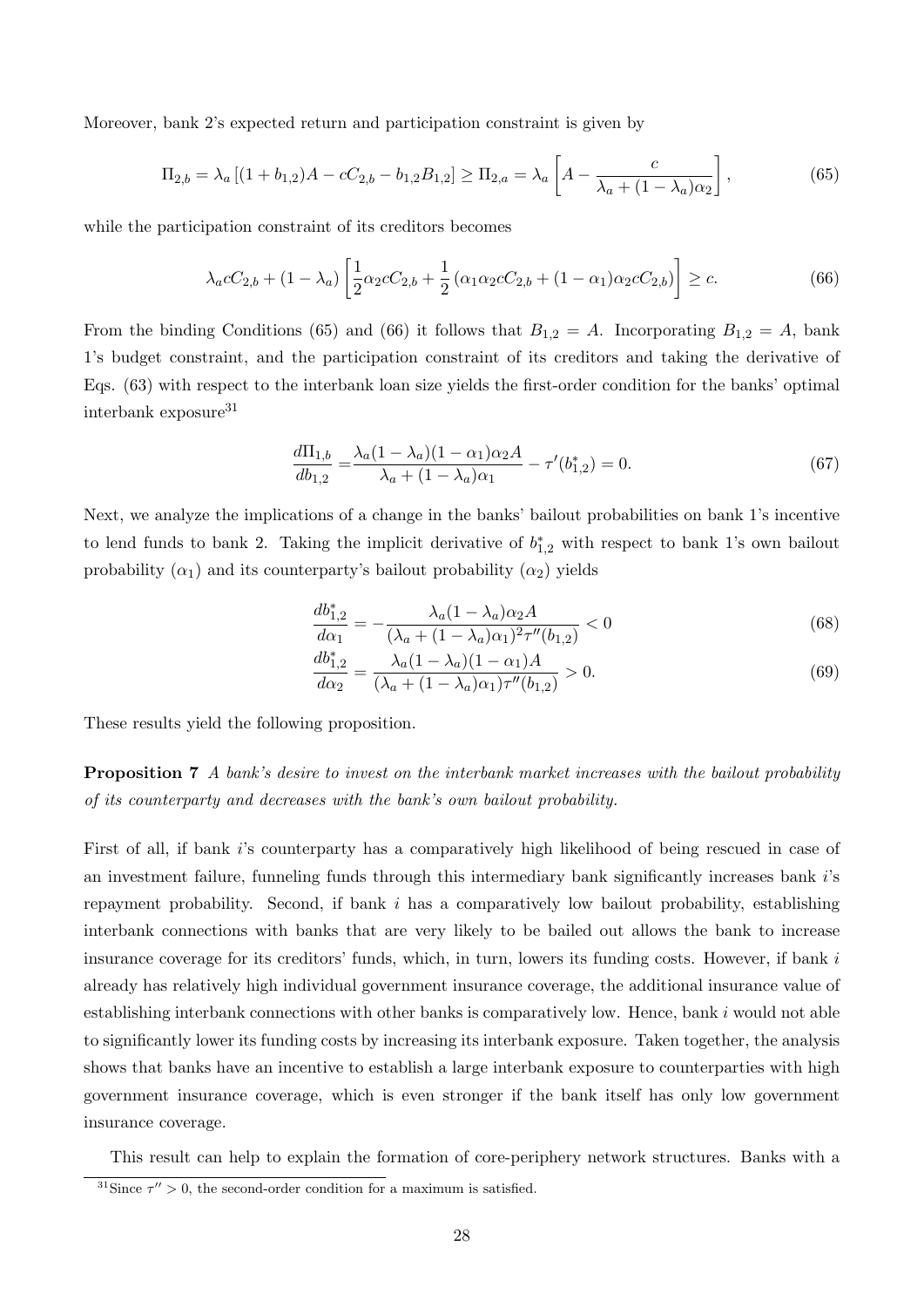Moreover, bank 2's expected return and participation constraint is given by

$$\Pi_{2,b} = \lambda_a \left[(1 + b_{1,2})A - cC_{2,b} - b_{1,2}B_{1,2}\right] \geq \Pi_{2,a} = \lambda_a \left[A - \frac{c}{\lambda_a + (1-\lambda_a)\alpha_2}\right], \tag{65}$$

while the participation constraint of its creditors becomes

$$\lambda_a cC_{2,b} + (1 - \lambda_a)\left[\frac{1}{2}\alpha_2 cC_{2,b} + \frac{1}{2}\left(\alpha_1\alpha_2 cC_{2,b} + (1-\alpha_1)\alpha_2 cC_{2,b}\right)\right] \geq c. \tag{66}$$

From the binding Conditions (65) and (66) it follows that $B_{1,2} = A$. Incorporating $B_{1,2} = A$, bank 1's budget constraint, and the participation constraint of its creditors and taking the derivative of Eqs. (63) with respect to the interbank loan size yields the first-order condition for the banks' optimal interbank exposure[31]

$$\frac{d\Pi_{1,b}}{db_{1,2}} = \frac{\lambda_a(1-\lambda_a)(1-\alpha_1)\alpha_2 A}{\lambda_a + (1-\lambda_a)\alpha_1} - \tau'(b^*_{1,2}) = 0. \tag{67}$$

Next, we analyze the implications of a change in the banks' bailout probabilities on bank 1's incentive to lend funds to bank 2. Taking the implicit derivative of $b^*_{1,2}$ with respect to bank 1's own bailout probability ($\alpha_1$) and its counterparty's bailout probability ($\alpha_2$) yields

$$\frac{db^*_{1,2}}{d\alpha_1} = -\frac{\lambda_a(1-\lambda_a)\alpha_2 A}{(\lambda_a + (1-\lambda_a)\alpha_1)^2\tau''(b_{1,2})} < 0 \tag{68}$$

$$\frac{db^*_{1,2}}{d\alpha_2} = \frac{\lambda_a(1-\lambda_a)(1-\alpha_1)A}{(\lambda_a + (1-\lambda_a)\alpha_1)\tau''(b_{1,2})} > 0. \tag{69}$$

These results yield the following proposition.

**Proposition 7** *A bank's desire to invest on the interbank market increases with the bailout probability of its counterparty and decreases with the bank's own bailout probability.*

First of all, if bank $i$'s counterparty has a comparatively high likelihood of being rescued in case of an investment failure, funneling funds through this intermediary bank significantly increases bank $i$'s repayment probability. Second, if bank $i$ has a comparatively low bailout probability, establishing interbank connections with banks that are very likely to be bailed out allows the bank to increase insurance coverage for its creditors' funds, which, in turn, lowers its funding costs. However, if bank $i$ already has relatively high individual government insurance coverage, the additional insurance value of establishing interbank connections with other banks is comparatively low. Hence, bank $i$ would not able to significantly lower its funding costs by increasing its interbank exposure. Taken together, the analysis shows that banks have an incentive to establish a large interbank exposure to counterparties with high government insurance coverage, which is even stronger if the bank itself has only low government insurance coverage.

This result can help to explain the formation of core-periphery network structures. Banks with a

[31] Since $\tau'' > 0$, the second-order condition for a maximum is satisfied.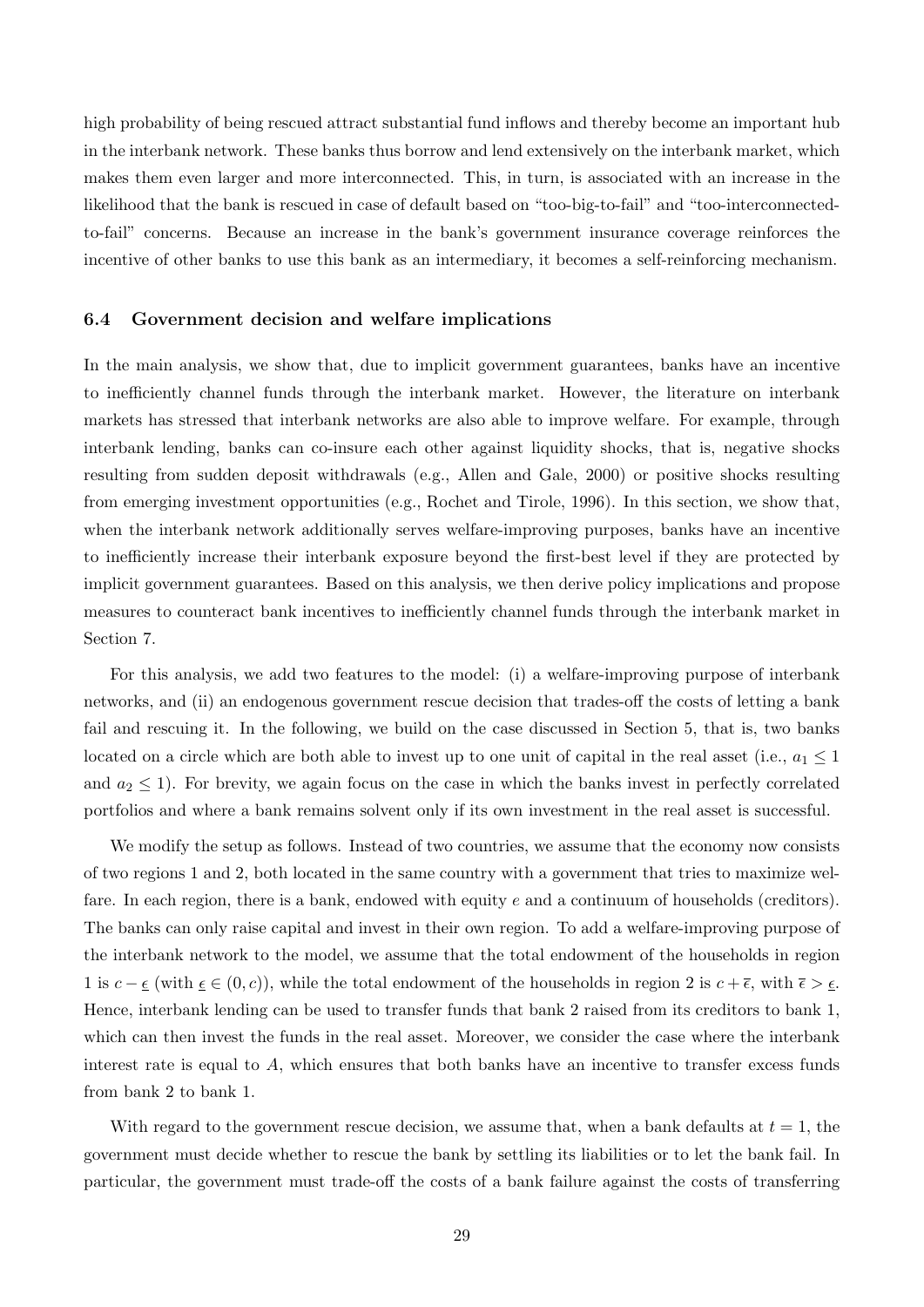high probability of being rescued attract substantial fund inflows and thereby become an important hub in the interbank network. These banks thus borrow and lend extensively on the interbank market, which makes them even larger and more interconnected. This, in turn, is associated with an increase in the likelihood that the bank is rescued in case of default based on "too-big-to-fail" and "too-interconnected-to-fail" concerns. Because an increase in the bank's government insurance coverage reinforces the incentive of other banks to use this bank as an intermediary, it becomes a self-reinforcing mechanism.

### 6.4 Government decision and welfare implications

In the main analysis, we show that, due to implicit government guarantees, banks have an incentive to inefficiently channel funds through the interbank market. However, the literature on interbank markets has stressed that interbank networks are also able to improve welfare. For example, through interbank lending, banks can co-insure each other against liquidity shocks, that is, negative shocks resulting from sudden deposit withdrawals (e.g., Allen and Gale, 2000) or positive shocks resulting from emerging investment opportunities (e.g., Rochet and Tirole, 1996). In this section, we show that, when the interbank network additionally serves welfare-improving purposes, banks have an incentive to inefficiently increase their interbank exposure beyond the first-best level if they are protected by implicit government guarantees. Based on this analysis, we then derive policy implications and propose measures to counteract bank incentives to inefficiently channel funds through the interbank market in Section 7.

For this analysis, we add two features to the model: (i) a welfare-improving purpose of interbank networks, and (ii) an endogenous government rescue decision that trades-off the costs of letting a bank fail and rescuing it. In the following, we build on the case discussed in Section 5, that is, two banks located on a circle which are both able to invest up to one unit of capital in the real asset (i.e., $a_1 \leq 1$ and $a_2 \leq 1$). For brevity, we again focus on the case in which the banks invest in perfectly correlated portfolios and where a bank remains solvent only if its own investment in the real asset is successful.

We modify the setup as follows. Instead of two countries, we assume that the economy now consists of two regions 1 and 2, both located in the same country with a government that tries to maximize welfare. In each region, there is a bank, endowed with equity $e$ and a continuum of households (creditors). The banks can only raise capital and invest in their own region. To add a welfare-improving purpose of the interbank network to the model, we assume that the total endowment of the households in region 1 is $c - \underline{\epsilon}$ (with $\underline{\epsilon} \in (0, c)$), while the total endowment of the households in region 2 is $c + \overline{\epsilon}$, with $\overline{\epsilon} > \underline{\epsilon}$. Hence, interbank lending can be used to transfer funds that bank 2 raised from its creditors to bank 1, which can then invest the funds in the real asset. Moreover, we consider the case where the interbank interest rate is equal to $A$, which ensures that both banks have an incentive to transfer excess funds from bank 2 to bank 1.

With regard to the government rescue decision, we assume that, when a bank defaults at $t = 1$, the government must decide whether to rescue the bank by settling its liabilities or to let the bank fail. In particular, the government must trade-off the costs of a bank failure against the costs of transferring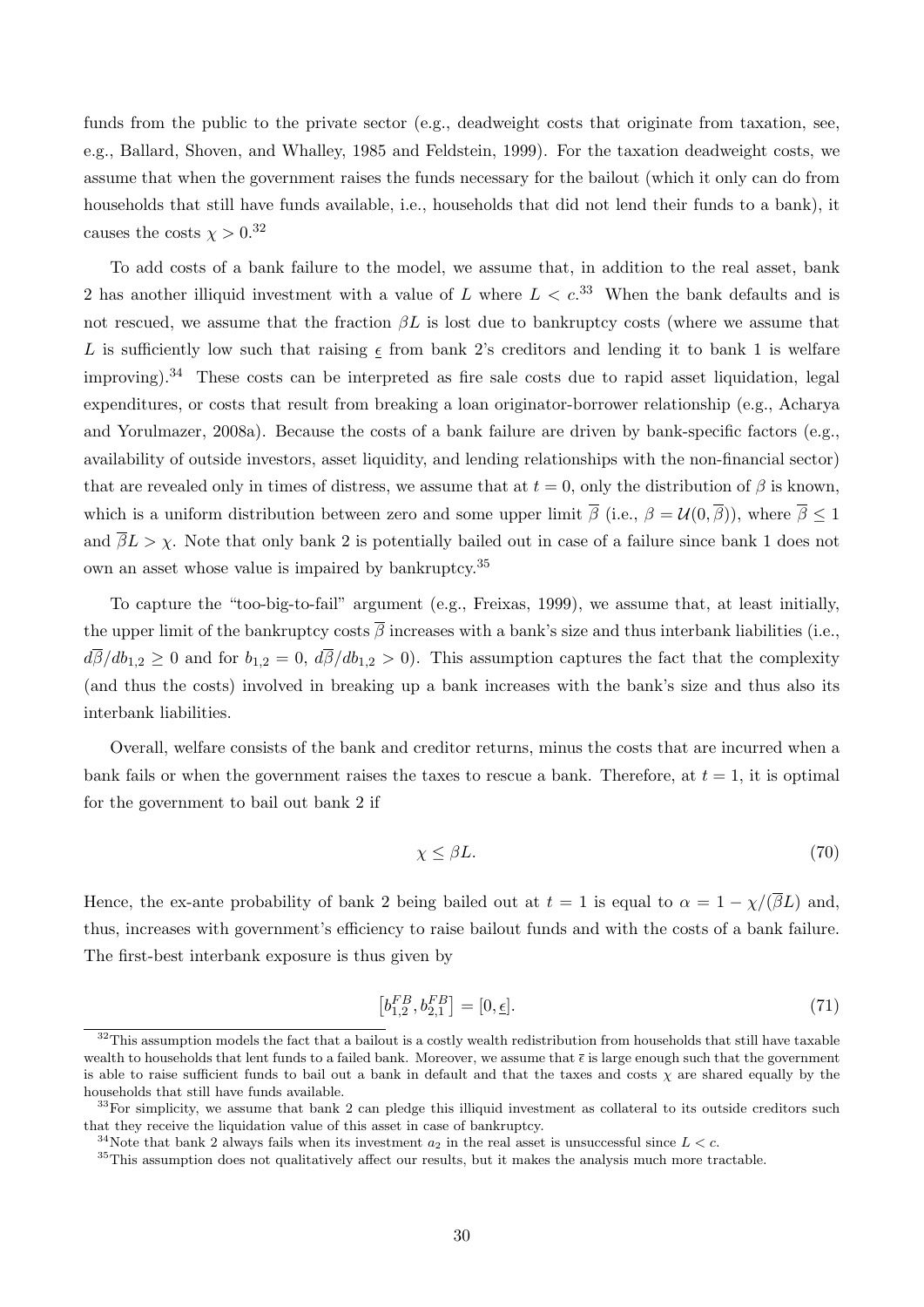funds from the public to the private sector (e.g., deadweight costs that originate from taxation, see, e.g., Ballard, Shoven, and Whalley, 1985 and Feldstein, 1999). For the taxation deadweight costs, we assume that when the government raises the funds necessary for the bailout (which it only can do from households that still have funds available, i.e., households that did not lend their funds to a bank), it causes the costs $\chi > 0$.[32]

To add costs of a bank failure to the model, we assume that, in addition to the real asset, bank 2 has another illiquid investment with a value of $L$ where $L < c$.[33] When the bank defaults and is not rescued, we assume that the fraction $\beta L$ is lost due to bankruptcy costs (where we assume that $L$ is sufficiently low such that raising $\underline{\epsilon}$ from bank 2's creditors and lending it to bank 1 is welfare improving).[34] These costs can be interpreted as fire sale costs due to rapid asset liquidation, legal expenditures, or costs that result from breaking a loan originator-borrower relationship (e.g., Acharya and Yorulmazer, 2008a). Because the costs of a bank failure are driven by bank-specific factors (e.g., availability of outside investors, asset liquidity, and lending relationships with the non-financial sector) that are revealed only in times of distress, we assume that at $t = 0$, only the distribution of $\beta$ is known, which is a uniform distribution between zero and some upper limit $\overline{\beta}$ (i.e., $\beta = \mathcal{U}(0, \overline{\beta})$), where $\overline{\beta} \leq 1$ and $\overline{\beta}L > \chi$. Note that only bank 2 is potentially bailed out in case of a failure since bank 1 does not own an asset whose value is impaired by bankruptcy.[35]

To capture the "too-big-to-fail" argument (e.g., Freixas, 1999), we assume that, at least initially, the upper limit of the bankruptcy costs $\overline{\beta}$ increases with a bank's size and thus interbank liabilities (i.e., $d\overline{\beta}/db_{1,2} \geq 0$ and for $b_{1,2} = 0$, $d\overline{\beta}/db_{1,2} > 0$). This assumption captures the fact that the complexity (and thus the costs) involved in breaking up a bank increases with the bank's size and thus also its interbank liabilities.

Overall, welfare consists of the bank and creditor returns, minus the costs that are incurred when a bank fails or when the government raises the taxes to rescue a bank. Therefore, at $t = 1$, it is optimal for the government to bail out bank 2 if

$$\chi \leq \beta L. \tag{70}$$

Hence, the ex-ante probability of bank 2 being bailed out at $t = 1$ is equal to $\alpha = 1 - \chi/(\overline{\beta}L)$ and, thus, increases with government's efficiency to raise bailout funds and with the costs of a bank failure. The first-best interbank exposure is thus given by

$$\left[b_{1,2}^{FB}, b_{2,1}^{FB}\right] = [0, \underline{\epsilon}]. \tag{71}$$

[32] This assumption models the fact that a bailout is a costly wealth redistribution from households that still have taxable wealth to households that lent funds to a failed bank. Moreover, we assume that $\overline{\epsilon}$ is large enough such that the government is able to raise sufficient funds to bail out a bank in default and that the taxes and costs $\chi$ are shared equally by the households that still have funds available.

[33] For simplicity, we assume that bank 2 can pledge this illiquid investment as collateral to its outside creditors such that they receive the liquidation value of this asset in case of bankruptcy.

[34] Note that bank 2 always fails when its investment $a_2$ in the real asset is unsuccessful since $L < c$.

[35] This assumption does not qualitatively affect our results, but it makes the analysis much more tractable.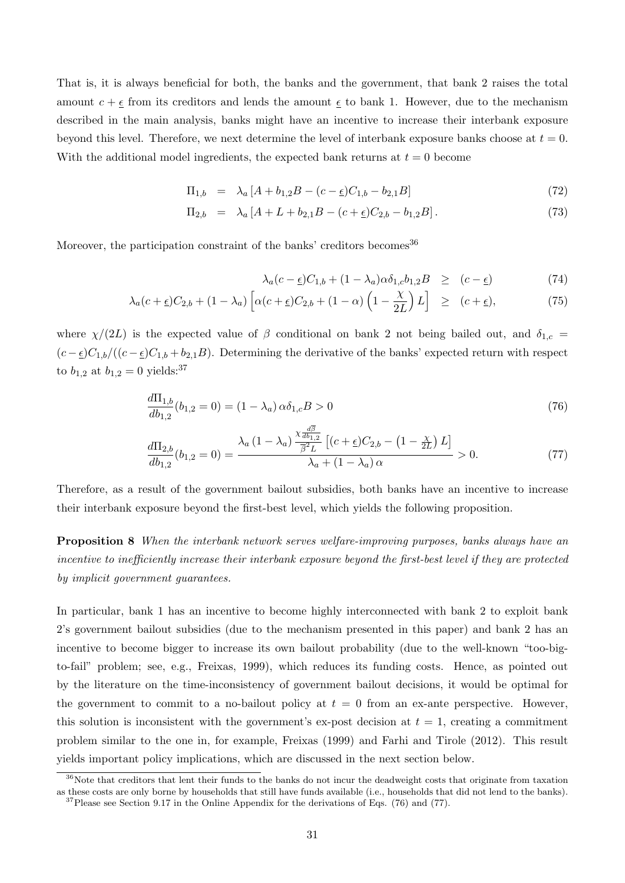That is, it is always beneficial for both, the banks and the government, that bank 2 raises the total amount $c + \underline{\epsilon}$ from its creditors and lends the amount $\underline{\epsilon}$ to bank 1. However, due to the mechanism described in the main analysis, banks might have an incentive to increase their interbank exposure beyond this level. Therefore, we next determine the level of interbank exposure banks choose at $t = 0$. With the additional model ingredients, the expected bank returns at $t = 0$ become

$$\Pi_{1,b} = \lambda_a \left[A + b_{1,2}B - (c - \underline{\epsilon})C_{1,b} - b_{2,1}B\right] \tag{72}$$

$$\Pi_{2,b} = \lambda_a \left[A + L + b_{2,1}B - (c + \underline{\epsilon})C_{2,b} - b_{1,2}B\right]. \tag{73}$$

Moreover, the participation constraint of the banks' creditors becomes[36]

$$\lambda_a(c - \underline{\epsilon})C_{1,b} + (1 - \lambda_a)\alpha\delta_{1,c}b_{1,2}B \geq (c - \underline{\epsilon}) \tag{74}$$

$$\lambda_a(c + \underline{\epsilon})C_{2,b} + (1 - \lambda_a)\left[\alpha(c + \underline{\epsilon})C_{2,b} + (1 - \alpha)\left(1 - \frac{\chi}{2L}\right)L\right] \geq (c + \underline{\epsilon}), \tag{75}$$

where $\chi/(2L)$ is the expected value of $\beta$ conditional on bank 2 not being bailed out, and $\delta_{1,c} = (c - \underline{\epsilon})C_{1,b}/((c - \underline{\epsilon})C_{1,b} + b_{2,1}B)$. Determining the derivative of the banks' expected return with respect to $b_{1,2}$ at $b_{1,2} = 0$ yields:[37]

$$\frac{d\Pi_{1,b}}{db_{1,2}}(b_{1,2} = 0) = (1 - \lambda_a)\,\alpha\delta_{1,c}B > 0 \tag{76}$$

$$\frac{d\Pi_{2,b}}{db_{1,2}}(b_{1,2} = 0) = \frac{\lambda_a\,(1 - \lambda_a)\,\frac{\chi\frac{d\overline{\beta}}{db_{1,2}}}{\overline{\beta}^2 L}\left[(c + \underline{\epsilon})C_{2,b} - \left(1 - \frac{\chi}{2L}\right)L\right]}{\lambda_a + (1 - \lambda_a)\,\alpha} > 0. \tag{77}$$

Therefore, as a result of the government bailout subsidies, both banks have an incentive to increase their interbank exposure beyond the first-best level, which yields the following proposition.

**Proposition 8** *When the interbank network serves welfare-improving purposes, banks always have an incentive to inefficiently increase their interbank exposure beyond the first-best level if they are protected by implicit government guarantees.*

In particular, bank 1 has an incentive to become highly interconnected with bank 2 to exploit bank 2's government bailout subsidies (due to the mechanism presented in this paper) and bank 2 has an incentive to become bigger to increase its own bailout probability (due to the well-known "too-big-to-fail" problem; see, e.g., Freixas, 1999), which reduces its funding costs. Hence, as pointed out by the literature on the time-inconsistency of government bailout decisions, it would be optimal for the government to commit to a no-bailout policy at $t = 0$ from an ex-ante perspective. However, this solution is inconsistent with the government's ex-post decision at $t = 1$, creating a commitment problem similar to the one in, for example, Freixas (1999) and Farhi and Tirole (2012). This result yields important policy implications, which are discussed in the next section below.

[36] Note that creditors that lent their funds to the banks do not incur the deadweight costs that originate from taxation as these costs are only borne by households that still have funds available (i.e., households that did not lend to the banks).

[37] Please see Section 9.17 in the Online Appendix for the derivations of Eqs. (76) and (77).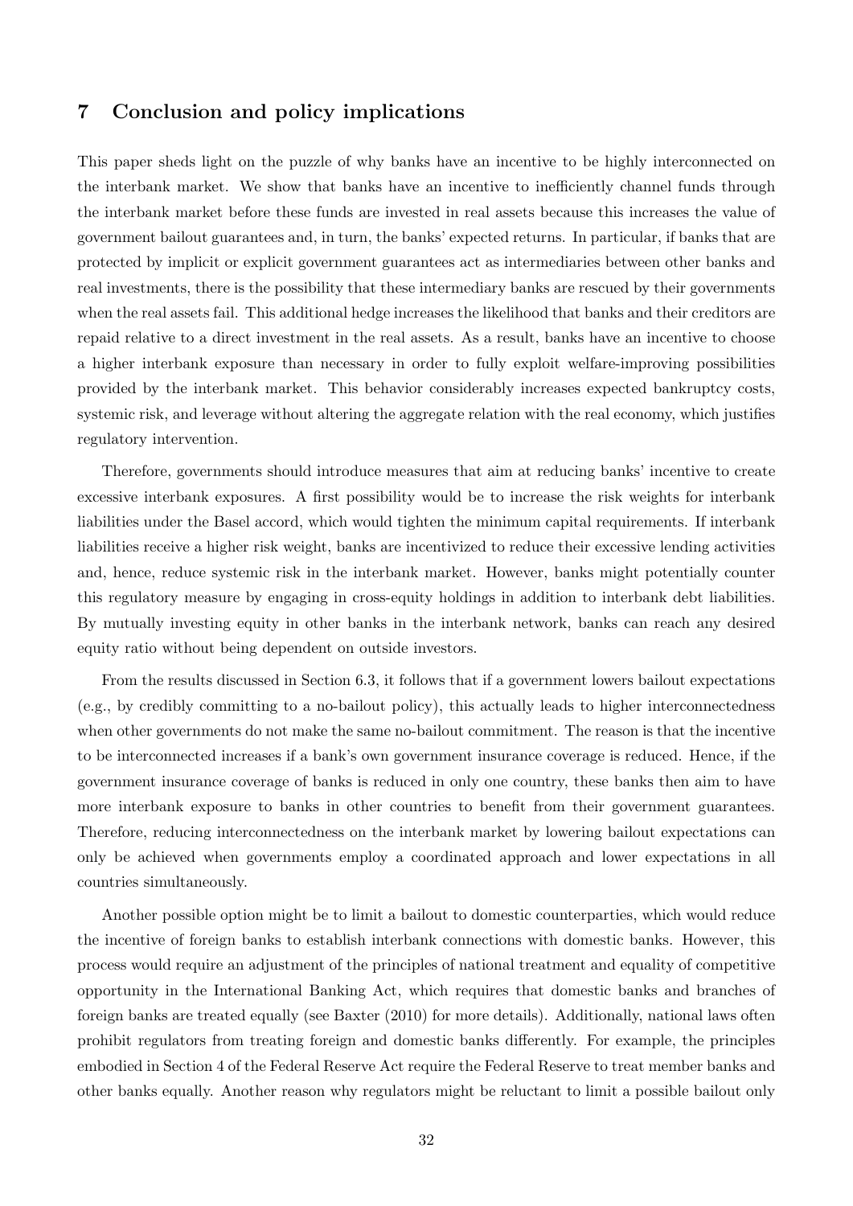## 7 Conclusion and policy implications

This paper sheds light on the puzzle of why banks have an incentive to be highly interconnected on the interbank market. We show that banks have an incentive to inefficiently channel funds through the interbank market before these funds are invested in real assets because this increases the value of government bailout guarantees and, in turn, the banks' expected returns. In particular, if banks that are protected by implicit or explicit government guarantees act as intermediaries between other banks and real investments, there is the possibility that these intermediary banks are rescued by their governments when the real assets fail. This additional hedge increases the likelihood that banks and their creditors are repaid relative to a direct investment in the real assets. As a result, banks have an incentive to choose a higher interbank exposure than necessary in order to fully exploit welfare-improving possibilities provided by the interbank market. This behavior considerably increases expected bankruptcy costs, systemic risk, and leverage without altering the aggregate relation with the real economy, which justifies regulatory intervention.

Therefore, governments should introduce measures that aim at reducing banks' incentive to create excessive interbank exposures. A first possibility would be to increase the risk weights for interbank liabilities under the Basel accord, which would tighten the minimum capital requirements. If interbank liabilities receive a higher risk weight, banks are incentivized to reduce their excessive lending activities and, hence, reduce systemic risk in the interbank market. However, banks might potentially counter this regulatory measure by engaging in cross-equity holdings in addition to interbank debt liabilities. By mutually investing equity in other banks in the interbank network, banks can reach any desired equity ratio without being dependent on outside investors.

From the results discussed in Section 6.3, it follows that if a government lowers bailout expectations (e.g., by credibly committing to a no-bailout policy), this actually leads to higher interconnectedness when other governments do not make the same no-bailout commitment. The reason is that the incentive to be interconnected increases if a bank's own government insurance coverage is reduced. Hence, if the government insurance coverage of banks is reduced in only one country, these banks then aim to have more interbank exposure to banks in other countries to benefit from their government guarantees. Therefore, reducing interconnectedness on the interbank market by lowering bailout expectations can only be achieved when governments employ a coordinated approach and lower expectations in all countries simultaneously.

Another possible option might be to limit a bailout to domestic counterparties, which would reduce the incentive of foreign banks to establish interbank connections with domestic banks. However, this process would require an adjustment of the principles of national treatment and equality of competitive opportunity in the International Banking Act, which requires that domestic banks and branches of foreign banks are treated equally (see Baxter (2010) for more details). Additionally, national laws often prohibit regulators from treating foreign and domestic banks differently. For example, the principles embodied in Section 4 of the Federal Reserve Act require the Federal Reserve to treat member banks and other banks equally. Another reason why regulators might be reluctant to limit a possible bailout only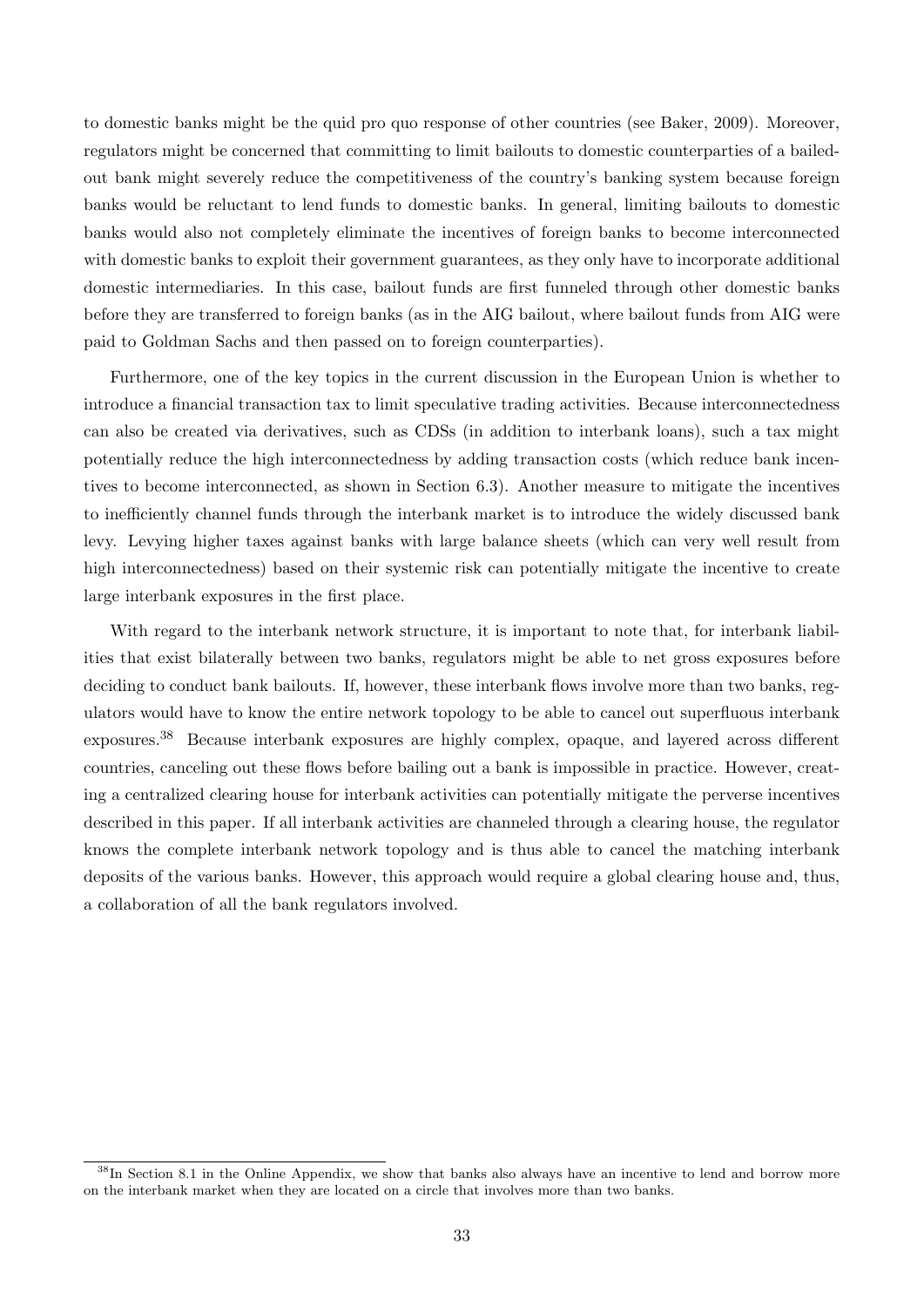to domestic banks might be the quid pro quo response of other countries (see Baker, 2009). Moreover, regulators might be concerned that committing to limit bailouts to domestic counterparties of a bailed-out bank might severely reduce the competitiveness of the country's banking system because foreign banks would be reluctant to lend funds to domestic banks. In general, limiting bailouts to domestic banks would also not completely eliminate the incentives of foreign banks to become interconnected with domestic banks to exploit their government guarantees, as they only have to incorporate additional domestic intermediaries. In this case, bailout funds are first funneled through other domestic banks before they are transferred to foreign banks (as in the AIG bailout, where bailout funds from AIG were paid to Goldman Sachs and then passed on to foreign counterparties).

Furthermore, one of the key topics in the current discussion in the European Union is whether to introduce a financial transaction tax to limit speculative trading activities. Because interconnectedness can also be created via derivatives, such as CDSs (in addition to interbank loans), such a tax might potentially reduce the high interconnectedness by adding transaction costs (which reduce bank incentives to become interconnected, as shown in Section 6.3). Another measure to mitigate the incentives to inefficiently channel funds through the interbank market is to introduce the widely discussed bank levy. Levying higher taxes against banks with large balance sheets (which can very well result from high interconnectedness) based on their systemic risk can potentially mitigate the incentive to create large interbank exposures in the first place.

With regard to the interbank network structure, it is important to note that, for interbank liabilities that exist bilaterally between two banks, regulators might be able to net gross exposures before deciding to conduct bank bailouts. If, however, these interbank flows involve more than two banks, regulators would have to know the entire network topology to be able to cancel out superfluous interbank exposures.[38] Because interbank exposures are highly complex, opaque, and layered across different countries, canceling out these flows before bailing out a bank is impossible in practice. However, creating a centralized clearing house for interbank activities can potentially mitigate the perverse incentives described in this paper. If all interbank activities are channeled through a clearing house, the regulator knows the complete interbank network topology and is thus able to cancel the matching interbank deposits of the various banks. However, this approach would require a global clearing house and, thus, a collaboration of all the bank regulators involved.

[38] In Section 8.1 in the Online Appendix, we show that banks also always have an incentive to lend and borrow more on the interbank market when they are located on a circle that involves more than two banks.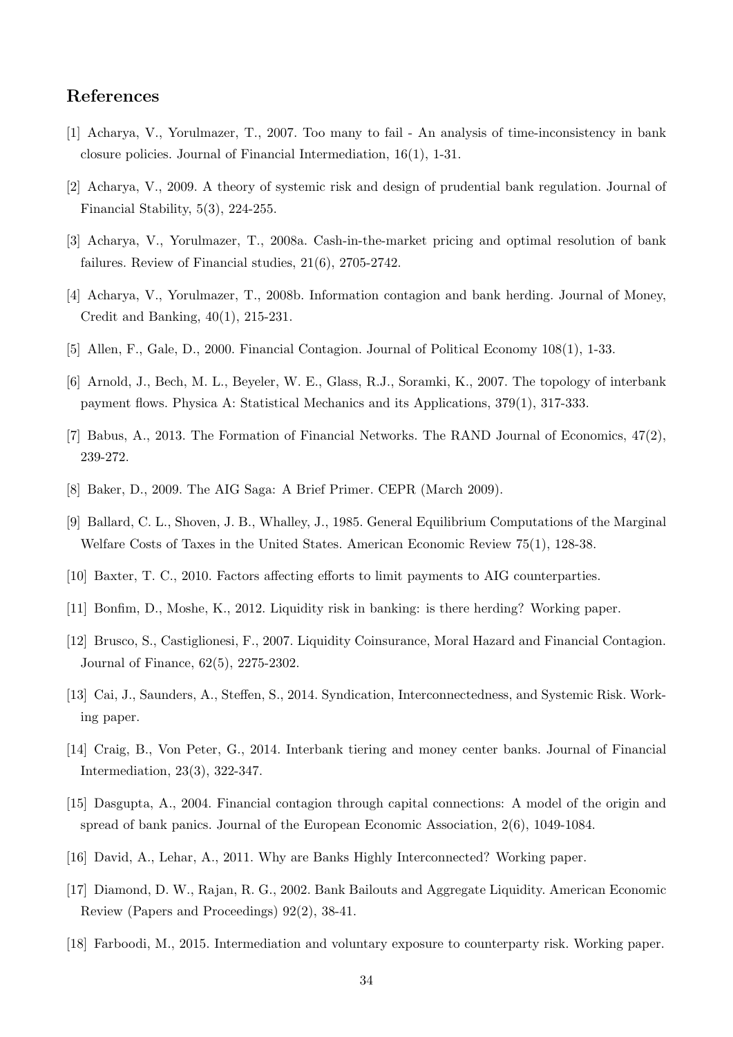## References

[1] Acharya, V., Yorulmazer, T., 2007. Too many to fail - An analysis of time-inconsistency in bank closure policies. Journal of Financial Intermediation, 16(1), 1-31.

[2] Acharya, V., 2009. A theory of systemic risk and design of prudential bank regulation. Journal of Financial Stability, 5(3), 224-255.

[3] Acharya, V., Yorulmazer, T., 2008a. Cash-in-the-market pricing and optimal resolution of bank failures. Review of Financial studies, 21(6), 2705-2742.

[4] Acharya, V., Yorulmazer, T., 2008b. Information contagion and bank herding. Journal of Money, Credit and Banking, 40(1), 215-231.

[5] Allen, F., Gale, D., 2000. Financial Contagion. Journal of Political Economy 108(1), 1-33.

[6] Arnold, J., Bech, M. L., Beyeler, W. E., Glass, R.J., Soramki, K., 2007. The topology of interbank payment flows. Physica A: Statistical Mechanics and its Applications, 379(1), 317-333.

[7] Babus, A., 2013. The Formation of Financial Networks. The RAND Journal of Economics, 47(2), 239-272.

[8] Baker, D., 2009. The AIG Saga: A Brief Primer. CEPR (March 2009).

[9] Ballard, C. L., Shoven, J. B., Whalley, J., 1985. General Equilibrium Computations of the Marginal Welfare Costs of Taxes in the United States. American Economic Review 75(1), 128-38.

[10] Baxter, T. C., 2010. Factors affecting efforts to limit payments to AIG counterparties.

[11] Bonfim, D., Moshe, K., 2012. Liquidity risk in banking: is there herding? Working paper.

[12] Brusco, S., Castiglionesi, F., 2007. Liquidity Coinsurance, Moral Hazard and Financial Contagion. Journal of Finance, 62(5), 2275-2302.

[13] Cai, J., Saunders, A., Steffen, S., 2014. Syndication, Interconnectedness, and Systemic Risk. Working paper.

[14] Craig, B., Von Peter, G., 2014. Interbank tiering and money center banks. Journal of Financial Intermediation, 23(3), 322-347.

[15] Dasgupta, A., 2004. Financial contagion through capital connections: A model of the origin and spread of bank panics. Journal of the European Economic Association, 2(6), 1049-1084.

[16] David, A., Lehar, A., 2011. Why are Banks Highly Interconnected? Working paper.

[17] Diamond, D. W., Rajan, R. G., 2002. Bank Bailouts and Aggregate Liquidity. American Economic Review (Papers and Proceedings) 92(2), 38-41.

[18] Farboodi, M., 2015. Intermediation and voluntary exposure to counterparty risk. Working paper.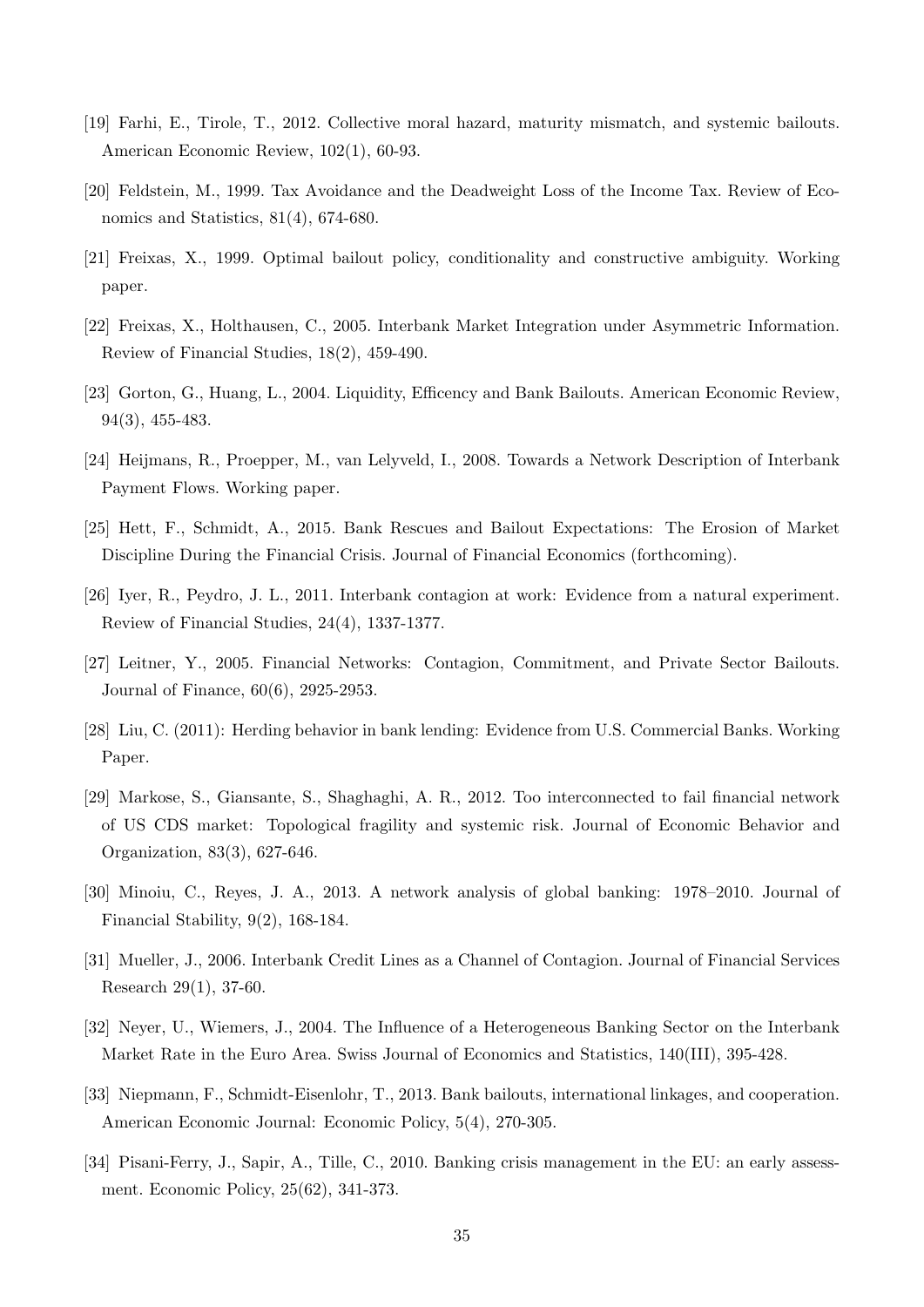[19] Farhi, E., Tirole, T., 2012. Collective moral hazard, maturity mismatch, and systemic bailouts. American Economic Review, 102(1), 60-93.

[20] Feldstein, M., 1999. Tax Avoidance and the Deadweight Loss of the Income Tax. Review of Economics and Statistics, 81(4), 674-680.

[21] Freixas, X., 1999. Optimal bailout policy, conditionality and constructive ambiguity. Working paper.

[22] Freixas, X., Holthausen, C., 2005. Interbank Market Integration under Asymmetric Information. Review of Financial Studies, 18(2), 459-490.

[23] Gorton, G., Huang, L., 2004. Liquidity, Efficency and Bank Bailouts. American Economic Review, 94(3), 455-483.

[24] Heijmans, R., Proepper, M., van Lelyveld, I., 2008. Towards a Network Description of Interbank Payment Flows. Working paper.

[25] Hett, F., Schmidt, A., 2015. Bank Rescues and Bailout Expectations: The Erosion of Market Discipline During the Financial Crisis. Journal of Financial Economics (forthcoming).

[26] Iyer, R., Peydro, J. L., 2011. Interbank contagion at work: Evidence from a natural experiment. Review of Financial Studies, 24(4), 1337-1377.

[27] Leitner, Y., 2005. Financial Networks: Contagion, Commitment, and Private Sector Bailouts. Journal of Finance, 60(6), 2925-2953.

[28] Liu, C. (2011): Herding behavior in bank lending: Evidence from U.S. Commercial Banks. Working Paper.

[29] Markose, S., Giansante, S., Shaghaghi, A. R., 2012. Too interconnected to fail financial network of US CDS market: Topological fragility and systemic risk. Journal of Economic Behavior and Organization, 83(3), 627-646.

[30] Minoiu, C., Reyes, J. A., 2013. A network analysis of global banking: 1978–2010. Journal of Financial Stability, 9(2), 168-184.

[31] Mueller, J., 2006. Interbank Credit Lines as a Channel of Contagion. Journal of Financial Services Research 29(1), 37-60.

[32] Neyer, U., Wiemers, J., 2004. The Influence of a Heterogeneous Banking Sector on the Interbank Market Rate in the Euro Area. Swiss Journal of Economics and Statistics, 140(III), 395-428.

[33] Niepmann, F., Schmidt-Eisenlohr, T., 2013. Bank bailouts, international linkages, and cooperation. American Economic Journal: Economic Policy, 5(4), 270-305.

[34] Pisani-Ferry, J., Sapir, A., Tille, C., 2010. Banking crisis management in the EU: an early assessment. Economic Policy, 25(62), 341-373.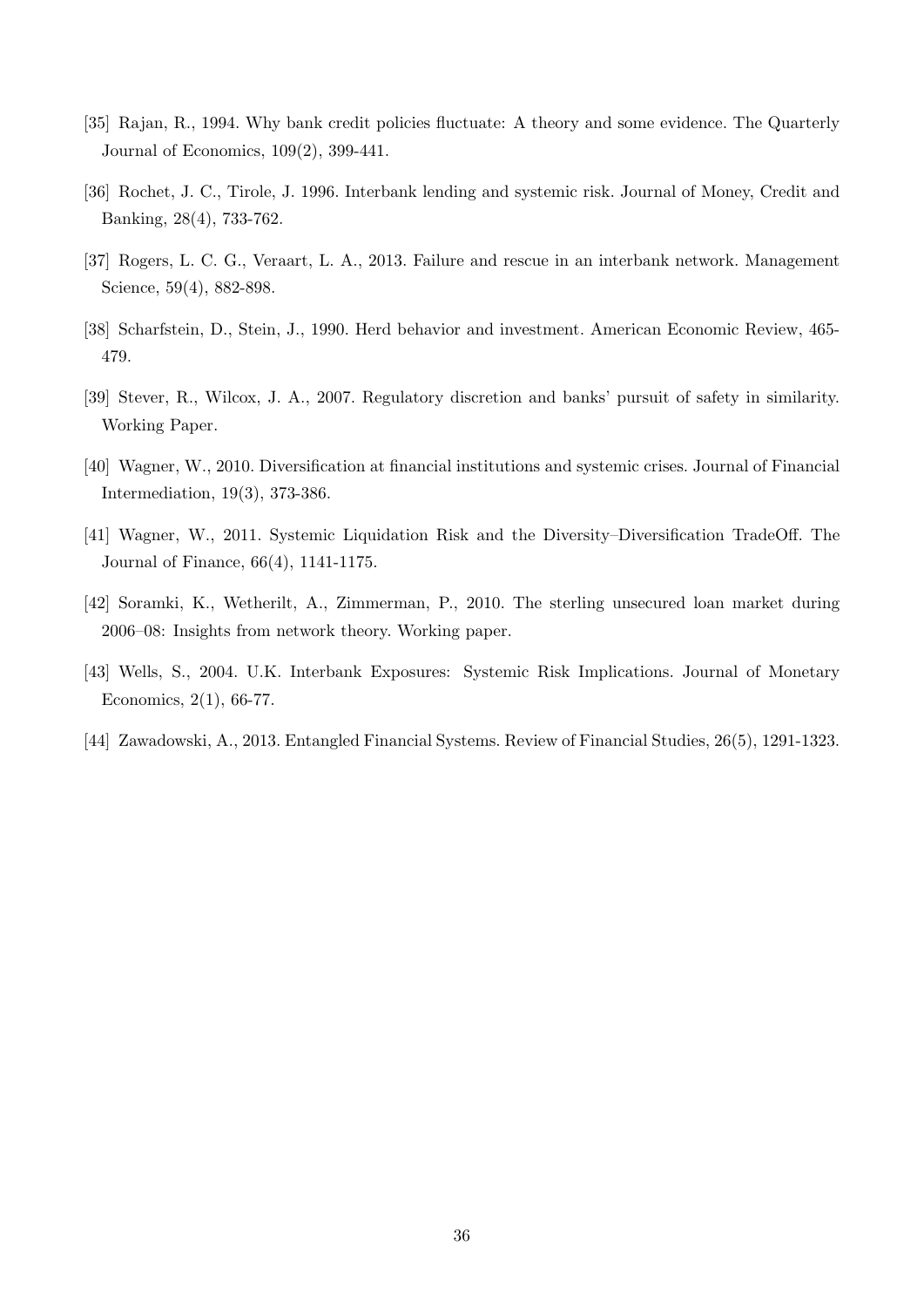[35] Rajan, R., 1994. Why bank credit policies fluctuate: A theory and some evidence. The Quarterly Journal of Economics, 109(2), 399-441.

[36] Rochet, J. C., Tirole, J. 1996. Interbank lending and systemic risk. Journal of Money, Credit and Banking, 28(4), 733-762.

[37] Rogers, L. C. G., Veraart, L. A., 2013. Failure and rescue in an interbank network. Management Science, 59(4), 882-898.

[38] Scharfstein, D., Stein, J., 1990. Herd behavior and investment. American Economic Review, 465-479.

[39] Stever, R., Wilcox, J. A., 2007. Regulatory discretion and banks' pursuit of safety in similarity. Working Paper.

[40] Wagner, W., 2010. Diversification at financial institutions and systemic crises. Journal of Financial Intermediation, 19(3), 373-386.

[41] Wagner, W., 2011. Systemic Liquidation Risk and the Diversity–Diversification TradeOff. The Journal of Finance, 66(4), 1141-1175.

[42] Soramki, K., Wetherilt, A., Zimmerman, P., 2010. The sterling unsecured loan market during 2006–08: Insights from network theory. Working paper.

[43] Wells, S., 2004. U.K. Interbank Exposures: Systemic Risk Implications. Journal of Monetary Economics, 2(1), 66-77.

[44] Zawadowski, A., 2013. Entangled Financial Systems. Review of Financial Studies, 26(5), 1291-1323.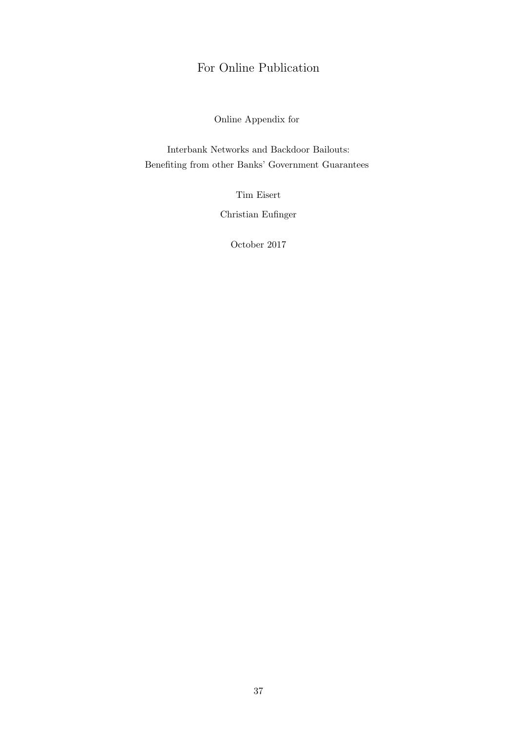# For Online Publication

Online Appendix for

Interbank Networks and Backdoor Bailouts:
Benefiting from other Banks' Government Guarantees

Tim Eisert

Christian Eufinger

October 2017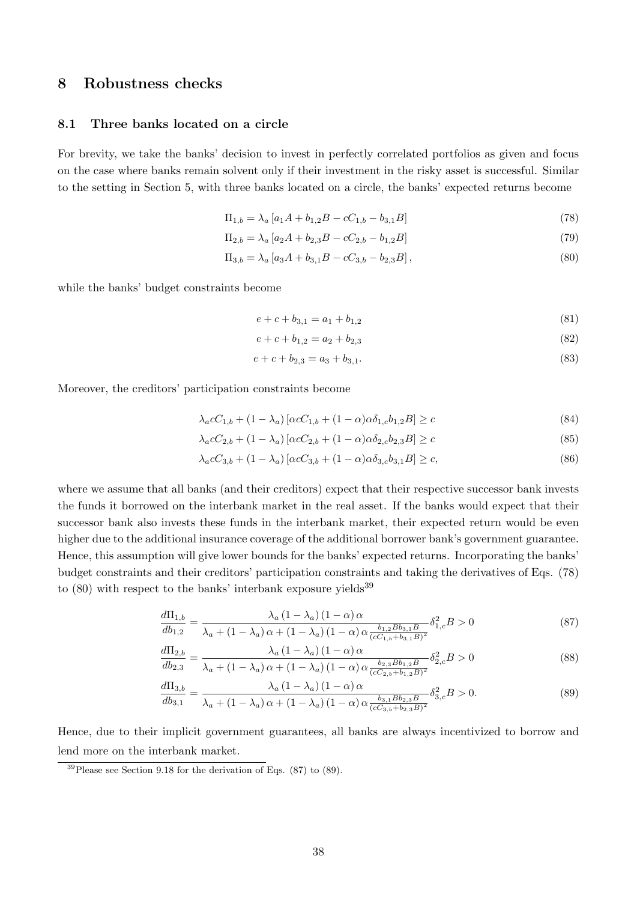# 8 Robustness checks

## 8.1 Three banks located on a circle

For brevity, we take the banks' decision to invest in perfectly correlated portfolios as given and focus on the case where banks remain solvent only if their investment in the risky asset is successful. Similar to the setting in Section 5, with three banks located on a circle, the banks' expected returns become

$$\Pi_{1,b} = \lambda_a \left[ a_1 A + b_{1,2} B - c C_{1,b} - b_{3,1} B \right] \tag{78}$$

$$\Pi_{2,b} = \lambda_a \left[ a_2 A + b_{2,3} B - c C_{2,b} - b_{1,2} B \right] \tag{79}$$

$$\Pi_{3,b} = \lambda_a \left[ a_3 A + b_{3,1} B - c C_{3,b} - b_{2,3} B \right], \tag{80}$$

while the banks' budget constraints become

$$e + c + b_{3,1} = a_1 + b_{1,2} \tag{81}$$

$$e + c + b_{1,2} = a_2 + b_{2,3} \tag{82}$$

$$e + c + b_{2,3} = a_3 + b_{3,1}. \tag{83}$$

Moreover, the creditors' participation constraints become

$$\lambda_a c C_{1,b} + (1 - \lambda_a) \left[ \alpha c C_{1,b} + (1 - \alpha) \alpha \delta_{1,c} b_{1,2} B \right] \geq c \tag{84}$$

$$\lambda_a c C_{2,b} + (1 - \lambda_a) \left[ \alpha c C_{2,b} + (1 - \alpha) \alpha \delta_{2,c} b_{2,3} B \right] \geq c \tag{85}$$

$$\lambda_a c C_{3,b} + (1 - \lambda_a) \left[ \alpha c C_{3,b} + (1 - \alpha) \alpha \delta_{3,c} b_{3,1} B \right] \geq c, \tag{86}$$

where we assume that all banks (and their creditors) expect that their respective successor bank invests the funds it borrowed on the interbank market in the real asset. If the banks would expect that their successor bank also invests these funds in the interbank market, their expected return would be even higher due to the additional insurance coverage of the additional borrower bank's government guarantee. Hence, this assumption will give lower bounds for the banks' expected returns. Incorporating the banks' budget constraints and their creditors' participation constraints and taking the derivatives of Eqs. (78) to (80) with respect to the banks' interbank exposure yields[39]

$$\frac{d\Pi_{1,b}}{db_{1,2}} = \frac{\lambda_a (1 - \lambda_a)(1 - \alpha) \alpha}{\lambda_a + (1 - \lambda_a) \alpha + (1 - \lambda_a)(1 - \alpha) \alpha \frac{b_{1,2} B b_{3,1} B}{(c C_{1,b} + b_{3,1} B)^2}} \delta_{1,c}^2 B > 0 \tag{87}$$

$$\frac{d\Pi_{2,b}}{db_{2,3}} = \frac{\lambda_a (1 - \lambda_a)(1 - \alpha) \alpha}{\lambda_a + (1 - \lambda_a) \alpha + (1 - \lambda_a)(1 - \alpha) \alpha \frac{b_{2,3} B b_{1,2} B}{(c C_{2,b} + b_{1,2} B)^2}} \delta_{2,c}^2 B > 0 \tag{88}$$

$$\frac{d\Pi_{3,b}}{db_{3,1}} = \frac{\lambda_a (1 - \lambda_a)(1 - \alpha) \alpha}{\lambda_a + (1 - \lambda_a) \alpha + (1 - \lambda_a)(1 - \alpha) \alpha \frac{b_{3,1} B b_{2,3} B}{(c C_{3,b} + b_{2,3} B)^2}} \delta_{3,c}^2 B > 0. \tag{89}$$

Hence, due to their implicit government guarantees, all banks are always incentivized to borrow and lend more on the interbank market.

[39] Please see Section 9.18 for the derivation of Eqs. (87) to (89).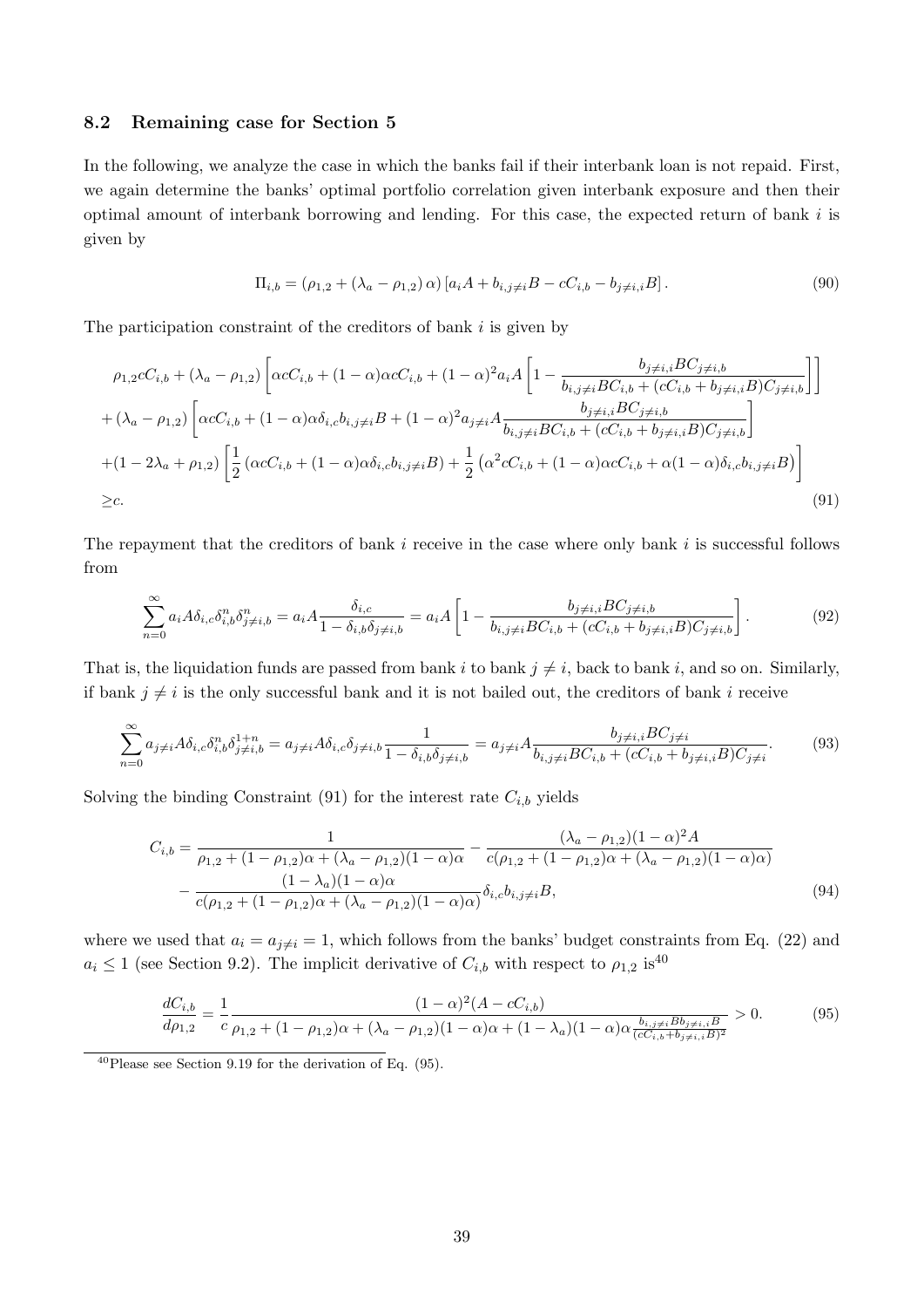### 8.2 Remaining case for Section 5

In the following, we analyze the case in which the banks fail if their interbank loan is not repaid. First, we again determine the banks' optimal portfolio correlation given interbank exposure and then their optimal amount of interbank borrowing and lending. For this case, the expected return of bank $i$ is given by

$$\Pi_{i,b} = (\rho_{1,2} + (\lambda_a - \rho_{1,2})\,\alpha)\left[a_i A + b_{i,j\neq i}B - cC_{i,b} - b_{j\neq i,i}B\right]. \tag{90}$$

The participation constraint of the creditors of bank $i$ is given by

$$\begin{aligned}
&\rho_{1,2}cC_{i,b} + (\lambda_a - \rho_{1,2})\left[\alpha cC_{i,b} + (1-\alpha)\alpha cC_{i,b} + (1-\alpha)^2 a_i A\left[1 - \frac{b_{j\neq i,i}BC_{j\neq i,b}}{b_{i,j\neq i}BC_{i,b} + (cC_{i,b} + b_{j\neq i,i}B)C_{j\neq i,b}}\right]\right] \\
&+ (\lambda_a - \rho_{1,2})\left[\alpha cC_{i,b} + (1-\alpha)\alpha\delta_{i,c}b_{i,j\neq i}B + (1-\alpha)^2 a_{j\neq i}A\frac{b_{j\neq i,i}BC_{j\neq i,b}}{b_{i,j\neq i}BC_{i,b} + (cC_{i,b} + b_{j\neq i,i}B)C_{j\neq i,b}}\right] \\
&+ (1 - 2\lambda_a + \rho_{1,2})\left[\frac{1}{2}\left(\alpha cC_{i,b} + (1-\alpha)\alpha\delta_{i,c}b_{i,j\neq i}B\right) + \frac{1}{2}\left(\alpha^2 cC_{i,b} + (1-\alpha)\alpha cC_{i,b} + \alpha(1-\alpha)\delta_{i,c}b_{i,j\neq i}B\right)\right] \\
&\geq c.
\end{aligned} \tag{91}$$

The repayment that the creditors of bank $i$ receive in the case where only bank $i$ is successful follows from

$$\sum_{n=0}^{\infty} a_i A\delta_{i,c}\delta_{i,b}^n\delta_{j\neq i,b}^n = a_i A\frac{\delta_{i,c}}{1 - \delta_{i,b}\delta_{j\neq i,b}} = a_i A\left[1 - \frac{b_{j\neq i,i}BC_{j\neq i,b}}{b_{i,j\neq i}BC_{i,b} + (cC_{i,b} + b_{j\neq i,i}B)C_{j\neq i,b}}\right]. \tag{92}$$

That is, the liquidation funds are passed from bank $i$ to bank $j \neq i$, back to bank $i$, and so on. Similarly, if bank $j \neq i$ is the only successful bank and it is not bailed out, the creditors of bank $i$ receive

$$\sum_{n=0}^{\infty} a_{j\neq i}A\delta_{i,c}\delta_{i,b}^n\delta_{j\neq i,b}^{1+n} = a_{j\neq i}A\delta_{i,c}\delta_{j\neq i,b}\frac{1}{1 - \delta_{i,b}\delta_{j\neq i,b}} = a_{j\neq i}A\frac{b_{j\neq i,i}BC_{j\neq i}}{b_{i,j\neq i}BC_{i,b} + (cC_{i,b} + b_{j\neq i,i}B)C_{j\neq i}}. \tag{93}$$

Solving the binding Constraint (91) for the interest rate $C_{i,b}$ yields

$$\begin{aligned}
C_{i,b} = &\frac{1}{\rho_{1,2} + (1-\rho_{1,2})\alpha + (\lambda_a - \rho_{1,2})(1-\alpha)\alpha} - \frac{(\lambda_a - \rho_{1,2})(1-\alpha)^2 A}{c(\rho_{1,2} + (1-\rho_{1,2})\alpha + (\lambda_a - \rho_{1,2})(1-\alpha)\alpha)} \\
&- \frac{(1-\lambda_a)(1-\alpha)\alpha}{c(\rho_{1,2} + (1-\rho_{1,2})\alpha + (\lambda_a - \rho_{1,2})(1-\alpha)\alpha)}\delta_{i,c}b_{i,j\neq i}B,
\end{aligned} \tag{94}$$

where we used that $a_i = a_{j\neq i} = 1$, which follows from the banks' budget constraints from Eq. (22) and $a_i \leq 1$ (see Section 9.2). The implicit derivative of $C_{i,b}$ with respect to $\rho_{1,2}$ is[40]

$$\frac{dC_{i,b}}{d\rho_{1,2}} = \frac{1}{c}\frac{(1-\alpha)^2(A - cC_{i,b})}{\rho_{1,2} + (1-\rho_{1,2})\alpha + (\lambda_a - \rho_{1,2})(1-\alpha)\alpha + (1-\lambda_a)(1-\alpha)\alpha\frac{b_{i,j\neq i}Bb_{j\neq i,i}B}{(cC_{i,b} + b_{j\neq i,i}B)^2}} > 0. \tag{95}$$

[40] Please see Section 9.19 for the derivation of Eq. (95).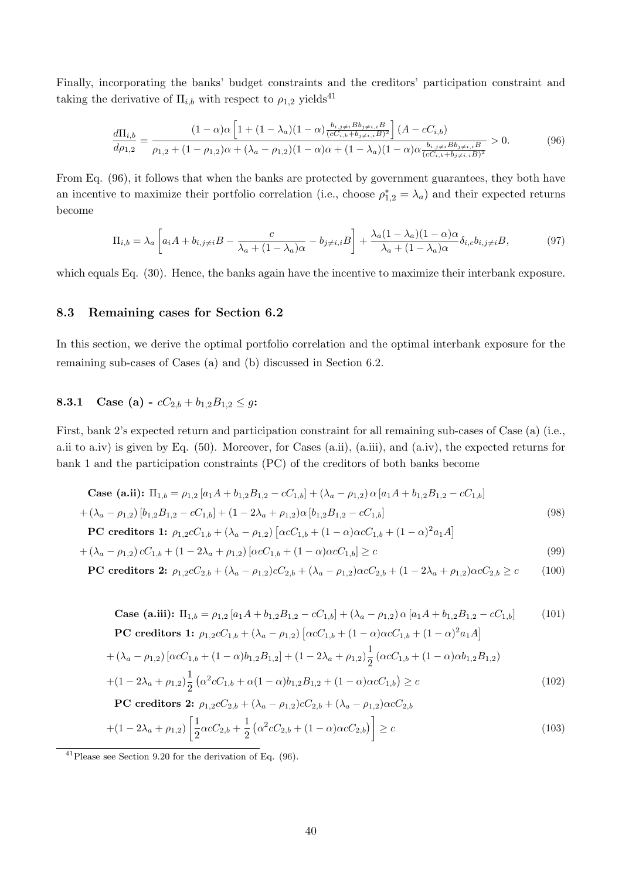Finally, incorporating the banks' budget constraints and the creditors' participation constraint and taking the derivative of $\Pi_{i,b}$ with respect to $\rho_{1,2}$ yields[41]

$$\frac{d\Pi_{i,b}}{d\rho_{1,2}} = \frac{(1-\alpha)\alpha\left[1+(1-\lambda_a)(1-\alpha)\frac{b_{i,j\neq i}Bb_{j\neq i,i}B}{(cC_{i,b}+b_{j\neq i,i}B)^2}\right](A-cC_{i,b})}{\rho_{1,2}+(1-\rho_{1,2})\alpha+(\lambda_a-\rho_{1,2})(1-\alpha)\alpha+(1-\lambda_a)(1-\alpha)\alpha\frac{b_{i,j\neq i}Bb_{j\neq i,i}B}{(cC_{i,b}+b_{j\neq i,i}B)^2}} > 0. \tag{96}$$

From Eq. (96), it follows that when the banks are protected by government guarantees, they both have an incentive to maximize their portfolio correlation (i.e., choose $\rho^*_{1,2} = \lambda_a$) and their expected returns become

$$\Pi_{i,b} = \lambda_a\left[a_iA + b_{i,j\neq i}B - \frac{c}{\lambda_a+(1-\lambda_a)\alpha} - b_{j\neq i,i}B\right] + \frac{\lambda_a(1-\lambda_a)(1-\alpha)\alpha}{\lambda_a+(1-\lambda_a)\alpha}\delta_{i,c}b_{i,j\neq i}B, \tag{97}$$

which equals Eq. (30). Hence, the banks again have the incentive to maximize their interbank exposure.

## 8.3 Remaining cases for Section 6.2

In this section, we derive the optimal portfolio correlation and the optimal interbank exposure for the remaining sub-cases of Cases (a) and (b) discussed in Section 6.2.

### 8.3.1 Case (a) - $cC_{2,b} + b_{1,2}B_{1,2} \leq g$:

First, bank 2's expected return and participation constraint for all remaining sub-cases of Case (a) (i.e., a.ii to a.iv) is given by Eq. (50). Moreover, for Cases (a.ii), (a.iii), and (a.iv), the expected returns for bank 1 and the participation constraints (PC) of the creditors of both banks become

$$\begin{aligned}
&\textbf{Case (a.ii): } \Pi_{1,b} = \rho_{1,2}\left[a_1A + b_{1,2}B_{1,2} - cC_{1,b}\right] + (\lambda_a - \rho_{1,2})\,\alpha\left[a_1A + b_{1,2}B_{1,2} - cC_{1,b}\right] \\
&+ (\lambda_a - \rho_{1,2})\left[b_{1,2}B_{1,2} - cC_{1,b}\right] + (1 - 2\lambda_a + \rho_{1,2})\alpha\left[b_{1,2}B_{1,2} - cC_{1,b}\right]
\end{aligned} \tag{98}$$

$$\begin{aligned}
&\textbf{PC creditors 1: } \rho_{1,2}cC_{1,b} + (\lambda_a - \rho_{1,2})\left[\alpha cC_{1,b} + (1-\alpha)\alpha cC_{1,b} + (1-\alpha)^2 a_1A\right] \\
&+ (\lambda_a - \rho_{1,2})\,cC_{1,b} + (1 - 2\lambda_a + \rho_{1,2})\left[\alpha cC_{1,b} + (1-\alpha)\alpha cC_{1,b}\right] \geq c
\end{aligned} \tag{99}$$

$$\textbf{PC creditors 2: } \rho_{1,2}cC_{2,b} + (\lambda_a - \rho_{1,2})cC_{2,b} + (\lambda_a - \rho_{1,2})\alpha cC_{2,b} + (1 - 2\lambda_a + \rho_{1,2})\alpha cC_{2,b} \geq c \tag{100}$$

$$\textbf{Case (a.iii): } \Pi_{1,b} = \rho_{1,2}\left[a_1A + b_{1,2}B_{1,2} - cC_{1,b}\right] + (\lambda_a - \rho_{1,2})\,\alpha\left[a_1A + b_{1,2}B_{1,2} - cC_{1,b}\right] \tag{101}$$

$$\begin{aligned}
&\textbf{PC creditors 1: } \rho_{1,2}cC_{1,b} + (\lambda_a - \rho_{1,2})\left[\alpha cC_{1,b} + (1-\alpha)\alpha cC_{1,b} + (1-\alpha)^2 a_1A\right] \\
&+ (\lambda_a - \rho_{1,2})\left[\alpha cC_{1,b} + (1-\alpha)b_{1,2}B_{1,2}\right] + (1 - 2\lambda_a + \rho_{1,2})\frac{1}{2}\left(\alpha cC_{1,b} + (1-\alpha)\alpha b_{1,2}B_{1,2}\right) \\
&+ (1 - 2\lambda_a + \rho_{1,2})\frac{1}{2}\left(\alpha^2 cC_{1,b} + \alpha(1-\alpha)b_{1,2}B_{1,2} + (1-\alpha)\alpha cC_{1,b}\right) \geq c
\end{aligned} \tag{102}$$

$$\begin{aligned}
&\textbf{PC creditors 2: } \rho_{1,2}cC_{2,b} + (\lambda_a - \rho_{1,2})cC_{2,b} + (\lambda_a - \rho_{1,2})\alpha cC_{2,b} \\
&+ (1 - 2\lambda_a + \rho_{1,2})\left[\frac{1}{2}\alpha cC_{2,b} + \frac{1}{2}\left(\alpha^2 cC_{2,b} + (1-\alpha)\alpha cC_{2,b}\right)\right] \geq c
\end{aligned} \tag{103}$$

[41] Please see Section 9.20 for the derivation of Eq. (96).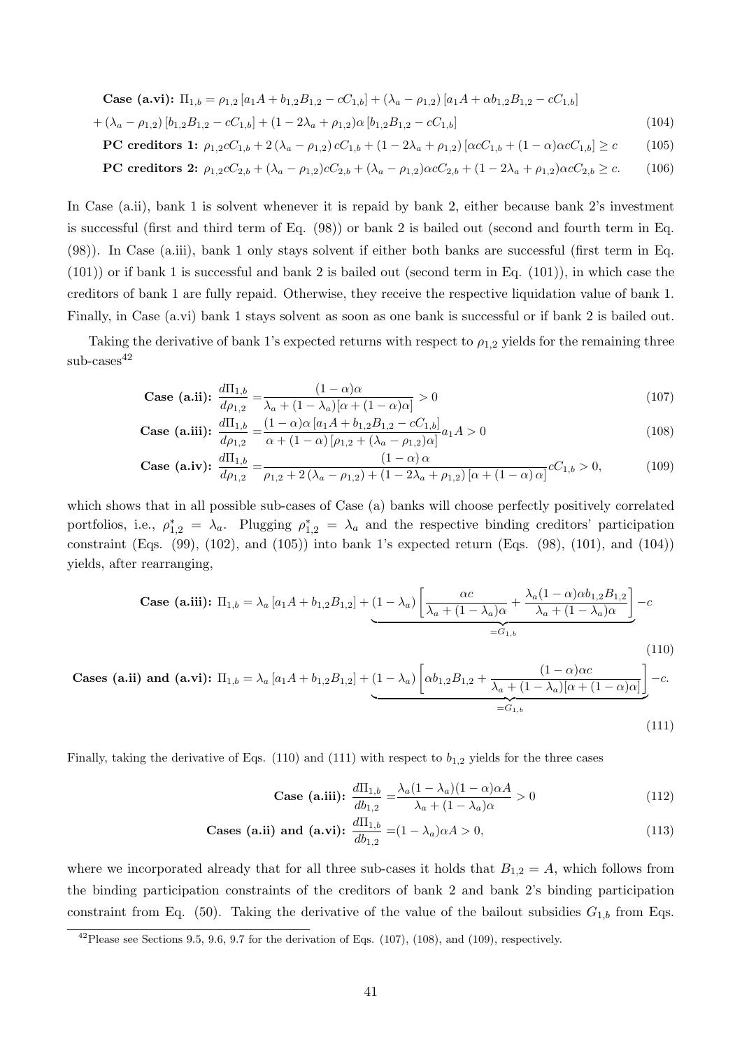**Case (a.vi):** $\Pi_{1,b} = \rho_{1,2}\left[a_1 A + b_{1,2}B_{1,2} - cC_{1,b}\right] + (\lambda_a - \rho_{1,2})\left[a_1 A + \alpha b_{1,2}B_{1,2} - cC_{1,b}\right]$

$$+ (\lambda_a - \rho_{1,2})\left[b_{1,2}B_{1,2} - cC_{1,b}\right] + (1 - 2\lambda_a + \rho_{1,2})\alpha\left[b_{1,2}B_{1,2} - cC_{1,b}\right] \tag{104}$$

$$\textbf{PC creditors 1: } \rho_{1,2}cC_{1,b} + 2\left(\lambda_a - \rho_{1,2}\right)cC_{1,b} + (1 - 2\lambda_a + \rho_{1,2})\left[\alpha cC_{1,b} + (1-\alpha)\alpha cC_{1,b}\right] \geq c \tag{105}$$

$$\textbf{PC creditors 2: } \rho_{1,2}cC_{2,b} + (\lambda_a - \rho_{1,2})cC_{2,b} + (\lambda_a - \rho_{1,2})\alpha cC_{2,b} + (1 - 2\lambda_a + \rho_{1,2})\alpha cC_{2,b} \geq c. \tag{106}$$

In Case (a.ii), bank 1 is solvent whenever it is repaid by bank 2, either because bank 2's investment is successful (first and third term of Eq. (98)) or bank 2 is bailed out (second and fourth term in Eq. (98)). In Case (a.iii), bank 1 only stays solvent if either both banks are successful (first term in Eq. (101)) or if bank 1 is successful and bank 2 is bailed out (second term in Eq. (101)), in which case the creditors of bank 1 are fully repaid. Otherwise, they receive the respective liquidation value of bank 1. Finally, in Case (a.vi) bank 1 stays solvent as soon as one bank is successful or if bank 2 is bailed out.

Taking the derivative of bank 1's expected returns with respect to $\rho_{1,2}$ yields for the remaining three sub-cases[42]

$$\textbf{Case (a.ii): } \frac{d\Pi_{1,b}}{d\rho_{1,2}} = \frac{(1-\alpha)\alpha}{\lambda_a + (1-\lambda_a)[\alpha + (1-\alpha)\alpha]} > 0 \tag{107}$$

$$\textbf{Case (a.iii): } \frac{d\Pi_{1,b}}{d\rho_{1,2}} = \frac{(1-\alpha)\alpha\left[a_1 A + b_{1,2}B_{1,2} - cC_{1,b}\right]}{\alpha + (1-\alpha)\left[\rho_{1,2} + (\lambda_a - \rho_{1,2})\alpha\right]} a_1 A > 0 \tag{108}$$

$$\textbf{Case (a.iv): } \frac{d\Pi_{1,b}}{d\rho_{1,2}} = \frac{(1-\alpha)\alpha}{\rho_{1,2} + 2\left(\lambda_a - \rho_{1,2}\right) + (1 - 2\lambda_a + \rho_{1,2})\left[\alpha + (1-\alpha)\alpha\right]} cC_{1,b} > 0, \tag{109}$$

which shows that in all possible sub-cases of Case (a) banks will choose perfectly positively correlated portfolios, i.e., $\rho^*_{1,2} = \lambda_a$. Plugging $\rho^*_{1,2} = \lambda_a$ and the respective binding creditors' participation constraint (Eqs. (99), (102), and (105)) into bank 1's expected return (Eqs. (98), (101), and (104)) yields, after rearranging,

$$\textbf{Case (a.iii): } \Pi_{1,b} = \lambda_a\left[a_1 A + b_{1,2}B_{1,2}\right] + \underbrace{(1-\lambda_a)\left[\frac{\alpha c}{\lambda_a + (1-\lambda_a)\alpha} + \frac{\lambda_a(1-\alpha)\alpha b_{1,2}B_{1,2}}{\lambda_a + (1-\lambda_a)\alpha}\right]}_{=G_{1,b}} - c \tag{110}$$

$$\textbf{Cases (a.ii) and (a.vi): } \Pi_{1,b} = \lambda_a\left[a_1 A + b_{1,2}B_{1,2}\right] + \underbrace{(1-\lambda_a)\left[\alpha b_{1,2}B_{1,2} + \frac{(1-\alpha)\alpha c}{\lambda_a + (1-\lambda_a)[\alpha + (1-\alpha)\alpha]}\right]}_{=G_{1,b}} - c. \tag{111}$$

Finally, taking the derivative of Eqs. (110) and (111) with respect to $b_{1,2}$ yields for the three cases

$$\textbf{Case (a.iii): } \frac{d\Pi_{1,b}}{db_{1,2}} = \frac{\lambda_a(1-\lambda_a)(1-\alpha)\alpha A}{\lambda_a + (1-\lambda_a)\alpha} > 0 \tag{112}$$

$$\textbf{Cases (a.ii) and (a.vi): } \frac{d\Pi_{1,b}}{db_{1,2}} = (1-\lambda_a)\alpha A > 0, \tag{113}$$

where we incorporated already that for all three sub-cases it holds that $B_{1,2} = A$, which follows from the binding participation constraints of the creditors of bank 2 and bank 2's binding participation constraint from Eq. (50). Taking the derivative of the value of the bailout subsidies $G_{1,b}$ from Eqs.

---

[42] Please see Sections 9.5, 9.6, 9.7 for the derivation of Eqs. (107), (108), and (109), respectively.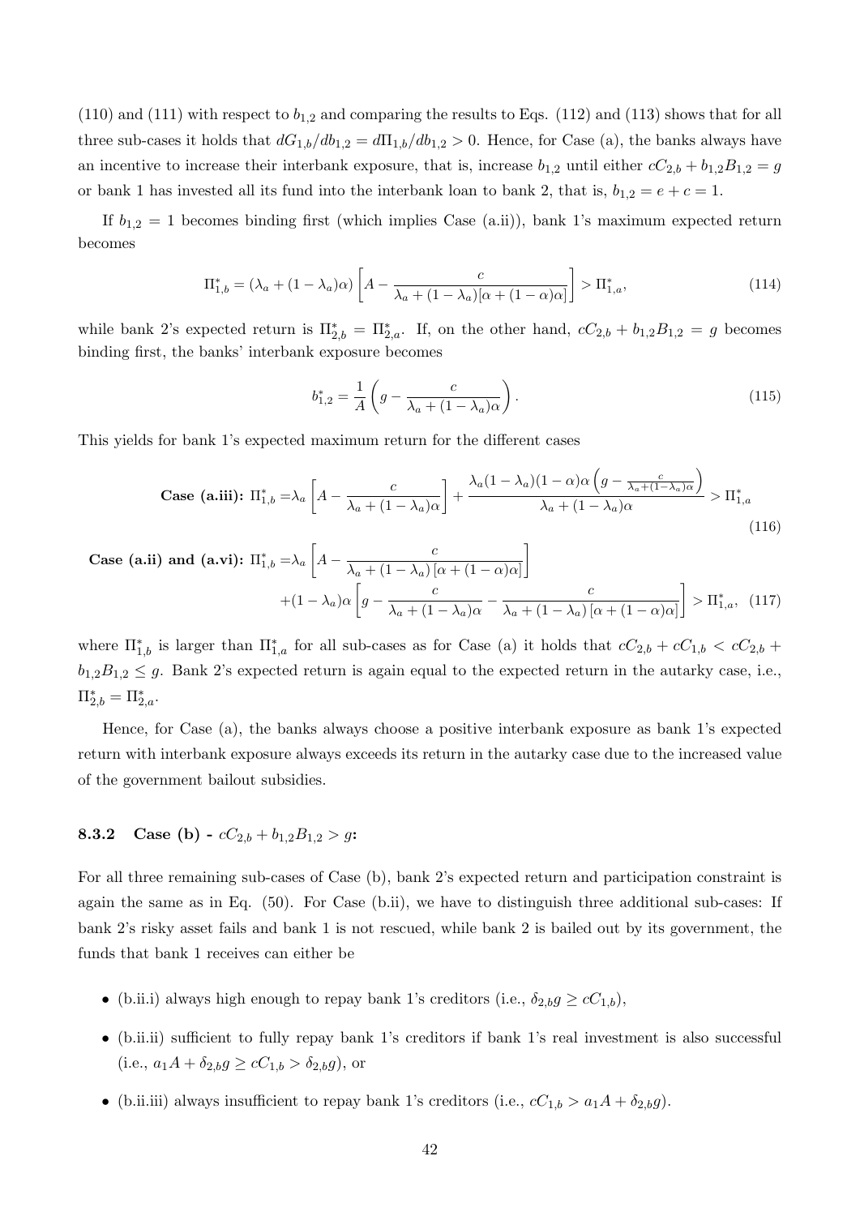(110) and (111) with respect to $b_{1,2}$ and comparing the results to Eqs. (112) and (113) shows that for all three sub-cases it holds that $dG_{1,b}/db_{1,2} = d\Pi_{1,b}/db_{1,2} > 0$. Hence, for Case (a), the banks always have an incentive to increase their interbank exposure, that is, increase $b_{1,2}$ until either $cC_{2,b} + b_{1,2}B_{1,2} = g$ or bank 1 has invested all its fund into the interbank loan to bank 2, that is, $b_{1,2} = e + c = 1$.

If $b_{1,2} = 1$ becomes binding first (which implies Case (a.ii)), bank 1's maximum expected return becomes

$$\Pi^*_{1,b} = (\lambda_a + (1-\lambda_a)\alpha)\left[A - \frac{c}{\lambda_a + (1-\lambda_a)[\alpha + (1-\alpha)\alpha]}\right] > \Pi^*_{1,a}, \tag{114}$$

while bank 2's expected return is $\Pi^*_{2,b} = \Pi^*_{2,a}$. If, on the other hand, $cC_{2,b} + b_{1,2}B_{1,2} = g$ becomes binding first, the banks' interbank exposure becomes

$$b^*_{1,2} = \frac{1}{A}\left(g - \frac{c}{\lambda_a + (1-\lambda_a)\alpha}\right). \tag{115}$$

This yields for bank 1's expected maximum return for the different cases

$$\textbf{Case (a.iii):}\ \Pi^*_{1,b} = \lambda_a\left[A - \frac{c}{\lambda_a + (1-\lambda_a)\alpha}\right] + \frac{\lambda_a(1-\lambda_a)(1-\alpha)\alpha\left(g - \frac{c}{\lambda_a+(1-\lambda_a)\alpha}\right)}{\lambda_a + (1-\lambda_a)\alpha} > \Pi^*_{1,a} \tag{116}$$

$$\begin{aligned}\textbf{Case (a.ii) and (a.vi):}\ \Pi^*_{1,b} =& \lambda_a\left[A - \frac{c}{\lambda_a + (1-\lambda_a)\left[\alpha + (1-\alpha)\alpha\right]}\right] \\ &+ (1-\lambda_a)\alpha\left[g - \frac{c}{\lambda_a + (1-\lambda_a)\alpha} - \frac{c}{\lambda_a + (1-\lambda_a)\left[\alpha + (1-\alpha)\alpha\right]}\right] > \Pi^*_{1,a}, \end{aligned} \tag{117}$$

where $\Pi^*_{1,b}$ is larger than $\Pi^*_{1,a}$ for all sub-cases as for Case (a) it holds that $cC_{2,b} + cC_{1,b} < cC_{2,b} + b_{1,2}B_{1,2} \leq g$. Bank 2's expected return is again equal to the expected return in the autarky case, i.e., $\Pi^*_{2,b} = \Pi^*_{2,a}$.

Hence, for Case (a), the banks always choose a positive interbank exposure as bank 1's expected return with interbank exposure always exceeds its return in the autarky case due to the increased value of the government bailout subsidies.

### 8.3.2 Case (b) - $cC_{2,b} + b_{1,2}B_{1,2} > g$:

For all three remaining sub-cases of Case (b), bank 2's expected return and participation constraint is again the same as in Eq. (50). For Case (b.ii), we have to distinguish three additional sub-cases: If bank 2's risky asset fails and bank 1 is not rescued, while bank 2 is bailed out by its government, the funds that bank 1 receives can either be

- (b.ii.i) always high enough to repay bank 1's creditors (i.e., $\delta_{2,b}g \geq cC_{1,b}$),
- (b.ii.ii) sufficient to fully repay bank 1's creditors if bank 1's real investment is also successful (i.e., $a_1A + \delta_{2,b}g \geq cC_{1,b} > \delta_{2,b}g$), or
- (b.ii.iii) always insufficient to repay bank 1's creditors (i.e., $cC_{1,b} > a_1A + \delta_{2,b}g$).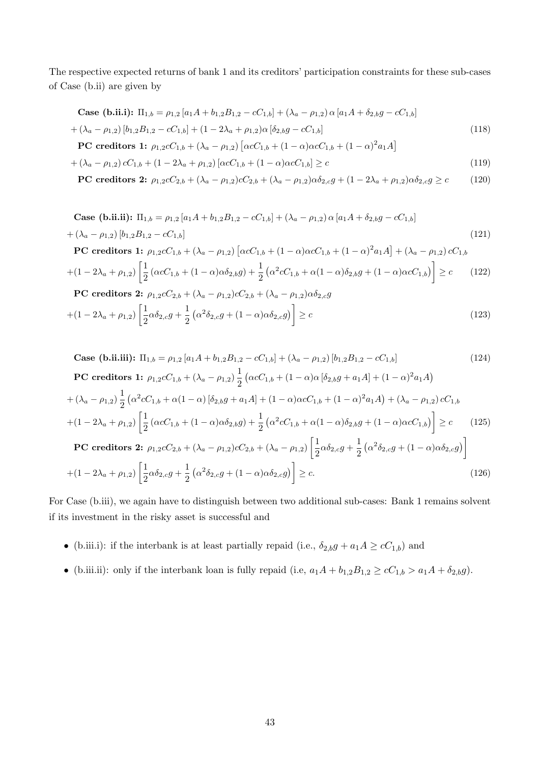The respective expected returns of bank 1 and its creditors' participation constraints for these sub-cases of Case (b.ii) are given by

$$\textbf{Case (b.ii.i):}\ \Pi_{1,b} = \rho_{1,2}\left[a_1A + b_{1,2}B_{1,2} - cC_{1,b}\right] + (\lambda_a - \rho_{1,2})\,\alpha\left[a_1A + \delta_{2,b}g - cC_{1,b}\right]$$

$$+\,(\lambda_a - \rho_{1,2})\left[b_{1,2}B_{1,2} - cC_{1,b}\right] + (1 - 2\lambda_a + \rho_{1,2})\alpha\left[\delta_{2,b}g - cC_{1,b}\right] \tag{118}$$

$$\textbf{PC creditors 1:}\ \rho_{1,2}cC_{1,b} + (\lambda_a - \rho_{1,2})\left[\alpha cC_{1,b} + (1-\alpha)\alpha cC_{1,b} + (1-\alpha)^2 a_1A\right]$$

$$+\,(\lambda_a - \rho_{1,2})\,cC_{1,b} + (1 - 2\lambda_a + \rho_{1,2})\left[\alpha cC_{1,b} + (1-\alpha)\alpha cC_{1,b}\right] \geq c \tag{119}$$

$$\textbf{PC creditors 2:}\ \rho_{1,2}cC_{2,b} + (\lambda_a - \rho_{1,2})cC_{2,b} + (\lambda_a - \rho_{1,2})\alpha\delta_{2,c}g + (1 - 2\lambda_a + \rho_{1,2})\alpha\delta_{2,c}g \geq c \tag{120}$$

$$\textbf{Case (b.ii.ii):}\ \Pi_{1,b} = \rho_{1,2}\left[a_1A + b_{1,2}B_{1,2} - cC_{1,b}\right] + (\lambda_a - \rho_{1,2})\,\alpha\left[a_1A + \delta_{2,b}g - cC_{1,b}\right]$$

$$+\,(\lambda_a - \rho_{1,2})\left[b_{1,2}B_{1,2} - cC_{1,b}\right] \tag{121}$$

$$\textbf{PC creditors 1:}\ \rho_{1,2}cC_{1,b} + (\lambda_a - \rho_{1,2})\left[\alpha cC_{1,b} + (1-\alpha)\alpha cC_{1,b} + (1-\alpha)^2 a_1A\right] + (\lambda_a - \rho_{1,2})\,cC_{1,b}$$

$$+(1 - 2\lambda_a + \rho_{1,2})\left[\frac{1}{2}\left(\alpha cC_{1,b} + (1-\alpha)\alpha\delta_{2,b}g\right) + \frac{1}{2}\left(\alpha^2 cC_{1,b} + \alpha(1-\alpha)\delta_{2,b}g + (1-\alpha)\alpha cC_{1,b}\right)\right] \geq c \tag{122}$$

$$\textbf{PC creditors 2:}\ \rho_{1,2}cC_{2,b} + (\lambda_a - \rho_{1,2})cC_{2,b} + (\lambda_a - \rho_{1,2})\alpha\delta_{2,c}g$$

$$+(1 - 2\lambda_a + \rho_{1,2})\left[\frac{1}{2}\alpha\delta_{2,c}g + \frac{1}{2}\left(\alpha^2\delta_{2,c}g + (1-\alpha)\alpha\delta_{2,c}g\right)\right] \geq c \tag{123}$$

$$\textbf{Case (b.ii.iii):}\ \Pi_{1,b} = \rho_{1,2}\left[a_1A + b_{1,2}B_{1,2} - cC_{1,b}\right] + (\lambda_a - \rho_{1,2})\left[b_{1,2}B_{1,2} - cC_{1,b}\right] \tag{124}$$

$$\textbf{PC creditors 1:}\ \rho_{1,2}cC_{1,b} + (\lambda_a - \rho_{1,2})\frac{1}{2}\left(\alpha cC_{1,b} + (1-\alpha)\alpha\left[\delta_{2,b}g + a_1A\right] + (1-\alpha)^2 a_1A\right)$$

$$+\,(\lambda_a - \rho_{1,2})\frac{1}{2}\left(\alpha^2 cC_{1,b} + \alpha(1-\alpha)\left[\delta_{2,b}g + a_1A\right] + (1-\alpha)\alpha cC_{1,b} + (1-\alpha)^2 a_1A\right) + (\lambda_a - \rho_{1,2})\,cC_{1,b}$$

$$+(1 - 2\lambda_a + \rho_{1,2})\left[\frac{1}{2}\left(\alpha cC_{1,b} + (1-\alpha)\alpha\delta_{2,b}g\right) + \frac{1}{2}\left(\alpha^2 cC_{1,b} + \alpha(1-\alpha)\delta_{2,b}g + (1-\alpha)\alpha cC_{1,b}\right)\right] \geq c \tag{125}$$

$$\textbf{PC creditors 2:}\ \rho_{1,2}cC_{2,b} + (\lambda_a - \rho_{1,2})cC_{2,b} + (\lambda_a - \rho_{1,2})\left[\frac{1}{2}\alpha\delta_{2,c}g + \frac{1}{2}\left(\alpha^2\delta_{2,c}g + (1-\alpha)\alpha\delta_{2,c}g\right)\right]$$

$$+(1 - 2\lambda_a + \rho_{1,2})\left[\frac{1}{2}\alpha\delta_{2,c}g + \frac{1}{2}\left(\alpha^2\delta_{2,c}g + (1-\alpha)\alpha\delta_{2,c}g\right)\right] \geq c. \tag{126}$$

For Case (b.iii), we again have to distinguish between two additional sub-cases: Bank 1 remains solvent if its investment in the risky asset is successful and

- (b.iii.i): if the interbank is at least partially repaid (i.e., $\delta_{2,b}g + a_1A \geq cC_{1,b}$) and
- (b.iii.ii): only if the interbank loan is fully repaid (i.e, $a_1A + b_{1,2}B_{1,2} \geq cC_{1,b} > a_1A + \delta_{2,b}g$).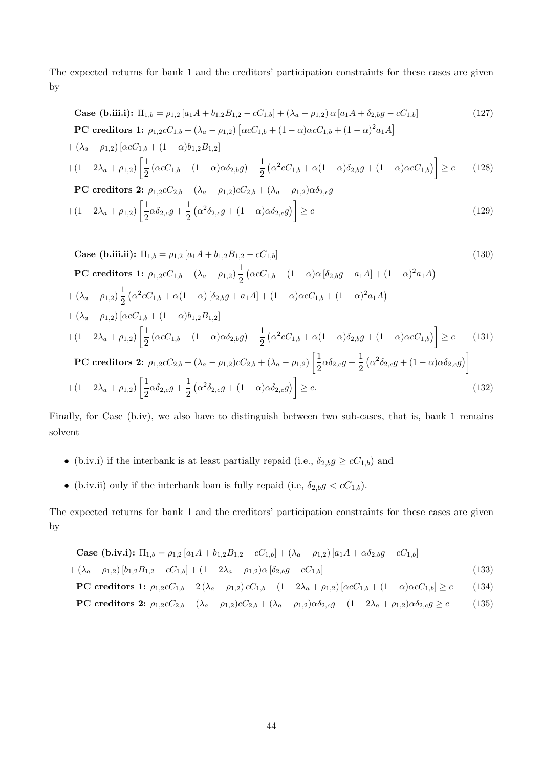The expected returns for bank 1 and the creditors' participation constraints for these cases are given by

$$\textbf{Case (b.iii.i):}\ \Pi_{1,b} = \rho_{1,2}\left[a_1 A + b_{1,2}B_{1,2} - cC_{1,b}\right] + (\lambda_a - \rho_{1,2})\,\alpha\left[a_1 A + \delta_{2,b}g - cC_{1,b}\right] \tag{127}$$

$$\begin{aligned}
&\textbf{PC creditors 1:}\ \rho_{1,2}cC_{1,b} + (\lambda_a - \rho_{1,2})\left[\alpha cC_{1,b} + (1-\alpha)\alpha cC_{1,b} + (1-\alpha)^2 a_1 A\right] \\
&+ (\lambda_a - \rho_{1,2})\left[\alpha cC_{1,b} + (1-\alpha)b_{1,2}B_{1,2}\right] \\
&+ (1 - 2\lambda_a + \rho_{1,2})\left[\frac{1}{2}\left(\alpha cC_{1,b} + (1-\alpha)\alpha\delta_{2,b}g\right) + \frac{1}{2}\left(\alpha^2 cC_{1,b} + \alpha(1-\alpha)\delta_{2,b}g + (1-\alpha)\alpha cC_{1,b}\right)\right] \geq c
\end{aligned} \tag{128}$$

$$\begin{aligned}
&\textbf{PC creditors 2:}\ \rho_{1,2}cC_{2,b} + (\lambda_a - \rho_{1,2})cC_{2,b} + (\lambda_a - \rho_{1,2})\alpha\delta_{2,c}g \\
&+ (1 - 2\lambda_a + \rho_{1,2})\left[\frac{1}{2}\alpha\delta_{2,c}g + \frac{1}{2}\left(\alpha^2\delta_{2,c}g + (1-\alpha)\alpha\delta_{2,c}g\right)\right] \geq c
\end{aligned} \tag{129}$$

$$\textbf{Case (b.iii.ii):}\ \Pi_{1,b} = \rho_{1,2}\left[a_1 A + b_{1,2}B_{1,2} - cC_{1,b}\right] \tag{130}$$

$$\begin{aligned}
&\textbf{PC creditors 1:}\ \rho_{1,2}cC_{1,b} + (\lambda_a - \rho_{1,2})\frac{1}{2}\left(\alpha cC_{1,b} + (1-\alpha)\alpha\left[\delta_{2,b}g + a_1 A\right] + (1-\alpha)^2 a_1 A\right) \\
&+ (\lambda_a - \rho_{1,2})\frac{1}{2}\left(\alpha^2 cC_{1,b} + \alpha(1-\alpha)\left[\delta_{2,b}g + a_1 A\right] + (1-\alpha)\alpha cC_{1,b} + (1-\alpha)^2 a_1 A\right) \\
&+ (\lambda_a - \rho_{1,2})\left[\alpha cC_{1,b} + (1-\alpha)b_{1,2}B_{1,2}\right] \\
&+ (1 - 2\lambda_a + \rho_{1,2})\left[\frac{1}{2}\left(\alpha cC_{1,b} + (1-\alpha)\alpha\delta_{2,b}g\right) + \frac{1}{2}\left(\alpha^2 cC_{1,b} + \alpha(1-\alpha)\delta_{2,b}g + (1-\alpha)\alpha cC_{1,b}\right)\right] \geq c
\end{aligned} \tag{131}$$

$$\begin{aligned}
&\textbf{PC creditors 2:}\ \rho_{1,2}cC_{2,b} + (\lambda_a - \rho_{1,2})cC_{2,b} + (\lambda_a - \rho_{1,2})\left[\frac{1}{2}\alpha\delta_{2,c}g + \frac{1}{2}\left(\alpha^2\delta_{2,c}g + (1-\alpha)\alpha\delta_{2,c}g\right)\right] \\
&+ (1 - 2\lambda_a + \rho_{1,2})\left[\frac{1}{2}\alpha\delta_{2,c}g + \frac{1}{2}\left(\alpha^2\delta_{2,c}g + (1-\alpha)\alpha\delta_{2,c}g\right)\right] \geq c.
\end{aligned} \tag{132}$$

Finally, for Case (b.iv), we also have to distinguish between two sub-cases, that is, bank 1 remains solvent

- (b.iv.i) if the interbank is at least partially repaid (i.e., $\delta_{2,b}g \geq cC_{1,b}$) and
- (b.iv.ii) only if the interbank loan is fully repaid (i.e, $\delta_{2,b}g < cC_{1,b}$).

The expected returns for bank 1 and the creditors' participation constraints for these cases are given by

$$\begin{aligned}
&\textbf{Case (b.iv.i):}\ \Pi_{1,b} = \rho_{1,2}\left[a_1 A + b_{1,2}B_{1,2} - cC_{1,b}\right] + (\lambda_a - \rho_{1,2})\left[a_1 A + \alpha\delta_{2,b}g - cC_{1,b}\right] \\
&+ (\lambda_a - \rho_{1,2})\left[b_{1,2}B_{1,2} - cC_{1,b}\right] + (1 - 2\lambda_a + \rho_{1,2})\alpha\left[\delta_{2,b}g - cC_{1,b}\right]
\end{aligned} \tag{133}$$

$$\textbf{PC creditors 1:}\ \rho_{1,2}cC_{1,b} + 2\left(\lambda_a - \rho_{1,2}\right)cC_{1,b} + (1 - 2\lambda_a + \rho_{1,2})\left[\alpha cC_{1,b} + (1-\alpha)\alpha cC_{1,b}\right] \geq c \tag{134}$$

$$\textbf{PC creditors 2:}\ \rho_{1,2}cC_{2,b} + (\lambda_a - \rho_{1,2})cC_{2,b} + (\lambda_a - \rho_{1,2})\alpha\delta_{2,c}g + (1 - 2\lambda_a + \rho_{1,2})\alpha\delta_{2,c}g \geq c \tag{135}$$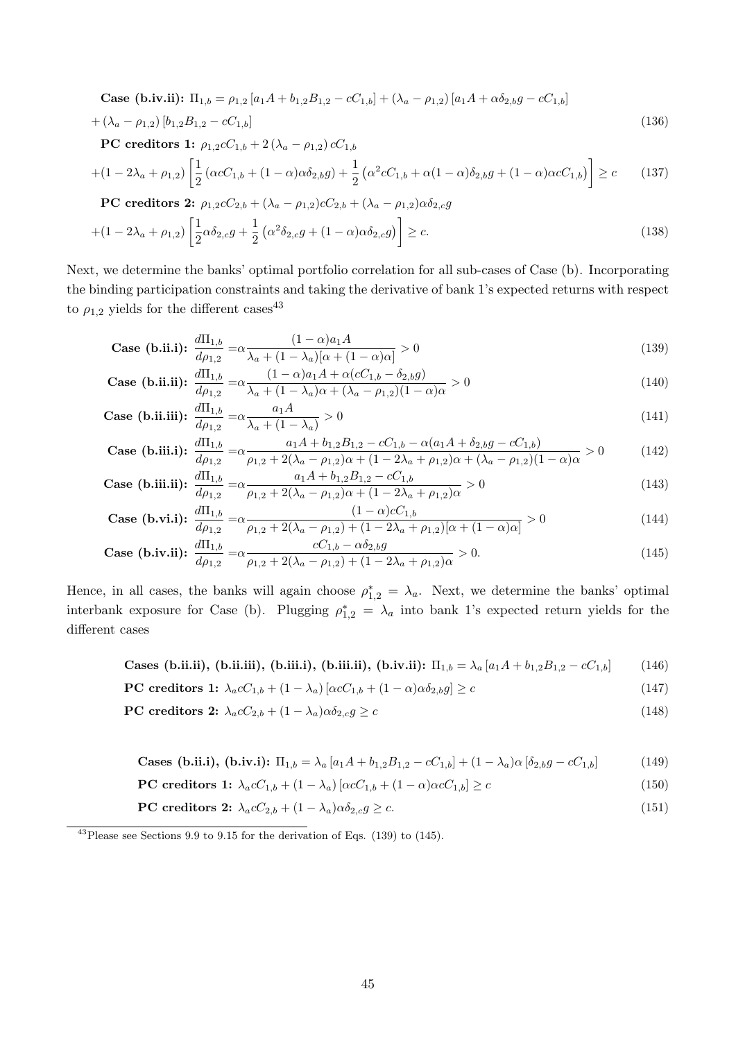**Case (b.iv.ii):** $\Pi_{1,b} = \rho_{1,2}\left[a_1 A + b_{1,2}B_{1,2} - cC_{1,b}\right] + \left(\lambda_a - \rho_{1,2}\right)\left[a_1 A + \alpha\delta_{2,b}g - cC_{1,b}\right]$

$$+\left(\lambda_a - \rho_{1,2}\right)\left[b_{1,2}B_{1,2} - cC_{1,b}\right] \tag{136}$$

**PC creditors 1:** $\rho_{1,2}cC_{1,b} + 2\left(\lambda_a - \rho_{1,2}\right)cC_{1,b}$

$$+(1-2\lambda_a+\rho_{1,2})\left[\frac{1}{2}\left(\alpha cC_{1,b} + (1-\alpha)\alpha\delta_{2,b}g\right) + \frac{1}{2}\left(\alpha^2 cC_{1,b} + \alpha(1-\alpha)\delta_{2,b}g + (1-\alpha)\alpha cC_{1,b}\right)\right] \geq c \tag{137}$$

**PC creditors 2:** $\rho_{1,2}cC_{2,b} + (\lambda_a - \rho_{1,2})cC_{2,b} + (\lambda_a - \rho_{1,2})\alpha\delta_{2,c}g$

$$+(1-2\lambda_a+\rho_{1,2})\left[\frac{1}{2}\alpha\delta_{2,c}g + \frac{1}{2}\left(\alpha^2\delta_{2,c}g + (1-\alpha)\alpha\delta_{2,c}g\right)\right] \geq c. \tag{138}$$

Next, we determine the banks' optimal portfolio correlation for all sub-cases of Case (b). Incorporating the binding participation constraints and taking the derivative of bank 1's expected returns with respect to $\rho_{1,2}$ yields for the different cases[43]

$$\textbf{Case (b.ii.i):}\ \frac{d\Pi_{1,b}}{d\rho_{1,2}} = \alpha\frac{(1-\alpha)a_1A}{\lambda_a + (1-\lambda_a)[\alpha + (1-\alpha)\alpha]} > 0 \tag{139}$$

$$\textbf{Case (b.ii.ii):}\ \frac{d\Pi_{1,b}}{d\rho_{1,2}} = \alpha\frac{(1-\alpha)a_1A + \alpha(cC_{1,b} - \delta_{2,b}g)}{\lambda_a + (1-\lambda_a)\alpha + (\lambda_a - \rho_{1,2})(1-\alpha)\alpha} > 0 \tag{140}$$

$$\textbf{Case (b.ii.iii):}\ \frac{d\Pi_{1,b}}{d\rho_{1,2}} = \alpha\frac{a_1A}{\lambda_a + (1-\lambda_a)} > 0 \tag{141}$$

$$\textbf{Case (b.iii.i):}\ \frac{d\Pi_{1,b}}{d\rho_{1,2}} = \alpha\frac{a_1A + b_{1,2}B_{1,2} - cC_{1,b} - \alpha(a_1A + \delta_{2,b}g - cC_{1,b})}{\rho_{1,2} + 2(\lambda_a - \rho_{1,2})\alpha + (1-2\lambda_a+\rho_{1,2})\alpha + (\lambda_a - \rho_{1,2})(1-\alpha)\alpha} > 0 \tag{142}$$

$$\textbf{Case (b.iii.ii):}\ \frac{d\Pi_{1,b}}{d\rho_{1,2}} = \alpha\frac{a_1A + b_{1,2}B_{1,2} - cC_{1,b}}{\rho_{1,2} + 2(\lambda_a - \rho_{1,2})\alpha + (1-2\lambda_a+\rho_{1,2})\alpha} > 0 \tag{143}$$

$$\textbf{Case (b.vi.i):}\ \frac{d\Pi_{1,b}}{d\rho_{1,2}} = \alpha\frac{(1-\alpha)cC_{1,b}}{\rho_{1,2} + 2(\lambda_a - \rho_{1,2}) + (1-2\lambda_a+\rho_{1,2})[\alpha + (1-\alpha)\alpha]} > 0 \tag{144}$$

$$\textbf{Case (b.iv.ii):}\ \frac{d\Pi_{1,b}}{d\rho_{1,2}} = \alpha\frac{cC_{1,b} - \alpha\delta_{2,b}g}{\rho_{1,2} + 2(\lambda_a - \rho_{1,2}) + (1-2\lambda_a+\rho_{1,2})\alpha} > 0. \tag{145}$$

Hence, in all cases, the banks will again choose $\rho^*_{1,2} = \lambda_a$. Next, we determine the banks' optimal interbank exposure for Case (b). Plugging $\rho^*_{1,2} = \lambda_a$ into bank 1's expected return yields for the different cases

$$\textbf{Cases (b.ii.ii), (b.ii.iii), (b.iii.i), (b.iii.ii), (b.iv.ii):}\ \Pi_{1,b} = \lambda_a\left[a_1A + b_{1,2}B_{1,2} - cC_{1,b}\right] \tag{146}$$

$$\textbf{PC creditors 1:}\ \lambda_a cC_{1,b} + (1-\lambda_a)\left[\alpha cC_{1,b} + (1-\alpha)\alpha\delta_{2,b}g\right] \geq c \tag{147}$$

$$\textbf{PC creditors 2:}\ \lambda_a cC_{2,b} + (1-\lambda_a)\alpha\delta_{2,c}g \geq c \tag{148}$$

$$\textbf{Cases (b.ii.i), (b.iv.i):}\ \Pi_{1,b} = \lambda_a\left[a_1A + b_{1,2}B_{1,2} - cC_{1,b}\right] + (1-\lambda_a)\alpha\left[\delta_{2,b}g - cC_{1,b}\right] \tag{149}$$

$$\textbf{PC creditors 1:}\ \lambda_a cC_{1,b} + (1-\lambda_a)\left[\alpha cC_{1,b} + (1-\alpha)\alpha cC_{1,b}\right] \geq c \tag{150}$$

$$\textbf{PC creditors 2:}\ \lambda_a cC_{2,b} + (1-\lambda_a)\alpha\delta_{2,c}g \geq c. \tag{151}$$

---

[43] Please see Sections 9.9 to 9.15 for the derivation of Eqs. (139) to (145).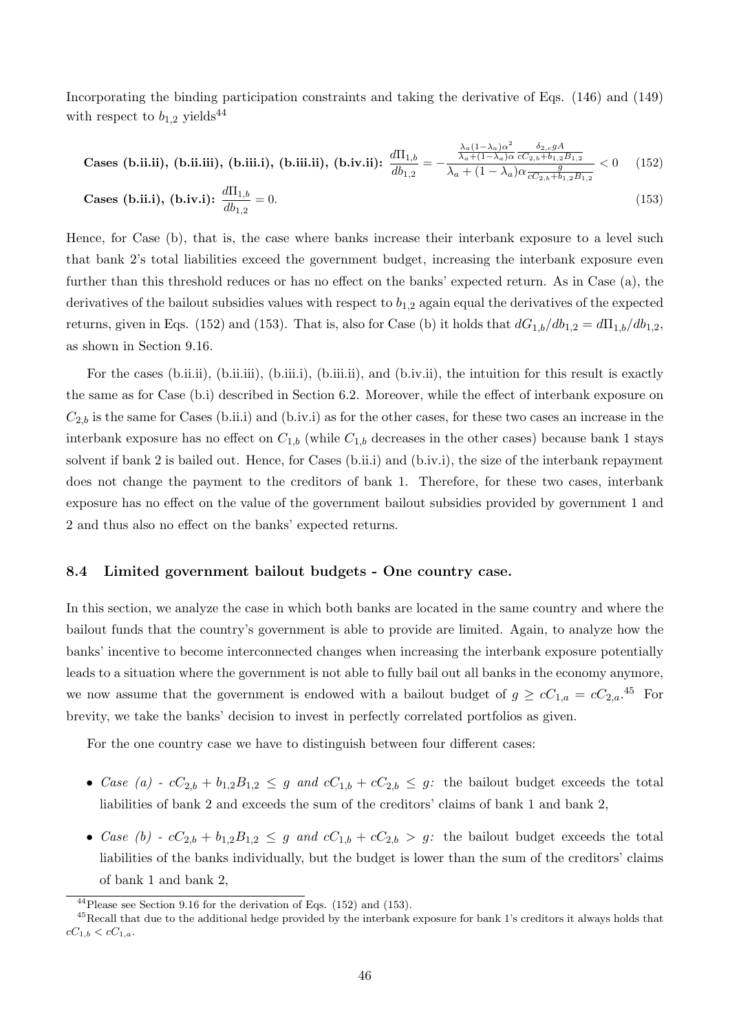Incorporating the binding participation constraints and taking the derivative of Eqs. (146) and (149) with respect to $b_{1,2}$ yields[44]

$$\textbf{Cases (b.ii.ii), (b.ii.iii), (b.iii.i), (b.iii.ii), (b.iv.ii):}\ \frac{d\Pi_{1,b}}{db_{1,2}} = -\frac{\frac{\lambda_a(1-\lambda_a)\alpha^2}{\lambda_a+(1-\lambda_a)\alpha}\frac{\delta_{2,c}gA}{cC_{2,b}+b_{1,2}B_{1,2}}}{\lambda_a+(1-\lambda_a)\alpha\frac{g}{cC_{2,b}+b_{1,2}B_{1,2}}} < 0 \quad (152)$$

$$\textbf{Cases (b.ii.i), (b.iv.i):}\ \frac{d\Pi_{1,b}}{db_{1,2}} = 0. \quad (153)$$

Hence, for Case (b), that is, the case where banks increase their interbank exposure to a level such that bank 2's total liabilities exceed the government budget, increasing the interbank exposure even further than this threshold reduces or has no effect on the banks' expected return. As in Case (a), the derivatives of the bailout subsidies values with respect to $b_{1,2}$ again equal the derivatives of the expected returns, given in Eqs. (152) and (153). That is, also for Case (b) it holds that $dG_{1,b}/db_{1,2} = d\Pi_{1,b}/db_{1,2}$, as shown in Section 9.16.

For the cases (b.ii.ii), (b.ii.iii), (b.iii.i), (b.iii.ii), and (b.iv.ii), the intuition for this result is exactly the same as for Case (b.i) described in Section 6.2. Moreover, while the effect of interbank exposure on $C_{2,b}$ is the same for Cases (b.ii.i) and (b.iv.i) as for the other cases, for these two cases an increase in the interbank exposure has no effect on $C_{1,b}$ (while $C_{1,b}$ decreases in the other cases) because bank 1 stays solvent if bank 2 is bailed out. Hence, for Cases (b.ii.i) and (b.iv.i), the size of the interbank repayment does not change the payment to the creditors of bank 1. Therefore, for these two cases, interbank exposure has no effect on the value of the government bailout subsidies provided by government 1 and 2 and thus also no effect on the banks' expected returns.

### 8.4 Limited government bailout budgets - One country case.

In this section, we analyze the case in which both banks are located in the same country and where the bailout funds that the country's government is able to provide are limited. Again, to analyze how the banks' incentive to become interconnected changes when increasing the interbank exposure potentially leads to a situation where the government is not able to fully bail out all banks in the economy anymore, we now assume that the government is endowed with a bailout budget of $g \geq cC_{1,a} = cC_{2,a}$.[45] For brevity, we take the banks' decision to invest in perfectly correlated portfolios as given.

For the one country case we have to distinguish between four different cases:

- *Case (a) - $cC_{2,b} + b_{1,2}B_{1,2} \leq g$ and $cC_{1,b} + cC_{2,b} \leq g$:* the bailout budget exceeds the total liabilities of bank 2 and exceeds the sum of the creditors' claims of bank 1 and bank 2,
- *Case (b) - $cC_{2,b} + b_{1,2}B_{1,2} \leq g$ and $cC_{1,b} + cC_{2,b} > g$:* the bailout budget exceeds the total liabilities of the banks individually, but the budget is lower than the sum of the creditors' claims of bank 1 and bank 2,

[44] Please see Section 9.16 for the derivation of Eqs. (152) and (153).

[45] Recall that due to the additional hedge provided by the interbank exposure for bank 1's creditors it always holds that $cC_{1,b} < cC_{1,a}$.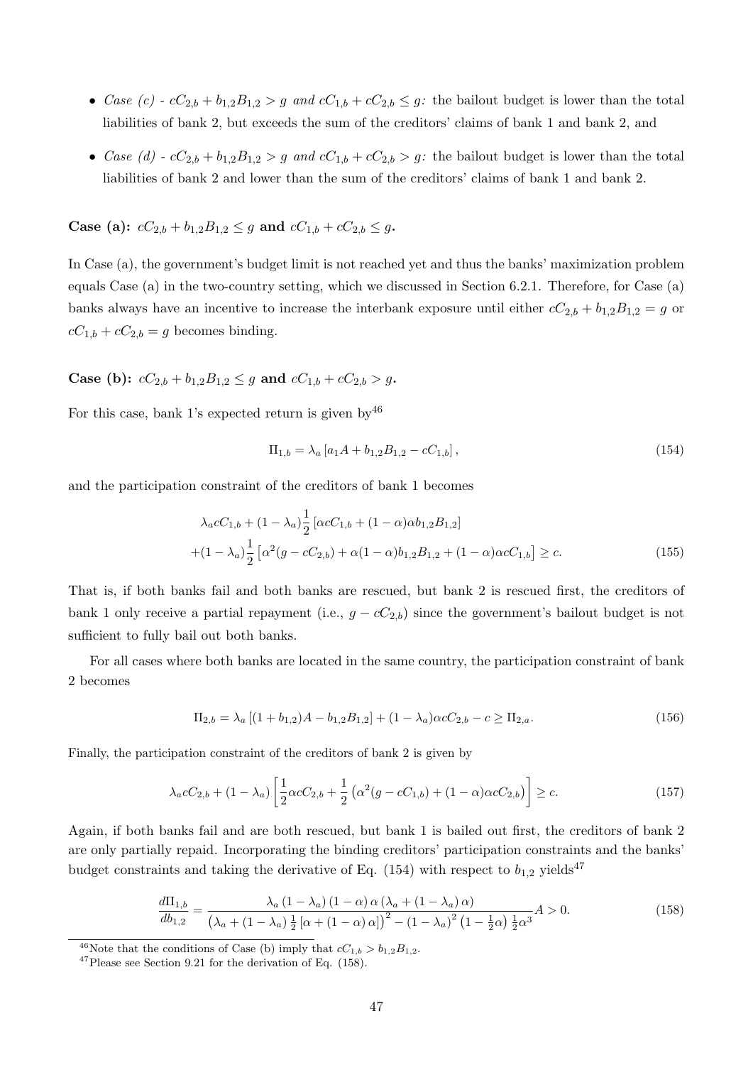- *Case (c) - $cC_{2,b} + b_{1,2}B_{1,2} > g$ and $cC_{1,b} + cC_{2,b} \leq g$:* the bailout budget is lower than the total liabilities of bank 2, but exceeds the sum of the creditors' claims of bank 1 and bank 2, and
- *Case (d) - $cC_{2,b} + b_{1,2}B_{1,2} > g$ and $cC_{1,b} + cC_{2,b} > g$:* the bailout budget is lower than the total liabilities of bank 2 and lower than the sum of the creditors' claims of bank 1 and bank 2.

**Case (a): $cC_{2,b} + b_{1,2}B_{1,2} \leq g$ and $cC_{1,b} + cC_{2,b} \leq g$.**

In Case (a), the government's budget limit is not reached yet and thus the banks' maximization problem equals Case (a) in the two-country setting, which we discussed in Section 6.2.1. Therefore, for Case (a) banks always have an incentive to increase the interbank exposure until either $cC_{2,b} + b_{1,2}B_{1,2} = g$ or $cC_{1,b} + cC_{2,b} = g$ becomes binding.

**Case (b): $cC_{2,b} + b_{1,2}B_{1,2} \leq g$ and $cC_{1,b} + cC_{2,b} > g$.**

For this case, bank 1's expected return is given by[46]

$$\Pi_{1,b} = \lambda_a \left[ a_1 A + b_{1,2}B_{1,2} - cC_{1,b} \right], \tag{154}$$

and the participation constraint of the creditors of bank 1 becomes

$$\begin{aligned}
&\lambda_a cC_{1,b} + (1-\lambda_a)\frac{1}{2}\left[\alpha cC_{1,b} + (1-\alpha)\alpha b_{1,2}B_{1,2}\right] \\
&+(1-\lambda_a)\frac{1}{2}\left[\alpha^2(g - cC_{2,b}) + \alpha(1-\alpha)b_{1,2}B_{1,2} + (1-\alpha)\alpha cC_{1,b}\right] \geq c.
\end{aligned} \tag{155}$$

That is, if both banks fail and both banks are rescued, but bank 2 is rescued first, the creditors of bank 1 only receive a partial repayment (i.e., $g - cC_{2,b}$) since the government's bailout budget is not sufficient to fully bail out both banks.

For all cases where both banks are located in the same country, the participation constraint of bank 2 becomes

$$\Pi_{2,b} = \lambda_a \left[ (1 + b_{1,2})A - b_{1,2}B_{1,2} \right] + (1-\lambda_a)\alpha cC_{2,b} - c \geq \Pi_{2,a}. \tag{156}$$

Finally, the participation constraint of the creditors of bank 2 is given by

$$\lambda_a cC_{2,b} + (1-\lambda_a)\left[\frac{1}{2}\alpha cC_{2,b} + \frac{1}{2}\left(\alpha^2(g - cC_{1,b}) + (1-\alpha)\alpha cC_{2,b}\right)\right] \geq c. \tag{157}$$

Again, if both banks fail and are both rescued, but bank 1 is bailed out first, the creditors of bank 2 are only partially repaid. Incorporating the binding creditors' participation constraints and the banks' budget constraints and taking the derivative of Eq. (154) with respect to $b_{1,2}$ yields[47]

$$\frac{d\Pi_{1,b}}{db_{1,2}} = \frac{\lambda_a (1-\lambda_a)(1-\alpha)\alpha(\lambda_a + (1-\lambda_a)\alpha)}{\left(\lambda_a + (1-\lambda_a)\frac{1}{2}\left[\alpha + (1-\alpha)\alpha\right]\right)^2 - (1-\lambda_a)^2\left(1 - \frac{1}{2}\alpha\right)\frac{1}{2}\alpha^3} A > 0. \tag{158}$$

[46]Note that the conditions of Case (b) imply that $cC_{1,b} > b_{1,2}B_{1,2}$.

[47]Please see Section 9.21 for the derivation of Eq. (158).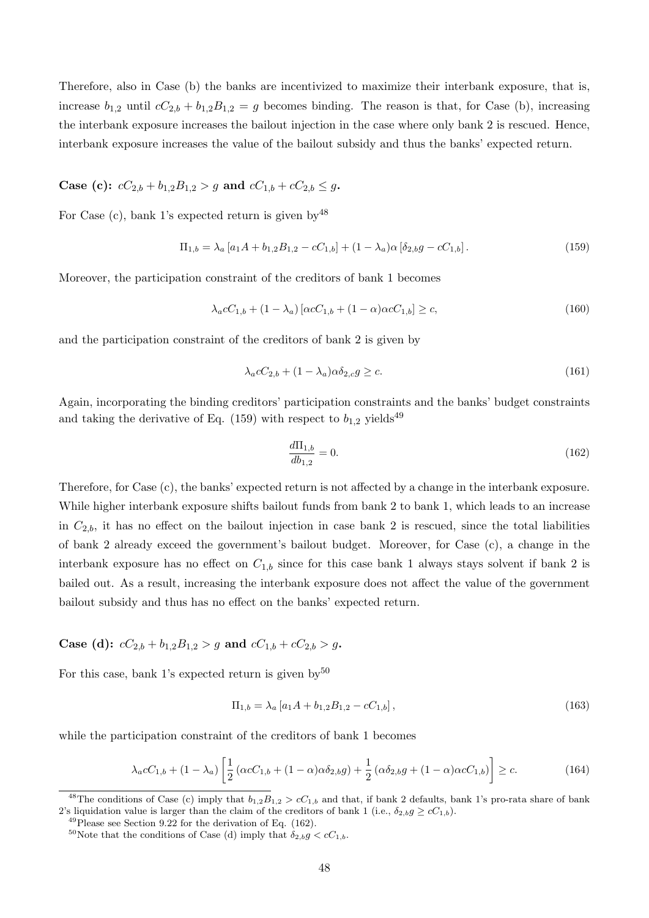Therefore, also in Case (b) the banks are incentivized to maximize their interbank exposure, that is, increase $b_{1,2}$ until $cC_{2,b} + b_{1,2}B_{1,2} = g$ becomes binding. The reason is that, for Case (b), increasing the interbank exposure increases the bailout injection in the case where only bank 2 is rescued. Hence, interbank exposure increases the value of the bailout subsidy and thus the banks' expected return.

**Case (c):** $cC_{2,b} + b_{1,2}B_{1,2} > g$ **and** $cC_{1,b} + cC_{2,b} \leq g$**.**

For Case (c), bank 1's expected return is given by[48]

$$\Pi_{1,b} = \lambda_a \left[a_1 A + b_{1,2}B_{1,2} - cC_{1,b}\right] + (1-\lambda_a)\alpha\left[\delta_{2,b}g - cC_{1,b}\right]. \tag{159}$$

Moreover, the participation constraint of the creditors of bank 1 becomes

$$\lambda_a cC_{1,b} + (1-\lambda_a)\left[\alpha cC_{1,b} + (1-\alpha)\alpha cC_{1,b}\right] \geq c, \tag{160}$$

and the participation constraint of the creditors of bank 2 is given by

$$\lambda_a cC_{2,b} + (1-\lambda_a)\alpha\delta_{2,c}g \geq c. \tag{161}$$

Again, incorporating the binding creditors' participation constraints and the banks' budget constraints and taking the derivative of Eq. (159) with respect to $b_{1,2}$ yields[49]

$$\frac{d\Pi_{1,b}}{db_{1,2}} = 0. \tag{162}$$

Therefore, for Case (c), the banks' expected return is not affected by a change in the interbank exposure. While higher interbank exposure shifts bailout funds from bank 2 to bank 1, which leads to an increase in $C_{2,b}$, it has no effect on the bailout injection in case bank 2 is rescued, since the total liabilities of bank 2 already exceed the government's bailout budget. Moreover, for Case (c), a change in the interbank exposure has no effect on $C_{1,b}$ since for this case bank 1 always stays solvent if bank 2 is bailed out. As a result, increasing the interbank exposure does not affect the value of the government bailout subsidy and thus has no effect on the banks' expected return.

**Case (d):** $cC_{2,b} + b_{1,2}B_{1,2} > g$ **and** $cC_{1,b} + cC_{2,b} > g$**.**

For this case, bank 1's expected return is given by[50]

$$\Pi_{1,b} = \lambda_a \left[a_1 A + b_{1,2}B_{1,2} - cC_{1,b}\right], \tag{163}$$

while the participation constraint of the creditors of bank 1 becomes

$$\lambda_a cC_{1,b} + (1-\lambda_a)\left[\frac{1}{2}\left(\alpha cC_{1,b} + (1-\alpha)\alpha\delta_{2,b}g\right) + \frac{1}{2}\left(\alpha\delta_{2,b}g + (1-\alpha)\alpha cC_{1,b}\right)\right] \geq c. \tag{164}$$

[48] The conditions of Case (c) imply that $b_{1,2}B_{1,2} > cC_{1,b}$ and that, if bank 2 defaults, bank 1's pro-rata share of bank 2's liquidation value is larger than the claim of the creditors of bank 1 (i.e., $\delta_{2,b}g \geq cC_{1,b}$).

[49] Please see Section 9.22 for the derivation of Eq. (162).

[50] Note that the conditions of Case (d) imply that $\delta_{2,b}g < cC_{1,b}$.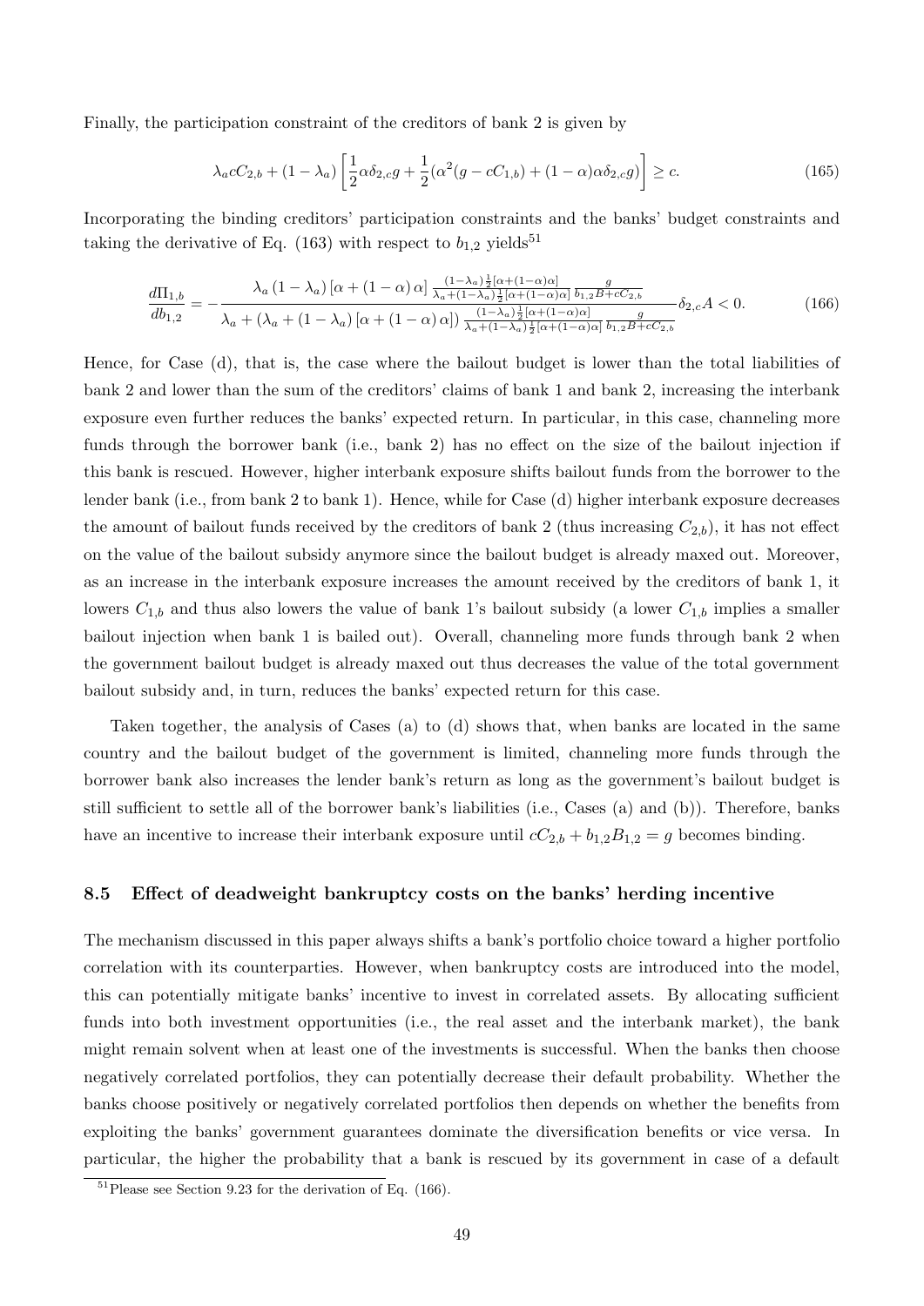Finally, the participation constraint of the creditors of bank 2 is given by

$$\lambda_a c C_{2,b} + (1-\lambda_a)\left[\frac{1}{2}\alpha\delta_{2,c} g + \frac{1}{2}(\alpha^2(g - cC_{1,b}) + (1-\alpha)\alpha\delta_{2,c} g)\right] \geq c. \tag{165}$$

Incorporating the binding creditors' participation constraints and the banks' budget constraints and taking the derivative of Eq. (163) with respect to $b_{1,2}$ yields[51]

$$\frac{d\Pi_{1,b}}{db_{1,2}} = -\frac{\lambda_a(1-\lambda_a)[\alpha+(1-\alpha)\alpha]\frac{(1-\lambda_a)\frac{1}{2}[\alpha+(1-\alpha)\alpha]}{\lambda_a+(1-\lambda_a)\frac{1}{2}[\alpha+(1-\alpha)\alpha]}\frac{g}{b_{1,2}B+cC_{2,b}}}{\lambda_a+(\lambda_a+(1-\lambda_a)[\alpha+(1-\alpha)\alpha])\frac{(1-\lambda_a)\frac{1}{2}[\alpha+(1-\alpha)\alpha]}{\lambda_a+(1-\lambda_a)\frac{1}{2}[\alpha+(1-\alpha)\alpha]}\frac{g}{b_{1,2}B+cC_{2,b}}}\delta_{2,c}A < 0. \tag{166}$$

Hence, for Case (d), that is, the case where the bailout budget is lower than the total liabilities of bank 2 and lower than the sum of the creditors' claims of bank 1 and bank 2, increasing the interbank exposure even further reduces the banks' expected return. In particular, in this case, channeling more funds through the borrower bank (i.e., bank 2) has no effect on the size of the bailout injection if this bank is rescued. However, higher interbank exposure shifts bailout funds from the borrower to the lender bank (i.e., from bank 2 to bank 1). Hence, while for Case (d) higher interbank exposure decreases the amount of bailout funds received by the creditors of bank 2 (thus increasing $C_{2,b}$), it has not effect on the value of the bailout subsidy anymore since the bailout budget is already maxed out. Moreover, as an increase in the interbank exposure increases the amount received by the creditors of bank 1, it lowers $C_{1,b}$ and thus also lowers the value of bank 1's bailout subsidy (a lower $C_{1,b}$ implies a smaller bailout injection when bank 1 is bailed out). Overall, channeling more funds through bank 2 when the government bailout budget is already maxed out thus decreases the value of the total government bailout subsidy and, in turn, reduces the banks' expected return for this case.

Taken together, the analysis of Cases (a) to (d) shows that, when banks are located in the same country and the bailout budget of the government is limited, channeling more funds through the borrower bank also increases the lender bank's return as long as the government's bailout budget is still sufficient to settle all of the borrower bank's liabilities (i.e., Cases (a) and (b)). Therefore, banks have an incentive to increase their interbank exposure until $cC_{2,b} + b_{1,2}B_{1,2} = g$ becomes binding.

## 8.5 Effect of deadweight bankruptcy costs on the banks' herding incentive

The mechanism discussed in this paper always shifts a bank's portfolio choice toward a higher portfolio correlation with its counterparties. However, when bankruptcy costs are introduced into the model, this can potentially mitigate banks' incentive to invest in correlated assets. By allocating sufficient funds into both investment opportunities (i.e., the real asset and the interbank market), the bank might remain solvent when at least one of the investments is successful. When the banks then choose negatively correlated portfolios, they can potentially decrease their default probability. Whether the banks choose positively or negatively correlated portfolios then depends on whether the benefits from exploiting the banks' government guarantees dominate the diversification benefits or vice versa. In particular, the higher the probability that a bank is rescued by its government in case of a default

[51] Please see Section 9.23 for the derivation of Eq. (166).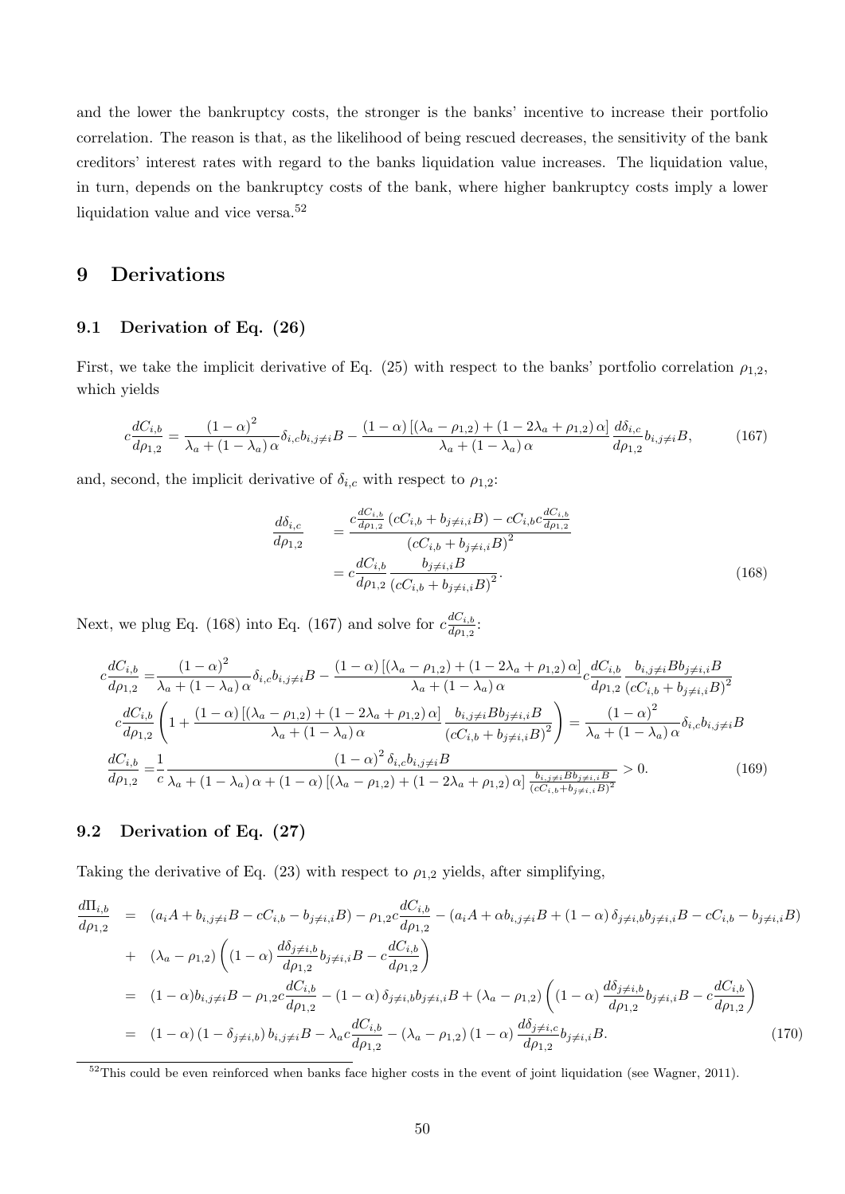and the lower the bankruptcy costs, the stronger is the banks' incentive to increase their portfolio correlation. The reason is that, as the likelihood of being rescued decreases, the sensitivity of the bank creditors' interest rates with regard to the banks liquidation value increases. The liquidation value, in turn, depends on the bankruptcy costs of the bank, where higher bankruptcy costs imply a lower liquidation value and vice versa.[52]

# 9 Derivations

## 9.1 Derivation of Eq. (26)

First, we take the implicit derivative of Eq. (25) with respect to the banks' portfolio correlation $\rho_{1,2}$, which yields

$$c\frac{dC_{i,b}}{d\rho_{1,2}} = \frac{(1-\alpha)^2}{\lambda_a + (1-\lambda_a)\alpha}\delta_{i,c}b_{i,j\neq i}B - \frac{(1-\alpha)\left[(\lambda_a - \rho_{1,2}) + (1-2\lambda_a+\rho_{1,2})\alpha\right]}{\lambda_a+(1-\lambda_a)\alpha}\frac{d\delta_{i,c}}{d\rho_{1,2}}b_{i,j\neq i}B, \tag{167}$$

and, second, the implicit derivative of $\delta_{i,c}$ with respect to $\rho_{1,2}$:

$$\begin{aligned}\frac{d\delta_{i,c}}{d\rho_{1,2}} &= \frac{c\frac{dC_{i,b}}{d\rho_{1,2}}\left(cC_{i,b}+b_{j\neq i,i}B\right) - cC_{i,b}c\frac{dC_{i,b}}{d\rho_{1,2}}}{\left(cC_{i,b}+b_{j\neq i,i}B\right)^2} \\ &= c\frac{dC_{i,b}}{d\rho_{1,2}}\frac{b_{j\neq i,i}B}{\left(cC_{i,b}+b_{j\neq i,i}B\right)^2}.\end{aligned} \tag{168}$$

Next, we plug Eq. (168) into Eq. (167) and solve for $c\frac{dC_{i,b}}{d\rho_{1,2}}$:

$$\begin{aligned}c\frac{dC_{i,b}}{d\rho_{1,2}} =& \frac{(1-\alpha)^2}{\lambda_a+(1-\lambda_a)\alpha}\delta_{i,c}b_{i,j\neq i}B - \frac{(1-\alpha)\left[(\lambda_a-\rho_{1,2})+(1-2\lambda_a+\rho_{1,2})\alpha\right]}{\lambda_a+(1-\lambda_a)\alpha}c\frac{dC_{i,b}}{d\rho_{1,2}}\frac{b_{i,j\neq i}Bb_{j\neq i,i}B}{\left(cC_{i,b}+b_{j\neq i,i}B\right)^2} \\ c\frac{dC_{i,b}}{d\rho_{1,2}}&\left(1+\frac{(1-\alpha)\left[(\lambda_a-\rho_{1,2})+(1-2\lambda_a+\rho_{1,2})\alpha\right]}{\lambda_a+(1-\lambda_a)\alpha}\frac{b_{i,j\neq i}Bb_{j\neq i,i}B}{\left(cC_{i,b}+b_{j\neq i,i}B\right)^2}\right) = \frac{(1-\alpha)^2}{\lambda_a+(1-\lambda_a)\alpha}\delta_{i,c}b_{i,j\neq i}B \\ \frac{dC_{i,b}}{d\rho_{1,2}} =& \frac{1}{c}\frac{(1-\alpha)^2\delta_{i,c}b_{i,j\neq i}B}{\lambda_a+(1-\lambda_a)\alpha+(1-\alpha)\left[(\lambda_a-\rho_{1,2})+(1-2\lambda_a+\rho_{1,2})\alpha\right]\frac{b_{i,j\neq i}Bb_{j\neq i,i}B}{\left(cC_{i,b}+b_{j\neq i,i}B\right)^2}} > 0.\end{aligned} \tag{169}$$

## 9.2 Derivation of Eq. (27)

Taking the derivative of Eq. (23) with respect to $\rho_{1,2}$ yields, after simplifying,

$$\begin{aligned}\frac{d\Pi_{i,b}}{d\rho_{1,2}} &= \left(a_iA+b_{i,j\neq i}B-cC_{i,b}-b_{j\neq i,i}B\right) - \rho_{1,2}c\frac{dC_{i,b}}{d\rho_{1,2}} - \left(a_iA+\alpha b_{i,j\neq i}B+(1-\alpha)\delta_{j\neq i,b}b_{j\neq i,i}B-cC_{i,b}-b_{j\neq i,i}B\right) \\ &+ \left(\lambda_a-\rho_{1,2}\right)\left((1-\alpha)\frac{d\delta_{j\neq i,b}}{d\rho_{1,2}}b_{j\neq i,i}B - c\frac{dC_{i,b}}{d\rho_{1,2}}\right) \\ &= (1-\alpha)b_{i,j\neq i}B - \rho_{1,2}c\frac{dC_{i,b}}{d\rho_{1,2}} - (1-\alpha)\delta_{j\neq i,b}b_{j\neq i,i}B + (\lambda_a-\rho_{1,2})\left((1-\alpha)\frac{d\delta_{j\neq i,b}}{d\rho_{1,2}}b_{j\neq i,i}B - c\frac{dC_{i,b}}{d\rho_{1,2}}\right) \\ &= (1-\alpha)\left(1-\delta_{j\neq i,b}\right)b_{i,j\neq i}B - \lambda_a c\frac{dC_{i,b}}{d\rho_{1,2}} - (\lambda_a-\rho_{1,2})(1-\alpha)\frac{d\delta_{j\neq i,c}}{d\rho_{1,2}}b_{j\neq i,i}B.\end{aligned} \tag{170}$$

[52] This could be even reinforced when banks face higher costs in the event of joint liquidation (see Wagner, 2011).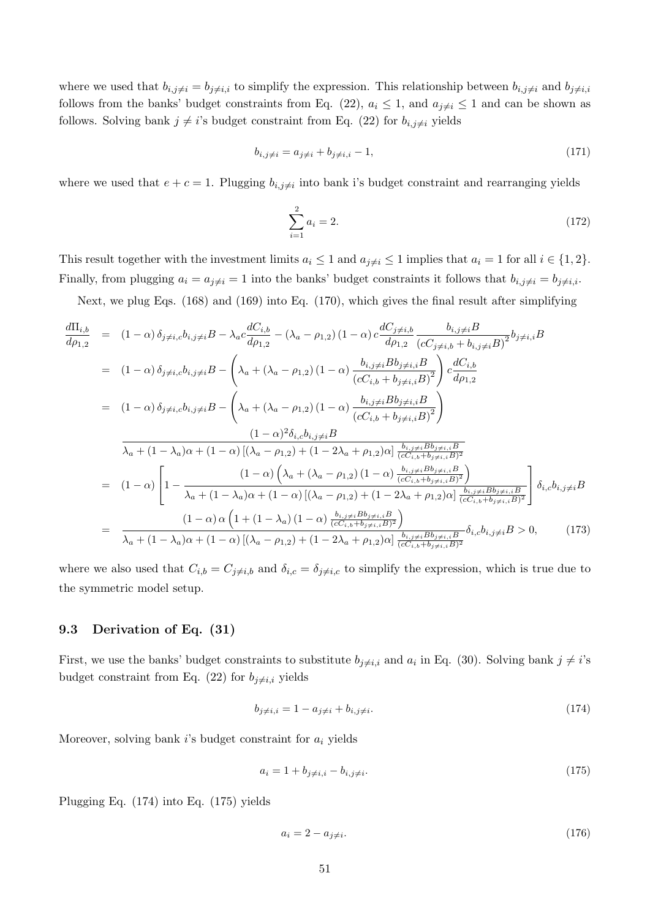where we used that $b_{i,j\neq i} = b_{j\neq i,i}$ to simplify the expression. This relationship between $b_{i,j\neq i}$ and $b_{j\neq i,i}$ follows from the banks' budget constraints from Eq. (22), $a_i \leq 1$, and $a_{j\neq i} \leq 1$ and can be shown as follows. Solving bank $j \neq i$'s budget constraint from Eq. (22) for $b_{i,j\neq i}$ yields

$$b_{i,j\neq i} = a_{j\neq i} + b_{j\neq i,i} - 1, \tag{171}$$

where we used that $e + c = 1$. Plugging $b_{i,j\neq i}$ into bank i's budget constraint and rearranging yields

$$\sum_{i=1}^{2} a_i = 2. \tag{172}$$

This result together with the investment limits $a_i \leq 1$ and $a_{j\neq i} \leq 1$ implies that $a_i = 1$ for all $i \in \{1, 2\}$. Finally, from plugging $a_i = a_{j\neq i} = 1$ into the banks' budget constraints it follows that $b_{i,j\neq i} = b_{j\neq i,i}$.

Next, we plug Eqs. (168) and (169) into Eq. (170), which gives the final result after simplifying

$$\begin{aligned}
\frac{d\Pi_{i,b}}{d\rho_{1,2}} &= (1-\alpha)\,\delta_{j\neq i,c} b_{i,j\neq i} B - \lambda_a c \frac{dC_{i,b}}{d\rho_{1,2}} - (\lambda_a - \rho_{1,2})(1-\alpha)\, c \frac{dC_{j\neq i,b}}{d\rho_{1,2}} \frac{b_{i,j\neq i} B}{\left(cC_{j\neq i,b} + b_{i,j\neq i} B\right)^2} b_{j\neq i,i} B \\
&= (1-\alpha)\,\delta_{j\neq i,c} b_{i,j\neq i} B - \left(\lambda_a + (\lambda_a - \rho_{1,2})(1-\alpha) \frac{b_{i,j\neq i} B b_{j\neq i,i} B}{\left(cC_{i,b} + b_{j\neq i,i} B\right)^2}\right) c \frac{dC_{i,b}}{d\rho_{1,2}} \\
&= (1-\alpha)\,\delta_{j\neq i,c} b_{i,j\neq i} B - \left(\lambda_a + (\lambda_a - \rho_{1,2})(1-\alpha) \frac{b_{i,j\neq i} B b_{j\neq i,i} B}{\left(cC_{i,b} + b_{j\neq i,i} B\right)^2}\right) \\
&\quad \frac{(1-\alpha)^2 \delta_{i,c} b_{i,j\neq i} B}{\lambda_a + (1-\lambda_a)\alpha + (1-\alpha)\left[(\lambda_a - \rho_{1,2}) + (1 - 2\lambda_a + \rho_{1,2})\alpha\right] \frac{b_{i,j\neq i} B b_{j\neq i,i} B}{(cC_{i,b} + b_{j\neq i,i} B)^2}} \\
&= (1-\alpha) \left[1 - \frac{(1-\alpha)\left(\lambda_a + (\lambda_a - \rho_{1,2})(1-\alpha) \frac{b_{i,j\neq i} B b_{j\neq i,i} B}{(cC_{i,b} + b_{j\neq i,i} B)^2}\right)}{\lambda_a + (1-\lambda_a)\alpha + (1-\alpha)\left[(\lambda_a - \rho_{1,2}) + (1 - 2\lambda_a + \rho_{1,2})\alpha\right] \frac{b_{i,j\neq i} B b_{j\neq i,i} B}{(cC_{i,b} + b_{j\neq i,i} B)^2}}\right] \delta_{i,c} b_{i,j\neq i} B \\
&= \frac{(1-\alpha)\,\alpha \left(1 + (1-\lambda_a)(1-\alpha) \frac{b_{i,j\neq i} B b_{j\neq i,i} B}{(cC_{i,b} + b_{j\neq i,i} B)^2}\right)}{\lambda_a + (1-\lambda_a)\alpha + (1-\alpha)\left[(\lambda_a - \rho_{1,2}) + (1 - 2\lambda_a + \rho_{1,2})\alpha\right] \frac{b_{i,j\neq i} B b_{j\neq i,i} B}{(cC_{i,b} + b_{j\neq i,i} B)^2}} \delta_{i,c} b_{i,j\neq i} B > 0,
\end{aligned} \tag{173}$$

where we also used that $C_{i,b} = C_{j\neq i,b}$ and $\delta_{i,c} = \delta_{j\neq i,c}$ to simplify the expression, which is true due to the symmetric model setup.

### 9.3 Derivation of Eq. (31)

First, we use the banks' budget constraints to substitute $b_{j\neq i,i}$ and $a_i$ in Eq. (30). Solving bank $j \neq i$'s budget constraint from Eq. (22) for $b_{j\neq i,i}$ yields

$$b_{j\neq i,i} = 1 - a_{j\neq i} + b_{i,j\neq i}. \tag{174}$$

Moreover, solving bank $i$'s budget constraint for $a_i$ yields

$$a_i = 1 + b_{j\neq i,i} - b_{i,j\neq i}. \tag{175}$$

Plugging Eq. (174) into Eq. (175) yields

$$a_i = 2 - a_{j\neq i}. \tag{176}$$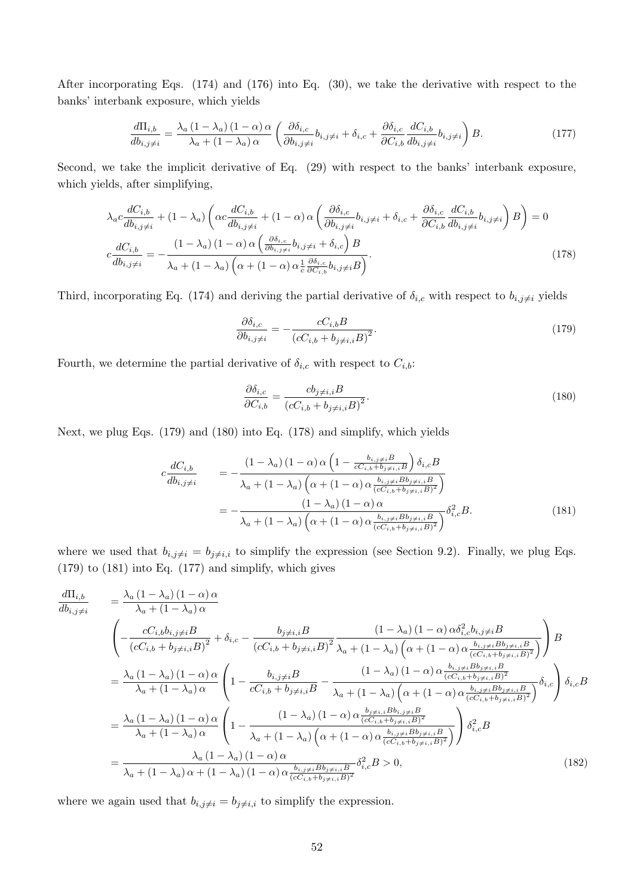After incorporating Eqs. (174) and (176) into Eq. (30), we take the derivative with respect to the banks' interbank exposure, which yields

$$
\frac{d\Pi_{i,b}}{db_{i,j\neq i}} = \frac{\lambda_a\left(1-\lambda_a\right)\left(1-\alpha\right)\alpha}{\lambda_a + \left(1-\lambda_a\right)\alpha}\left(\frac{\partial \delta_{i,c}}{\partial b_{i,j\neq i}} b_{i,j\neq i} + \delta_{i,c} + \frac{\partial \delta_{i,c}}{\partial C_{i,b}}\frac{dC_{i,b}}{db_{i,j\neq i}} b_{i,j\neq i}\right) B. \tag{177}
$$

Second, we take the implicit derivative of Eq. (29) with respect to the banks' interbank exposure, which yields, after simplifying,

$$
\lambda_a c \frac{dC_{i,b}}{db_{i,j\neq i}} + \left(1-\lambda_a\right)\left(\alpha c \frac{dC_{i,b}}{db_{i,j\neq i}} + \left(1-\alpha\right)\alpha\left(\frac{\partial \delta_{i,c}}{\partial b_{i,j\neq i}} b_{i,j\neq i} + \delta_{i,c} + \frac{\partial \delta_{i,c}}{\partial C_{i,b}}\frac{dC_{i,b}}{db_{i,j\neq i}} b_{i,j\neq i}\right)B\right) = 0
$$

$$
c\frac{dC_{i,b}}{db_{i,j\neq i}} = -\frac{\left(1-\lambda_a\right)\left(1-\alpha\right)\alpha\left(\frac{\partial \delta_{i,c}}{\partial b_{i,j\neq i}} b_{i,j\neq i} + \delta_{i,c}\right)B}{\lambda_a + \left(1-\lambda_a\right)\left(\alpha + \left(1-\alpha\right)\alpha\frac{1}{c}\frac{\partial \delta_{i,c}}{\partial C_{i,b}} b_{i,j\neq i} B\right)}. \tag{178}
$$

Third, incorporating Eq. (174) and deriving the partial derivative of $\delta_{i,c}$ with respect to $b_{i,j\neq i}$ yields

$$
\frac{\partial \delta_{i,c}}{\partial b_{i,j\neq i}} = -\frac{cC_{i,b}B}{\left(cC_{i,b} + b_{j\neq i,i}B\right)^2}. \tag{179}
$$

Fourth, we determine the partial derivative of $\delta_{i,c}$ with respect to $C_{i,b}$:

$$
\frac{\partial \delta_{i,c}}{\partial C_{i,b}} = \frac{cb_{j\neq i,i}B}{\left(cC_{i,b} + b_{j\neq i,i}B\right)^2}. \tag{180}
$$

Next, we plug Eqs. (179) and (180) into Eq. (178) and simplify, which yields

$$
\begin{aligned}
c\frac{dC_{i,b}}{db_{i,j\neq i}} &= -\frac{\left(1-\lambda_a\right)\left(1-\alpha\right)\alpha\left(1 - \frac{b_{i,j\neq i}B}{cC_{i,b} + b_{j\neq i,i}B}\right)\delta_{i,c}B}{\lambda_a + \left(1-\lambda_a\right)\left(\alpha + \left(1-\alpha\right)\alpha\frac{b_{i,j\neq i}Bb_{j\neq i,i}B}{\left(cC_{i,b}+b_{j\neq i,i}B\right)^2}\right)} \\
&= -\frac{\left(1-\lambda_a\right)\left(1-\alpha\right)\alpha}{\lambda_a + \left(1-\lambda_a\right)\left(\alpha + \left(1-\alpha\right)\alpha\frac{b_{i,j\neq i}Bb_{j\neq i,i}B}{\left(cC_{i,b}+b_{j\neq i,i}B\right)^2}\right)}\delta_{i,c}^2 B.
\end{aligned} \tag{181}
$$

where we used that $b_{i,j\neq i} = b_{j\neq i,i}$ to simplify the expression (see Section 9.2). Finally, we plug Eqs. (179) to (181) into Eq. (177) and simplify, which gives

$$
\begin{aligned}
\frac{d\Pi_{i,b}}{db_{i,j\neq i}} &= \frac{\lambda_a\left(1-\lambda_a\right)\left(1-\alpha\right)\alpha}{\lambda_a + \left(1-\lambda_a\right)\alpha} \\
&\left(-\frac{cC_{i,b}b_{i,j\neq i}B}{\left(cC_{i,b}+b_{j\neq i,i}B\right)^2} + \delta_{i,c} - \frac{b_{j\neq i,i}B}{\left(cC_{i,b}+b_{j\neq i,i}B\right)^2}\frac{\left(1-\lambda_a\right)\left(1-\alpha\right)\alpha\delta_{i,c}^2 b_{i,j\neq i}B}{\lambda_a + \left(1-\lambda_a\right)\left(\alpha + \left(1-\alpha\right)\alpha\frac{b_{i,j\neq i}Bb_{j\neq i,i}B}{\left(cC_{i,b}+b_{j\neq i,i}B\right)^2}\right)}\right)B \\
&= \frac{\lambda_a\left(1-\lambda_a\right)\left(1-\alpha\right)\alpha}{\lambda_a + \left(1-\lambda_a\right)\alpha}\left(1 - \frac{b_{i,j\neq i}B}{cC_{i,b}+b_{j\neq i,i}B} - \frac{\left(1-\lambda_a\right)\left(1-\alpha\right)\alpha\frac{b_{i,j\neq i}Bb_{j\neq i,i}B}{\left(cC_{i,b}+b_{j\neq i,i}B\right)^2}}{\lambda_a + \left(1-\lambda_a\right)\left(\alpha + \left(1-\alpha\right)\alpha\frac{b_{i,j\neq i}Bb_{j\neq i,i}B}{\left(cC_{i,b}+b_{j\neq i,i}B\right)^2}\right)}\delta_{i,c}\right)\delta_{i,c}B \\
&= \frac{\lambda_a\left(1-\lambda_a\right)\left(1-\alpha\right)\alpha}{\lambda_a + \left(1-\lambda_a\right)\alpha}\left(1 - \frac{\left(1-\lambda_a\right)\left(1-\alpha\right)\alpha\frac{b_{j\neq i,i}Bb_{i,j\neq i}B}{\left(cC_{i,b}+b_{j\neq i,i}B\right)^2}}{\lambda_a + \left(1-\lambda_a\right)\left(\alpha + \left(1-\alpha\right)\alpha\frac{b_{i,j\neq i}Bb_{j\neq i,i}B}{\left(cC_{i,b}+b_{j\neq i,i}B\right)^2}\right)}\right)\delta_{i,c}^2 B \\
&= \frac{\lambda_a\left(1-\lambda_a\right)\left(1-\alpha\right)\alpha}{\lambda_a + \left(1-\lambda_a\right)\alpha + \left(1-\lambda_a\right)\left(1-\alpha\right)\alpha\frac{b_{i,j\neq i}Bb_{j\neq i,i}B}{\left(cC_{i,b}+b_{j\neq i,i}B\right)^2}}\delta_{i,c}^2 B > 0,
\end{aligned} \tag{182}
$$

where we again used that $b_{i,j\neq i} = b_{j\neq i,i}$ to simplify the expression.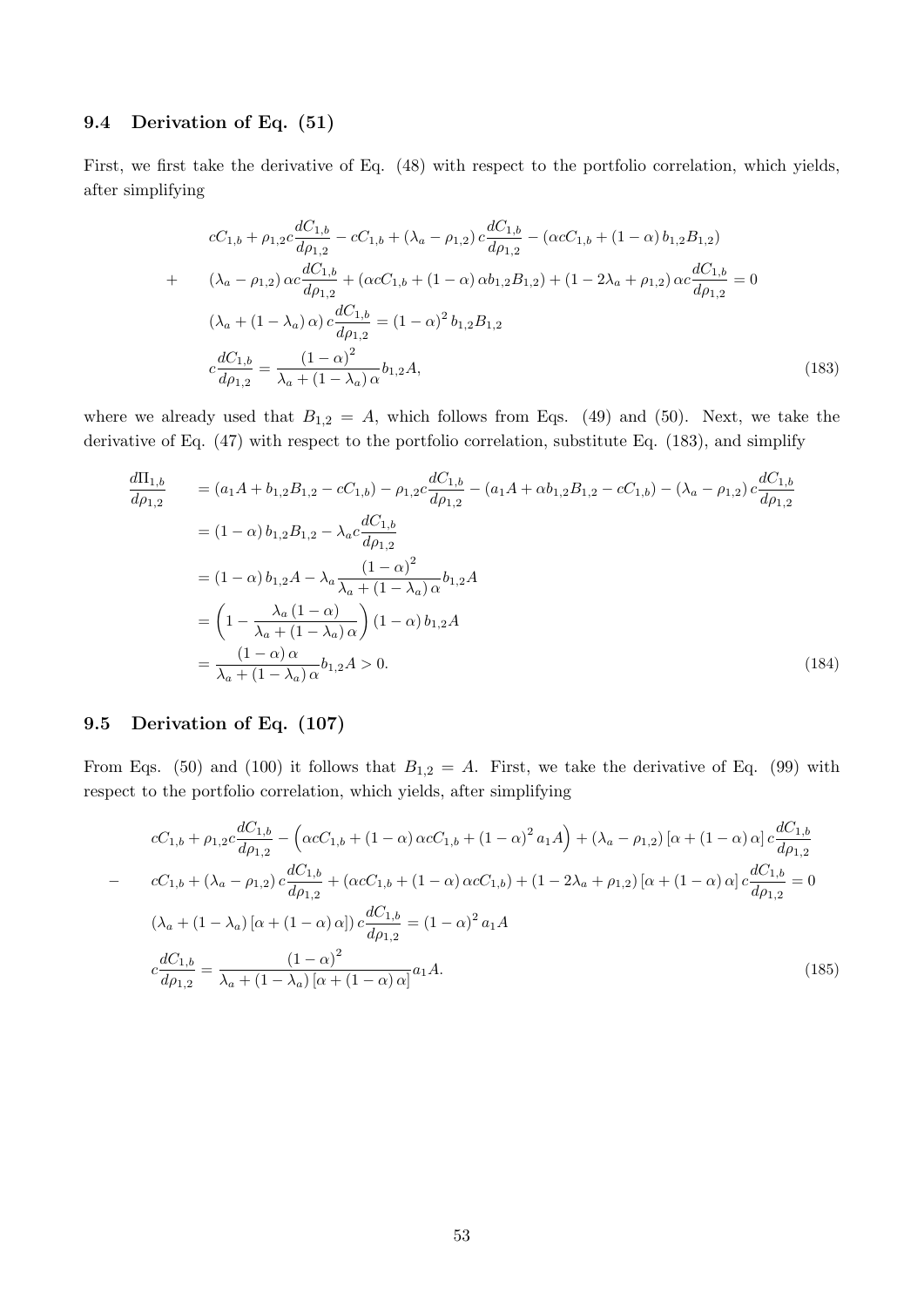### 9.4 Derivation of Eq. (51)

First, we first take the derivative of Eq. (48) with respect to the portfolio correlation, which yields, after simplifying

$$
\begin{aligned}
& cC_{1,b} + \rho_{1,2} c \frac{dC_{1,b}}{d\rho_{1,2}} - cC_{1,b} + (\lambda_a - \rho_{1,2}) c \frac{dC_{1,b}}{d\rho_{1,2}} - (\alpha c C_{1,b} + (1-\alpha) b_{1,2} B_{1,2}) \\
+ \quad & (\lambda_a - \rho_{1,2}) \alpha c \frac{dC_{1,b}}{d\rho_{1,2}} + (\alpha c C_{1,b} + (1-\alpha) \alpha b_{1,2} B_{1,2}) + (1 - 2\lambda_a + \rho_{1,2}) \alpha c \frac{dC_{1,b}}{d\rho_{1,2}} = 0 \\
& (\lambda_a + (1-\lambda_a)\alpha) c \frac{dC_{1,b}}{d\rho_{1,2}} = (1-\alpha)^2 b_{1,2} B_{1,2} \\
& c \frac{dC_{1,b}}{d\rho_{1,2}} = \frac{(1-\alpha)^2}{\lambda_a + (1-\lambda_a)\alpha} b_{1,2} A,
\end{aligned}
\tag{183}
$$

where we already used that $B_{1,2} = A$, which follows from Eqs. (49) and (50). Next, we take the derivative of Eq. (47) with respect to the portfolio correlation, substitute Eq. (183), and simplify

$$
\begin{aligned}
\frac{d\Pi_{1,b}}{d\rho_{1,2}} &= (a_1 A + b_{1,2} B_{1,2} - cC_{1,b}) - \rho_{1,2} c \frac{dC_{1,b}}{d\rho_{1,2}} - (a_1 A + \alpha b_{1,2} B_{1,2} - cC_{1,b}) - (\lambda_a - \rho_{1,2}) c \frac{dC_{1,b}}{d\rho_{1,2}} \\
&= (1-\alpha) b_{1,2} B_{1,2} - \lambda_a c \frac{dC_{1,b}}{d\rho_{1,2}} \\
&= (1-\alpha) b_{1,2} A - \lambda_a \frac{(1-\alpha)^2}{\lambda_a + (1-\lambda_a)\alpha} b_{1,2} A \\
&= \left( 1 - \frac{\lambda_a (1-\alpha)}{\lambda_a + (1-\lambda_a)\alpha} \right) (1-\alpha) b_{1,2} A \\
&= \frac{(1-\alpha)\alpha}{\lambda_a + (1-\lambda_a)\alpha} b_{1,2} A > 0.
\end{aligned}
\tag{184}
$$

### 9.5 Derivation of Eq. (107)

From Eqs. (50) and (100) it follows that $B_{1,2} = A$. First, we take the derivative of Eq. (99) with respect to the portfolio correlation, which yields, after simplifying

$$
\begin{aligned}
& cC_{1,b} + \rho_{1,2} c \frac{dC_{1,b}}{d\rho_{1,2}} - \left( \alpha c C_{1,b} + (1-\alpha) \alpha c C_{1,b} + (1-\alpha)^2 a_1 A \right) + (\lambda_a - \rho_{1,2}) \left[ \alpha + (1-\alpha)\alpha \right] c \frac{dC_{1,b}}{d\rho_{1,2}} \\
- \quad & cC_{1,b} + (\lambda_a - \rho_{1,2}) c \frac{dC_{1,b}}{d\rho_{1,2}} + (\alpha c C_{1,b} + (1-\alpha) \alpha c C_{1,b}) + (1 - 2\lambda_a + \rho_{1,2}) \left[ \alpha + (1-\alpha)\alpha \right] c \frac{dC_{1,b}}{d\rho_{1,2}} = 0 \\
& (\lambda_a + (1-\lambda_a) \left[ \alpha + (1-\alpha)\alpha \right]) c \frac{dC_{1,b}}{d\rho_{1,2}} = (1-\alpha)^2 a_1 A \\
& c \frac{dC_{1,b}}{d\rho_{1,2}} = \frac{(1-\alpha)^2}{\lambda_a + (1-\lambda_a) \left[ \alpha + (1-\alpha)\alpha \right]} a_1 A.
\end{aligned}
\tag{185}
$$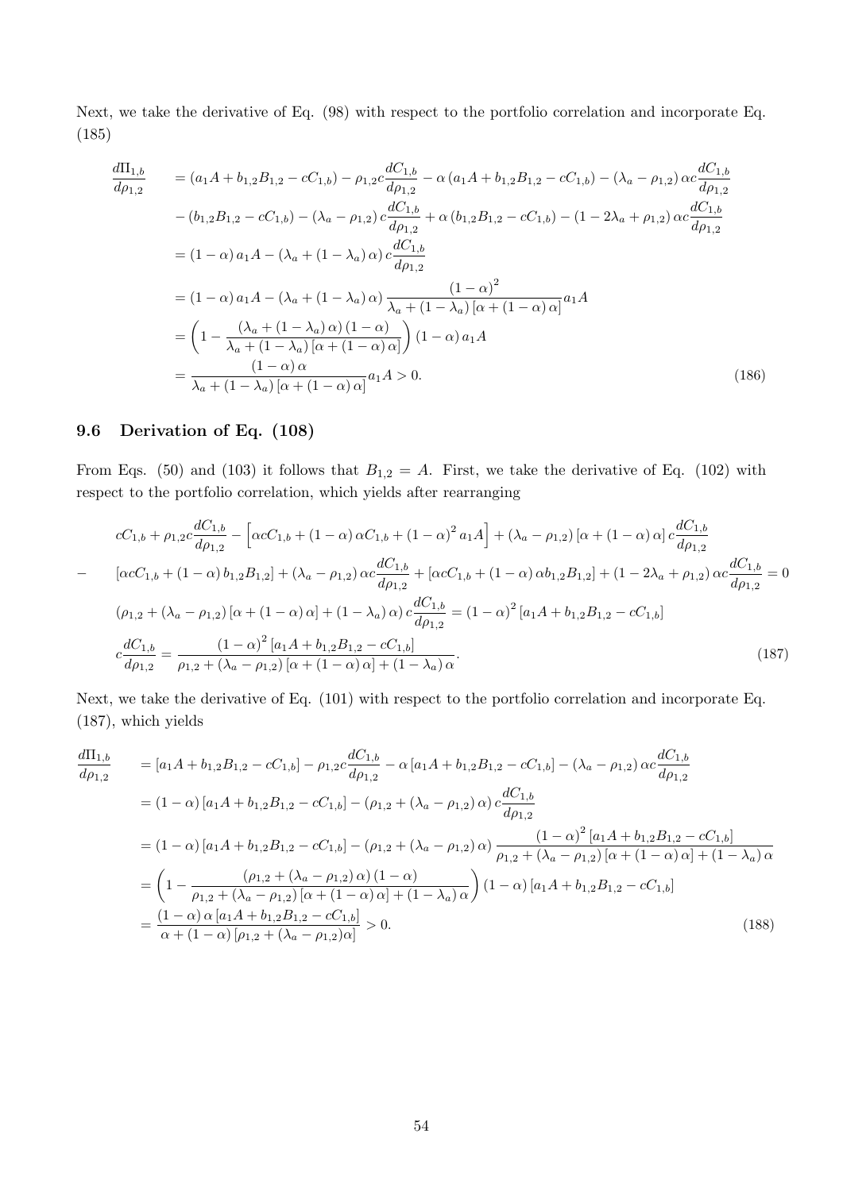Next, we take the derivative of Eq. (98) with respect to the portfolio correlation and incorporate Eq. (185)

$$
\begin{aligned}
\frac{d\Pi_{1,b}}{d\rho_{1,2}} &= \left(a_1 A + b_{1,2}B_{1,2} - cC_{1,b}\right) - \rho_{1,2} c \frac{dC_{1,b}}{d\rho_{1,2}} - \alpha\left(a_1 A + b_{1,2}B_{1,2} - cC_{1,b}\right) - \left(\lambda_a - \rho_{1,2}\right)\alpha c \frac{dC_{1,b}}{d\rho_{1,2}} \\
&\quad - \left(b_{1,2}B_{1,2} - cC_{1,b}\right) - \left(\lambda_a - \rho_{1,2}\right) c \frac{dC_{1,b}}{d\rho_{1,2}} + \alpha\left(b_{1,2}B_{1,2} - cC_{1,b}\right) - \left(1 - 2\lambda_a + \rho_{1,2}\right)\alpha c \frac{dC_{1,b}}{d\rho_{1,2}} \\
&= \left(1-\alpha\right) a_1 A - \left(\lambda_a + \left(1-\lambda_a\right)\alpha\right) c \frac{dC_{1,b}}{d\rho_{1,2}} \\
&= \left(1-\alpha\right) a_1 A - \left(\lambda_a + \left(1-\lambda_a\right)\alpha\right) \frac{\left(1-\alpha\right)^2}{\lambda_a + \left(1-\lambda_a\right)\left[\alpha + \left(1-\alpha\right)\alpha\right]} a_1 A \\
&= \left(1 - \frac{\left(\lambda_a + \left(1-\lambda_a\right)\alpha\right)\left(1-\alpha\right)}{\lambda_a + \left(1-\lambda_a\right)\left[\alpha + \left(1-\alpha\right)\alpha\right]}\right)\left(1-\alpha\right) a_1 A \\
&= \frac{\left(1-\alpha\right)\alpha}{\lambda_a + \left(1-\lambda_a\right)\left[\alpha + \left(1-\alpha\right)\alpha\right]} a_1 A > 0.
\end{aligned}
\tag{186}
$$

## 9.6 Derivation of Eq. (108)

From Eqs. (50) and (103) it follows that $B_{1,2} = A$. First, we take the derivative of Eq. (102) with respect to the portfolio correlation, which yields after rearranging

$$
\begin{aligned}
& cC_{1,b} + \rho_{1,2} c \frac{dC_{1,b}}{d\rho_{1,2}} - \left[\alpha c C_{1,b} + \left(1-\alpha\right)\alpha C_{1,b} + \left(1-\alpha\right)^2 a_1 A\right] + \left(\lambda_a - \rho_{1,2}\right)\left[\alpha + \left(1-\alpha\right)\alpha\right] c \frac{dC_{1,b}}{d\rho_{1,2}} \\
- \quad & \left[\alpha c C_{1,b} + \left(1-\alpha\right) b_{1,2}B_{1,2}\right] + \left(\lambda_a - \rho_{1,2}\right)\alpha c \frac{dC_{1,b}}{d\rho_{1,2}} + \left[\alpha c C_{1,b} + \left(1-\alpha\right)\alpha b_{1,2}B_{1,2}\right] + \left(1 - 2\lambda_a + \rho_{1,2}\right)\alpha c \frac{dC_{1,b}}{d\rho_{1,2}} = 0 \\
& \left(\rho_{1,2} + \left(\lambda_a - \rho_{1,2}\right)\left[\alpha + \left(1-\alpha\right)\alpha\right] + \left(1-\lambda_a\right)\alpha\right) c \frac{dC_{1,b}}{d\rho_{1,2}} = \left(1-\alpha\right)^2 \left[a_1 A + b_{1,2}B_{1,2} - cC_{1,b}\right] \\
& c \frac{dC_{1,b}}{d\rho_{1,2}} = \frac{\left(1-\alpha\right)^2 \left[a_1 A + b_{1,2}B_{1,2} - cC_{1,b}\right]}{\rho_{1,2} + \left(\lambda_a - \rho_{1,2}\right)\left[\alpha + \left(1-\alpha\right)\alpha\right] + \left(1-\lambda_a\right)\alpha}.
\end{aligned}
\tag{187}
$$

Next, we take the derivative of Eq. (101) with respect to the portfolio correlation and incorporate Eq. (187), which yields

$$
\begin{aligned}
\frac{d\Pi_{1,b}}{d\rho_{1,2}} &= \left[a_1 A + b_{1,2}B_{1,2} - cC_{1,b}\right] - \rho_{1,2} c \frac{dC_{1,b}}{d\rho_{1,2}} - \alpha\left[a_1 A + b_{1,2}B_{1,2} - cC_{1,b}\right] - \left(\lambda_a - \rho_{1,2}\right)\alpha c \frac{dC_{1,b}}{d\rho_{1,2}} \\
&= \left(1-\alpha\right)\left[a_1 A + b_{1,2}B_{1,2} - cC_{1,b}\right] - \left(\rho_{1,2} + \left(\lambda_a - \rho_{1,2}\right)\alpha\right) c \frac{dC_{1,b}}{d\rho_{1,2}} \\
&= \left(1-\alpha\right)\left[a_1 A + b_{1,2}B_{1,2} - cC_{1,b}\right] - \left(\rho_{1,2} + \left(\lambda_a - \rho_{1,2}\right)\alpha\right) \frac{\left(1-\alpha\right)^2 \left[a_1 A + b_{1,2}B_{1,2} - cC_{1,b}\right]}{\rho_{1,2} + \left(\lambda_a - \rho_{1,2}\right)\left[\alpha + \left(1-\alpha\right)\alpha\right] + \left(1-\lambda_a\right)\alpha} \\
&= \left(1 - \frac{\left(\rho_{1,2} + \left(\lambda_a - \rho_{1,2}\right)\alpha\right)\left(1-\alpha\right)}{\rho_{1,2} + \left(\lambda_a - \rho_{1,2}\right)\left[\alpha + \left(1-\alpha\right)\alpha\right] + \left(1-\lambda_a\right)\alpha}\right)\left(1-\alpha\right)\left[a_1 A + b_{1,2}B_{1,2} - cC_{1,b}\right] \\
&= \frac{\left(1-\alpha\right)\alpha\left[a_1 A + b_{1,2}B_{1,2} - cC_{1,b}\right]}{\alpha + \left(1-\alpha\right)\left[\rho_{1,2} + \left(\lambda_a - \rho_{1,2}\right)\alpha\right]} > 0.
\end{aligned}
\tag{188}
$$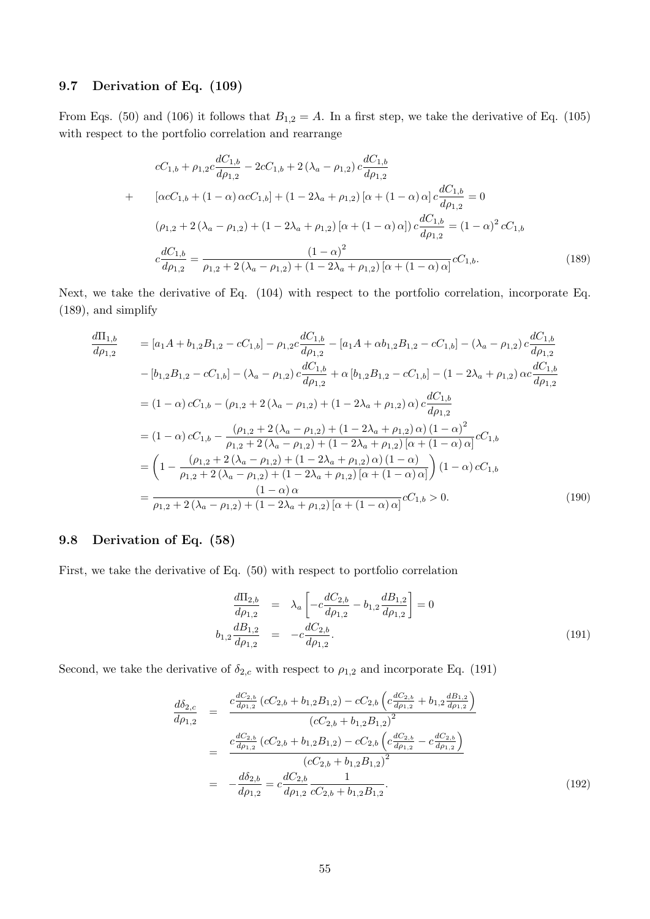### 9.7 Derivation of Eq. (109)

From Eqs. (50) and (106) it follows that $B_{1,2} = A$. In a first step, we take the derivative of Eq. (105) with respect to the portfolio correlation and rearrange

$$
\begin{aligned}
& cC_{1,b} + \rho_{1,2} c \frac{dC_{1,b}}{d\rho_{1,2}} - 2cC_{1,b} + 2\left(\lambda_a - \rho_{1,2}\right) c \frac{dC_{1,b}}{d\rho_{1,2}} \\
+ \quad & \left[\alpha c C_{1,b} + (1-\alpha) \alpha c C_{1,b}\right] + \left(1 - 2\lambda_a + \rho_{1,2}\right)\left[\alpha + (1-\alpha)\alpha\right] c \frac{dC_{1,b}}{d\rho_{1,2}} = 0 \\
& \left(\rho_{1,2} + 2\left(\lambda_a - \rho_{1,2}\right) + \left(1 - 2\lambda_a + \rho_{1,2}\right)\left[\alpha + (1-\alpha)\alpha\right]\right) c \frac{dC_{1,b}}{d\rho_{1,2}} = (1-\alpha)^2 cC_{1,b} \\
& c\frac{dC_{1,b}}{d\rho_{1,2}} = \frac{(1-\alpha)^2}{\rho_{1,2} + 2\left(\lambda_a - \rho_{1,2}\right) + \left(1 - 2\lambda_a + \rho_{1,2}\right)\left[\alpha + (1-\alpha)\alpha\right]} cC_{1,b}. \qquad (189)
\end{aligned}
$$

Next, we take the derivative of Eq. (104) with respect to the portfolio correlation, incorporate Eq. (189), and simplify

$$
\begin{aligned}
\frac{d\Pi_{1,b}}{d\rho_{1,2}} &= \left[a_1 A + b_{1,2} B_{1,2} - cC_{1,b}\right] - \rho_{1,2} c \frac{dC_{1,b}}{d\rho_{1,2}} - \left[a_1 A + \alpha b_{1,2} B_{1,2} - cC_{1,b}\right] - \left(\lambda_a - \rho_{1,2}\right) c \frac{dC_{1,b}}{d\rho_{1,2}} \\
&\quad - \left[b_{1,2} B_{1,2} - cC_{1,b}\right] - \left(\lambda_a - \rho_{1,2}\right) c \frac{dC_{1,b}}{d\rho_{1,2}} + \alpha\left[b_{1,2} B_{1,2} - cC_{1,b}\right] - \left(1 - 2\lambda_a + \rho_{1,2}\right) \alpha c \frac{dC_{1,b}}{d\rho_{1,2}} \\
&= (1-\alpha) cC_{1,b} - \left(\rho_{1,2} + 2\left(\lambda_a - \rho_{1,2}\right) + \left(1 - 2\lambda_a + \rho_{1,2}\right)\alpha\right) c \frac{dC_{1,b}}{d\rho_{1,2}} \\
&= (1-\alpha) cC_{1,b} - \frac{\left(\rho_{1,2} + 2\left(\lambda_a - \rho_{1,2}\right) + \left(1 - 2\lambda_a + \rho_{1,2}\right)\alpha\right)(1-\alpha)^2}{\rho_{1,2} + 2\left(\lambda_a - \rho_{1,2}\right) + \left(1 - 2\lambda_a + \rho_{1,2}\right)\left[\alpha + (1-\alpha)\alpha\right]} cC_{1,b} \\
&= \left(1 - \frac{\left(\rho_{1,2} + 2\left(\lambda_a - \rho_{1,2}\right) + \left(1 - 2\lambda_a + \rho_{1,2}\right)\alpha\right)(1-\alpha)}{\rho_{1,2} + 2\left(\lambda_a - \rho_{1,2}\right) + \left(1 - 2\lambda_a + \rho_{1,2}\right)\left[\alpha + (1-\alpha)\alpha\right]}\right)(1-\alpha) cC_{1,b} \\
&= \frac{(1-\alpha)\alpha}{\rho_{1,2} + 2\left(\lambda_a - \rho_{1,2}\right) + \left(1 - 2\lambda_a + \rho_{1,2}\right)\left[\alpha + (1-\alpha)\alpha\right]} cC_{1,b} > 0. \qquad (190)
\end{aligned}
$$

### 9.8 Derivation of Eq. (58)

First, we take the derivative of Eq. (50) with respect to portfolio correlation

$$
\begin{aligned}
\frac{d\Pi_{2,b}}{d\rho_{1,2}} &= \lambda_a \left[-c\frac{dC_{2,b}}{d\rho_{1,2}} - b_{1,2}\frac{dB_{1,2}}{d\rho_{1,2}}\right] = 0 \\
b_{1,2}\frac{dB_{1,2}}{d\rho_{1,2}} &= -c\frac{dC_{2,b}}{d\rho_{1,2}}. \qquad (191)
\end{aligned}
$$

Second, we take the derivative of $\delta_{2,c}$ with respect to $\rho_{1,2}$ and incorporate Eq. (191)

$$
\begin{aligned}
\frac{d\delta_{2,c}}{d\rho_{1,2}} &= \frac{c\frac{dC_{2,b}}{d\rho_{1,2}}\left(cC_{2,b} + b_{1,2}B_{1,2}\right) - cC_{2,b}\left(c\frac{dC_{2,b}}{d\rho_{1,2}} + b_{1,2}\frac{dB_{1,2}}{d\rho_{1,2}}\right)}{\left(cC_{2,b} + b_{1,2}B_{1,2}\right)^2} \\
&= \frac{c\frac{dC_{2,b}}{d\rho_{1,2}}\left(cC_{2,b} + b_{1,2}B_{1,2}\right) - cC_{2,b}\left(c\frac{dC_{2,b}}{d\rho_{1,2}} - c\frac{dC_{2,b}}{d\rho_{1,2}}\right)}{\left(cC_{2,b} + b_{1,2}B_{1,2}\right)^2} \\
&= -\frac{d\delta_{2,b}}{d\rho_{1,2}} = c\frac{dC_{2,b}}{d\rho_{1,2}}\frac{1}{cC_{2,b} + b_{1,2}B_{1,2}}. \qquad (192)
\end{aligned}
$$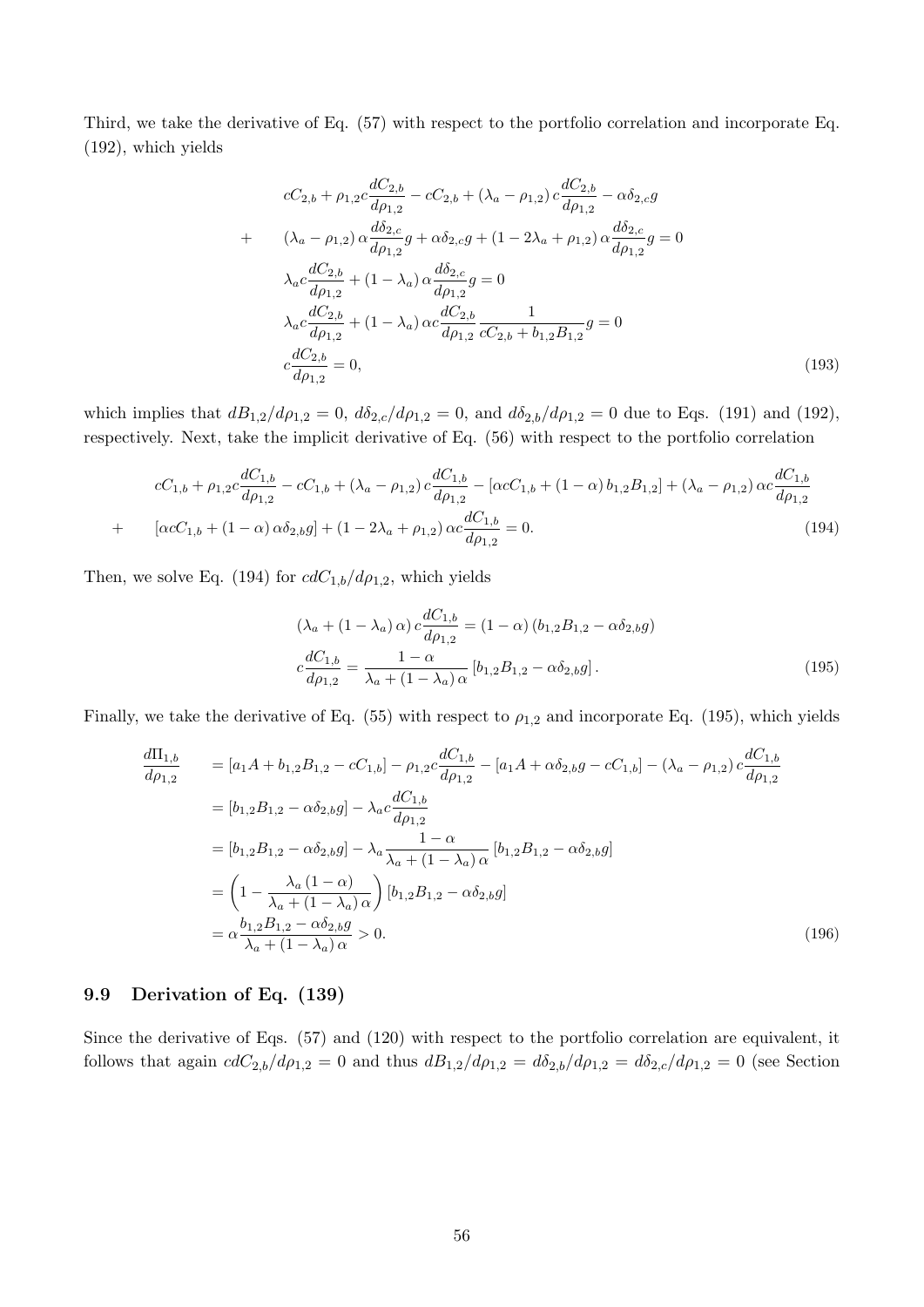Third, we take the derivative of Eq. (57) with respect to the portfolio correlation and incorporate Eq. (192), which yields

$$
\begin{aligned}
& cC_{2,b} + \rho_{1,2} c \frac{dC_{2,b}}{d\rho_{1,2}} - cC_{2,b} + (\lambda_a - \rho_{1,2}) c \frac{dC_{2,b}}{d\rho_{1,2}} - \alpha \delta_{2,c} g \\
+ \quad & (\lambda_a - \rho_{1,2}) \alpha \frac{d\delta_{2,c}}{d\rho_{1,2}} g + \alpha \delta_{2,c} g + (1 - 2\lambda_a + \rho_{1,2}) \alpha \frac{d\delta_{2,c}}{d\rho_{1,2}} g = 0 \\
& \lambda_a c \frac{dC_{2,b}}{d\rho_{1,2}} + (1 - \lambda_a) \alpha \frac{d\delta_{2,c}}{d\rho_{1,2}} g = 0 \\
& \lambda_a c \frac{dC_{2,b}}{d\rho_{1,2}} + (1 - \lambda_a) \alpha c \frac{dC_{2,b}}{d\rho_{1,2}} \frac{1}{cC_{2,b} + b_{1,2} B_{1,2}} g = 0 \\
& c \frac{dC_{2,b}}{d\rho_{1,2}} = 0,
\end{aligned}
\tag{193}
$$

which implies that $dB_{1,2}/d\rho_{1,2} = 0$, $d\delta_{2,c}/d\rho_{1,2} = 0$, and $d\delta_{2,b}/d\rho_{1,2} = 0$ due to Eqs. (191) and (192), respectively. Next, take the implicit derivative of Eq. (56) with respect to the portfolio correlation

$$
\begin{aligned}
& cC_{1,b} + \rho_{1,2} c \frac{dC_{1,b}}{d\rho_{1,2}} - cC_{1,b} + (\lambda_a - \rho_{1,2}) c \frac{dC_{1,b}}{d\rho_{1,2}} - [\alpha c C_{1,b} + (1 - \alpha) b_{1,2} B_{1,2}] + (\lambda_a - \rho_{1,2}) \alpha c \frac{dC_{1,b}}{d\rho_{1,2}} \\
+ \quad & [\alpha c C_{1,b} + (1 - \alpha) \alpha \delta_{2,b} g] + (1 - 2\lambda_a + \rho_{1,2}) \alpha c \frac{dC_{1,b}}{d\rho_{1,2}} = 0.
\end{aligned}
\tag{194}
$$

Then, we solve Eq. (194) for $c dC_{1,b}/d\rho_{1,2}$, which yields

$$
\begin{aligned}
(\lambda_a + (1 - \lambda_a) \alpha) c \frac{dC_{1,b}}{d\rho_{1,2}} &= (1 - \alpha) (b_{1,2} B_{1,2} - \alpha \delta_{2,b} g) \\
c \frac{dC_{1,b}}{d\rho_{1,2}} &= \frac{1 - \alpha}{\lambda_a + (1 - \lambda_a) \alpha} [b_{1,2} B_{1,2} - \alpha \delta_{2,b} g].
\end{aligned}
\tag{195}
$$

Finally, we take the derivative of Eq. (55) with respect to $\rho_{1,2}$ and incorporate Eq. (195), which yields

$$
\begin{aligned}
\frac{d\Pi_{1,b}}{d\rho_{1,2}} \quad & = [a_1 A + b_{1,2} B_{1,2} - cC_{1,b}] - \rho_{1,2} c \frac{dC_{1,b}}{d\rho_{1,2}} - [a_1 A + \alpha \delta_{2,b} g - cC_{1,b}] - (\lambda_a - \rho_{1,2}) c \frac{dC_{1,b}}{d\rho_{1,2}} \\
& = [b_{1,2} B_{1,2} - \alpha \delta_{2,b} g] - \lambda_a c \frac{dC_{1,b}}{d\rho_{1,2}} \\
& = [b_{1,2} B_{1,2} - \alpha \delta_{2,b} g] - \lambda_a \frac{1 - \alpha}{\lambda_a + (1 - \lambda_a) \alpha} [b_{1,2} B_{1,2} - \alpha \delta_{2,b} g] \\
& = \left( 1 - \frac{\lambda_a (1 - \alpha)}{\lambda_a + (1 - \lambda_a) \alpha} \right) [b_{1,2} B_{1,2} - \alpha \delta_{2,b} g] \\
& = \alpha \frac{b_{1,2} B_{1,2} - \alpha \delta_{2,b} g}{\lambda_a + (1 - \lambda_a) \alpha} > 0.
\end{aligned}
\tag{196}
$$

## 9.9 Derivation of Eq. (139)

Since the derivative of Eqs. (57) and (120) with respect to the portfolio correlation are equivalent, it follows that again $c dC_{2,b}/d\rho_{1,2} = 0$ and thus $dB_{1,2}/d\rho_{1,2} = d\delta_{2,b}/d\rho_{1,2} = d\delta_{2,c}/d\rho_{1,2} = 0$ (see Section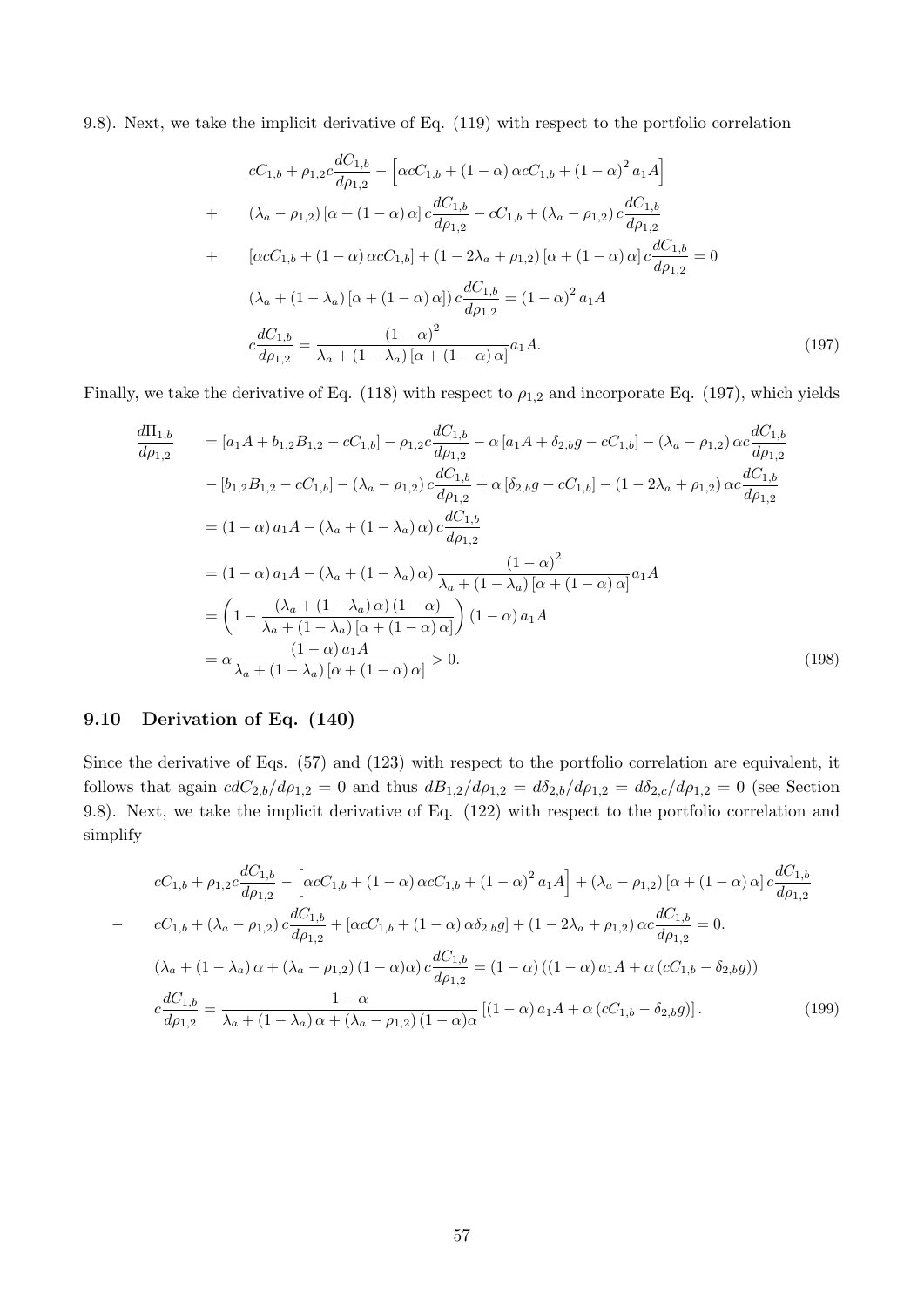9.8). Next, we take the implicit derivative of Eq. (119) with respect to the portfolio correlation

$$
\begin{aligned}
& cC_{1,b} + \rho_{1,2} c\frac{dC_{1,b}}{d\rho_{1,2}} - \left[\alpha c C_{1,b} + (1-\alpha)\alpha c C_{1,b} + (1-\alpha)^2 a_1 A\right] \\
+ \quad & (\lambda_a - \rho_{1,2})\left[\alpha + (1-\alpha)\alpha\right] c\frac{dC_{1,b}}{d\rho_{1,2}} - cC_{1,b} + (\lambda_a - \rho_{1,2}) c\frac{dC_{1,b}}{d\rho_{1,2}} \\
+ \quad & \left[\alpha c C_{1,b} + (1-\alpha)\alpha c C_{1,b}\right] + (1 - 2\lambda_a + \rho_{1,2})\left[\alpha + (1-\alpha)\alpha\right] c\frac{dC_{1,b}}{d\rho_{1,2}} = 0 \\
& \left(\lambda_a + (1-\lambda_a)\left[\alpha + (1-\alpha)\alpha\right]\right) c\frac{dC_{1,b}}{d\rho_{1,2}} = (1-\alpha)^2 a_1 A \\
& c\frac{dC_{1,b}}{d\rho_{1,2}} = \frac{(1-\alpha)^2}{\lambda_a + (1-\lambda_a)\left[\alpha + (1-\alpha)\alpha\right]} a_1 A. \qquad (197)
\end{aligned}
$$

Finally, we take the derivative of Eq. (118) with respect to $\rho_{1,2}$ and incorporate Eq. (197), which yields

$$
\begin{aligned}
\frac{d\Pi_{1,b}}{d\rho_{1,2}} &= \left[a_1 A + b_{1,2} B_{1,2} - cC_{1,b}\right] - \rho_{1,2} c\frac{dC_{1,b}}{d\rho_{1,2}} - \alpha\left[a_1 A + \delta_{2,b} g - cC_{1,b}\right] - (\lambda_a - \rho_{1,2})\alpha c\frac{dC_{1,b}}{d\rho_{1,2}} \\
& - \left[b_{1,2} B_{1,2} - cC_{1,b}\right] - (\lambda_a - \rho_{1,2}) c\frac{dC_{1,b}}{d\rho_{1,2}} + \alpha\left[\delta_{2,b} g - cC_{1,b}\right] - (1 - 2\lambda_a + \rho_{1,2})\alpha c\frac{dC_{1,b}}{d\rho_{1,2}} \\
&= (1-\alpha) a_1 A - (\lambda_a + (1-\lambda_a)\alpha) c\frac{dC_{1,b}}{d\rho_{1,2}} \\
&= (1-\alpha) a_1 A - (\lambda_a + (1-\lambda_a)\alpha) \frac{(1-\alpha)^2}{\lambda_a + (1-\lambda_a)\left[\alpha + (1-\alpha)\alpha\right]} a_1 A \\
&= \left(1 - \frac{(\lambda_a + (1-\lambda_a)\alpha)(1-\alpha)}{\lambda_a + (1-\lambda_a)\left[\alpha + (1-\alpha)\alpha\right]}\right)(1-\alpha) a_1 A \\
&= \alpha\frac{(1-\alpha) a_1 A}{\lambda_a + (1-\lambda_a)\left[\alpha + (1-\alpha)\alpha\right]} > 0. \qquad (198)
\end{aligned}
$$

## 9.10 Derivation of Eq. (140)

Since the derivative of Eqs. (57) and (123) with respect to the portfolio correlation are equivalent, it follows that again $cdC_{2,b}/d\rho_{1,2} = 0$ and thus $dB_{1,2}/d\rho_{1,2} = d\delta_{2,b}/d\rho_{1,2} = d\delta_{2,c}/d\rho_{1,2} = 0$ (see Section 9.8). Next, we take the implicit derivative of Eq. (122) with respect to the portfolio correlation and simplify

$$
\begin{aligned}
& cC_{1,b} + \rho_{1,2} c\frac{dC_{1,b}}{d\rho_{1,2}} - \left[\alpha c C_{1,b} + (1-\alpha)\alpha c C_{1,b} + (1-\alpha)^2 a_1 A\right] + (\lambda_a - \rho_{1,2})\left[\alpha + (1-\alpha)\alpha\right] c\frac{dC_{1,b}}{d\rho_{1,2}} \\
- \quad & cC_{1,b} + (\lambda_a - \rho_{1,2}) c\frac{dC_{1,b}}{d\rho_{1,2}} + \left[\alpha c C_{1,b} + (1-\alpha)\alpha\delta_{2,b} g\right] + (1 - 2\lambda_a + \rho_{1,2})\alpha c\frac{dC_{1,b}}{d\rho_{1,2}} = 0. \\
& \left(\lambda_a + (1-\lambda_a)\alpha + (\lambda_a - \rho_{1,2})(1-\alpha)\alpha\right) c\frac{dC_{1,b}}{d\rho_{1,2}} = (1-\alpha)\left((1-\alpha) a_1 A + \alpha\left(cC_{1,b} - \delta_{2,b} g\right)\right) \\
& c\frac{dC_{1,b}}{d\rho_{1,2}} = \frac{1-\alpha}{\lambda_a + (1-\lambda_a)\alpha + (\lambda_a - \rho_{1,2})(1-\alpha)\alpha}\left[(1-\alpha) a_1 A + \alpha\left(cC_{1,b} - \delta_{2,b} g\right)\right]. \qquad (199)
\end{aligned}
$$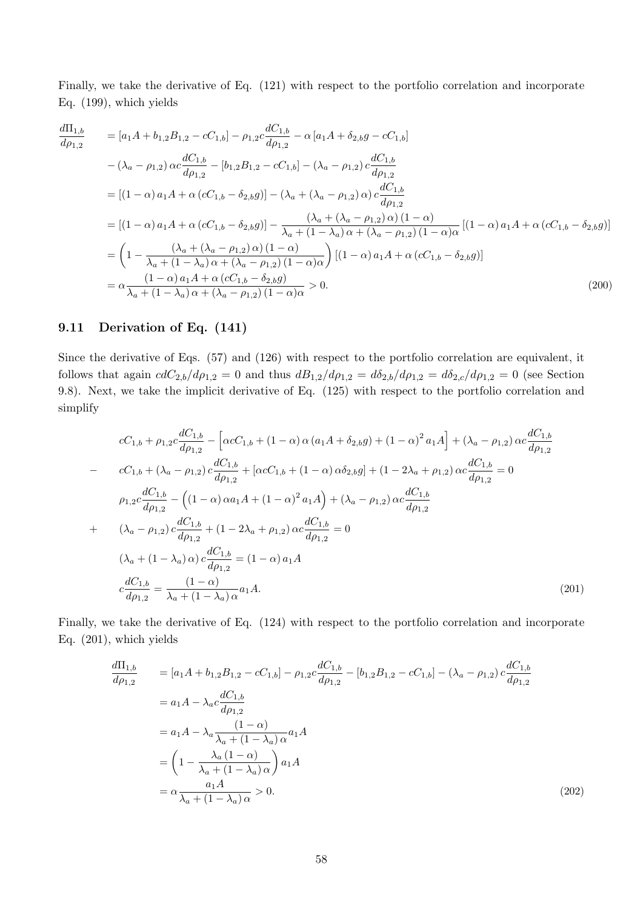Finally, we take the derivative of Eq. (121) with respect to the portfolio correlation and incorporate Eq. (199), which yields

$$
\begin{aligned}
\frac{d\Pi_{1,b}}{d\rho_{1,2}} &= \left[a_1 A + b_{1,2}B_{1,2} - cC_{1,b}\right] - \rho_{1,2}c\frac{dC_{1,b}}{d\rho_{1,2}} - \alpha\left[a_1 A + \delta_{2,b}g - cC_{1,b}\right] \\
&\quad - \left(\lambda_a - \rho_{1,2}\right)\alpha c\frac{dC_{1,b}}{d\rho_{1,2}} - \left[b_{1,2}B_{1,2} - cC_{1,b}\right] - \left(\lambda_a - \rho_{1,2}\right)c\frac{dC_{1,b}}{d\rho_{1,2}} \\
&= \left[\left(1-\alpha\right)a_1 A + \alpha\left(cC_{1,b} - \delta_{2,b}g\right)\right] - \left(\lambda_a + \left(\lambda_a - \rho_{1,2}\right)\alpha\right)c\frac{dC_{1,b}}{d\rho_{1,2}} \\
&= \left[\left(1-\alpha\right)a_1 A + \alpha\left(cC_{1,b} - \delta_{2,b}g\right)\right] - \frac{\left(\lambda_a + \left(\lambda_a - \rho_{1,2}\right)\alpha\right)\left(1-\alpha\right)}{\lambda_a + \left(1-\lambda_a\right)\alpha + \left(\lambda_a - \rho_{1,2}\right)\left(1-\alpha\right)\alpha}\left[\left(1-\alpha\right)a_1 A + \alpha\left(cC_{1,b} - \delta_{2,b}g\right)\right] \\
&= \left(1 - \frac{\left(\lambda_a + \left(\lambda_a - \rho_{1,2}\right)\alpha\right)\left(1-\alpha\right)}{\lambda_a + \left(1-\lambda_a\right)\alpha + \left(\lambda_a - \rho_{1,2}\right)\left(1-\alpha\right)\alpha}\right)\left[\left(1-\alpha\right)a_1 A + \alpha\left(cC_{1,b} - \delta_{2,b}g\right)\right] \\
&= \alpha\frac{\left(1-\alpha\right)a_1 A + \alpha\left(cC_{1,b} - \delta_{2,b}g\right)}{\lambda_a + \left(1-\lambda_a\right)\alpha + \left(\lambda_a - \rho_{1,2}\right)\left(1-\alpha\right)\alpha} > 0.
\end{aligned}
\tag{200}
$$

## 9.11 Derivation of Eq. (141)

Since the derivative of Eqs. (57) and (126) with respect to the portfolio correlation are equivalent, it follows that again $cdC_{2,b}/d\rho_{1,2} = 0$ and thus $dB_{1,2}/d\rho_{1,2} = d\delta_{2,b}/d\rho_{1,2} = d\delta_{2,c}/d\rho_{1,2} = 0$ (see Section 9.8). Next, we take the implicit derivative of Eq. (125) with respect to the portfolio correlation and simplify

$$
\begin{aligned}
& cC_{1,b} + \rho_{1,2}c\frac{dC_{1,b}}{d\rho_{1,2}} - \left[\alpha cC_{1,b} + \left(1-\alpha\right)\alpha\left(a_1 A + \delta_{2,b}g\right) + \left(1-\alpha\right)^2 a_1 A\right] + \left(\lambda_a - \rho_{1,2}\right)\alpha c\frac{dC_{1,b}}{d\rho_{1,2}} \\
- \quad & cC_{1,b} + \left(\lambda_a - \rho_{1,2}\right)c\frac{dC_{1,b}}{d\rho_{1,2}} + \left[\alpha cC_{1,b} + \left(1-\alpha\right)\alpha\delta_{2,b}g\right] + \left(1 - 2\lambda_a + \rho_{1,2}\right)\alpha c\frac{dC_{1,b}}{d\rho_{1,2}} = 0 \\
& \rho_{1,2}c\frac{dC_{1,b}}{d\rho_{1,2}} - \left(\left(1-\alpha\right)\alpha a_1 A + \left(1-\alpha\right)^2 a_1 A\right) + \left(\lambda_a - \rho_{1,2}\right)\alpha c\frac{dC_{1,b}}{d\rho_{1,2}} \\
+ \quad & \left(\lambda_a - \rho_{1,2}\right)c\frac{dC_{1,b}}{d\rho_{1,2}} + \left(1 - 2\lambda_a + \rho_{1,2}\right)\alpha c\frac{dC_{1,b}}{d\rho_{1,2}} = 0 \\
& \left(\lambda_a + \left(1-\lambda_a\right)\alpha\right)c\frac{dC_{1,b}}{d\rho_{1,2}} = \left(1-\alpha\right)a_1 A \\
& c\frac{dC_{1,b}}{d\rho_{1,2}} = \frac{\left(1-\alpha\right)}{\lambda_a + \left(1-\lambda_a\right)\alpha}a_1 A.
\end{aligned}
\tag{201}
$$

Finally, we take the derivative of Eq. (124) with respect to the portfolio correlation and incorporate Eq. (201), which yields

$$
\begin{aligned}
\frac{d\Pi_{1,b}}{d\rho_{1,2}} &= \left[a_1 A + b_{1,2}B_{1,2} - cC_{1,b}\right] - \rho_{1,2}c\frac{dC_{1,b}}{d\rho_{1,2}} - \left[b_{1,2}B_{1,2} - cC_{1,b}\right] - \left(\lambda_a - \rho_{1,2}\right)c\frac{dC_{1,b}}{d\rho_{1,2}} \\
&= a_1 A - \lambda_a c\frac{dC_{1,b}}{d\rho_{1,2}} \\
&= a_1 A - \lambda_a\frac{\left(1-\alpha\right)}{\lambda_a + \left(1-\lambda_a\right)\alpha}a_1 A \\
&= \left(1 - \frac{\lambda_a\left(1-\alpha\right)}{\lambda_a + \left(1-\lambda_a\right)\alpha}\right)a_1 A \\
&= \alpha\frac{a_1 A}{\lambda_a + \left(1-\lambda_a\right)\alpha} > 0.
\end{aligned}
\tag{202}
$$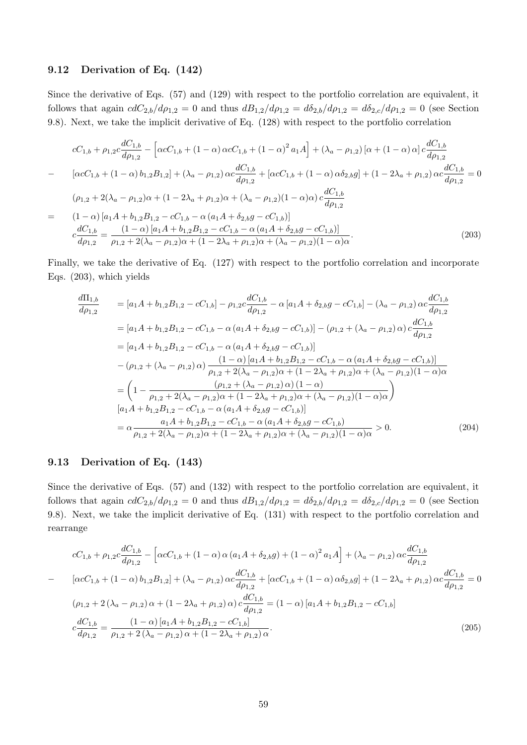### 9.12 Derivation of Eq. (142)

Since the derivative of Eqs. (57) and (129) with respect to the portfolio correlation are equivalent, it follows that again $cdC_{2,b}/d\rho_{1,2} = 0$ and thus $dB_{1,2}/d\rho_{1,2} = d\delta_{2,b}/d\rho_{1,2} = d\delta_{2,c}/d\rho_{1,2} = 0$ (see Section 9.8). Next, we take the implicit derivative of Eq. (128) with respect to the portfolio correlation

$$
\begin{aligned}
& cC_{1,b} + \rho_{1,2} c \frac{dC_{1,b}}{d\rho_{1,2}} - \left[ \alpha c C_{1,b} + (1-\alpha)\alpha c C_{1,b} + (1-\alpha)^2 a_1 A \right] + (\lambda_a - \rho_{1,2}) \left[ \alpha + (1-\alpha)\alpha \right] c \frac{dC_{1,b}}{d\rho_{1,2}} \\
- \quad & \left[ \alpha c C_{1,b} + (1-\alpha) b_{1,2} B_{1,2} \right] + (\lambda_a - \rho_{1,2}) \alpha c \frac{dC_{1,b}}{d\rho_{1,2}} + \left[ \alpha c C_{1,b} + (1-\alpha)\alpha \delta_{2,b} g \right] + (1 - 2\lambda_a + \rho_{1,2}) \alpha c \frac{dC_{1,b}}{d\rho_{1,2}} = 0 \\
& \left( \rho_{1,2} + 2(\lambda_a - \rho_{1,2})\alpha + (1 - 2\lambda_a + \rho_{1,2})\alpha + (\lambda_a - \rho_{1,2})(1-\alpha)\alpha \right) c \frac{dC_{1,b}}{d\rho_{1,2}} \\
= \quad & (1-\alpha) \left[ a_1 A + b_{1,2} B_{1,2} - cC_{1,b} - \alpha \left( a_1 A + \delta_{2,b} g - cC_{1,b} \right) \right] \\
& c \frac{dC_{1,b}}{d\rho_{1,2}} = \frac{(1-\alpha) \left[ a_1 A + b_{1,2} B_{1,2} - cC_{1,b} - \alpha \left( a_1 A + \delta_{2,b} g - cC_{1,b} \right) \right]}{\rho_{1,2} + 2(\lambda_a - \rho_{1,2})\alpha + (1 - 2\lambda_a + \rho_{1,2})\alpha + (\lambda_a - \rho_{1,2})(1-\alpha)\alpha}.
\end{aligned}
\tag{203}
$$

Finally, we take the derivative of Eq. (127) with respect to the portfolio correlation and incorporate Eqs. (203), which yields

$$
\begin{aligned}
\frac{d\Pi_{1,b}}{d\rho_{1,2}} \quad & = \left[ a_1 A + b_{1,2} B_{1,2} - cC_{1,b} \right] - \rho_{1,2} c \frac{dC_{1,b}}{d\rho_{1,2}} - \alpha \left[ a_1 A + \delta_{2,b} g - cC_{1,b} \right] - (\lambda_a - \rho_{1,2}) \alpha c \frac{dC_{1,b}}{d\rho_{1,2}} \\
& = \left[ a_1 A + b_{1,2} B_{1,2} - cC_{1,b} - \alpha \left( a_1 A + \delta_{2,b} g - cC_{1,b} \right) \right] - \left( \rho_{1,2} + (\lambda_a - \rho_{1,2}) \alpha \right) c \frac{dC_{1,b}}{d\rho_{1,2}} \\
& = \left[ a_1 A + b_{1,2} B_{1,2} - cC_{1,b} - \alpha \left( a_1 A + \delta_{2,b} g - cC_{1,b} \right) \right] \\
& \quad - \left( \rho_{1,2} + (\lambda_a - \rho_{1,2}) \alpha \right) \frac{(1-\alpha) \left[ a_1 A + b_{1,2} B_{1,2} - cC_{1,b} - \alpha \left( a_1 A + \delta_{2,b} g - cC_{1,b} \right) \right]}{\rho_{1,2} + 2(\lambda_a - \rho_{1,2})\alpha + (1 - 2\lambda_a + \rho_{1,2})\alpha + (\lambda_a - \rho_{1,2})(1-\alpha)\alpha} \\
& = \left( 1 - \frac{\left( \rho_{1,2} + (\lambda_a - \rho_{1,2}) \alpha \right)(1-\alpha)}{\rho_{1,2} + 2(\lambda_a - \rho_{1,2})\alpha + (1 - 2\lambda_a + \rho_{1,2})\alpha + (\lambda_a - \rho_{1,2})(1-\alpha)\alpha} \right) \\
& \quad \left[ a_1 A + b_{1,2} B_{1,2} - cC_{1,b} - \alpha \left( a_1 A + \delta_{2,b} g - cC_{1,b} \right) \right] \\
& = \alpha \frac{a_1 A + b_{1,2} B_{1,2} - cC_{1,b} - \alpha \left( a_1 A + \delta_{2,b} g - cC_{1,b} \right)}{\rho_{1,2} + 2(\lambda_a - \rho_{1,2})\alpha + (1 - 2\lambda_a + \rho_{1,2})\alpha + (\lambda_a - \rho_{1,2})(1-\alpha)\alpha} > 0.
\end{aligned}
\tag{204}
$$

### 9.13 Derivation of Eq. (143)

Since the derivative of Eqs. (57) and (132) with respect to the portfolio correlation are equivalent, it follows that again $cdC_{2,b}/d\rho_{1,2} = 0$ and thus $dB_{1,2}/d\rho_{1,2} = d\delta_{2,b}/d\rho_{1,2} = d\delta_{2,c}/d\rho_{1,2} = 0$ (see Section 9.8). Next, we take the implicit derivative of Eq. (131) with respect to the portfolio correlation and rearrange

$$
\begin{aligned}
& cC_{1,b} + \rho_{1,2} c \frac{dC_{1,b}}{d\rho_{1,2}} - \left[ \alpha c C_{1,b} + (1-\alpha)\alpha \left( a_1 A + \delta_{2,b} g \right) + (1-\alpha)^2 a_1 A \right] + (\lambda_a - \rho_{1,2}) \alpha c \frac{dC_{1,b}}{d\rho_{1,2}} \\
- \quad & \left[ \alpha c C_{1,b} + (1-\alpha) b_{1,2} B_{1,2} \right] + (\lambda_a - \rho_{1,2}) \alpha c \frac{dC_{1,b}}{d\rho_{1,2}} + \left[ \alpha c C_{1,b} + (1-\alpha)\alpha \delta_{2,b} g \right] + (1 - 2\lambda_a + \rho_{1,2}) \alpha c \frac{dC_{1,b}}{d\rho_{1,2}} = 0 \\
& \left( \rho_{1,2} + 2(\lambda_a - \rho_{1,2})\alpha + (1 - 2\lambda_a + \rho_{1,2})\alpha \right) c \frac{dC_{1,b}}{d\rho_{1,2}} = (1-\alpha) \left[ a_1 A + b_{1,2} B_{1,2} - cC_{1,b} \right] \\
& c \frac{dC_{1,b}}{d\rho_{1,2}} = \frac{(1-\alpha) \left[ a_1 A + b_{1,2} B_{1,2} - cC_{1,b} \right]}{\rho_{1,2} + 2(\lambda_a - \rho_{1,2})\alpha + (1 - 2\lambda_a + \rho_{1,2})\alpha}.
\end{aligned}
\tag{205}
$$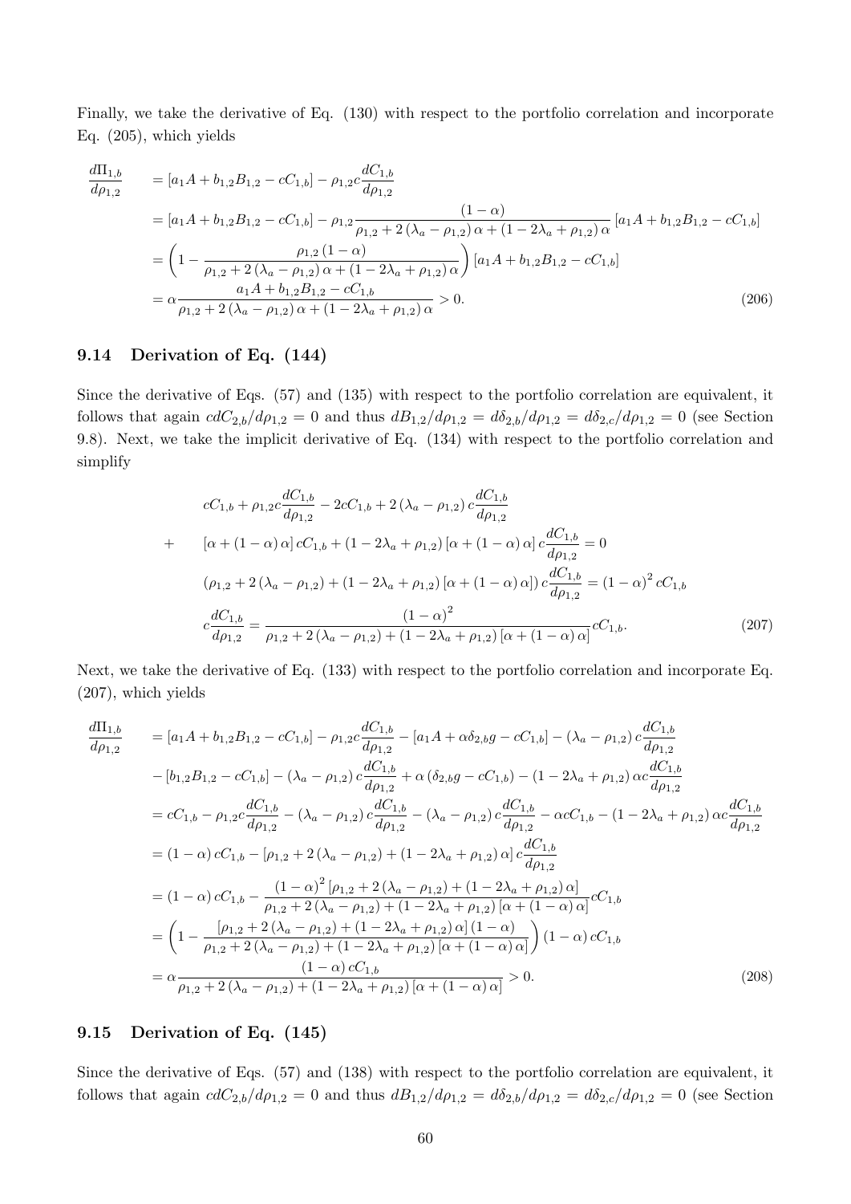Finally, we take the derivative of Eq. (130) with respect to the portfolio correlation and incorporate Eq. (205), which yields

$$
\begin{aligned}
\frac{d\Pi_{1,b}}{d\rho_{1,2}} &= [a_1 A + b_{1,2}B_{1,2} - cC_{1,b}] - \rho_{1,2}c\frac{dC_{1,b}}{d\rho_{1,2}} \\
&= [a_1 A + b_{1,2}B_{1,2} - cC_{1,b}] - \rho_{1,2}\frac{(1-\alpha)}{\rho_{1,2} + 2(\lambda_a - \rho_{1,2})\alpha + (1 - 2\lambda_a + \rho_{1,2})\alpha}[a_1 A + b_{1,2}B_{1,2} - cC_{1,b}] \\
&= \left(1 - \frac{\rho_{1,2}(1-\alpha)}{\rho_{1,2} + 2(\lambda_a - \rho_{1,2})\alpha + (1 - 2\lambda_a + \rho_{1,2})\alpha}\right)[a_1 A + b_{1,2}B_{1,2} - cC_{1,b}] \\
&= \alpha\frac{a_1 A + b_{1,2}B_{1,2} - cC_{1,b}}{\rho_{1,2} + 2(\lambda_a - \rho_{1,2})\alpha + (1 - 2\lambda_a + \rho_{1,2})\alpha} > 0.
\end{aligned} \tag{206}
$$

## 9.14 Derivation of Eq. (144)

Since the derivative of Eqs. (57) and (135) with respect to the portfolio correlation are equivalent, it follows that again $cdC_{2,b}/d\rho_{1,2} = 0$ and thus $dB_{1,2}/d\rho_{1,2} = d\delta_{2,b}/d\rho_{1,2} = d\delta_{2,c}/d\rho_{1,2} = 0$ (see Section 9.8). Next, we take the implicit derivative of Eq. (134) with respect to the portfolio correlation and simplify

$$
\begin{aligned}
& cC_{1,b} + \rho_{1,2}c\frac{dC_{1,b}}{d\rho_{1,2}} - 2cC_{1,b} + 2(\lambda_a - \rho_{1,2})c\frac{dC_{1,b}}{d\rho_{1,2}} \\
+ \quad & [\alpha + (1-\alpha)\alpha]cC_{1,b} + (1 - 2\lambda_a + \rho_{1,2})[\alpha + (1-\alpha)\alpha]c\frac{dC_{1,b}}{d\rho_{1,2}} = 0 \\
& (\rho_{1,2} + 2(\lambda_a - \rho_{1,2}) + (1 - 2\lambda_a + \rho_{1,2})[\alpha + (1-\alpha)\alpha])c\frac{dC_{1,b}}{d\rho_{1,2}} = (1-\alpha)^2 cC_{1,b} \\
& c\frac{dC_{1,b}}{d\rho_{1,2}} = \frac{(1-\alpha)^2}{\rho_{1,2} + 2(\lambda_a - \rho_{1,2}) + (1 - 2\lambda_a + \rho_{1,2})[\alpha + (1-\alpha)\alpha]}cC_{1,b}.
\end{aligned} \tag{207}
$$

Next, we take the derivative of Eq. (133) with respect to the portfolio correlation and incorporate Eq. (207), which yields

$$
\begin{aligned}
\frac{d\Pi_{1,b}}{d\rho_{1,2}} &= [a_1 A + b_{1,2}B_{1,2} - cC_{1,b}] - \rho_{1,2}c\frac{dC_{1,b}}{d\rho_{1,2}} - [a_1 A + \alpha\delta_{2,b}g - cC_{1,b}] - (\lambda_a - \rho_{1,2})c\frac{dC_{1,b}}{d\rho_{1,2}} \\
&\quad - [b_{1,2}B_{1,2} - cC_{1,b}] - (\lambda_a - \rho_{1,2})c\frac{dC_{1,b}}{d\rho_{1,2}} + \alpha(\delta_{2,b}g - cC_{1,b}) - (1 - 2\lambda_a + \rho_{1,2})\alpha c\frac{dC_{1,b}}{d\rho_{1,2}} \\
&= cC_{1,b} - \rho_{1,2}c\frac{dC_{1,b}}{d\rho_{1,2}} - (\lambda_a - \rho_{1,2})c\frac{dC_{1,b}}{d\rho_{1,2}} - (\lambda_a - \rho_{1,2})c\frac{dC_{1,b}}{d\rho_{1,2}} - \alpha cC_{1,b} - (1 - 2\lambda_a + \rho_{1,2})\alpha c\frac{dC_{1,b}}{d\rho_{1,2}} \\
&= (1-\alpha)cC_{1,b} - [\rho_{1,2} + 2(\lambda_a - \rho_{1,2}) + (1 - 2\lambda_a + \rho_{1,2})\alpha]c\frac{dC_{1,b}}{d\rho_{1,2}} \\
&= (1-\alpha)cC_{1,b} - \frac{(1-\alpha)^2[\rho_{1,2} + 2(\lambda_a - \rho_{1,2}) + (1 - 2\lambda_a + \rho_{1,2})\alpha]}{\rho_{1,2} + 2(\lambda_a - \rho_{1,2}) + (1 - 2\lambda_a + \rho_{1,2})[\alpha + (1-\alpha)\alpha]}cC_{1,b} \\
&= \left(1 - \frac{[\rho_{1,2} + 2(\lambda_a - \rho_{1,2}) + (1 - 2\lambda_a + \rho_{1,2})\alpha](1-\alpha)}{\rho_{1,2} + 2(\lambda_a - \rho_{1,2}) + (1 - 2\lambda_a + \rho_{1,2})[\alpha + (1-\alpha)\alpha]}\right)(1-\alpha)cC_{1,b} \\
&= \alpha\frac{(1-\alpha)cC_{1,b}}{\rho_{1,2} + 2(\lambda_a - \rho_{1,2}) + (1 - 2\lambda_a + \rho_{1,2})[\alpha + (1-\alpha)\alpha]} > 0.
\end{aligned} \tag{208}
$$

## 9.15 Derivation of Eq. (145)

Since the derivative of Eqs. (57) and (138) with respect to the portfolio correlation are equivalent, it follows that again $cdC_{2,b}/d\rho_{1,2} = 0$ and thus $dB_{1,2}/d\rho_{1,2} = d\delta_{2,b}/d\rho_{1,2} = d\delta_{2,c}/d\rho_{1,2} = 0$ (see Section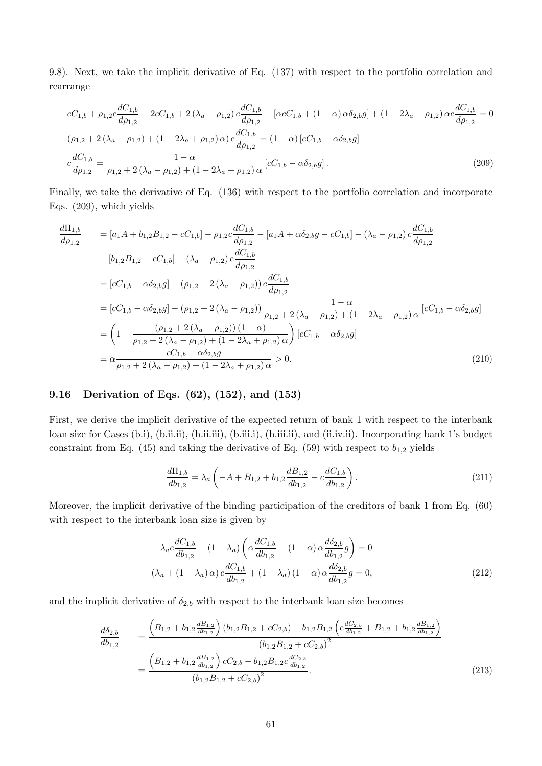9.8). Next, we take the implicit derivative of Eq. (137) with respect to the portfolio correlation and rearrange

$$
\begin{aligned}
&cC_{1,b}+\rho_{1,2}c\frac{dC_{1,b}}{d\rho_{1,2}}-2cC_{1,b}+2\left(\lambda_a-\rho_{1,2}\right)c\frac{dC_{1,b}}{d\rho_{1,2}}+\left[\alpha cC_{1,b}+\left(1-\alpha\right)\alpha\delta_{2,b}g\right]+\left(1-2\lambda_a+\rho_{1,2}\right)\alpha c\frac{dC_{1,b}}{d\rho_{1,2}}=0\\
&\left(\rho_{1,2}+2\left(\lambda_a-\rho_{1,2}\right)+\left(1-2\lambda_a+\rho_{1,2}\right)\alpha\right)c\frac{dC_{1,b}}{d\rho_{1,2}}=\left(1-\alpha\right)\left[cC_{1,b}-\alpha\delta_{2,b}g\right]\\
&c\frac{dC_{1,b}}{d\rho_{1,2}}=\frac{1-\alpha}{\rho_{1,2}+2\left(\lambda_a-\rho_{1,2}\right)+\left(1-2\lambda_a+\rho_{1,2}\right)\alpha}\left[cC_{1,b}-\alpha\delta_{2,b}g\right].
\end{aligned}
\tag{209}
$$

Finally, we take the derivative of Eq. (136) with respect to the portfolio correlation and incorporate Eqs. (209), which yields

$$
\begin{aligned}
\frac{d\Pi_{1,b}}{d\rho_{1,2}}&=\left[a_1A+b_{1,2}B_{1,2}-cC_{1,b}\right]-\rho_{1,2}c\frac{dC_{1,b}}{d\rho_{1,2}}-\left[a_1A+\alpha\delta_{2,b}g-cC_{1,b}\right]-\left(\lambda_a-\rho_{1,2}\right)c\frac{dC_{1,b}}{d\rho_{1,2}}\\
&\quad-\left[b_{1,2}B_{1,2}-cC_{1,b}\right]-\left(\lambda_a-\rho_{1,2}\right)c\frac{dC_{1,b}}{d\rho_{1,2}}\\
&=\left[cC_{1,b}-\alpha\delta_{2,b}g\right]-\left(\rho_{1,2}+2\left(\lambda_a-\rho_{1,2}\right)\right)c\frac{dC_{1,b}}{d\rho_{1,2}}\\
&=\left[cC_{1,b}-\alpha\delta_{2,b}g\right]-\left(\rho_{1,2}+2\left(\lambda_a-\rho_{1,2}\right)\right)\frac{1-\alpha}{\rho_{1,2}+2\left(\lambda_a-\rho_{1,2}\right)+\left(1-2\lambda_a+\rho_{1,2}\right)\alpha}\left[cC_{1,b}-\alpha\delta_{2,b}g\right]\\
&=\left(1-\frac{\left(\rho_{1,2}+2\left(\lambda_a-\rho_{1,2}\right)\right)\left(1-\alpha\right)}{\rho_{1,2}+2\left(\lambda_a-\rho_{1,2}\right)+\left(1-2\lambda_a+\rho_{1,2}\right)\alpha}\right)\left[cC_{1,b}-\alpha\delta_{2,b}g\right]\\
&=\alpha\frac{cC_{1,b}-\alpha\delta_{2,b}g}{\rho_{1,2}+2\left(\lambda_a-\rho_{1,2}\right)+\left(1-2\lambda_a+\rho_{1,2}\right)\alpha}>0.
\end{aligned}
\tag{210}
$$

### 9.16 Derivation of Eqs. (62), (152), and (153)

First, we derive the implicit derivative of the expected return of bank 1 with respect to the interbank loan size for Cases (b.i), (b.ii.ii), (b.ii.iii), (b.iii.i), (b.iii.ii), and (ii.iv.ii). Incorporating bank 1's budget constraint from Eq. (45) and taking the derivative of Eq. (59) with respect to $b_{1,2}$ yields

$$
\frac{d\Pi_{1,b}}{db_{1,2}}=\lambda_a\left(-A+B_{1,2}+b_{1,2}\frac{dB_{1,2}}{db_{1,2}}-c\frac{dC_{1,b}}{db_{1,2}}\right).
\tag{211}
$$

Moreover, the implicit derivative of the binding participation of the creditors of bank 1 from Eq. (60) with respect to the interbank loan size is given by

$$
\begin{aligned}
&\lambda_a c\frac{dC_{1,b}}{db_{1,2}}+\left(1-\lambda_a\right)\left(\alpha\frac{dC_{1,b}}{db_{1,2}}+\left(1-\alpha\right)\alpha\frac{d\delta_{2,b}}{db_{1,2}}g\right)=0\\
&\left(\lambda_a+\left(1-\lambda_a\right)\alpha\right)c\frac{dC_{1,b}}{db_{1,2}}+\left(1-\lambda_a\right)\left(1-\alpha\right)\alpha\frac{d\delta_{2,b}}{db_{1,2}}g=0,
\end{aligned}
\tag{212}
$$

and the implicit derivative of $\delta_{2,b}$ with respect to the interbank loan size becomes

$$
\begin{aligned}
\frac{d\delta_{2,b}}{db_{1,2}}&=\frac{\left(B_{1,2}+b_{1,2}\frac{dB_{1,2}}{db_{1,2}}\right)\left(b_{1,2}B_{1,2}+cC_{2,b}\right)-b_{1,2}B_{1,2}\left(c\frac{dC_{2,b}}{db_{1,2}}+B_{1,2}+b_{1,2}\frac{dB_{1,2}}{db_{1,2}}\right)}{\left(b_{1,2}B_{1,2}+cC_{2,b}\right)^2}\\
&=\frac{\left(B_{1,2}+b_{1,2}\frac{dB_{1,2}}{db_{1,2}}\right)cC_{2,b}-b_{1,2}B_{1,2}c\frac{dC_{2,b}}{db_{1,2}}}{\left(b_{1,2}B_{1,2}+cC_{2,b}\right)^2}.
\end{aligned}
\tag{213}
$$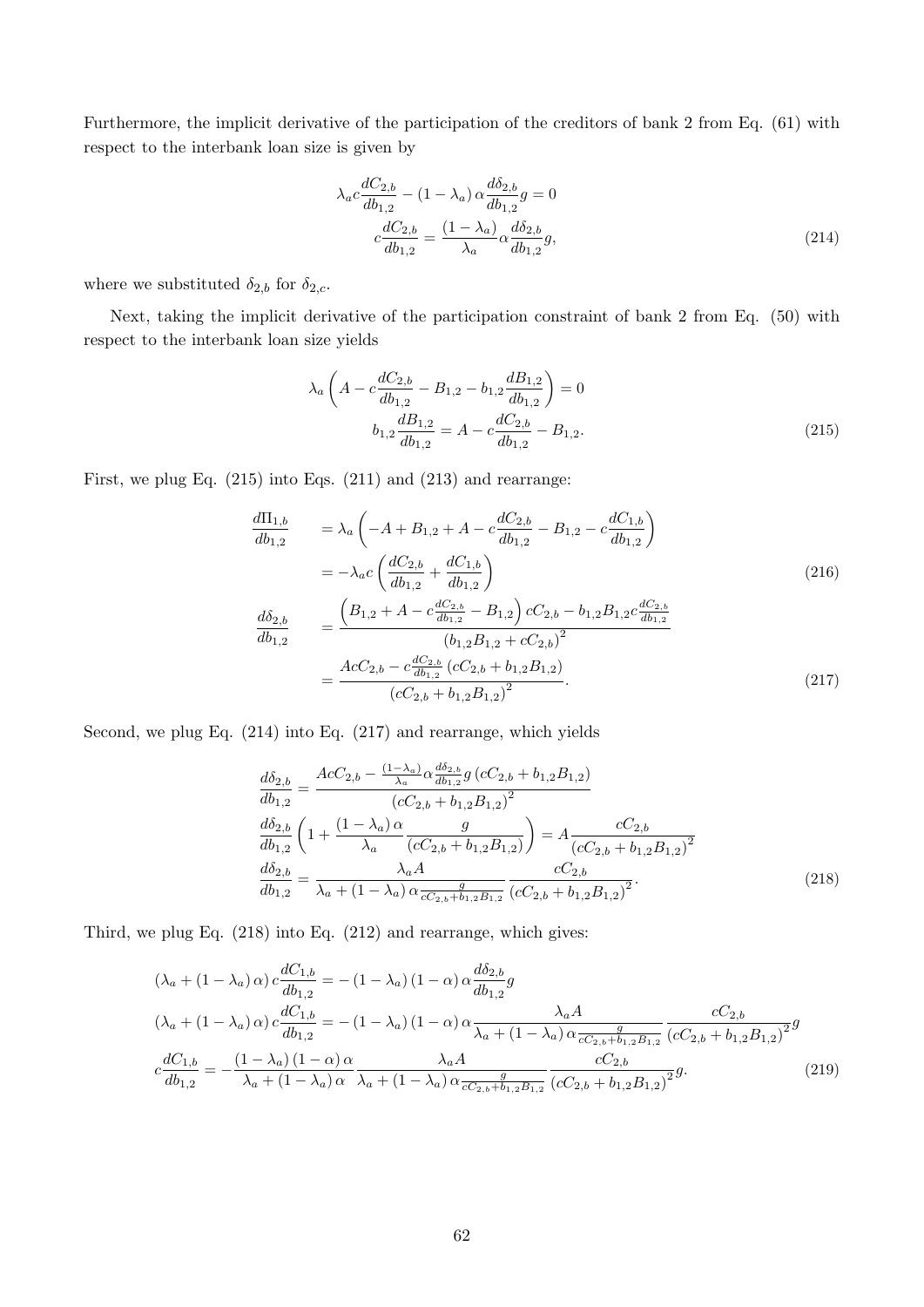Furthermore, the implicit derivative of the participation of the creditors of bank 2 from Eq. (61) with respect to the interbank loan size is given by

$$\lambda_a c \frac{dC_{2,b}}{db_{1,2}} - (1-\lambda_a)\,\alpha \frac{d\delta_{2,b}}{db_{1,2}} g = 0$$

$$c\frac{dC_{2,b}}{db_{1,2}} = \frac{(1-\lambda_a)}{\lambda_a}\alpha \frac{d\delta_{2,b}}{db_{1,2}} g, \tag{214}$$

where we substituted $\delta_{2,b}$ for $\delta_{2,c}$.

Next, taking the implicit derivative of the participation constraint of bank 2 from Eq. (50) with respect to the interbank loan size yields

$$\lambda_a \left( A - c\frac{dC_{2,b}}{db_{1,2}} - B_{1,2} - b_{1,2}\frac{dB_{1,2}}{db_{1,2}} \right) = 0$$

$$b_{1,2}\frac{dB_{1,2}}{db_{1,2}} = A - c\frac{dC_{2,b}}{db_{1,2}} - B_{1,2}. \tag{215}$$

First, we plug Eq. (215) into Eqs. (211) and (213) and rearrange:

$$\begin{aligned}
\frac{d\Pi_{1,b}}{db_{1,2}} &= \lambda_a \left( -A + B_{1,2} + A - c\frac{dC_{2,b}}{db_{1,2}} - B_{1,2} - c\frac{dC_{1,b}}{db_{1,2}} \right) \\
&= -\lambda_a c \left( \frac{dC_{2,b}}{db_{1,2}} + \frac{dC_{1,b}}{db_{1,2}} \right)
\end{aligned} \tag{216}$$

$$\begin{aligned}
\frac{d\delta_{2,b}}{db_{1,2}} &= \frac{\left( B_{1,2} + A - c\frac{dC_{2,b}}{db_{1,2}} - B_{1,2} \right) cC_{2,b} - b_{1,2}B_{1,2}c\frac{dC_{2,b}}{db_{1,2}}}{\left(b_{1,2}B_{1,2} + cC_{2,b}\right)^2} \\
&= \frac{AcC_{2,b} - c\frac{dC_{2,b}}{db_{1,2}}\left(cC_{2,b} + b_{1,2}B_{1,2}\right)}{\left(cC_{2,b} + b_{1,2}B_{1,2}\right)^2}.
\end{aligned} \tag{217}$$

Second, we plug Eq. (214) into Eq. (217) and rearrange, which yields

$$\begin{aligned}
\frac{d\delta_{2,b}}{db_{1,2}} &= \frac{AcC_{2,b} - \frac{(1-\lambda_a)}{\lambda_a}\alpha\frac{d\delta_{2,b}}{db_{1,2}}g\left(cC_{2,b} + b_{1,2}B_{1,2}\right)}{\left(cC_{2,b} + b_{1,2}B_{1,2}\right)^2} \\
\frac{d\delta_{2,b}}{db_{1,2}}\left( 1 + \frac{(1-\lambda_a)\,\alpha}{\lambda_a}\frac{g}{\left(cC_{2,b} + b_{1,2}B_{1,2}\right)} \right) &= A\frac{cC_{2,b}}{\left(cC_{2,b} + b_{1,2}B_{1,2}\right)^2} \\
\frac{d\delta_{2,b}}{db_{1,2}} &= \frac{\lambda_a A}{\lambda_a + (1-\lambda_a)\,\alpha\frac{g}{cC_{2,b}+b_{1,2}B_{1,2}}}\frac{cC_{2,b}}{\left(cC_{2,b} + b_{1,2}B_{1,2}\right)^2}.
\end{aligned} \tag{218}$$

Third, we plug Eq. (218) into Eq. (212) and rearrange, which gives:

$$\begin{aligned}
\left(\lambda_a + (1-\lambda_a)\,\alpha\right) c\frac{dC_{1,b}}{db_{1,2}} &= -(1-\lambda_a)(1-\alpha)\,\alpha\frac{d\delta_{2,b}}{db_{1,2}}g \\
\left(\lambda_a + (1-\lambda_a)\,\alpha\right) c\frac{dC_{1,b}}{db_{1,2}} &= -(1-\lambda_a)(1-\alpha)\,\alpha\frac{\lambda_a A}{\lambda_a + (1-\lambda_a)\,\alpha\frac{g}{cC_{2,b}+b_{1,2}B_{1,2}}}\frac{cC_{2,b}}{\left(cC_{2,b} + b_{1,2}B_{1,2}\right)^2}g \\
c\frac{dC_{1,b}}{db_{1,2}} &= -\frac{(1-\lambda_a)(1-\alpha)\,\alpha}{\lambda_a + (1-\lambda_a)\,\alpha}\frac{\lambda_a A}{\lambda_a + (1-\lambda_a)\,\alpha\frac{g}{cC_{2,b}+b_{1,2}B_{1,2}}}\frac{cC_{2,b}}{\left(cC_{2,b} + b_{1,2}B_{1,2}\right)^2}g.
\end{aligned} \tag{219}$$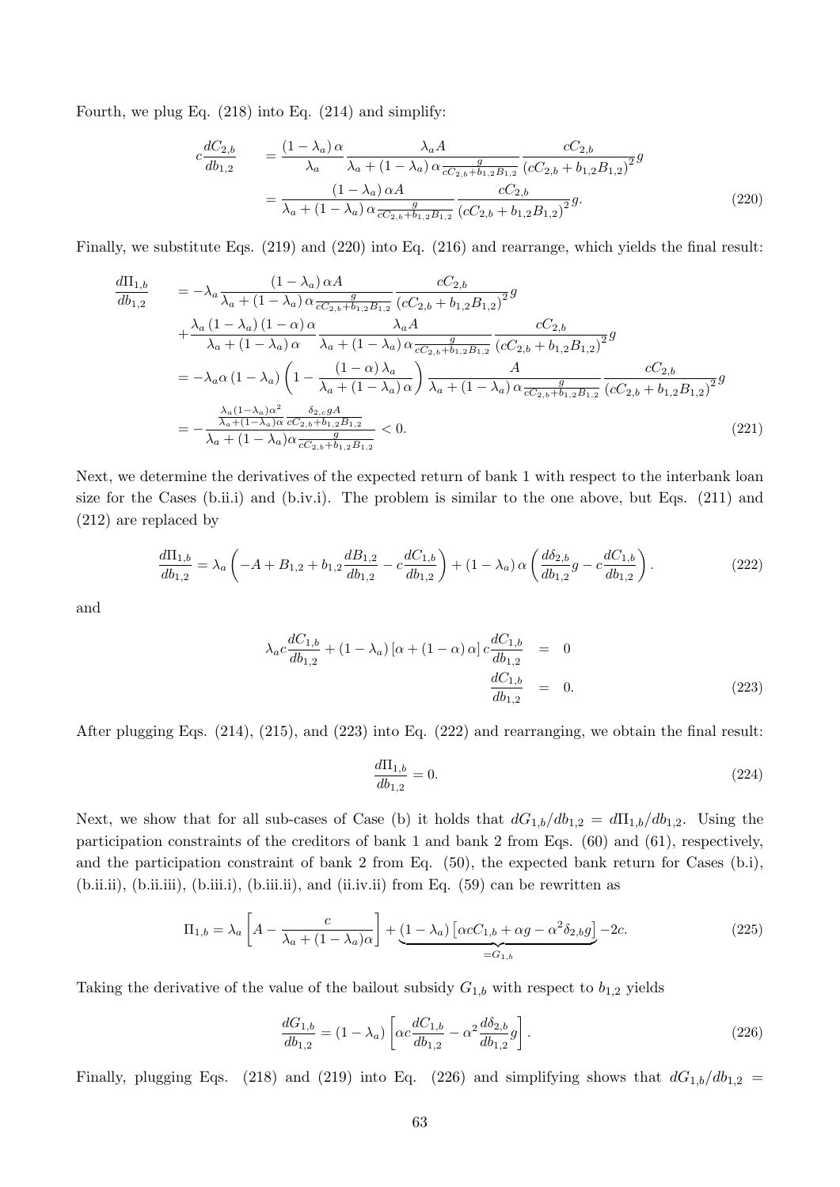Fourth, we plug Eq. (218) into Eq. (214) and simplify:

$$\begin{aligned} c\frac{dC_{2,b}}{db_{1,2}} &= \frac{(1-\lambda_a)\,\alpha}{\lambda_a}\frac{\lambda_a A}{\lambda_a + (1-\lambda_a)\,\alpha\frac{g}{cC_{2,b}+b_{1,2}B_{1,2}}}\frac{cC_{2,b}}{(cC_{2,b}+b_{1,2}B_{1,2})^2}g \\ &= \frac{(1-\lambda_a)\,\alpha A}{\lambda_a + (1-\lambda_a)\,\alpha\frac{g}{cC_{2,b}+b_{1,2}B_{1,2}}}\frac{cC_{2,b}}{(cC_{2,b}+b_{1,2}B_{1,2})^2}g. \end{aligned} \tag{220}$$

Finally, we substitute Eqs. (219) and (220) into Eq. (216) and rearrange, which yields the final result:

$$\begin{aligned} \frac{d\Pi_{1,b}}{db_{1,2}} &= -\lambda_a\frac{(1-\lambda_a)\,\alpha A}{\lambda_a + (1-\lambda_a)\,\alpha\frac{g}{cC_{2,b}+b_{1,2}B_{1,2}}}\frac{cC_{2,b}}{(cC_{2,b}+b_{1,2}B_{1,2})^2}g \\ &+\frac{\lambda_a(1-\lambda_a)(1-\alpha)\,\alpha}{\lambda_a+(1-\lambda_a)\,\alpha}\frac{\lambda_a A}{\lambda_a + (1-\lambda_a)\,\alpha\frac{g}{cC_{2,b}+b_{1,2}B_{1,2}}}\frac{cC_{2,b}}{(cC_{2,b}+b_{1,2}B_{1,2})^2}g \\ &= -\lambda_a\alpha(1-\lambda_a)\left(1-\frac{(1-\alpha)\,\lambda_a}{\lambda_a+(1-\lambda_a)\,\alpha}\right)\frac{A}{\lambda_a + (1-\lambda_a)\,\alpha\frac{g}{cC_{2,b}+b_{1,2}B_{1,2}}}\frac{cC_{2,b}}{(cC_{2,b}+b_{1,2}B_{1,2})^2}g \\ &= -\frac{\frac{\lambda_a(1-\lambda_a)\alpha^2}{\lambda_a+(1-\lambda_a)\alpha}\frac{\delta_{2,c}gA}{cC_{2,b}+b_{1,2}B_{1,2}}}{\lambda_a+(1-\lambda_a)\alpha\frac{g}{cC_{2,b}+b_{1,2}B_{1,2}}} < 0. \end{aligned} \tag{221}$$

Next, we determine the derivatives of the expected return of bank 1 with respect to the interbank loan size for the Cases (b.ii.i) and (b.iv.i). The problem is similar to the one above, but Eqs. (211) and (212) are replaced by

$$\frac{d\Pi_{1,b}}{db_{1,2}} = \lambda_a\left(-A + B_{1,2} + b_{1,2}\frac{dB_{1,2}}{db_{1,2}} - c\frac{dC_{1,b}}{db_{1,2}}\right) + (1-\lambda_a)\,\alpha\left(\frac{d\delta_{2,b}}{db_{1,2}}g - c\frac{dC_{1,b}}{db_{1,2}}\right). \tag{222}$$

and

$$\begin{aligned} \lambda_a c\frac{dC_{1,b}}{db_{1,2}} + (1-\lambda_a)\left[\alpha + (1-\alpha)\,\alpha\right]c\frac{dC_{1,b}}{db_{1,2}} &= 0 \\ \frac{dC_{1,b}}{db_{1,2}} &= 0. \end{aligned} \tag{223}$$

After plugging Eqs. (214), (215), and (223) into Eq. (222) and rearranging, we obtain the final result:

$$\frac{d\Pi_{1,b}}{db_{1,2}} = 0. \tag{224}$$

Next, we show that for all sub-cases of Case (b) it holds that $dG_{1,b}/db_{1,2} = d\Pi_{1,b}/db_{1,2}$. Using the participation constraints of the creditors of bank 1 and bank 2 from Eqs. (60) and (61), respectively, and the participation constraint of bank 2 from Eq. (50), the expected bank return for Cases (b.i), (b.ii.ii), (b.ii.iii), (b.iii.i), (b.iii.ii), and (ii.iv.ii) from Eq. (59) can be rewritten as

$$\Pi_{1,b} = \lambda_a\left[A - \frac{c}{\lambda_a + (1-\lambda_a)\alpha}\right] + \underbrace{(1-\lambda_a)\left[\alpha cC_{1,b} + \alpha g - \alpha^2\delta_{2,b}g\right]}_{=G_{1,b}} - 2c. \tag{225}$$

Taking the derivative of the value of the bailout subsidy $G_{1,b}$ with respect to $b_{1,2}$ yields

$$\frac{dG_{1,b}}{db_{1,2}} = (1-\lambda_a)\left[\alpha c\frac{dC_{1,b}}{db_{1,2}} - \alpha^2\frac{d\delta_{2,b}}{db_{1,2}}g\right]. \tag{226}$$

Finally, plugging Eqs. (218) and (219) into Eq. (226) and simplifying shows that $dG_{1,b}/db_{1,2} =$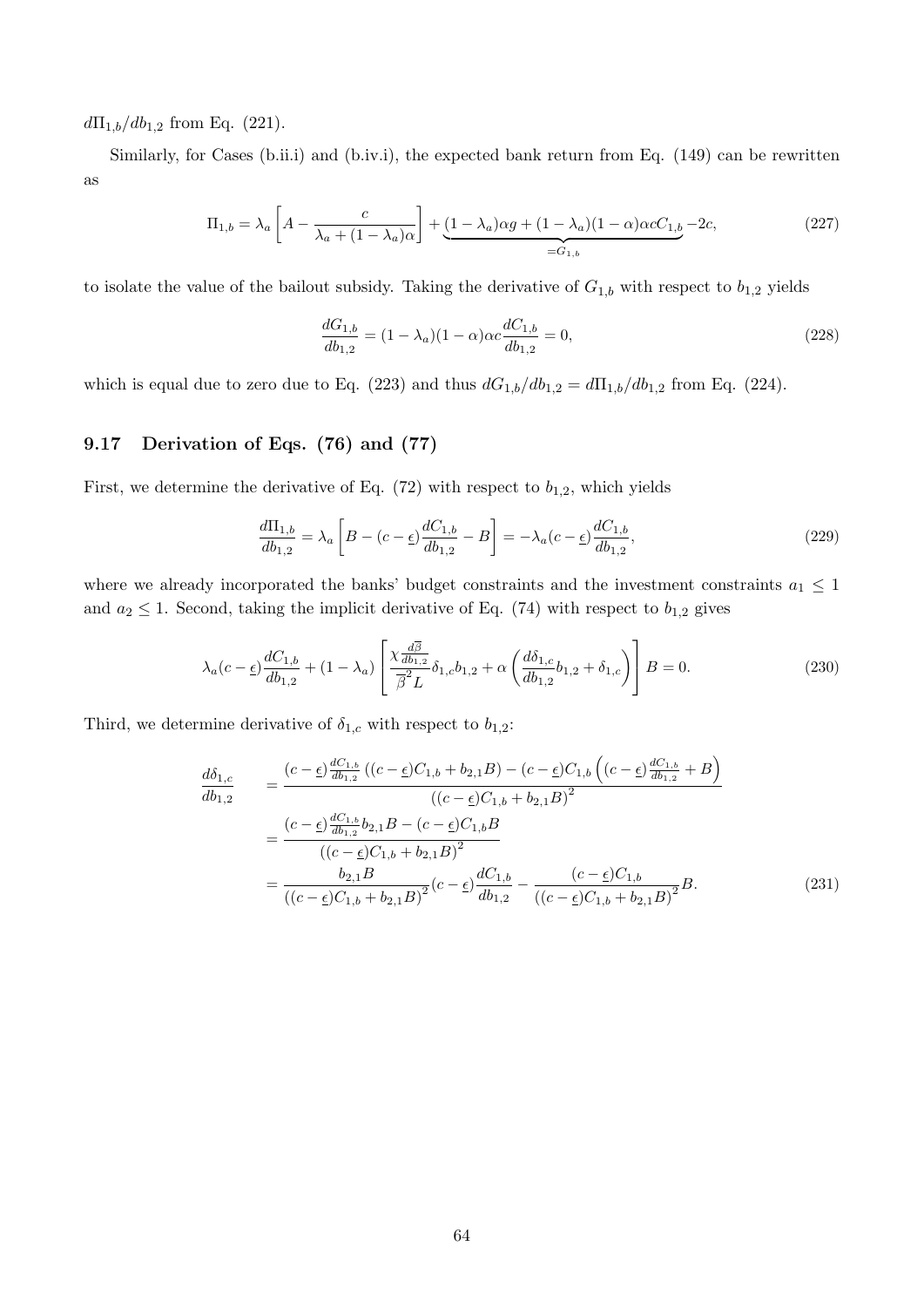$d\Pi_{1,b}/db_{1,2}$ from Eq. (221).

Similarly, for Cases (b.ii.i) and (b.iv.i), the expected bank return from Eq. (149) can be rewritten as

$$\Pi_{1,b} = \lambda_a \left[ A - \frac{c}{\lambda_a + (1-\lambda_a)\alpha} \right] + \underbrace{(1-\lambda_a)\alpha g + (1-\lambda_a)(1-\alpha)\alpha c C_{1,b}}_{=G_{1,b}} - 2c, \tag{227}$$

to isolate the value of the bailout subsidy. Taking the derivative of $G_{1,b}$ with respect to $b_{1,2}$ yields

$$\frac{dG_{1,b}}{db_{1,2}} = (1-\lambda_a)(1-\alpha)\alpha c \frac{dC_{1,b}}{db_{1,2}} = 0, \tag{228}$$

which is equal due to zero due to Eq. (223) and thus $dG_{1,b}/db_{1,2} = d\Pi_{1,b}/db_{1,2}$ from Eq. (224).

### 9.17 Derivation of Eqs. (76) and (77)

First, we determine the derivative of Eq. (72) with respect to $b_{1,2}$, which yields

$$\frac{d\Pi_{1,b}}{db_{1,2}} = \lambda_a \left[ B - (c - \underline{\epsilon}) \frac{dC_{1,b}}{db_{1,2}} - B \right] = -\lambda_a (c - \underline{\epsilon}) \frac{dC_{1,b}}{db_{1,2}}, \tag{229}$$

where we already incorporated the banks' budget constraints and the investment constraints $a_1 \leq 1$ and $a_2 \leq 1$. Second, taking the implicit derivative of Eq. (74) with respect to $b_{1,2}$ gives

$$\lambda_a (c - \underline{\epsilon}) \frac{dC_{1,b}}{db_{1,2}} + (1-\lambda_a) \left[ \frac{\chi \frac{d\overline{\beta}}{db_{1,2}}}{\overline{\beta}^2 L} \delta_{1,c} b_{1,2} + \alpha \left( \frac{d\delta_{1,c}}{db_{1,2}} b_{1,2} + \delta_{1,c} \right) \right] B = 0. \tag{230}$$

Third, we determine derivative of $\delta_{1,c}$ with respect to $b_{1,2}$:

$$\begin{aligned}
\frac{d\delta_{1,c}}{db_{1,2}} \quad &= \frac{(c-\underline{\epsilon})\frac{dC_{1,b}}{db_{1,2}}\left((c-\underline{\epsilon})C_{1,b} + b_{2,1}B\right) - (c-\underline{\epsilon})C_{1,b}\left((c-\underline{\epsilon})\frac{dC_{1,b}}{db_{1,2}} + B\right)}{\left((c-\underline{\epsilon})C_{1,b} + b_{2,1}B\right)^2} \\
&= \frac{(c-\underline{\epsilon})\frac{dC_{1,b}}{db_{1,2}} b_{2,1}B - (c-\underline{\epsilon})C_{1,b}B}{\left((c-\underline{\epsilon})C_{1,b} + b_{2,1}B\right)^2} \\
&= \frac{b_{2,1}B}{\left((c-\underline{\epsilon})C_{1,b} + b_{2,1}B\right)^2}(c-\underline{\epsilon})\frac{dC_{1,b}}{db_{1,2}} - \frac{(c-\underline{\epsilon})C_{1,b}}{\left((c-\underline{\epsilon})C_{1,b} + b_{2,1}B\right)^2}B.
\end{aligned} \tag{231}$$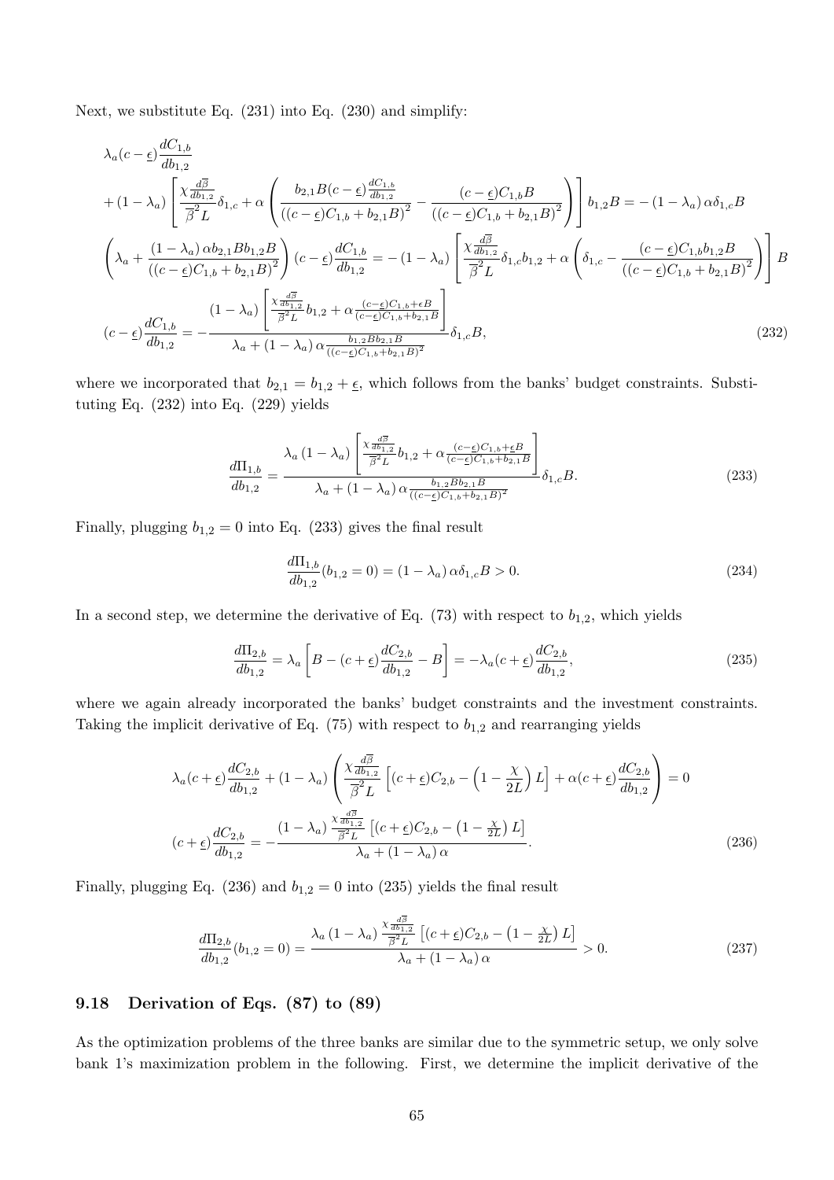Next, we substitute Eq. (231) into Eq. (230) and simplify:

$$
\begin{aligned}
&\lambda_a(c-\underline{\epsilon})\frac{dC_{1,b}}{db_{1,2}} \\
&+(1-\lambda_a)\left[\frac{\chi\frac{d\overline{\beta}}{db_{1,2}}}{\overline{\beta}^2 L}\delta_{1,c}+\alpha\left(\frac{b_{2,1}B(c-\underline{\epsilon})\frac{dC_{1,b}}{db_{1,2}}}{\left((c-\underline{\epsilon})C_{1,b}+b_{2,1}B\right)^2}-\frac{(c-\underline{\epsilon})C_{1,b}B}{\left((c-\underline{\epsilon})C_{1,b}+b_{2,1}B\right)^2}\right)\right]b_{1,2}B=-(1-\lambda_a)\,\alpha\delta_{1,c}B \\
&\left(\lambda_a+\frac{(1-\lambda_a)\,\alpha b_{2,1}Bb_{1,2}B}{\left((c-\underline{\epsilon})C_{1,b}+b_{2,1}B\right)^2}\right)(c-\underline{\epsilon})\frac{dC_{1,b}}{db_{1,2}}=-(1-\lambda_a)\left[\frac{\chi\frac{d\overline{\beta}}{db_{1,2}}}{\overline{\beta}^2 L}\delta_{1,c}b_{1,2}+\alpha\left(\delta_{1,c}-\frac{(c-\underline{\epsilon})C_{1,b}b_{1,2}B}{\left((c-\underline{\epsilon})C_{1,b}+b_{2,1}B\right)^2}\right)\right]B \\
&(c-\underline{\epsilon})\frac{dC_{1,b}}{db_{1,2}}=-\frac{(1-\lambda_a)\left[\frac{\chi\frac{d\overline{\beta}}{db_{1,2}}}{\overline{\beta}^2 L}b_{1,2}+\alpha\frac{(c-\underline{\epsilon})C_{1,b}+\underline{\epsilon}B}{(c-\underline{\epsilon})C_{1,b}+b_{2,1}B}\right]}{\lambda_a+(1-\lambda_a)\,\alpha\frac{b_{1,2}Bb_{2,1}B}{\left((c-\underline{\epsilon})C_{1,b}+b_{2,1}B\right)^2}}\delta_{1,c}B,
\end{aligned}
\tag{232}
$$

where we incorporated that $b_{2,1}=b_{1,2}+\underline{\epsilon}$, which follows from the banks' budget constraints. Substituting Eq. (232) into Eq. (229) yields

$$
\frac{d\Pi_{1,b}}{db_{1,2}}=\frac{\lambda_a(1-\lambda_a)\left[\frac{\chi\frac{d\overline{\beta}}{db_{1,2}}}{\overline{\beta}^2 L}b_{1,2}+\alpha\frac{(c-\underline{\epsilon})C_{1,b}+\underline{\epsilon}B}{(c-\underline{\epsilon})C_{1,b}+b_{2,1}B}\right]}{\lambda_a+(1-\lambda_a)\,\alpha\frac{b_{1,2}Bb_{2,1}B}{\left((c-\underline{\epsilon})C_{1,b}+b_{2,1}B\right)^2}}\delta_{1,c}B. \tag{233}
$$

Finally, plugging $b_{1,2}=0$ into Eq. (233) gives the final result

$$
\frac{d\Pi_{1,b}}{db_{1,2}}(b_{1,2}=0)=(1-\lambda_a)\,\alpha\delta_{1,c}B>0. \tag{234}
$$

In a second step, we determine the derivative of Eq. (73) with respect to $b_{1,2}$, which yields

$$
\frac{d\Pi_{2,b}}{db_{1,2}}=\lambda_a\left[B-(c+\underline{\epsilon})\frac{dC_{2,b}}{db_{1,2}}-B\right]=-\lambda_a(c+\underline{\epsilon})\frac{dC_{2,b}}{db_{1,2}}, \tag{235}
$$

where we again already incorporated the banks' budget constraints and the investment constraints. Taking the implicit derivative of Eq. (75) with respect to $b_{1,2}$ and rearranging yields

$$
\begin{aligned}
&\lambda_a(c+\underline{\epsilon})\frac{dC_{2,b}}{db_{1,2}}+(1-\lambda_a)\left(\frac{\chi\frac{d\overline{\beta}}{db_{1,2}}}{\overline{\beta}^2 L}\left[(c+\underline{\epsilon})C_{2,b}-\left(1-\frac{\chi}{2L}\right)L\right]+\alpha(c+\underline{\epsilon})\frac{dC_{2,b}}{db_{1,2}}\right)=0 \\
&(c+\underline{\epsilon})\frac{dC_{2,b}}{db_{1,2}}=-\frac{(1-\lambda_a)\frac{\chi\frac{d\overline{\beta}}{db_{1,2}}}{\overline{\beta}^2 L}\left[(c+\underline{\epsilon})C_{2,b}-\left(1-\frac{\chi}{2L}\right)L\right]}{\lambda_a+(1-\lambda_a)\,\alpha}.
\end{aligned}
\tag{236}
$$

Finally, plugging Eq. (236) and $b_{1,2}=0$ into (235) yields the final result

$$
\frac{d\Pi_{2,b}}{db_{1,2}}(b_{1,2}=0)=\frac{\lambda_a(1-\lambda_a)\frac{\chi\frac{d\overline{\beta}}{db_{1,2}}}{\overline{\beta}^2 L}\left[(c+\underline{\epsilon})C_{2,b}-\left(1-\frac{\chi}{2L}\right)L\right]}{\lambda_a+(1-\lambda_a)\,\alpha}>0. \tag{237}
$$

## 9.18 Derivation of Eqs. (87) to (89)

As the optimization problems of the three banks are similar due to the symmetric setup, we only solve bank 1's maximization problem in the following. First, we determine the implicit derivative of the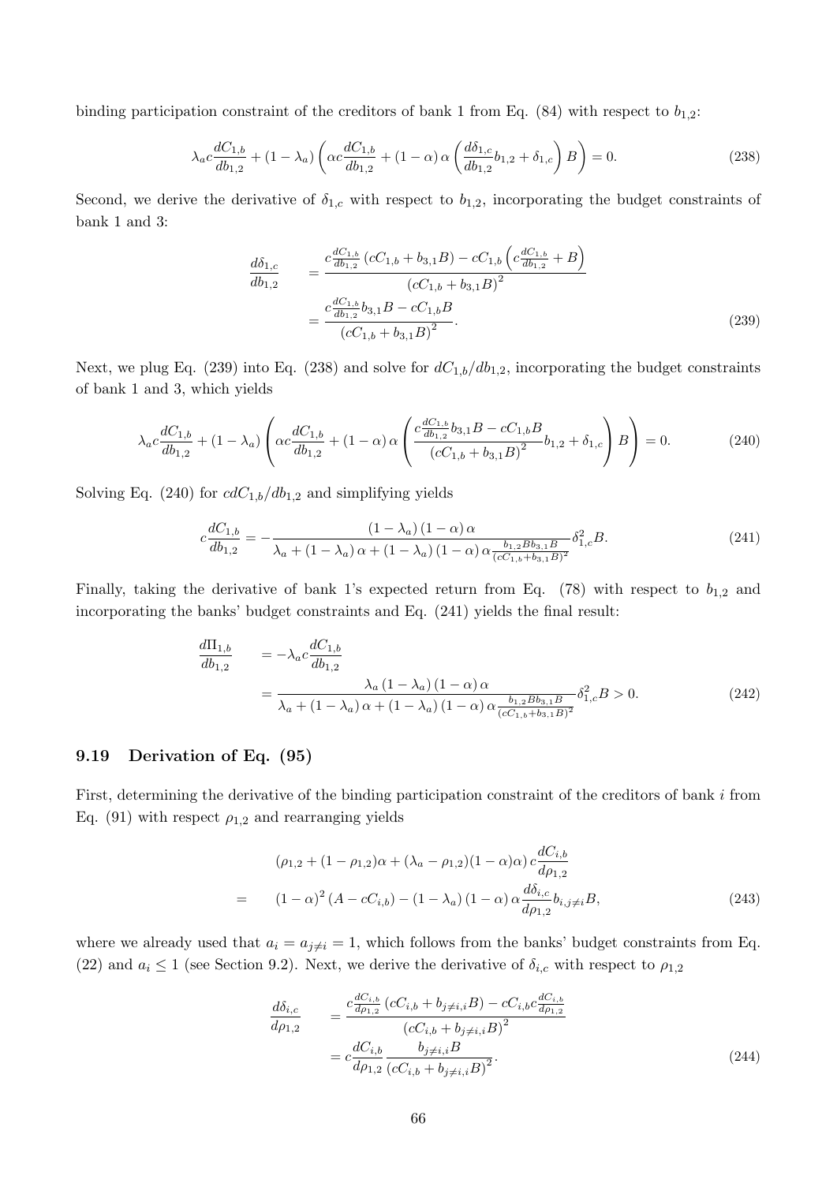binding participation constraint of the creditors of bank 1 from Eq. (84) with respect to $b_{1,2}$:

$$\lambda_a c \frac{dC_{1,b}}{db_{1,2}} + (1-\lambda_a)\left(\alpha c \frac{dC_{1,b}}{db_{1,2}} + (1-\alpha)\,\alpha \left(\frac{d\delta_{1,c}}{db_{1,2}} b_{1,2} + \delta_{1,c}\right) B\right) = 0. \tag{238}$$

Second, we derive the derivative of $\delta_{1,c}$ with respect to $b_{1,2}$, incorporating the budget constraints of bank 1 and 3:

$$\begin{aligned}
\frac{d\delta_{1,c}}{db_{1,2}} &= \frac{c\frac{dC_{1,b}}{db_{1,2}}\left(cC_{1,b} + b_{3,1}B\right) - cC_{1,b}\left(c\frac{dC_{1,b}}{db_{1,2}} + B\right)}{\left(cC_{1,b} + b_{3,1}B\right)^2} \\
&= \frac{c\frac{dC_{1,b}}{db_{1,2}} b_{3,1}B - cC_{1,b}B}{\left(cC_{1,b} + b_{3,1}B\right)^2}.
\end{aligned} \tag{239}$$

Next, we plug Eq. (239) into Eq. (238) and solve for $dC_{1,b}/db_{1,2}$, incorporating the budget constraints of bank 1 and 3, which yields

$$\lambda_a c \frac{dC_{1,b}}{db_{1,2}} + (1-\lambda_a)\left(\alpha c \frac{dC_{1,b}}{db_{1,2}} + (1-\alpha)\,\alpha \left(\frac{c\frac{dC_{1,b}}{db_{1,2}} b_{3,1}B - cC_{1,b}B}{\left(cC_{1,b} + b_{3,1}B\right)^2} b_{1,2} + \delta_{1,c}\right) B\right) = 0. \tag{240}$$

Solving Eq. (240) for $c dC_{1,b}/db_{1,2}$ and simplifying yields

$$c\frac{dC_{1,b}}{db_{1,2}} = -\frac{(1-\lambda_a)(1-\alpha)\,\alpha}{\lambda_a + (1-\lambda_a)\,\alpha + (1-\lambda_a)(1-\alpha)\,\alpha \frac{b_{1,2}Bb_{3,1}B}{(cC_{1,b}+b_{3,1}B)^2}} \delta_{1,c}^2 B. \tag{241}$$

Finally, taking the derivative of bank 1's expected return from Eq. (78) with respect to $b_{1,2}$ and incorporating the banks' budget constraints and Eq. (241) yields the final result:

$$\begin{aligned}
\frac{d\Pi_{1,b}}{db_{1,2}} &= -\lambda_a c \frac{dC_{1,b}}{db_{1,2}} \\
&= \frac{\lambda_a (1-\lambda_a)(1-\alpha)\,\alpha}{\lambda_a + (1-\lambda_a)\,\alpha + (1-\lambda_a)(1-\alpha)\,\alpha \frac{b_{1,2}Bb_{3,1}B}{(cC_{1,b}+b_{3,1}B)^2}} \delta_{1,c}^2 B > 0.
\end{aligned} \tag{242}$$

## 9.19 Derivation of Eq. (95)

First, determining the derivative of the binding participation constraint of the creditors of bank $i$ from Eq. (91) with respect $\rho_{1,2}$ and rearranging yields

$$\begin{aligned}
& (\rho_{1,2} + (1-\rho_{1,2})\alpha + (\lambda_a - \rho_{1,2})(1-\alpha)\alpha)\, c\frac{dC_{i,b}}{d\rho_{1,2}} \\
= \quad & (1-\alpha)^2 (A - cC_{i,b}) - (1-\lambda_a)(1-\alpha)\,\alpha \frac{d\delta_{i,c}}{d\rho_{1,2}} b_{i,j\neq i} B,
\end{aligned} \tag{243}$$

where we already used that $a_i = a_{j\neq i} = 1$, which follows from the banks' budget constraints from Eq. (22) and $a_i \leq 1$ (see Section 9.2). Next, we derive the derivative of $\delta_{i,c}$ with respect to $\rho_{1,2}$

$$\begin{aligned}
\frac{d\delta_{i,c}}{d\rho_{1,2}} &= \frac{c\frac{dC_{i,b}}{d\rho_{1,2}}\left(cC_{i,b} + b_{j\neq i,i}B\right) - cC_{i,b}c\frac{dC_{i,b}}{d\rho_{1,2}}}{\left(cC_{i,b} + b_{j\neq i,i}B\right)^2} \\
&= c\frac{dC_{i,b}}{d\rho_{1,2}} \frac{b_{j\neq i,i}B}{\left(cC_{i,b} + b_{j\neq i,i}B\right)^2}.
\end{aligned} \tag{244}$$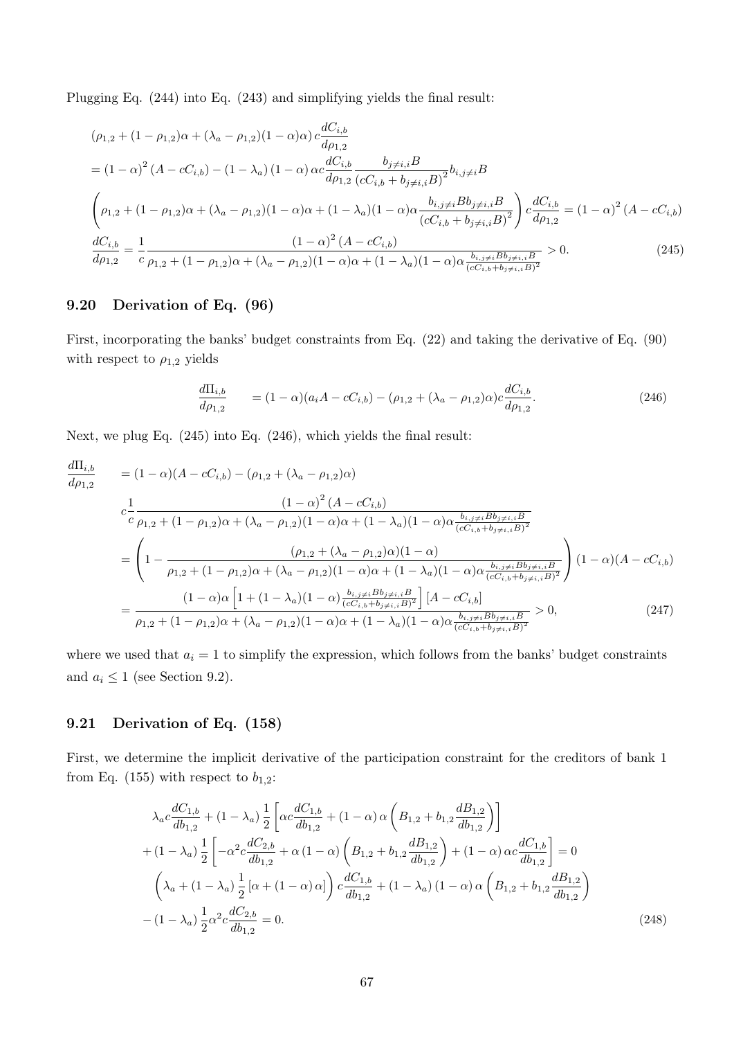Plugging Eq. (244) into Eq. (243) and simplifying yields the final result:

$$
\begin{aligned}
&(\rho_{1,2} + (1-\rho_{1,2})\alpha + (\lambda_a - \rho_{1,2})(1-\alpha)\alpha)\, c\frac{dC_{i,b}}{d\rho_{1,2}} \\
&= (1-\alpha)^2 (A - cC_{i,b}) - (1-\lambda_a)(1-\alpha)\,\alpha c \frac{dC_{i,b}}{d\rho_{1,2}} \frac{b_{j\neq i,i}B}{(cC_{i,b} + b_{j\neq i,i}B)^2} b_{i,j\neq i}B \\
&\left(\rho_{1,2} + (1-\rho_{1,2})\alpha + (\lambda_a - \rho_{1,2})(1-\alpha)\alpha + (1-\lambda_a)(1-\alpha)\alpha \frac{b_{i,j\neq i}B b_{j\neq i,i}B}{(cC_{i,b} + b_{j\neq i,i}B)^2}\right) c\frac{dC_{i,b}}{d\rho_{1,2}} = (1-\alpha)^2 (A - cC_{i,b}) \\
&\frac{dC_{i,b}}{d\rho_{1,2}} = \frac{1}{c} \frac{(1-\alpha)^2 (A - cC_{i,b})}{\rho_{1,2} + (1-\rho_{1,2})\alpha + (\lambda_a - \rho_{1,2})(1-\alpha)\alpha + (1-\lambda_a)(1-\alpha)\alpha \frac{b_{i,j\neq i}B b_{j\neq i,i}B}{(cC_{i,b} + b_{j\neq i,i}B)^2}} > 0. \qquad (245)
\end{aligned}
$$

## 9.20 Derivation of Eq. (96)

First, incorporating the banks' budget constraints from Eq. (22) and taking the derivative of Eq. (90) with respect to $\rho_{1,2}$ yields

$$
\frac{d\Pi_{i,b}}{d\rho_{1,2}} = (1-\alpha)(a_i A - cC_{i,b}) - (\rho_{1,2} + (\lambda_a - \rho_{1,2})\alpha) c\frac{dC_{i,b}}{d\rho_{1,2}}. \qquad (246)
$$

Next, we plug Eq. (245) into Eq. (246), which yields the final result:

$$
\begin{aligned}
\frac{d\Pi_{i,b}}{d\rho_{1,2}} &= (1-\alpha)(A - cC_{i,b}) - (\rho_{1,2} + (\lambda_a - \rho_{1,2})\alpha) \\
&\quad c\frac{1}{c} \frac{(1-\alpha)^2 (A - cC_{i,b})}{\rho_{1,2} + (1-\rho_{1,2})\alpha + (\lambda_a - \rho_{1,2})(1-\alpha)\alpha + (1-\lambda_a)(1-\alpha)\alpha \frac{b_{i,j\neq i}B b_{j\neq i,i}B}{(cC_{i,b} + b_{j\neq i,i}B)^2}} \\
&= \left(1 - \frac{(\rho_{1,2} + (\lambda_a - \rho_{1,2})\alpha)(1-\alpha)}{\rho_{1,2} + (1-\rho_{1,2})\alpha + (\lambda_a - \rho_{1,2})(1-\alpha)\alpha + (1-\lambda_a)(1-\alpha)\alpha \frac{b_{i,j\neq i}B b_{j\neq i,i}B}{(cC_{i,b} + b_{j\neq i,i}B)^2}}\right)(1-\alpha)(A - cC_{i,b}) \\
&= \frac{(1-\alpha)\alpha \left[1 + (1-\lambda_a)(1-\alpha)\frac{b_{i,j\neq i}B b_{j\neq i,i}B}{(cC_{i,b} + b_{j\neq i,i}B)^2}\right][A - cC_{i,b}]}{\rho_{1,2} + (1-\rho_{1,2})\alpha + (\lambda_a - \rho_{1,2})(1-\alpha)\alpha + (1-\lambda_a)(1-\alpha)\alpha \frac{b_{i,j\neq i}B b_{j\neq i,i}B}{(cC_{i,b} + b_{j\neq i,i}B)^2}} > 0, \qquad (247)
\end{aligned}
$$

where we used that $a_i = 1$ to simplify the expression, which follows from the banks' budget constraints and $a_i \leq 1$ (see Section 9.2).

## 9.21 Derivation of Eq. (158)

First, we determine the implicit derivative of the participation constraint for the creditors of bank 1 from Eq. (155) with respect to $b_{1,2}$:

$$
\begin{aligned}
&\lambda_a c\frac{dC_{1,b}}{db_{1,2}} + (1-\lambda_a)\frac{1}{2}\left[\alpha c\frac{dC_{1,b}}{db_{1,2}} + (1-\alpha)\alpha\left(B_{1,2} + b_{1,2}\frac{dB_{1,2}}{db_{1,2}}\right)\right] \\
&+ (1-\lambda_a)\frac{1}{2}\left[-\alpha^2 c\frac{dC_{2,b}}{db_{1,2}} + \alpha(1-\alpha)\left(B_{1,2} + b_{1,2}\frac{dB_{1,2}}{db_{1,2}}\right) + (1-\alpha)\alpha c\frac{dC_{1,b}}{db_{1,2}}\right] = 0 \\
&\left(\lambda_a + (1-\lambda_a)\frac{1}{2}[\alpha + (1-\alpha)\alpha]\right) c\frac{dC_{1,b}}{db_{1,2}} + (1-\lambda_a)(1-\alpha)\alpha\left(B_{1,2} + b_{1,2}\frac{dB_{1,2}}{db_{1,2}}\right) \\
&- (1-\lambda_a)\frac{1}{2}\alpha^2 c\frac{dC_{2,b}}{db_{1,2}} = 0. \qquad (248)
\end{aligned}
$$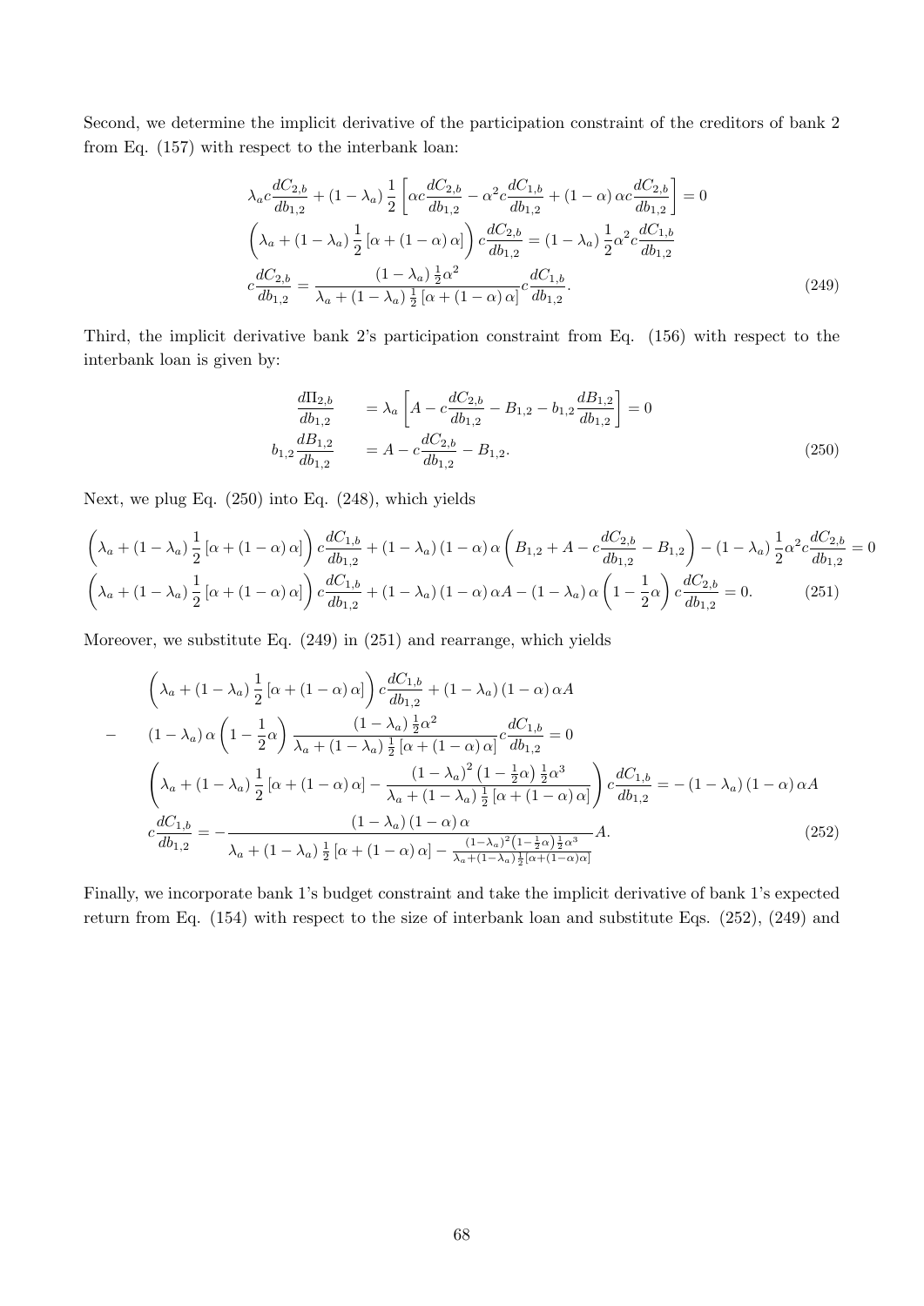Second, we determine the implicit derivative of the participation constraint of the creditors of bank 2 from Eq. (157) with respect to the interbank loan:

$$
\begin{aligned}
&\lambda_a c\frac{dC_{2,b}}{db_{1,2}} + (1-\lambda_a)\frac{1}{2}\left[\alpha c\frac{dC_{2,b}}{db_{1,2}} - \alpha^2 c\frac{dC_{1,b}}{db_{1,2}} + (1-\alpha)\alpha c\frac{dC_{2,b}}{db_{1,2}}\right] = 0 \\
&\left(\lambda_a + (1-\lambda_a)\frac{1}{2}\left[\alpha + (1-\alpha)\alpha\right]\right) c\frac{dC_{2,b}}{db_{1,2}} = (1-\lambda_a)\frac{1}{2}\alpha^2 c\frac{dC_{1,b}}{db_{1,2}} \\
&c\frac{dC_{2,b}}{db_{1,2}} = \frac{(1-\lambda_a)\frac{1}{2}\alpha^2}{\lambda_a + (1-\lambda_a)\frac{1}{2}\left[\alpha + (1-\alpha)\alpha\right]} c\frac{dC_{1,b}}{db_{1,2}}.
\end{aligned}
\tag{249}
$$

Third, the implicit derivative bank 2's participation constraint from Eq. (156) with respect to the interbank loan is given by:

$$
\begin{aligned}
\frac{d\Pi_{2,b}}{db_{1,2}} &= \lambda_a\left[A - c\frac{dC_{2,b}}{db_{1,2}} - B_{1,2} - b_{1,2}\frac{dB_{1,2}}{db_{1,2}}\right] = 0 \\
b_{1,2}\frac{dB_{1,2}}{db_{1,2}} &= A - c\frac{dC_{2,b}}{db_{1,2}} - B_{1,2}.
\end{aligned}
\tag{250}
$$

Next, we plug Eq. (250) into Eq. (248), which yields

$$
\begin{aligned}
&\left(\lambda_a + (1-\lambda_a)\frac{1}{2}\left[\alpha + (1-\alpha)\alpha\right]\right) c\frac{dC_{1,b}}{db_{1,2}} + (1-\lambda_a)(1-\alpha)\alpha\left(B_{1,2} + A - c\frac{dC_{2,b}}{db_{1,2}} - B_{1,2}\right) - (1-\lambda_a)\frac{1}{2}\alpha^2 c\frac{dC_{2,b}}{db_{1,2}} = 0 \\
&\left(\lambda_a + (1-\lambda_a)\frac{1}{2}\left[\alpha + (1-\alpha)\alpha\right]\right) c\frac{dC_{1,b}}{db_{1,2}} + (1-\lambda_a)(1-\alpha)\alpha A - (1-\lambda_a)\alpha\left(1 - \frac{1}{2}\alpha\right) c\frac{dC_{2,b}}{db_{1,2}} = 0.
\end{aligned}
\tag{251}
$$

Moreover, we substitute Eq. (249) in (251) and rearrange, which yields

$$
\begin{aligned}
&\left(\lambda_a + (1-\lambda_a)\frac{1}{2}\left[\alpha + (1-\alpha)\alpha\right]\right) c\frac{dC_{1,b}}{db_{1,2}} + (1-\lambda_a)(1-\alpha)\alpha A \\
-\quad &(1-\lambda_a)\alpha\left(1 - \frac{1}{2}\alpha\right)\frac{(1-\lambda_a)\frac{1}{2}\alpha^2}{\lambda_a + (1-\lambda_a)\frac{1}{2}\left[\alpha + (1-\alpha)\alpha\right]} c\frac{dC_{1,b}}{db_{1,2}} = 0 \\
&\left(\lambda_a + (1-\lambda_a)\frac{1}{2}\left[\alpha + (1-\alpha)\alpha\right] - \frac{(1-\lambda_a)^2\left(1 - \frac{1}{2}\alpha\right)\frac{1}{2}\alpha^3}{\lambda_a + (1-\lambda_a)\frac{1}{2}\left[\alpha + (1-\alpha)\alpha\right]}\right) c\frac{dC_{1,b}}{db_{1,2}} = -(1-\lambda_a)(1-\alpha)\alpha A \\
&c\frac{dC_{1,b}}{db_{1,2}} = -\frac{(1-\lambda_a)(1-\alpha)\alpha}{\lambda_a + (1-\lambda_a)\frac{1}{2}\left[\alpha + (1-\alpha)\alpha\right] - \frac{(1-\lambda_a)^2\left(1-\frac{1}{2}\alpha\right)\frac{1}{2}\alpha^3}{\lambda_a + (1-\lambda_a)\frac{1}{2}\left[\alpha + (1-\alpha)\alpha\right]}} A.
\end{aligned}
\tag{252}
$$

Finally, we incorporate bank 1's budget constraint and take the implicit derivative of bank 1's expected return from Eq. (154) with respect to the size of interbank loan and substitute Eqs. (252), (249) and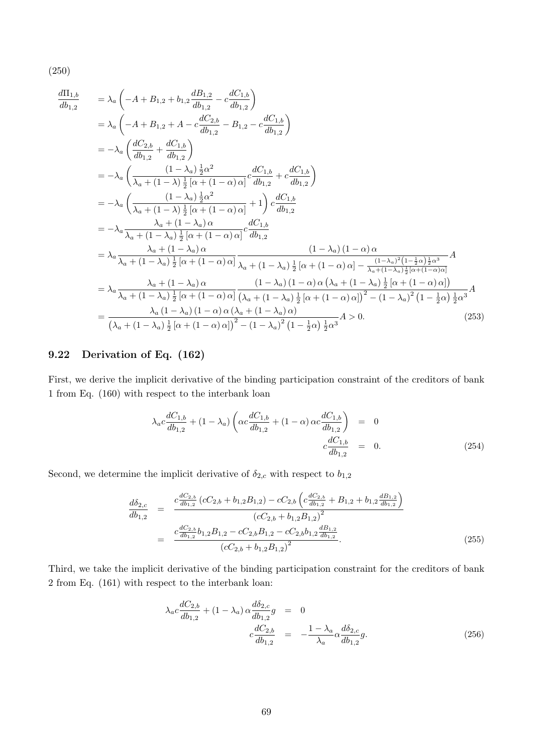(250)

$$
\begin{aligned}
\frac{d\Pi_{1,b}}{db_{1,2}} &= \lambda_a \left( -A + B_{1,2} + b_{1,2} \frac{dB_{1,2}}{db_{1,2}} - c \frac{dC_{1,b}}{db_{1,2}} \right) \\
&= \lambda_a \left( -A + B_{1,2} + A - c \frac{dC_{2,b}}{db_{1,2}} - B_{1,2} - c \frac{dC_{1,b}}{db_{1,2}} \right) \\
&= -\lambda_a \left( \frac{dC_{2,b}}{db_{1,2}} + \frac{dC_{1,b}}{db_{1,2}} \right) \\
&= -\lambda_a \left( \frac{(1-\lambda_a) \frac{1}{2} \alpha^2}{\lambda_a + (1-\lambda) \frac{1}{2} [\alpha + (1-\alpha)\alpha]} c \frac{dC_{1,b}}{db_{1,2}} + c \frac{dC_{1,b}}{db_{1,2}} \right) \\
&= -\lambda_a \left( \frac{(1-\lambda_a) \frac{1}{2} \alpha^2}{\lambda_a + (1-\lambda) \frac{1}{2} [\alpha + (1-\alpha)\alpha]} + 1 \right) c \frac{dC_{1,b}}{db_{1,2}} \\
&= -\lambda_a \frac{\lambda_a + (1-\lambda_a)\alpha}{\lambda_a + (1-\lambda_a) \frac{1}{2} [\alpha + (1-\alpha)\alpha]} c \frac{dC_{1,b}}{db_{1,2}} \\
&= \lambda_a \frac{\lambda_a + (1-\lambda_a)\alpha}{\lambda_a + (1-\lambda_a) \frac{1}{2} [\alpha + (1-\alpha)\alpha]} \frac{(1-\lambda_a)(1-\alpha)\alpha}{\lambda_a + (1-\lambda_a)\frac{1}{2}[\alpha + (1-\alpha)\alpha] - \frac{(1-\lambda_a)^2 \left(1 - \frac{1}{2}\alpha\right) \frac{1}{2} \alpha^3}{\lambda_a + (1-\lambda_a)\frac{1}{2}[\alpha + (1-\alpha)\alpha]}} A \\
&= \lambda_a \frac{\lambda_a + (1-\lambda_a)\alpha}{\lambda_a + (1-\lambda_a) \frac{1}{2} [\alpha + (1-\alpha)\alpha]} \frac{(1-\lambda_a)(1-\alpha)\alpha \left(\lambda_a + (1-\lambda_a)\frac{1}{2}[\alpha + (1-\alpha)\alpha]\right)}{\left(\lambda_a + (1-\lambda_a)\frac{1}{2}[\alpha + (1-\alpha)\alpha]\right)^2 - (1-\lambda_a)^2 \left(1 - \frac{1}{2}\alpha\right) \frac{1}{2} \alpha^3} A \\
&= \frac{\lambda_a (1-\lambda_a)(1-\alpha)\alpha \left(\lambda_a + (1-\lambda_a)\alpha\right)}{\left(\lambda_a + (1-\lambda_a)\frac{1}{2}[\alpha + (1-\alpha)\alpha]\right)^2 - (1-\lambda_a)^2 \left(1 - \frac{1}{2}\alpha\right) \frac{1}{2} \alpha^3} A > 0. \qquad (253)
\end{aligned}
$$

## 9.22 Derivation of Eq. (162)

First, we derive the implicit derivative of the binding participation constraint of the creditors of bank 1 from Eq. (160) with respect to the interbank loan

$$
\begin{aligned}
\lambda_a c \frac{dC_{1,b}}{db_{1,2}} + (1-\lambda_a) \left( \alpha c \frac{dC_{1,b}}{db_{1,2}} + (1-\alpha) \alpha c \frac{dC_{1,b}}{db_{1,2}} \right) &= 0 \\
c \frac{dC_{1,b}}{db_{1,2}} &= 0. \qquad (254)
\end{aligned}
$$

Second, we determine the implicit derivative of $\delta_{2,c}$ with respect to $b_{1,2}$

$$
\begin{aligned}
\frac{d\delta_{2,c}}{db_{1,2}} &= \frac{c \frac{dC_{2,b}}{db_{1,2}} \left( cC_{2,b} + b_{1,2} B_{1,2} \right) - cC_{2,b} \left( c \frac{dC_{2,b}}{db_{1,2}} + B_{1,2} + b_{1,2} \frac{dB_{1,2}}{db_{1,2}} \right)}{\left( cC_{2,b} + b_{1,2} B_{1,2} \right)^2} \\
&= \frac{c \frac{dC_{2,b}}{db_{1,2}} b_{1,2} B_{1,2} - cC_{2,b} B_{1,2} - cC_{2,b} b_{1,2} \frac{dB_{1,2}}{db_{1,2}}}{\left( cC_{2,b} + b_{1,2} B_{1,2} \right)^2}. \qquad (255)
\end{aligned}
$$

Third, we take the implicit derivative of the binding participation constraint for the creditors of bank 2 from Eq. (161) with respect to the interbank loan:

$$
\begin{aligned}
\lambda_a c \frac{dC_{2,b}}{db_{1,2}} + (1-\lambda_a) \alpha \frac{d\delta_{2,c}}{db_{1,2}} g &= 0 \\
c \frac{dC_{2,b}}{db_{1,2}} &= -\frac{1-\lambda_a}{\lambda_a} \alpha \frac{d\delta_{2,c}}{db_{1,2}} g. \qquad (256)
\end{aligned}
$$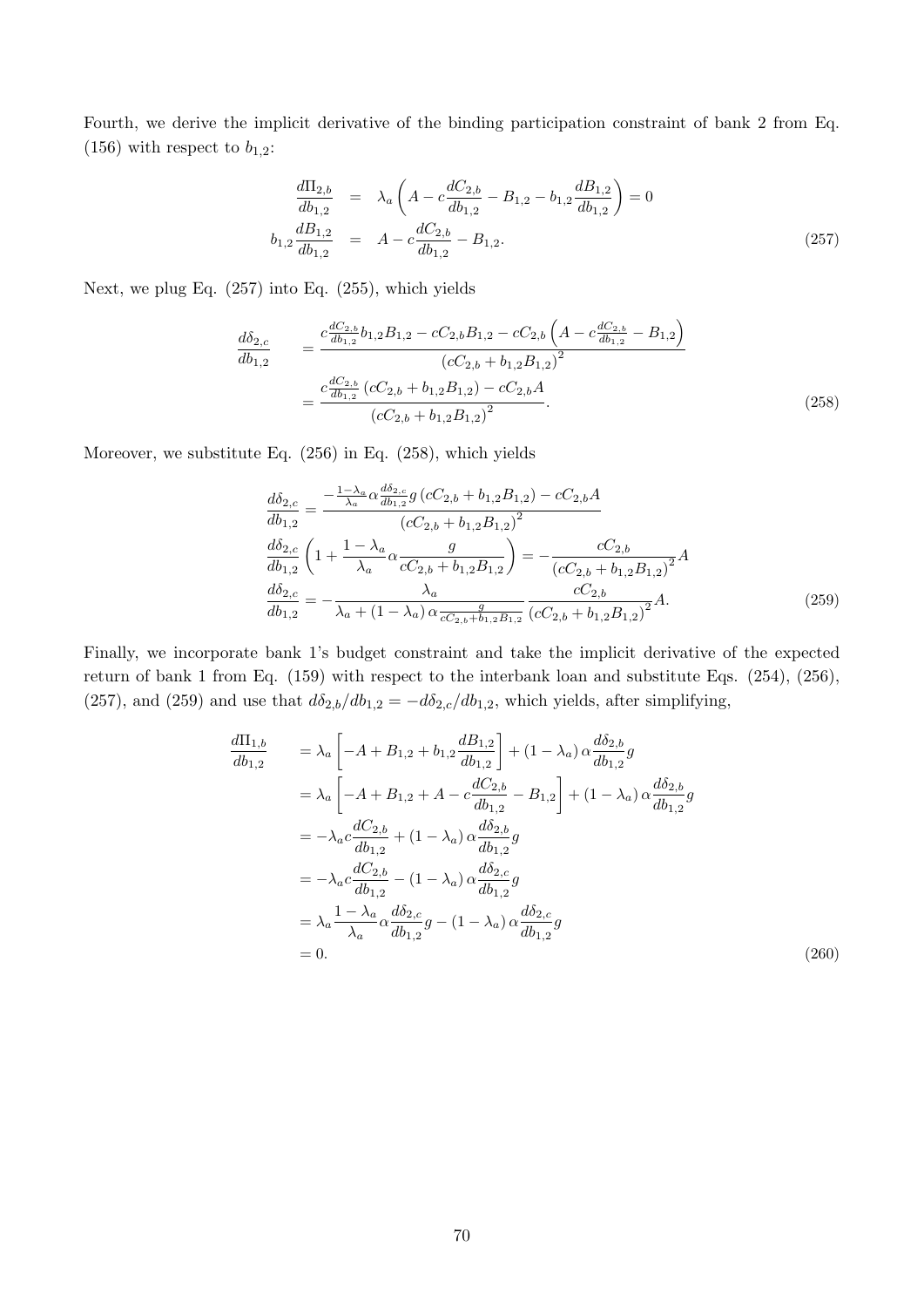Fourth, we derive the implicit derivative of the binding participation constraint of bank 2 from Eq. (156) with respect to $b_{1,2}$:

$$
\begin{aligned}
\frac{d\Pi_{2,b}}{db_{1,2}} &= \lambda_a \left( A - c\frac{dC_{2,b}}{db_{1,2}} - B_{1,2} - b_{1,2}\frac{dB_{1,2}}{db_{1,2}} \right) = 0 \\
b_{1,2}\frac{dB_{1,2}}{db_{1,2}} &= A - c\frac{dC_{2,b}}{db_{1,2}} - B_{1,2}.
\end{aligned}
\tag{257}
$$

Next, we plug Eq. (257) into Eq. (255), which yields

$$
\begin{aligned}
\frac{d\delta_{2,c}}{db_{1,2}} &= \frac{c\frac{dC_{2,b}}{db_{1,2}}b_{1,2}B_{1,2} - cC_{2,b}B_{1,2} - cC_{2,b}\left(A - c\frac{dC_{2,b}}{db_{1,2}} - B_{1,2}\right)}{\left(cC_{2,b} + b_{1,2}B_{1,2}\right)^2} \\
&= \frac{c\frac{dC_{2,b}}{db_{1,2}}\left(cC_{2,b} + b_{1,2}B_{1,2}\right) - cC_{2,b}A}{\left(cC_{2,b} + b_{1,2}B_{1,2}\right)^2}.
\end{aligned}
\tag{258}
$$

Moreover, we substitute Eq. (256) in Eq. (258), which yields

$$
\begin{aligned}
\frac{d\delta_{2,c}}{db_{1,2}} &= \frac{-\frac{1-\lambda_a}{\lambda_a}\alpha\frac{d\delta_{2,c}}{db_{1,2}}g\left(cC_{2,b} + b_{1,2}B_{1,2}\right) - cC_{2,b}A}{\left(cC_{2,b} + b_{1,2}B_{1,2}\right)^2} \\
\frac{d\delta_{2,c}}{db_{1,2}}\left(1 + \frac{1-\lambda_a}{\lambda_a}\alpha\frac{g}{cC_{2,b} + b_{1,2}B_{1,2}}\right) &= -\frac{cC_{2,b}}{\left(cC_{2,b} + b_{1,2}B_{1,2}\right)^2}A \\
\frac{d\delta_{2,c}}{db_{1,2}} &= -\frac{\lambda_a}{\lambda_a + (1-\lambda_a)\alpha\frac{g}{cC_{2,b} + b_{1,2}B_{1,2}}}\frac{cC_{2,b}}{\left(cC_{2,b} + b_{1,2}B_{1,2}\right)^2}A.
\end{aligned}
\tag{259}
$$

Finally, we incorporate bank 1's budget constraint and take the implicit derivative of the expected return of bank 1 from Eq. (159) with respect to the interbank loan and substitute Eqs. (254), (256), (257), and (259) and use that $d\delta_{2,b}/db_{1,2} = -d\delta_{2,c}/db_{1,2}$, which yields, after simplifying,

$$
\begin{aligned}
\frac{d\Pi_{1,b}}{db_{1,2}} &= \lambda_a\left[-A + B_{1,2} + b_{1,2}\frac{dB_{1,2}}{db_{1,2}}\right] + (1-\lambda_a)\alpha\frac{d\delta_{2,b}}{db_{1,2}}g \\
&= \lambda_a\left[-A + B_{1,2} + A - c\frac{dC_{2,b}}{db_{1,2}} - B_{1,2}\right] + (1-\lambda_a)\alpha\frac{d\delta_{2,b}}{db_{1,2}}g \\
&= -\lambda_a c\frac{dC_{2,b}}{db_{1,2}} + (1-\lambda_a)\alpha\frac{d\delta_{2,b}}{db_{1,2}}g \\
&= -\lambda_a c\frac{dC_{2,b}}{db_{1,2}} - (1-\lambda_a)\alpha\frac{d\delta_{2,c}}{db_{1,2}}g \\
&= \lambda_a\frac{1-\lambda_a}{\lambda_a}\alpha\frac{d\delta_{2,c}}{db_{1,2}}g - (1-\lambda_a)\alpha\frac{d\delta_{2,c}}{db_{1,2}}g \\
&= 0.
\end{aligned}
\tag{260}
$$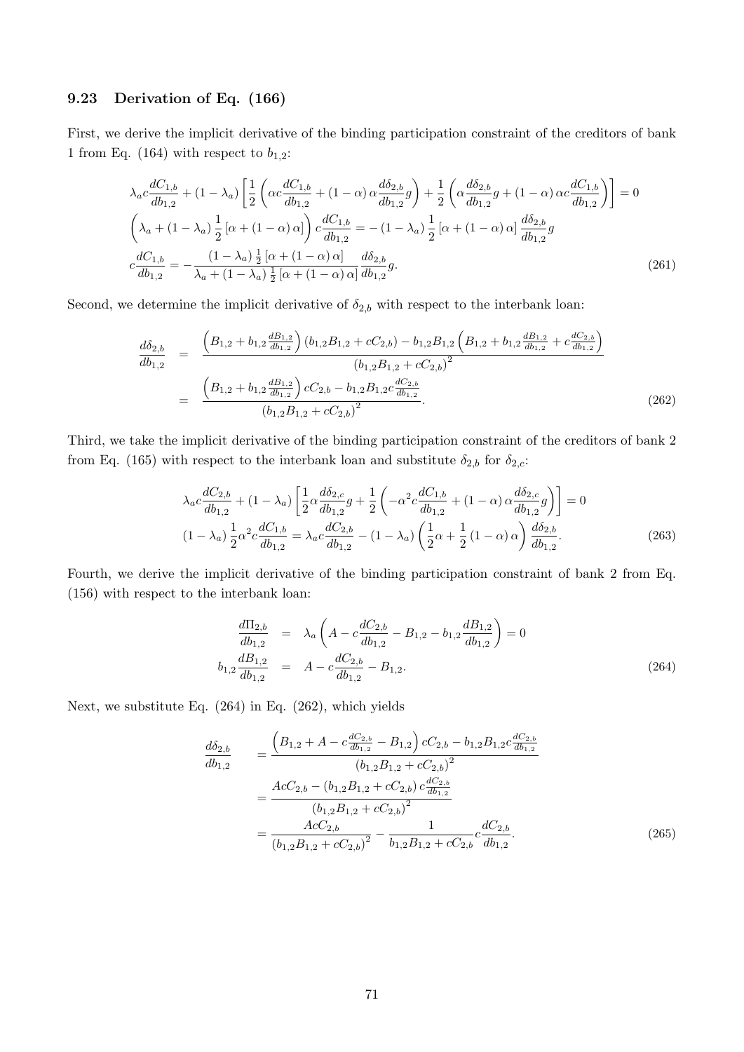### 9.23 Derivation of Eq. (166)

First, we derive the implicit derivative of the binding participation constraint of the creditors of bank 1 from Eq. (164) with respect to $b_{1,2}$:

$$
\begin{aligned}
&\lambda_a c\frac{dC_{1,b}}{db_{1,2}}+(1-\lambda_a)\left[\frac{1}{2}\left(\alpha c\frac{dC_{1,b}}{db_{1,2}}+(1-\alpha)\,\alpha\frac{d\delta_{2,b}}{db_{1,2}}g\right)+\frac{1}{2}\left(\alpha\frac{d\delta_{2,b}}{db_{1,2}}g+(1-\alpha)\,\alpha c\frac{dC_{1,b}}{db_{1,2}}\right)\right]=0\\
&\left(\lambda_a+(1-\lambda_a)\,\frac{1}{2}\left[\alpha+(1-\alpha)\,\alpha\right]\right)c\frac{dC_{1,b}}{db_{1,2}}=-(1-\lambda_a)\,\frac{1}{2}\left[\alpha+(1-\alpha)\,\alpha\right]\frac{d\delta_{2,b}}{db_{1,2}}g\\
&c\frac{dC_{1,b}}{db_{1,2}}=-\frac{(1-\lambda_a)\,\frac{1}{2}\left[\alpha+(1-\alpha)\,\alpha\right]}{\lambda_a+(1-\lambda_a)\,\frac{1}{2}\left[\alpha+(1-\alpha)\,\alpha\right]}\frac{d\delta_{2,b}}{db_{1,2}}g.
\end{aligned}
\tag{261}
$$

Second, we determine the implicit derivative of $\delta_{2,b}$ with respect to the interbank loan:

$$
\begin{aligned}
\frac{d\delta_{2,b}}{db_{1,2}}&=\frac{\left(B_{1,2}+b_{1,2}\frac{dB_{1,2}}{db_{1,2}}\right)(b_{1,2}B_{1,2}+cC_{2,b})-b_{1,2}B_{1,2}\left(B_{1,2}+b_{1,2}\frac{dB_{1,2}}{db_{1,2}}+c\frac{dC_{2,b}}{db_{1,2}}\right)}{(b_{1,2}B_{1,2}+cC_{2,b})^2}\\
&=\frac{\left(B_{1,2}+b_{1,2}\frac{dB_{1,2}}{db_{1,2}}\right)cC_{2,b}-b_{1,2}B_{1,2}c\frac{dC_{2,b}}{db_{1,2}}}{(b_{1,2}B_{1,2}+cC_{2,b})^2}.
\end{aligned}
\tag{262}
$$

Third, we take the implicit derivative of the binding participation constraint of the creditors of bank 2 from Eq. (165) with respect to the interbank loan and substitute $\delta_{2,b}$ for $\delta_{2,c}$:

$$
\begin{aligned}
&\lambda_a c\frac{dC_{2,b}}{db_{1,2}}+(1-\lambda_a)\left[\frac{1}{2}\alpha\frac{d\delta_{2,c}}{db_{1,2}}g+\frac{1}{2}\left(-\alpha^2c\frac{dC_{1,b}}{db_{1,2}}+(1-\alpha)\,\alpha\frac{d\delta_{2,c}}{db_{1,2}}g\right)\right]=0\\
&(1-\lambda_a)\,\frac{1}{2}\alpha^2c\frac{dC_{1,b}}{db_{1,2}}=\lambda_a c\frac{dC_{2,b}}{db_{1,2}}-(1-\lambda_a)\left(\frac{1}{2}\alpha+\frac{1}{2}(1-\alpha)\,\alpha\right)\frac{d\delta_{2,b}}{db_{1,2}}.
\end{aligned}
\tag{263}
$$

Fourth, we derive the implicit derivative of the binding participation constraint of bank 2 from Eq. (156) with respect to the interbank loan:

$$
\begin{aligned}
\frac{d\Pi_{2,b}}{db_{1,2}}&=\lambda_a\left(A-c\frac{dC_{2,b}}{db_{1,2}}-B_{1,2}-b_{1,2}\frac{dB_{1,2}}{db_{1,2}}\right)=0\\
b_{1,2}\frac{dB_{1,2}}{db_{1,2}}&=A-c\frac{dC_{2,b}}{db_{1,2}}-B_{1,2}.
\end{aligned}
\tag{264}
$$

Next, we substitute Eq. (264) in Eq. (262), which yields

$$
\begin{aligned}
\frac{d\delta_{2,b}}{db_{1,2}}&=\frac{\left(B_{1,2}+A-c\frac{dC_{2,b}}{db_{1,2}}-B_{1,2}\right)cC_{2,b}-b_{1,2}B_{1,2}c\frac{dC_{2,b}}{db_{1,2}}}{(b_{1,2}B_{1,2}+cC_{2,b})^2}\\
&=\frac{AcC_{2,b}-(b_{1,2}B_{1,2}+cC_{2,b})\,c\frac{dC_{2,b}}{db_{1,2}}}{(b_{1,2}B_{1,2}+cC_{2,b})^2}\\
&=\frac{AcC_{2,b}}{(b_{1,2}B_{1,2}+cC_{2,b})^2}-\frac{1}{b_{1,2}B_{1,2}+cC_{2,b}}c\frac{dC_{2,b}}{db_{1,2}}.
\end{aligned}
\tag{265}
$$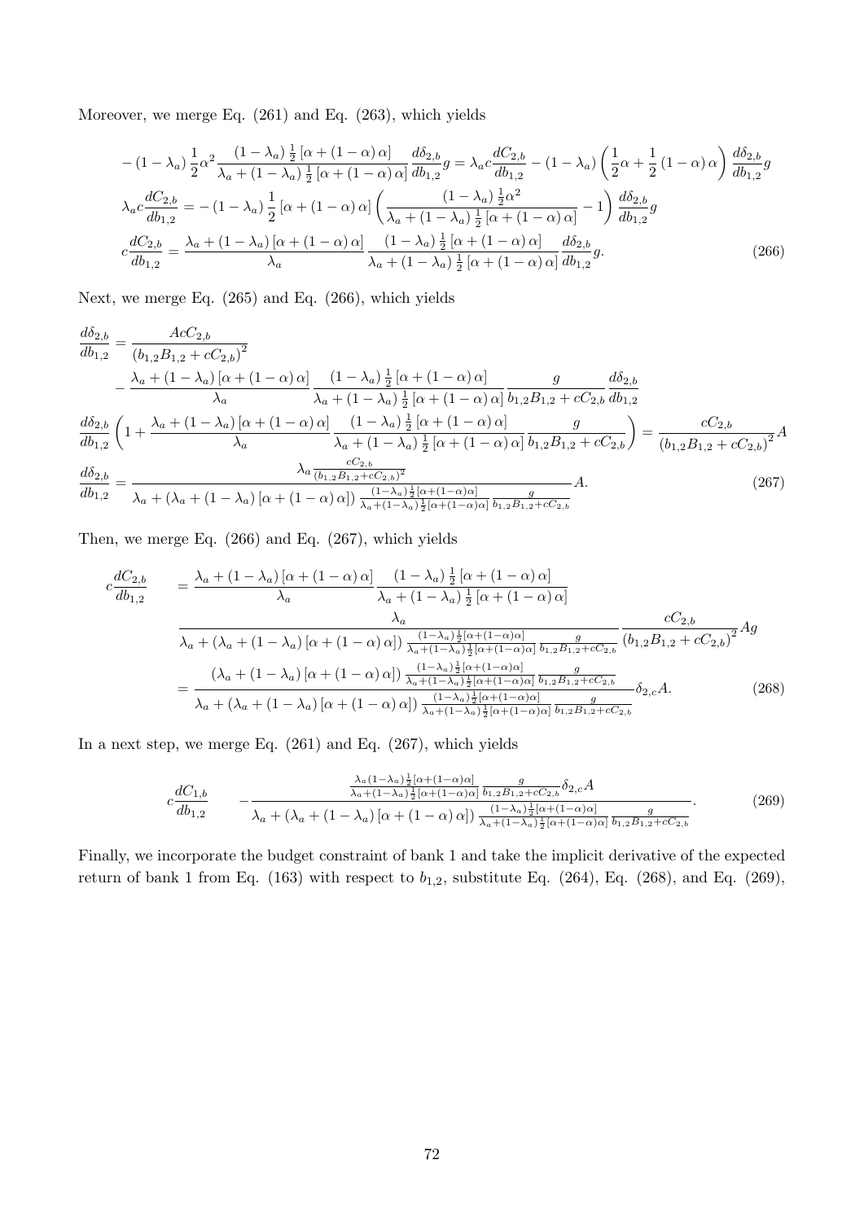Moreover, we merge Eq. (261) and Eq. (263), which yields

$$
\begin{aligned}
&-\left(1-\lambda_a\right)\frac{1}{2}\alpha^2\frac{\left(1-\lambda_a\right)\frac{1}{2}\left[\alpha+\left(1-\alpha\right)\alpha\right]}{\lambda_a+\left(1-\lambda_a\right)\frac{1}{2}\left[\alpha+\left(1-\alpha\right)\alpha\right]}\frac{d\delta_{2,b}}{db_{1,2}}g=\lambda_a c\frac{dC_{2,b}}{db_{1,2}}-\left(1-\lambda_a\right)\left(\frac{1}{2}\alpha+\frac{1}{2}\left(1-\alpha\right)\alpha\right)\frac{d\delta_{2,b}}{db_{1,2}}g\\
&\lambda_a c\frac{dC_{2,b}}{db_{1,2}}=-\left(1-\lambda_a\right)\frac{1}{2}\left[\alpha+\left(1-\alpha\right)\alpha\right]\left(\frac{\left(1-\lambda_a\right)\frac{1}{2}\alpha^2}{\lambda_a+\left(1-\lambda_a\right)\frac{1}{2}\left[\alpha+\left(1-\alpha\right)\alpha\right]}-1\right)\frac{d\delta_{2,b}}{db_{1,2}}g\\
&c\frac{dC_{2,b}}{db_{1,2}}=\frac{\lambda_a+\left(1-\lambda_a\right)\left[\alpha+\left(1-\alpha\right)\alpha\right]}{\lambda_a}\frac{\left(1-\lambda_a\right)\frac{1}{2}\left[\alpha+\left(1-\alpha\right)\alpha\right]}{\lambda_a+\left(1-\lambda_a\right)\frac{1}{2}\left[\alpha+\left(1-\alpha\right)\alpha\right]}\frac{d\delta_{2,b}}{db_{1,2}}g.
\end{aligned}
\tag{266}
$$

Next, we merge Eq. (265) and Eq. (266), which yields

$$
\begin{aligned}
\frac{d\delta_{2,b}}{db_{1,2}}&=\frac{AcC_{2,b}}{\left(b_{1,2}B_{1,2}+cC_{2,b}\right)^2}\\
&\quad-\frac{\lambda_a+\left(1-\lambda_a\right)\left[\alpha+\left(1-\alpha\right)\alpha\right]}{\lambda_a}\frac{\left(1-\lambda_a\right)\frac{1}{2}\left[\alpha+\left(1-\alpha\right)\alpha\right]}{\lambda_a+\left(1-\lambda_a\right)\frac{1}{2}\left[\alpha+\left(1-\alpha\right)\alpha\right]}\frac{g}{b_{1,2}B_{1,2}+cC_{2,b}}\frac{d\delta_{2,b}}{db_{1,2}}\\
\frac{d\delta_{2,b}}{db_{1,2}}&\left(1+\frac{\lambda_a+\left(1-\lambda_a\right)\left[\alpha+\left(1-\alpha\right)\alpha\right]}{\lambda_a}\frac{\left(1-\lambda_a\right)\frac{1}{2}\left[\alpha+\left(1-\alpha\right)\alpha\right]}{\lambda_a+\left(1-\lambda_a\right)\frac{1}{2}\left[\alpha+\left(1-\alpha\right)\alpha\right]}\frac{g}{b_{1,2}B_{1,2}+cC_{2,b}}\right)=\frac{cC_{2,b}}{\left(b_{1,2}B_{1,2}+cC_{2,b}\right)^2}A\\
\frac{d\delta_{2,b}}{db_{1,2}}&=\frac{\lambda_a\frac{cC_{2,b}}{\left(b_{1,2}B_{1,2}+cC_{2,b}\right)^2}}{\lambda_a+\left(\lambda_a+\left(1-\lambda_a\right)\left[\alpha+\left(1-\alpha\right)\alpha\right]\right)\frac{\left(1-\lambda_a\right)\frac{1}{2}\left[\alpha+\left(1-\alpha\right)\alpha\right]}{\lambda_a+\left(1-\lambda_a\right)\frac{1}{2}\left[\alpha+\left(1-\alpha\right)\alpha\right]}\frac{g}{b_{1,2}B_{1,2}+cC_{2,b}}}A.
\end{aligned}
\tag{267}
$$

Then, we merge Eq. (266) and Eq. (267), which yields

$$
\begin{aligned}
c\frac{dC_{2,b}}{db_{1,2}}&=\frac{\lambda_a+\left(1-\lambda_a\right)\left[\alpha+\left(1-\alpha\right)\alpha\right]}{\lambda_a}\frac{\left(1-\lambda_a\right)\frac{1}{2}\left[\alpha+\left(1-\alpha\right)\alpha\right]}{\lambda_a+\left(1-\lambda_a\right)\frac{1}{2}\left[\alpha+\left(1-\alpha\right)\alpha\right]}\\
&\quad\frac{\lambda_a}{\lambda_a+\left(\lambda_a+\left(1-\lambda_a\right)\left[\alpha+\left(1-\alpha\right)\alpha\right]\right)\frac{\left(1-\lambda_a\right)\frac{1}{2}\left[\alpha+\left(1-\alpha\right)\alpha\right]}{\lambda_a+\left(1-\lambda_a\right)\frac{1}{2}\left[\alpha+\left(1-\alpha\right)\alpha\right]}\frac{g}{b_{1,2}B_{1,2}+cC_{2,b}}}\frac{cC_{2,b}}{\left(b_{1,2}B_{1,2}+cC_{2,b}\right)^2}Ag\\
&=\frac{\left(\lambda_a+\left(1-\lambda_a\right)\left[\alpha+\left(1-\alpha\right)\alpha\right]\right)\frac{\left(1-\lambda_a\right)\frac{1}{2}\left[\alpha+\left(1-\alpha\right)\alpha\right]}{\lambda_a+\left(1-\lambda_a\right)\frac{1}{2}\left[\alpha+\left(1-\alpha\right)\alpha\right]}\frac{g}{b_{1,2}B_{1,2}+cC_{2,b}}}{\lambda_a+\left(\lambda_a+\left(1-\lambda_a\right)\left[\alpha+\left(1-\alpha\right)\alpha\right]\right)\frac{\left(1-\lambda_a\right)\frac{1}{2}\left[\alpha+\left(1-\alpha\right)\alpha\right]}{\lambda_a+\left(1-\lambda_a\right)\frac{1}{2}\left[\alpha+\left(1-\alpha\right)\alpha\right]}\frac{g}{b_{1,2}B_{1,2}+cC_{2,b}}}\delta_{2,c}A.
\end{aligned}
\tag{268}
$$

In a next step, we merge Eq. (261) and Eq. (267), which yields

$$
c\frac{dC_{1,b}}{db_{1,2}}\qquad-\frac{\frac{\lambda_a\left(1-\lambda_a\right)\frac{1}{2}\left[\alpha+\left(1-\alpha\right)\alpha\right]}{\lambda_a+\left(1-\lambda_a\right)\frac{1}{2}\left[\alpha+\left(1-\alpha\right)\alpha\right]}\frac{g}{b_{1,2}B_{1,2}+cC_{2,b}}\delta_{2,c}A}{\lambda_a+\left(\lambda_a+\left(1-\lambda_a\right)\left[\alpha+\left(1-\alpha\right)\alpha\right]\right)\frac{\left(1-\lambda_a\right)\frac{1}{2}\left[\alpha+\left(1-\alpha\right)\alpha\right]}{\lambda_a+\left(1-\lambda_a\right)\frac{1}{2}\left[\alpha+\left(1-\alpha\right)\alpha\right]}\frac{g}{b_{1,2}B_{1,2}+cC_{2,b}}}.
\tag{269}
$$

Finally, we incorporate the budget constraint of bank 1 and take the implicit derivative of the expected return of bank 1 from Eq. (163) with respect to $b_{1,2}$, substitute Eq. (264), Eq. (268), and Eq. (269),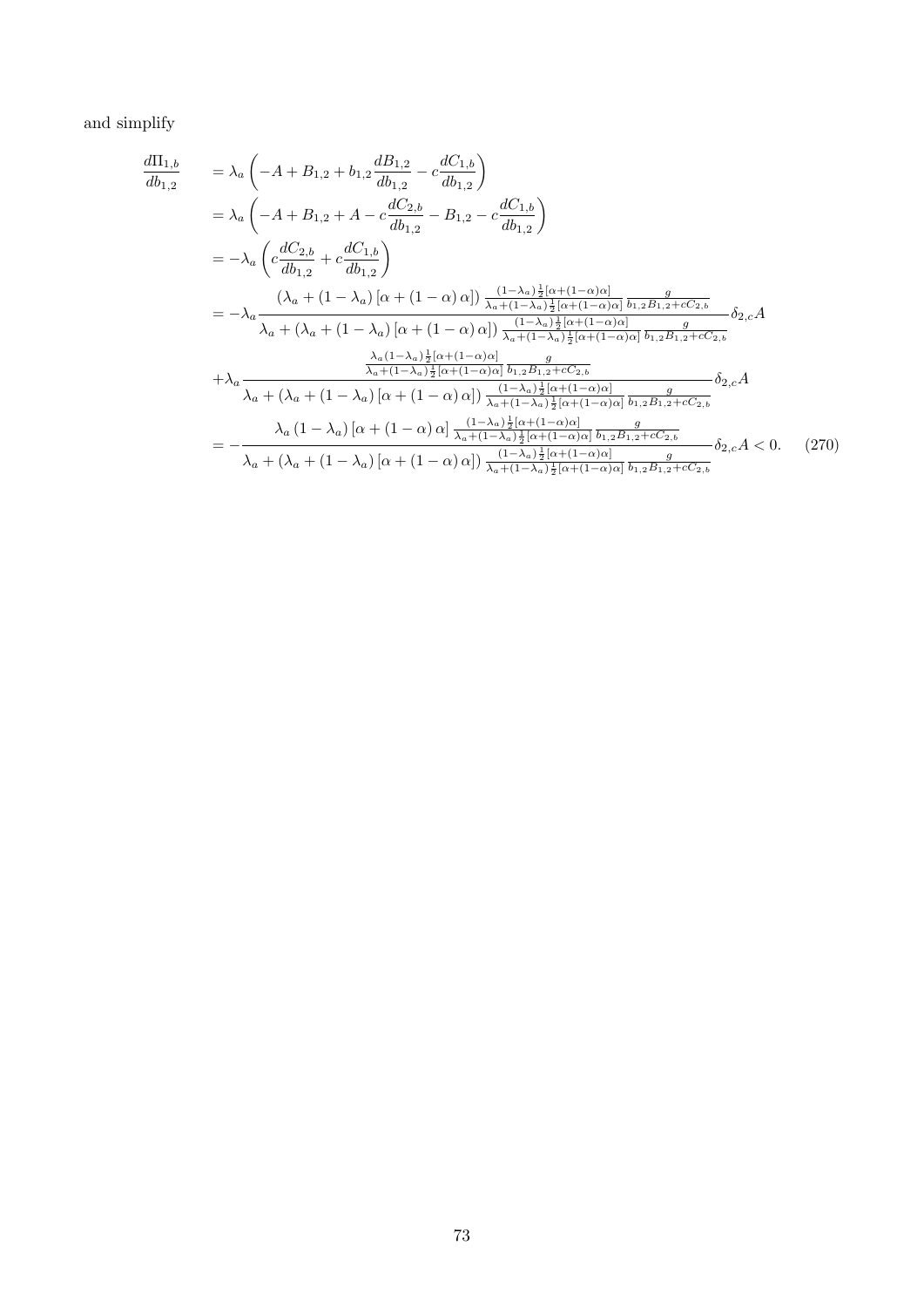and simplify

$$
\begin{aligned}
\frac{d\Pi_{1,b}}{db_{1,2}} \quad &= \lambda_a \left( -A + B_{1,2} + b_{1,2} \frac{dB_{1,2}}{db_{1,2}} - c \frac{dC_{1,b}}{db_{1,2}} \right) \\
&= \lambda_a \left( -A + B_{1,2} + A - c \frac{dC_{2,b}}{db_{1,2}} - B_{1,2} - c \frac{dC_{1,b}}{db_{1,2}} \right) \\
&= -\lambda_a \left( c \frac{dC_{2,b}}{db_{1,2}} + c \frac{dC_{1,b}}{db_{1,2}} \right) \\
&= -\lambda_a \frac{\left( \lambda_a + (1-\lambda_a) \left[ \alpha + (1-\alpha) \alpha \right] \right) \frac{(1-\lambda_a) \frac{1}{2} [\alpha + (1-\alpha)\alpha]}{\lambda_a + (1-\lambda_a) \frac{1}{2} [\alpha + (1-\alpha)\alpha]} \frac{g}{b_{1,2} B_{1,2} + c C_{2,b}}}{\lambda_a + \left( \lambda_a + (1-\lambda_a) \left[ \alpha + (1-\alpha) \alpha \right] \right) \frac{(1-\lambda_a) \frac{1}{2} [\alpha + (1-\alpha)\alpha]}{\lambda_a + (1-\lambda_a) \frac{1}{2} [\alpha + (1-\alpha)\alpha]} \frac{g}{b_{1,2} B_{1,2} + c C_{2,b}}} \delta_{2,c} A \\
&+ \lambda_a \frac{\frac{\lambda_a (1-\lambda_a) \frac{1}{2} [\alpha + (1-\alpha)\alpha]}{\lambda_a + (1-\lambda_a) \frac{1}{2} [\alpha + (1-\alpha)\alpha]} \frac{g}{b_{1,2} B_{1,2} + c C_{2,b}}}{\lambda_a + \left( \lambda_a + (1-\lambda_a) \left[ \alpha + (1-\alpha) \alpha \right] \right) \frac{(1-\lambda_a) \frac{1}{2} [\alpha + (1-\alpha)\alpha]}{\lambda_a + (1-\lambda_a) \frac{1}{2} [\alpha + (1-\alpha)\alpha]} \frac{g}{b_{1,2} B_{1,2} + c C_{2,b}}} \delta_{2,c} A \\
&= -\frac{\lambda_a (1-\lambda_a) \left[ \alpha + (1-\alpha) \alpha \right] \frac{(1-\lambda_a) \frac{1}{2} [\alpha + (1-\alpha)\alpha]}{\lambda_a + (1-\lambda_a) \frac{1}{2} [\alpha + (1-\alpha)\alpha]} \frac{g}{b_{1,2} B_{1,2} + c C_{2,b}}}{\lambda_a + \left( \lambda_a + (1-\lambda_a) \left[ \alpha + (1-\alpha) \alpha \right] \right) \frac{(1-\lambda_a) \frac{1}{2} [\alpha + (1-\alpha)\alpha]}{\lambda_a + (1-\lambda_a) \frac{1}{2} [\alpha + (1-\alpha)\alpha]} \frac{g}{b_{1,2} B_{1,2} + c C_{2,b}}} \delta_{2,c} A < 0. \qquad (270)
\end{aligned}
$$